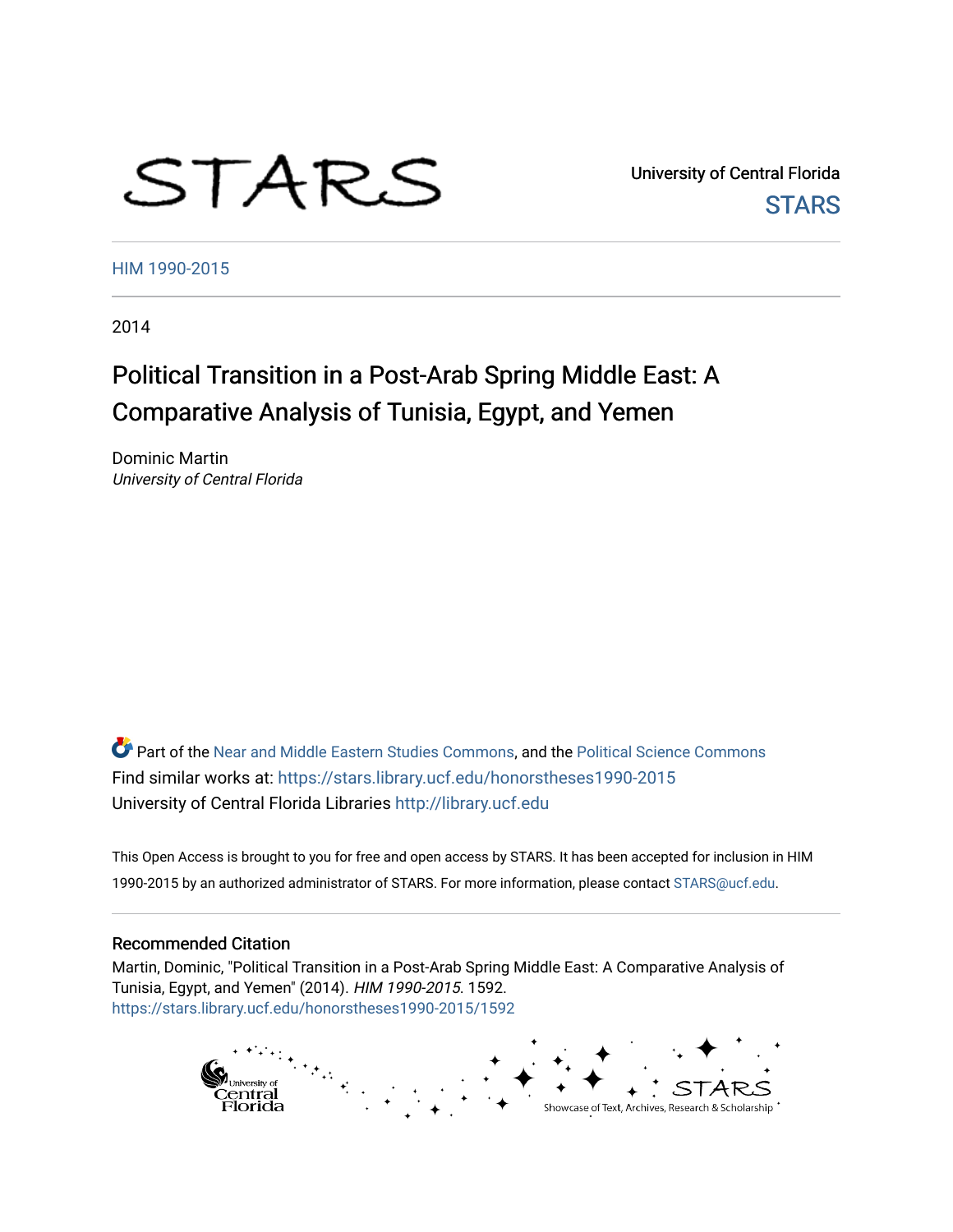University of Central Florida

STARS

HIM 1990-2015

2014

# Political Transition in a Post-Arab Spring Middle East: A Comparative Analysis of Tunisia, Egypt, and Yemen

Dominic Martin
*University of Central Florida*

Part of the Near and Middle Eastern Studies Commons, and the Political Science Commons
Find similar works at: https://stars.library.ucf.edu/honorstheses1990-2015
University of Central Florida Libraries http://library.ucf.edu

This Open Access is brought to you for free and open access by STARS. It has been accepted for inclusion in HIM 1990-2015 by an authorized administrator of STARS. For more information, please contact STARS@ucf.edu.

## Recommended Citation

Martin, Dominic, "Political Transition in a Post-Arab Spring Middle East: A Comparative Analysis of Tunisia, Egypt, and Yemen" (2014). *HIM 1990-2015*. 1592.
https://stars.library.ucf.edu/honorstheses1990-2015/1592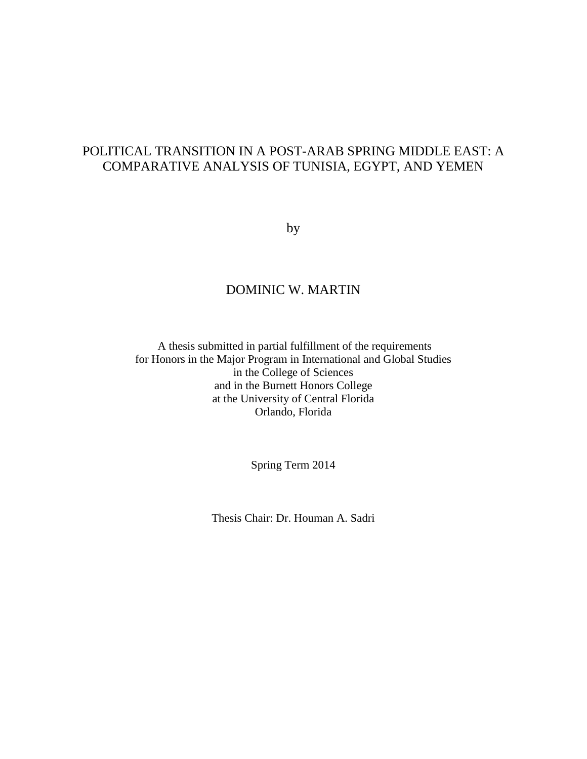# POLITICAL TRANSITION IN A POST-ARAB SPRING MIDDLE EAST: A COMPARATIVE ANALYSIS OF TUNISIA, EGYPT, AND YEMEN

by

DOMINIC W. MARTIN

A thesis submitted in partial fulfillment of the requirements
for Honors in the Major Program in International and Global Studies
in the College of Sciences
and in the Burnett Honors College
at the University of Central Florida
Orlando, Florida

Spring Term 2014

Thesis Chair: Dr. Houman A. Sadri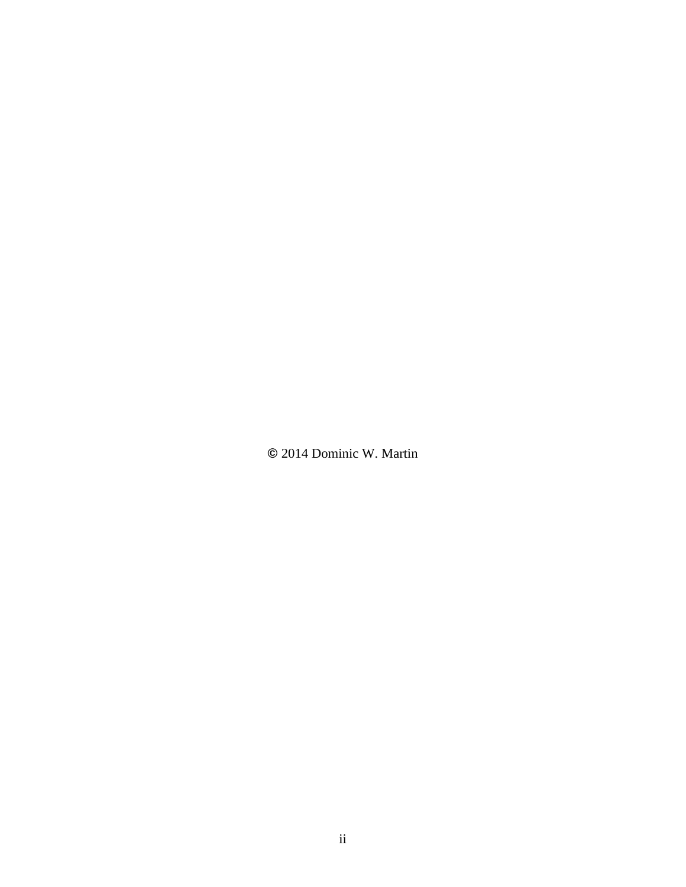© 2014 Dominic W. Martin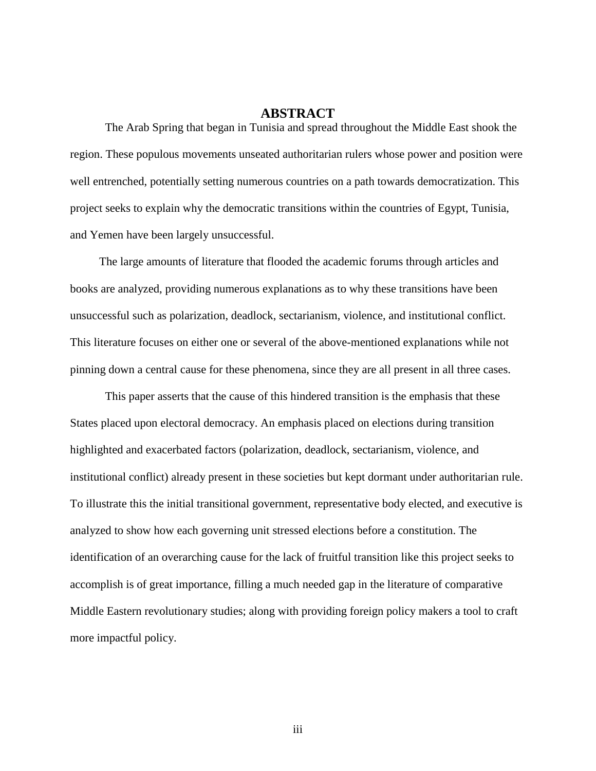# ABSTRACT

The Arab Spring that began in Tunisia and spread throughout the Middle East shook the region. These populous movements unseated authoritarian rulers whose power and position were well entrenched, potentially setting numerous countries on a path towards democratization. This project seeks to explain why the democratic transitions within the countries of Egypt, Tunisia, and Yemen have been largely unsuccessful.

The large amounts of literature that flooded the academic forums through articles and books are analyzed, providing numerous explanations as to why these transitions have been unsuccessful such as polarization, deadlock, sectarianism, violence, and institutional conflict. This literature focuses on either one or several of the above-mentioned explanations while not pinning down a central cause for these phenomena, since they are all present in all three cases.

This paper asserts that the cause of this hindered transition is the emphasis that these States placed upon electoral democracy. An emphasis placed on elections during transition highlighted and exacerbated factors (polarization, deadlock, sectarianism, violence, and institutional conflict) already present in these societies but kept dormant under authoritarian rule. To illustrate this the initial transitional government, representative body elected, and executive is analyzed to show how each governing unit stressed elections before a constitution. The identification of an overarching cause for the lack of fruitful transition like this project seeks to accomplish is of great importance, filling a much needed gap in the literature of comparative Middle Eastern revolutionary studies; along with providing foreign policy makers a tool to craft more impactful policy.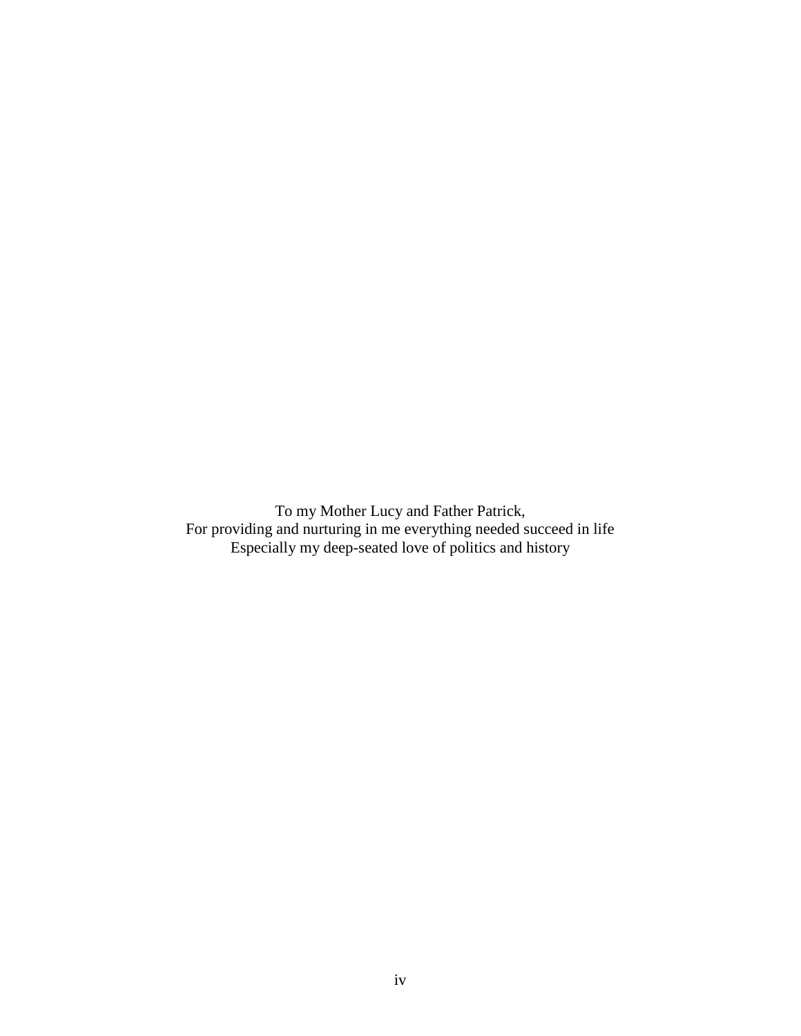To my Mother Lucy and Father Patrick,
For providing and nurturing in me everything needed succeed in life
Especially my deep-seated love of politics and history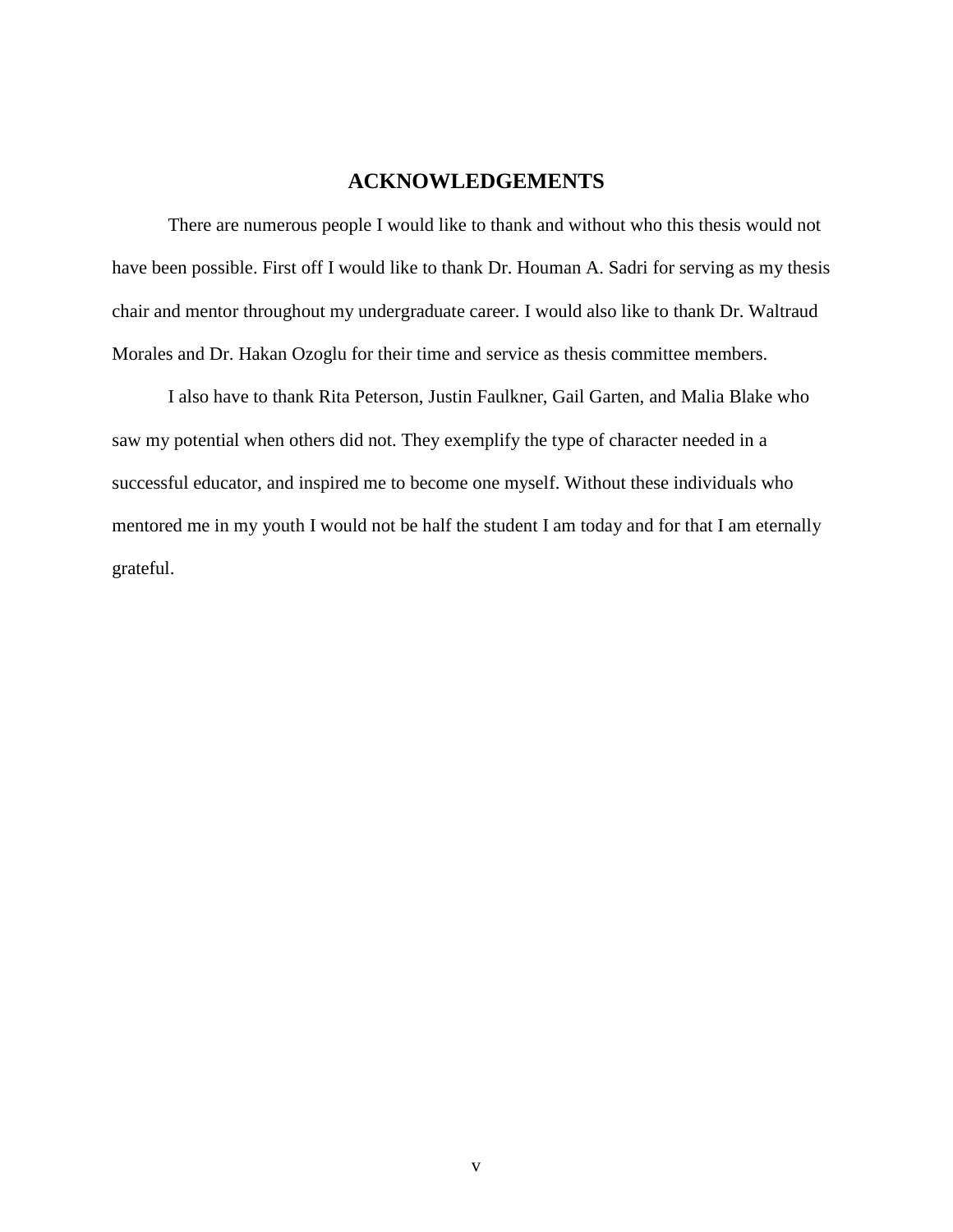# ACKNOWLEDGEMENTS

There are numerous people I would like to thank and without who this thesis would not have been possible. First off I would like to thank Dr. Houman A. Sadri for serving as my thesis chair and mentor throughout my undergraduate career. I would also like to thank Dr. Waltraud Morales and Dr. Hakan Ozoglu for their time and service as thesis committee members.

I also have to thank Rita Peterson, Justin Faulkner, Gail Garten, and Malia Blake who saw my potential when others did not. They exemplify the type of character needed in a successful educator, and inspired me to become one myself. Without these individuals who mentored me in my youth I would not be half the student I am today and for that I am eternally grateful.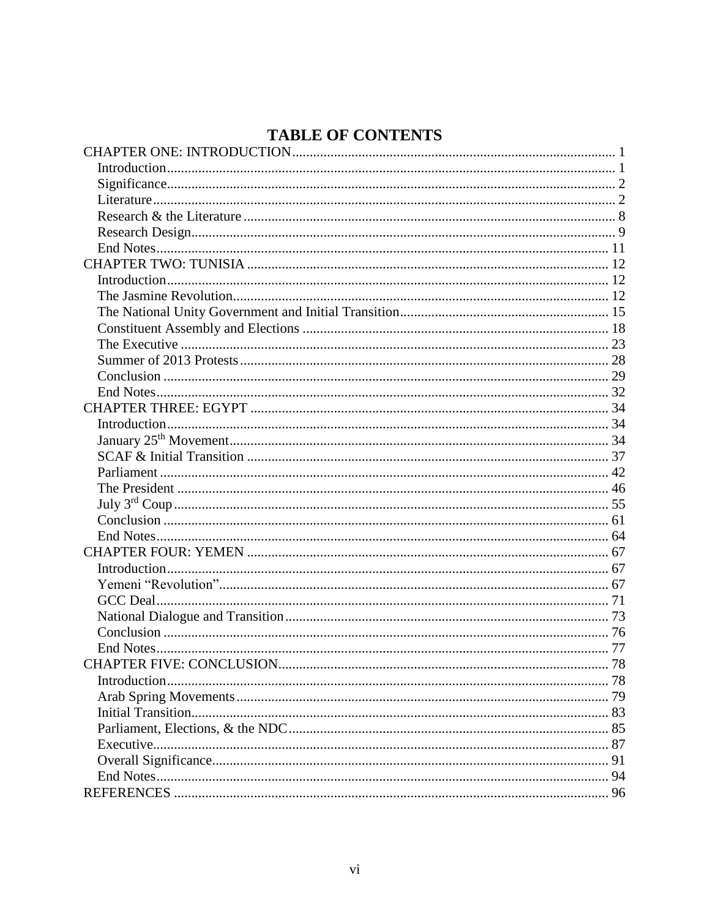# TABLE OF CONTENTS

CHAPTER ONE: INTRODUCTION ........................................................................................... 1
- Introduction ............................................................................................................... 1
- Significance ............................................................................................................... 2
- Literature ................................................................................................................... 2
- Research & the Literature .......................................................................................... 8
- Research Design ........................................................................................................ 9
- End Notes ................................................................................................................ 11

CHAPTER TWO: TUNISIA ..................................................................................................... 12
- Introduction ............................................................................................................. 12
- The Jasmine Revolution ........................................................................................... 12
- The National Unity Government and Initial Transition ............................................ 15
- Constituent Assembly and Elections ....................................................................... 18
- The Executive .......................................................................................................... 23
- Summer of 2013 Protests ......................................................................................... 28
- Conclusion ............................................................................................................... 29
- End Notes ................................................................................................................ 32

CHAPTER THREE: EGYPT ..................................................................................................... 34
- Introduction ............................................................................................................. 34
- January 25th Movement ........................................................................................... 34
- SCAF & Initial Transition ....................................................................................... 37
- Parliament ................................................................................................................ 42
- The President ........................................................................................................... 46
- July 3rd Coup ........................................................................................................... 55
- Conclusion ............................................................................................................... 61
- End Notes ................................................................................................................ 64

CHAPTER FOUR: YEMEN ...................................................................................................... 67
- Introduction ............................................................................................................. 67
- Yemeni "Revolution" ............................................................................................... 67
- GCC Deal ................................................................................................................. 71
- National Dialogue and Transition ............................................................................ 73
- Conclusion ............................................................................................................... 76
- End Notes ................................................................................................................ 77

CHAPTER FIVE: CONCLUSION .............................................................................................. 78
- Introduction ............................................................................................................. 78
- Arab Spring Movements .......................................................................................... 79
- Initial Transition ...................................................................................................... 83
- Parliament, Elections, & the NDC ........................................................................... 85
- Executive ................................................................................................................. 87
- Overall Significance ................................................................................................. 91
- End Notes ................................................................................................................ 94

REFERENCES ....................................................................................................................... 96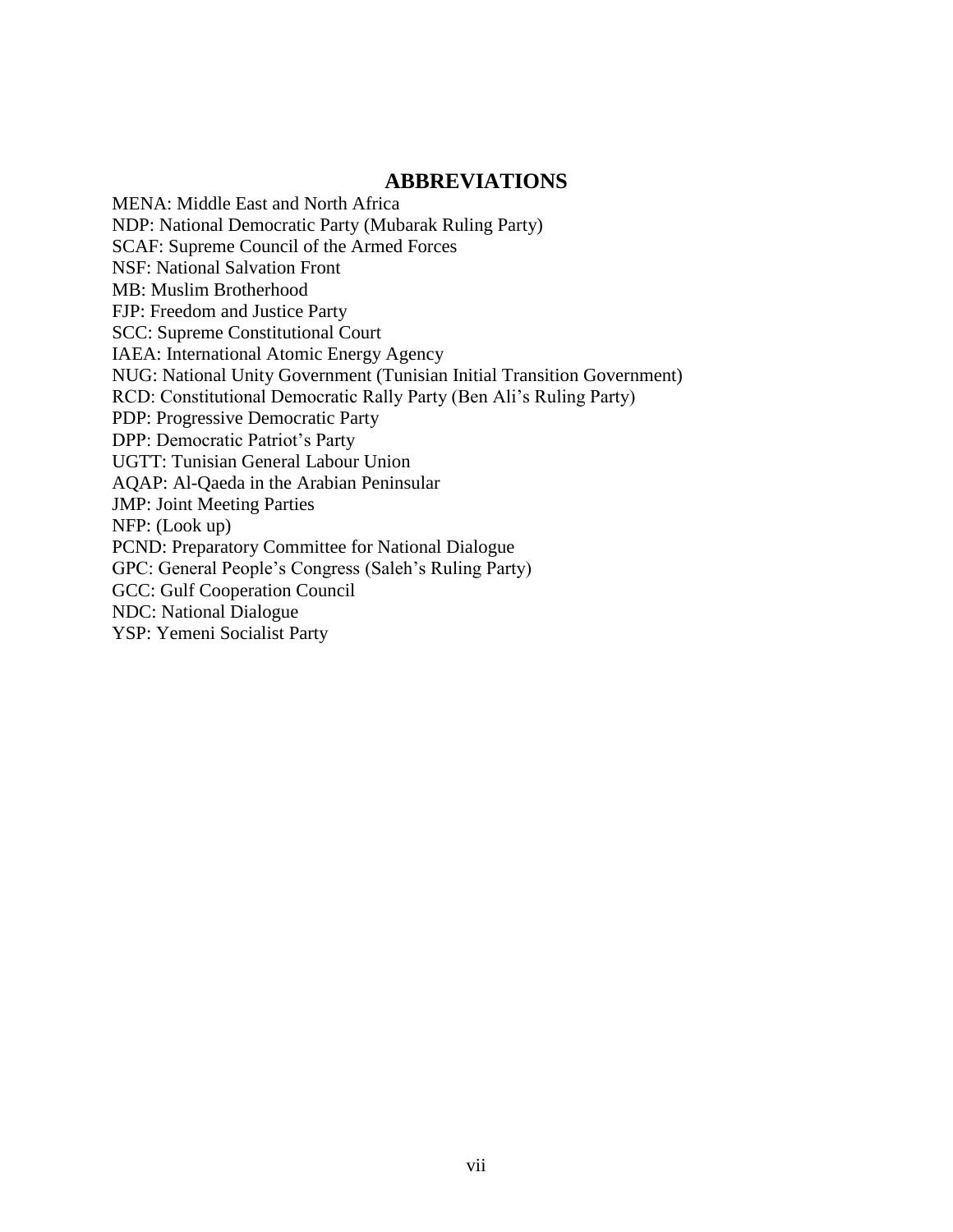# ABBREVIATIONS

MENA: Middle East and North Africa
NDP: National Democratic Party (Mubarak Ruling Party)
SCAF: Supreme Council of the Armed Forces
NSF: National Salvation Front
MB: Muslim Brotherhood
FJP: Freedom and Justice Party
SCC: Supreme Constitutional Court
IAEA: International Atomic Energy Agency
NUG: National Unity Government (Tunisian Initial Transition Government)
RCD: Constitutional Democratic Rally Party (Ben Ali's Ruling Party)
PDP: Progressive Democratic Party
DPP: Democratic Patriot's Party
UGTT: Tunisian General Labour Union
AQAP: Al-Qaeda in the Arabian Peninsular
JMP: Joint Meeting Parties
NFP: (Look up)
PCND: Preparatory Committee for National Dialogue
GPC: General People's Congress (Saleh's Ruling Party)
GCC: Gulf Cooperation Council
NDC: National Dialogue
YSP: Yemeni Socialist Party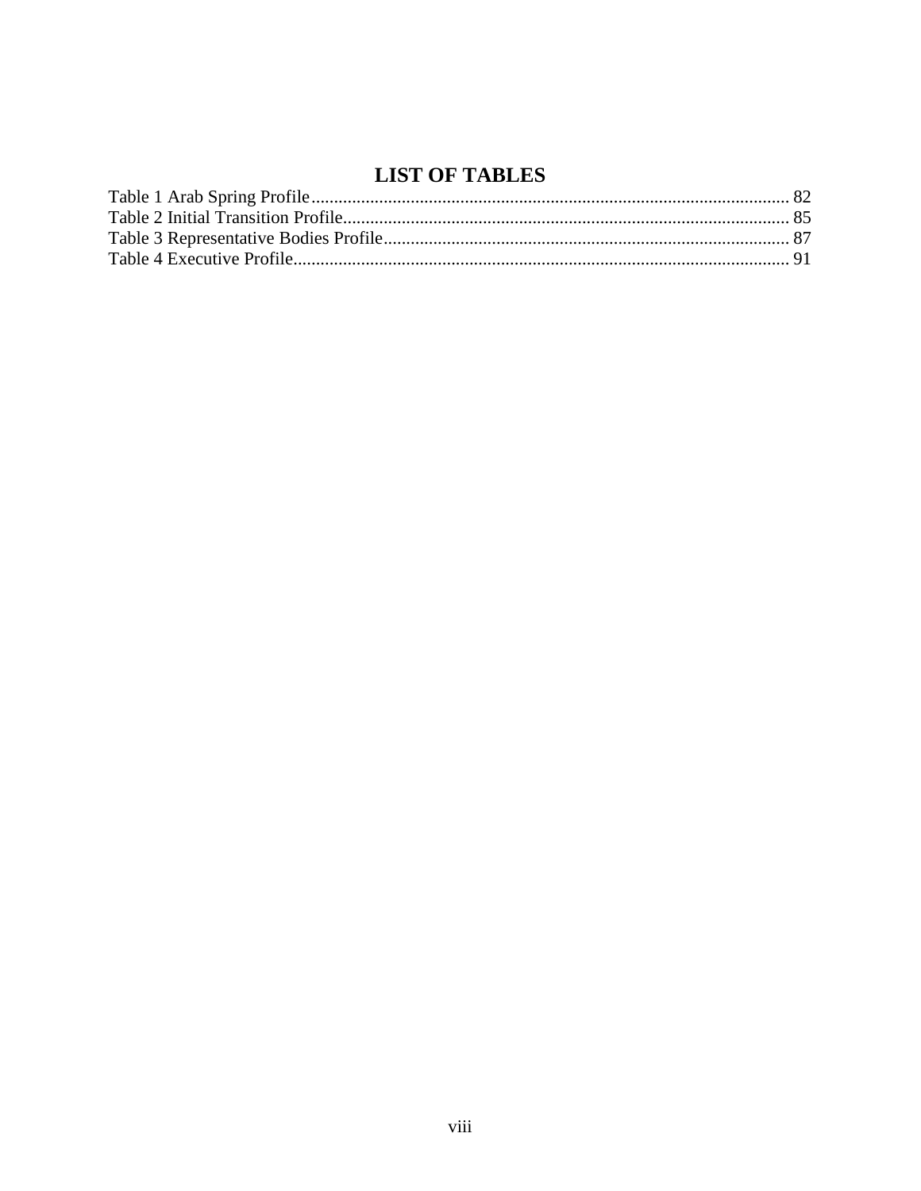# LIST OF TABLES

Table 1 Arab Spring Profile ........................................................................................................ 82
Table 2 Initial Transition Profile................................................................................................. 85
Table 3 Representative Bodies Profile........................................................................................ 87
Table 4 Executive Profile............................................................................................................ 91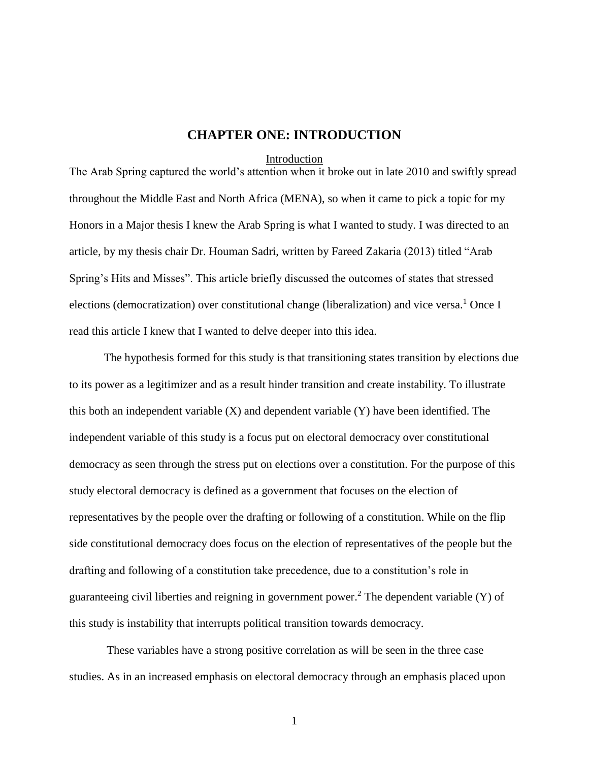# CHAPTER ONE: INTRODUCTION

## Introduction

The Arab Spring captured the world's attention when it broke out in late 2010 and swiftly spread throughout the Middle East and North Africa (MENA), so when it came to pick a topic for my Honors in a Major thesis I knew the Arab Spring is what I wanted to study. I was directed to an article, by my thesis chair Dr. Houman Sadri, written by Fareed Zakaria (2013) titled "Arab Spring's Hits and Misses". This article briefly discussed the outcomes of states that stressed elections (democratization) over constitutional change (liberalization) and vice versa.[1] Once I read this article I knew that I wanted to delve deeper into this idea.

The hypothesis formed for this study is that transitioning states transition by elections due to its power as a legitimizer and as a result hinder transition and create instability. To illustrate this both an independent variable (X) and dependent variable (Y) have been identified. The independent variable of this study is a focus put on electoral democracy over constitutional democracy as seen through the stress put on elections over a constitution. For the purpose of this study electoral democracy is defined as a government that focuses on the election of representatives by the people over the drafting or following of a constitution. While on the flip side constitutional democracy does focus on the election of representatives of the people but the drafting and following of a constitution take precedence, due to a constitution's role in guaranteeing civil liberties and reigning in government power.[2] The dependent variable (Y) of this study is instability that interrupts political transition towards democracy.

These variables have a strong positive correlation as will be seen in the three case studies. As in an increased emphasis on electoral democracy through an emphasis placed upon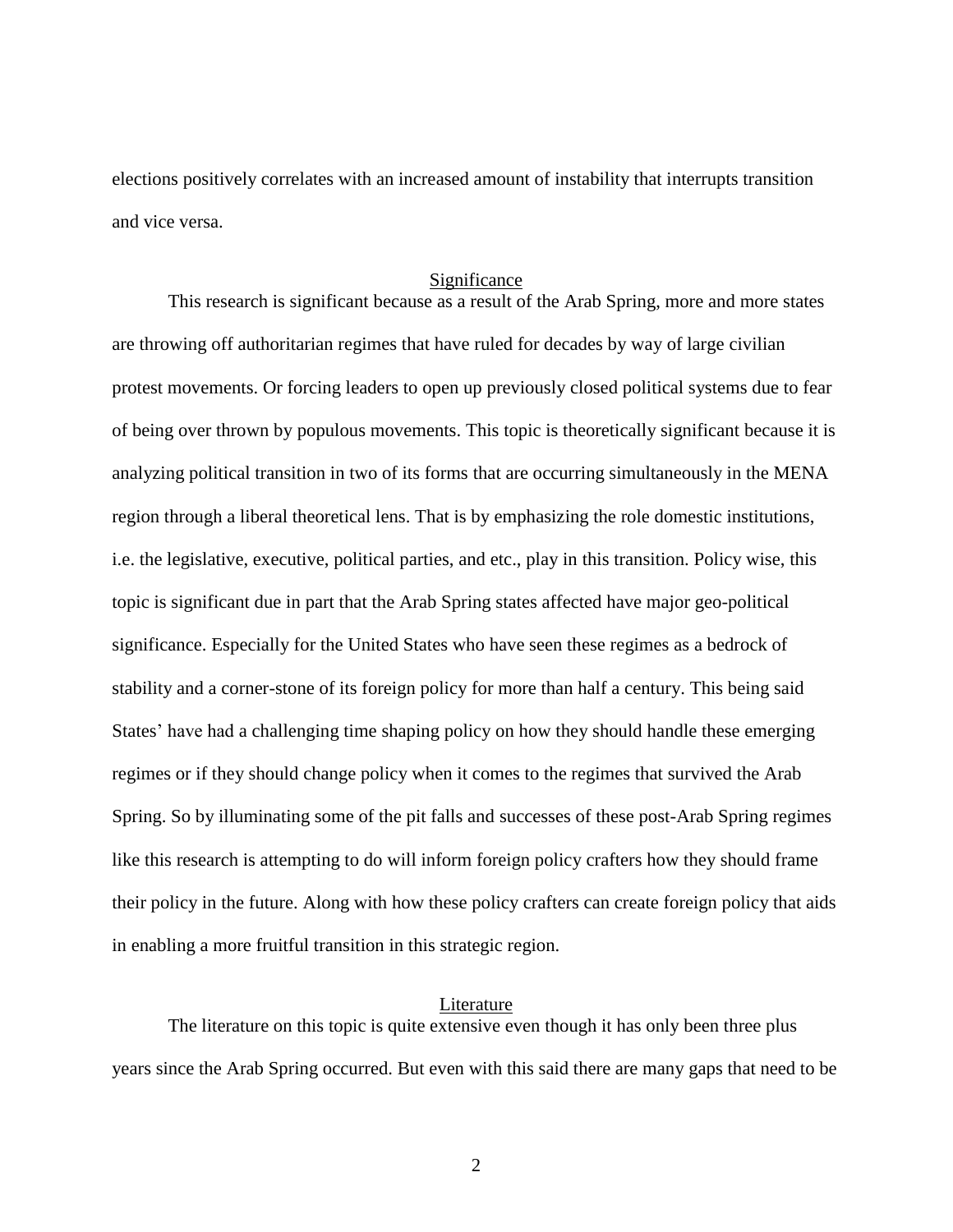elections positively correlates with an increased amount of instability that interrupts transition and vice versa.

## Significance

This research is significant because as a result of the Arab Spring, more and more states are throwing off authoritarian regimes that have ruled for decades by way of large civilian protest movements. Or forcing leaders to open up previously closed political systems due to fear of being over thrown by populous movements. This topic is theoretically significant because it is analyzing political transition in two of its forms that are occurring simultaneously in the MENA region through a liberal theoretical lens. That is by emphasizing the role domestic institutions, i.e. the legislative, executive, political parties, and etc., play in this transition. Policy wise, this topic is significant due in part that the Arab Spring states affected have major geo-political significance. Especially for the United States who have seen these regimes as a bedrock of stability and a corner-stone of its foreign policy for more than half a century. This being said States' have had a challenging time shaping policy on how they should handle these emerging regimes or if they should change policy when it comes to the regimes that survived the Arab Spring. So by illuminating some of the pit falls and successes of these post-Arab Spring regimes like this research is attempting to do will inform foreign policy crafters how they should frame their policy in the future. Along with how these policy crafters can create foreign policy that aids in enabling a more fruitful transition in this strategic region.

## Literature

The literature on this topic is quite extensive even though it has only been three plus years since the Arab Spring occurred. But even with this said there are many gaps that need to be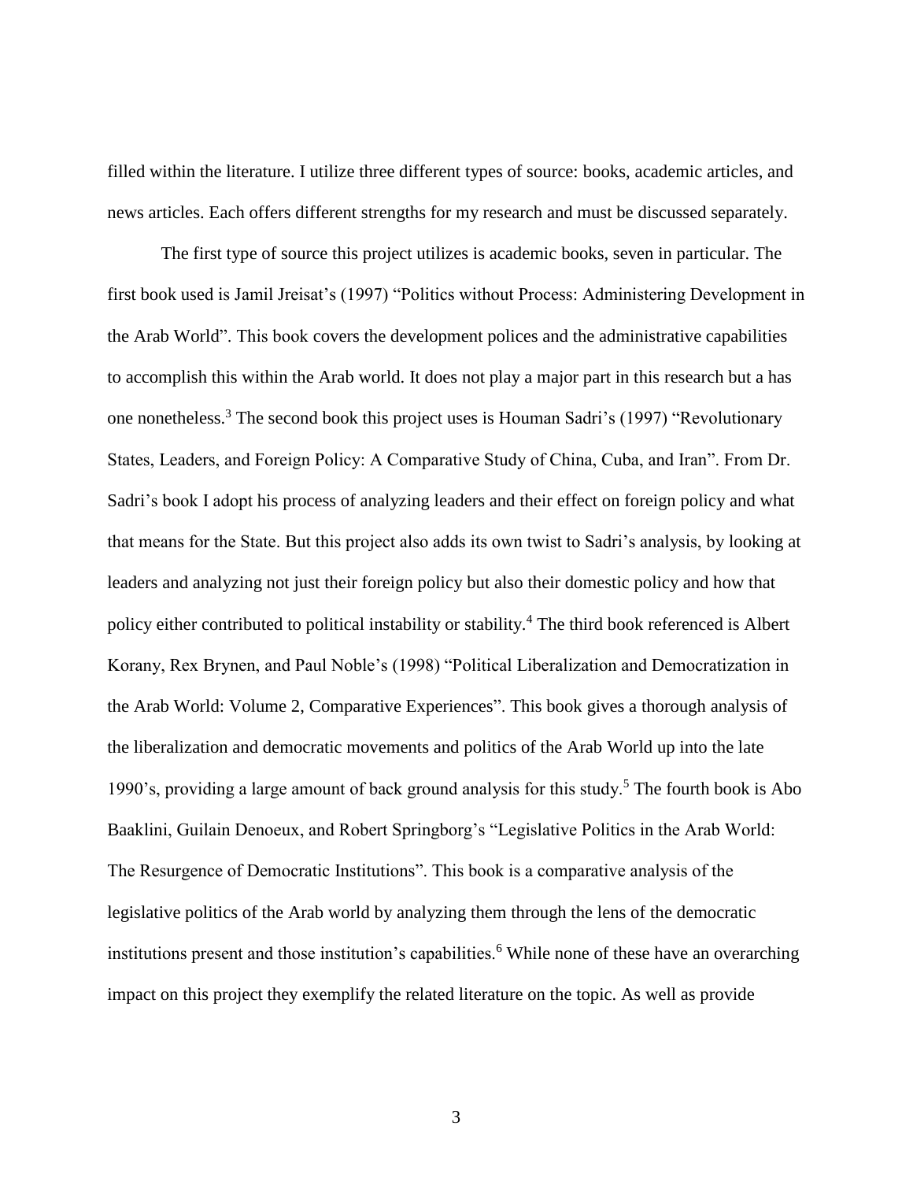filled within the literature. I utilize three different types of source: books, academic articles, and news articles. Each offers different strengths for my research and must be discussed separately.

The first type of source this project utilizes is academic books, seven in particular. The first book used is Jamil Jreisat's (1997) "Politics without Process: Administering Development in the Arab World". This book covers the development polices and the administrative capabilities to accomplish this within the Arab world. It does not play a major part in this research but a has one nonetheless.[3] The second book this project uses is Houman Sadri's (1997) "Revolutionary States, Leaders, and Foreign Policy: A Comparative Study of China, Cuba, and Iran". From Dr. Sadri's book I adopt his process of analyzing leaders and their effect on foreign policy and what that means for the State. But this project also adds its own twist to Sadri's analysis, by looking at leaders and analyzing not just their foreign policy but also their domestic policy and how that policy either contributed to political instability or stability.[4] The third book referenced is Albert Korany, Rex Brynen, and Paul Noble's (1998) "Political Liberalization and Democratization in the Arab World: Volume 2, Comparative Experiences". This book gives a thorough analysis of the liberalization and democratic movements and politics of the Arab World up into the late 1990's, providing a large amount of back ground analysis for this study.[5] The fourth book is Abo Baaklini, Guilain Denoeux, and Robert Springborg's "Legislative Politics in the Arab World: The Resurgence of Democratic Institutions". This book is a comparative analysis of the legislative politics of the Arab world by analyzing them through the lens of the democratic institutions present and those institution's capabilities.[6] While none of these have an overarching impact on this project they exemplify the related literature on the topic. As well as provide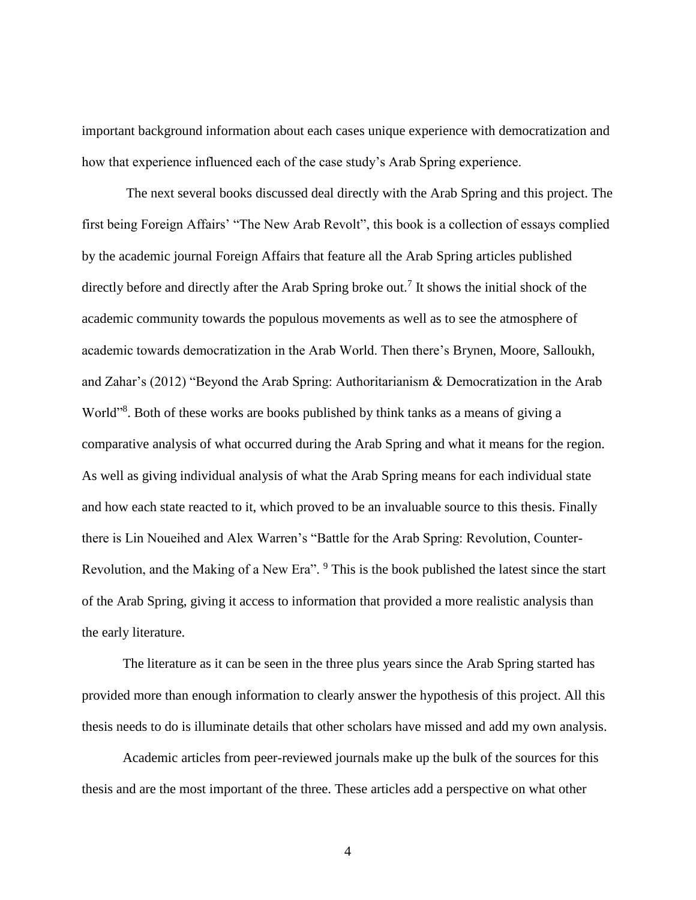important background information about each cases unique experience with democratization and how that experience influenced each of the case study's Arab Spring experience.

The next several books discussed deal directly with the Arab Spring and this project. The first being Foreign Affairs' "The New Arab Revolt", this book is a collection of essays complied by the academic journal Foreign Affairs that feature all the Arab Spring articles published directly before and directly after the Arab Spring broke out.[7] It shows the initial shock of the academic community towards the populous movements as well as to see the atmosphere of academic towards democratization in the Arab World. Then there's Brynen, Moore, Salloukh, and Zahar's (2012) "Beyond the Arab Spring: Authoritarianism & Democratization in the Arab World"[8]. Both of these works are books published by think tanks as a means of giving a comparative analysis of what occurred during the Arab Spring and what it means for the region. As well as giving individual analysis of what the Arab Spring means for each individual state and how each state reacted to it, which proved to be an invaluable source to this thesis. Finally there is Lin Noueihed and Alex Warren's "Battle for the Arab Spring: Revolution, Counter-Revolution, and the Making of a New Era". [9] This is the book published the latest since the start of the Arab Spring, giving it access to information that provided a more realistic analysis than the early literature.

The literature as it can be seen in the three plus years since the Arab Spring started has provided more than enough information to clearly answer the hypothesis of this project. All this thesis needs to do is illuminate details that other scholars have missed and add my own analysis.

Academic articles from peer-reviewed journals make up the bulk of the sources for this thesis and are the most important of the three. These articles add a perspective on what other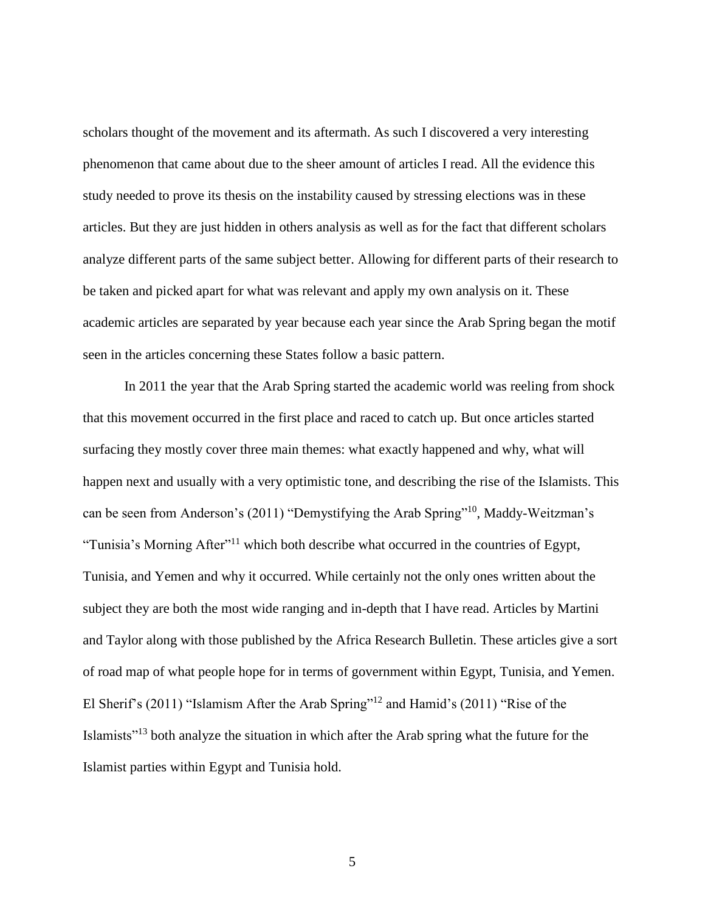scholars thought of the movement and its aftermath. As such I discovered a very interesting phenomenon that came about due to the sheer amount of articles I read. All the evidence this study needed to prove its thesis on the instability caused by stressing elections was in these articles. But they are just hidden in others analysis as well as for the fact that different scholars analyze different parts of the same subject better. Allowing for different parts of their research to be taken and picked apart for what was relevant and apply my own analysis on it. These academic articles are separated by year because each year since the Arab Spring began the motif seen in the articles concerning these States follow a basic pattern.

In 2011 the year that the Arab Spring started the academic world was reeling from shock that this movement occurred in the first place and raced to catch up. But once articles started surfacing they mostly cover three main themes: what exactly happened and why, what will happen next and usually with a very optimistic tone, and describing the rise of the Islamists. This can be seen from Anderson's (2011) "Demystifying the Arab Spring"[10], Maddy-Weitzman's "Tunisia's Morning After"[11] which both describe what occurred in the countries of Egypt, Tunisia, and Yemen and why it occurred. While certainly not the only ones written about the subject they are both the most wide ranging and in-depth that I have read. Articles by Martini and Taylor along with those published by the Africa Research Bulletin. These articles give a sort of road map of what people hope for in terms of government within Egypt, Tunisia, and Yemen. El Sherif's (2011) "Islamism After the Arab Spring"[12] and Hamid's (2011) "Rise of the Islamists"[13] both analyze the situation in which after the Arab spring what the future for the Islamist parties within Egypt and Tunisia hold.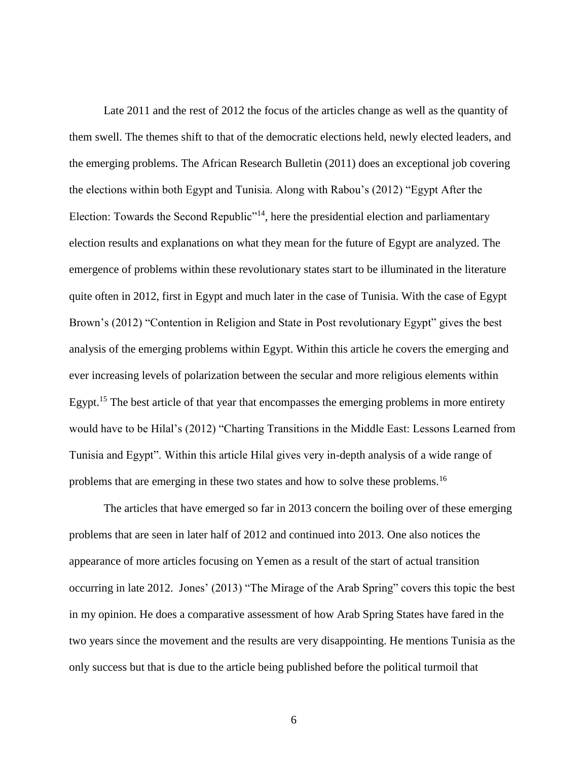Late 2011 and the rest of 2012 the focus of the articles change as well as the quantity of them swell. The themes shift to that of the democratic elections held, newly elected leaders, and the emerging problems. The African Research Bulletin (2011) does an exceptional job covering the elections within both Egypt and Tunisia. Along with Rabou's (2012) "Egypt After the Election: Towards the Second Republic"[14], here the presidential election and parliamentary election results and explanations on what they mean for the future of Egypt are analyzed. The emergence of problems within these revolutionary states start to be illuminated in the literature quite often in 2012, first in Egypt and much later in the case of Tunisia. With the case of Egypt Brown's (2012) "Contention in Religion and State in Post revolutionary Egypt" gives the best analysis of the emerging problems within Egypt. Within this article he covers the emerging and ever increasing levels of polarization between the secular and more religious elements within Egypt.[15] The best article of that year that encompasses the emerging problems in more entirety would have to be Hilal's (2012) "Charting Transitions in the Middle East: Lessons Learned from Tunisia and Egypt". Within this article Hilal gives very in-depth analysis of a wide range of problems that are emerging in these two states and how to solve these problems.[16]

The articles that have emerged so far in 2013 concern the boiling over of these emerging problems that are seen in later half of 2012 and continued into 2013. One also notices the appearance of more articles focusing on Yemen as a result of the start of actual transition occurring in late 2012. Jones' (2013) "The Mirage of the Arab Spring" covers this topic the best in my opinion. He does a comparative assessment of how Arab Spring States have fared in the two years since the movement and the results are very disappointing. He mentions Tunisia as the only success but that is due to the article being published before the political turmoil that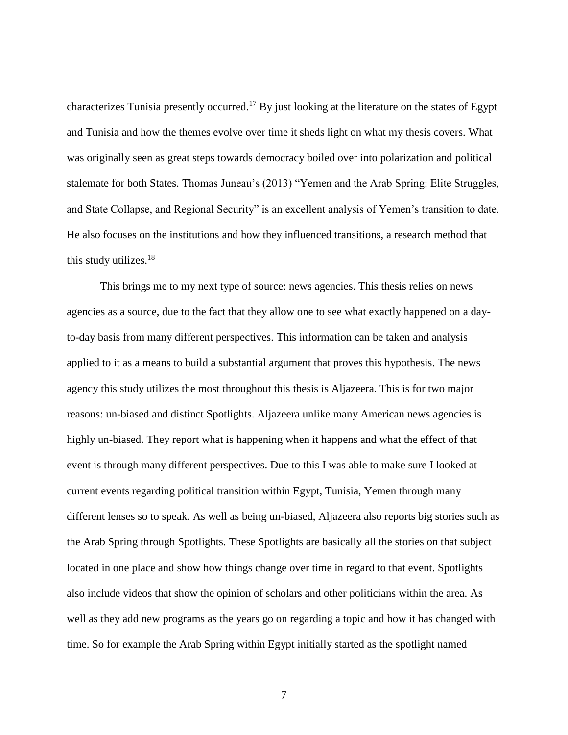characterizes Tunisia presently occurred.[17] By just looking at the literature on the states of Egypt and Tunisia and how the themes evolve over time it sheds light on what my thesis covers. What was originally seen as great steps towards democracy boiled over into polarization and political stalemate for both States. Thomas Juneau's (2013) "Yemen and the Arab Spring: Elite Struggles, and State Collapse, and Regional Security" is an excellent analysis of Yemen's transition to date. He also focuses on the institutions and how they influenced transitions, a research method that this study utilizes.[18]

This brings me to my next type of source: news agencies. This thesis relies on news agencies as a source, due to the fact that they allow one to see what exactly happened on a day-to-day basis from many different perspectives. This information can be taken and analysis applied to it as a means to build a substantial argument that proves this hypothesis. The news agency this study utilizes the most throughout this thesis is Aljazeera. This is for two major reasons: un-biased and distinct Spotlights. Aljazeera unlike many American news agencies is highly un-biased. They report what is happening when it happens and what the effect of that event is through many different perspectives. Due to this I was able to make sure I looked at current events regarding political transition within Egypt, Tunisia, Yemen through many different lenses so to speak. As well as being un-biased, Aljazeera also reports big stories such as the Arab Spring through Spotlights. These Spotlights are basically all the stories on that subject located in one place and show how things change over time in regard to that event. Spotlights also include videos that show the opinion of scholars and other politicians within the area. As well as they add new programs as the years go on regarding a topic and how it has changed with time. So for example the Arab Spring within Egypt initially started as the spotlight named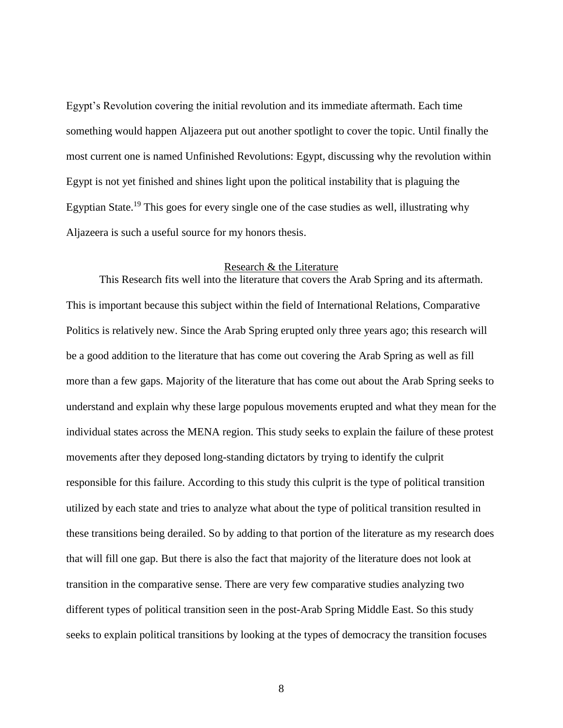Egypt's Revolution covering the initial revolution and its immediate aftermath. Each time something would happen Aljazeera put out another spotlight to cover the topic. Until finally the most current one is named Unfinished Revolutions: Egypt, discussing why the revolution within Egypt is not yet finished and shines light upon the political instability that is plaguing the Egyptian State.[19] This goes for every single one of the case studies as well, illustrating why Aljazeera is such a useful source for my honors thesis.

## Research & the Literature

This Research fits well into the literature that covers the Arab Spring and its aftermath. This is important because this subject within the field of International Relations, Comparative Politics is relatively new. Since the Arab Spring erupted only three years ago; this research will be a good addition to the literature that has come out covering the Arab Spring as well as fill more than a few gaps. Majority of the literature that has come out about the Arab Spring seeks to understand and explain why these large populous movements erupted and what they mean for the individual states across the MENA region. This study seeks to explain the failure of these protest movements after they deposed long-standing dictators by trying to identify the culprit responsible for this failure. According to this study this culprit is the type of political transition utilized by each state and tries to analyze what about the type of political transition resulted in these transitions being derailed. So by adding to that portion of the literature as my research does that will fill one gap. But there is also the fact that majority of the literature does not look at transition in the comparative sense. There are very few comparative studies analyzing two different types of political transition seen in the post-Arab Spring Middle East. So this study seeks to explain political transitions by looking at the types of democracy the transition focuses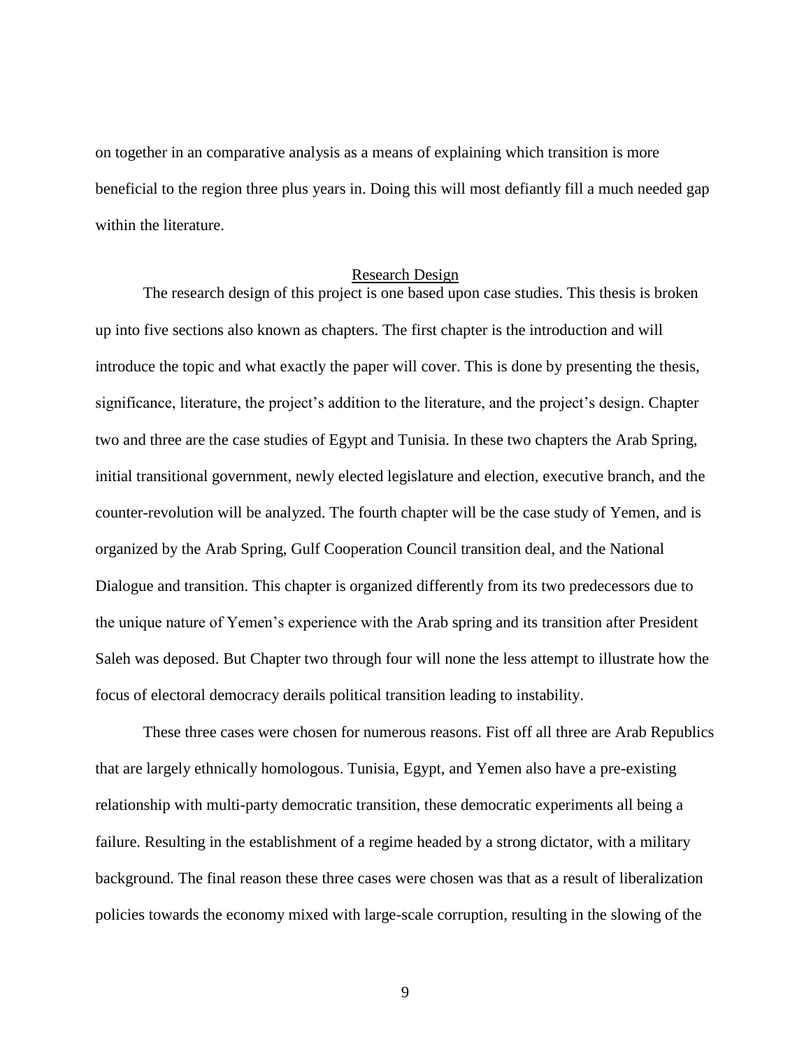on together in an comparative analysis as a means of explaining which transition is more beneficial to the region three plus years in. Doing this will most defiantly fill a much needed gap within the literature.

## Research Design

The research design of this project is one based upon case studies. This thesis is broken up into five sections also known as chapters. The first chapter is the introduction and will introduce the topic and what exactly the paper will cover. This is done by presenting the thesis, significance, literature, the project's addition to the literature, and the project's design. Chapter two and three are the case studies of Egypt and Tunisia. In these two chapters the Arab Spring, initial transitional government, newly elected legislature and election, executive branch, and the counter-revolution will be analyzed. The fourth chapter will be the case study of Yemen, and is organized by the Arab Spring, Gulf Cooperation Council transition deal, and the National Dialogue and transition. This chapter is organized differently from its two predecessors due to the unique nature of Yemen's experience with the Arab spring and its transition after President Saleh was deposed. But Chapter two through four will none the less attempt to illustrate how the focus of electoral democracy derails political transition leading to instability.

These three cases were chosen for numerous reasons. Fist off all three are Arab Republics that are largely ethnically homologous. Tunisia, Egypt, and Yemen also have a pre-existing relationship with multi-party democratic transition, these democratic experiments all being a failure. Resulting in the establishment of a regime headed by a strong dictator, with a military background. The final reason these three cases were chosen was that as a result of liberalization policies towards the economy mixed with large-scale corruption, resulting in the slowing of the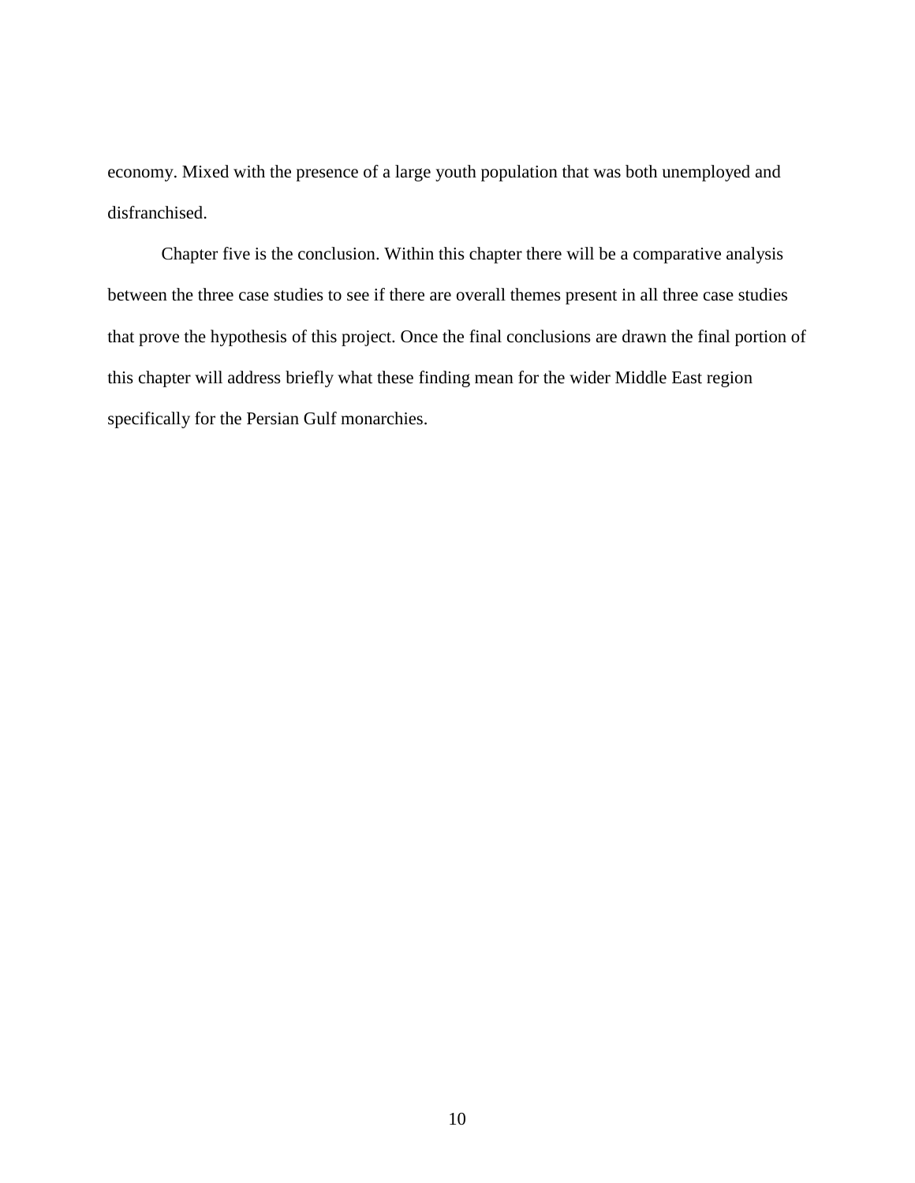economy. Mixed with the presence of a large youth population that was both unemployed and disfranchised.

Chapter five is the conclusion. Within this chapter there will be a comparative analysis between the three case studies to see if there are overall themes present in all three case studies that prove the hypothesis of this project. Once the final conclusions are drawn the final portion of this chapter will address briefly what these finding mean for the wider Middle East region specifically for the Persian Gulf monarchies.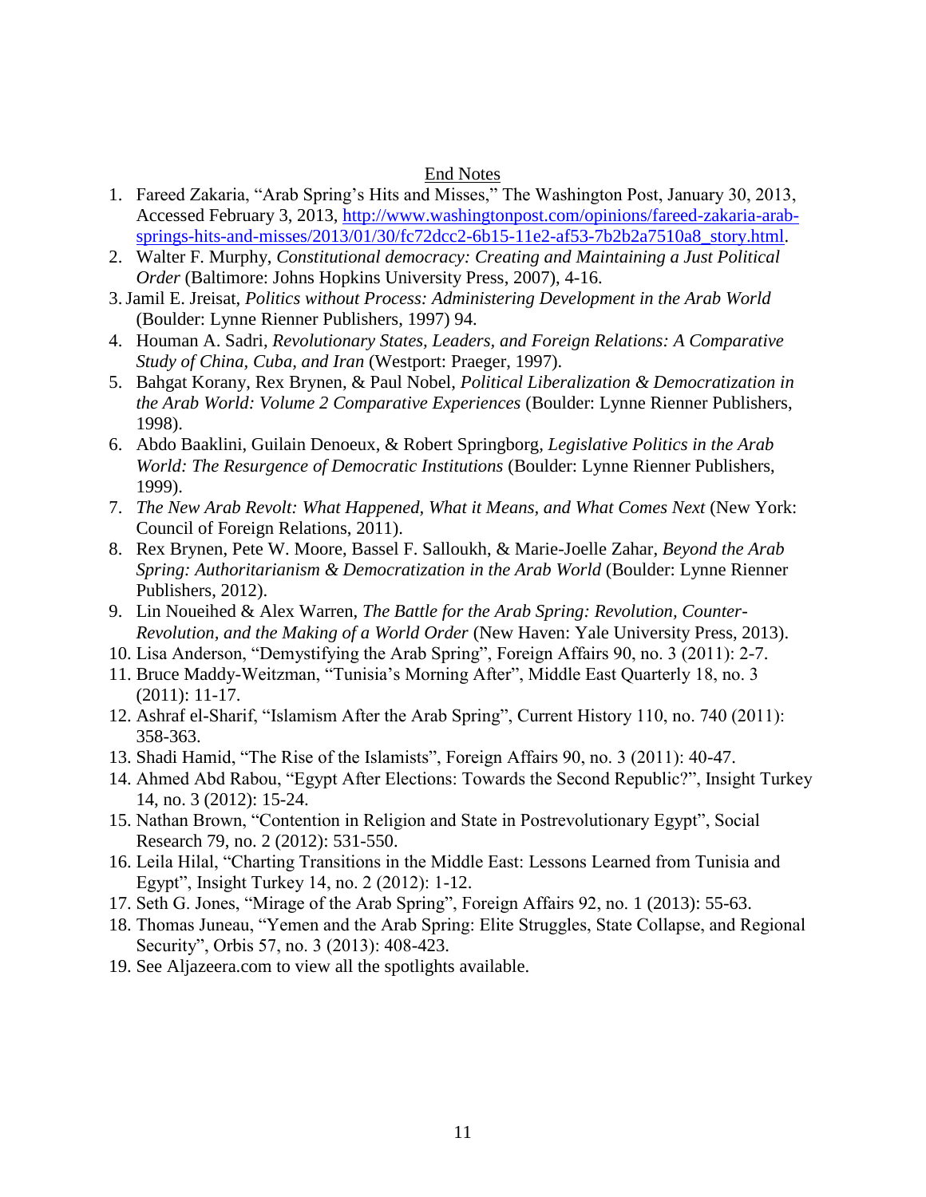## End Notes

1. Fareed Zakaria, "Arab Spring's Hits and Misses," The Washington Post, January 30, 2013, Accessed February 3, 2013, [http://www.washingtonpost.com/opinions/fareed-zakaria-arab-springs-hits-and-misses/2013/01/30/fc72dcc2-6b15-11e2-af53-7b2b2a7510a8_story.html](http://www.washingtonpost.com/opinions/fareed-zakaria-arab-springs-hits-and-misses/2013/01/30/fc72dcc2-6b15-11e2-af53-7b2b2a7510a8_story.html).
2. Walter F. Murphy, *Constitutional democracy: Creating and Maintaining a Just Political Order* (Baltimore: Johns Hopkins University Press, 2007), 4-16.
3. Jamil E. Jreisat, *Politics without Process: Administering Development in the Arab World* (Boulder: Lynne Rienner Publishers, 1997) 94.
4. Houman A. Sadri, *Revolutionary States, Leaders, and Foreign Relations: A Comparative Study of China, Cuba, and Iran* (Westport: Praeger, 1997).
5. Bahgat Korany, Rex Brynen, & Paul Nobel, *Political Liberalization & Democratization in the Arab World: Volume 2 Comparative Experiences* (Boulder: Lynne Rienner Publishers, 1998).
6. Abdo Baaklini, Guilain Denoeux, & Robert Springborg, *Legislative Politics in the Arab World: The Resurgence of Democratic Institutions* (Boulder: Lynne Rienner Publishers, 1999).
7. *The New Arab Revolt: What Happened, What it Means, and What Comes Next* (New York: Council of Foreign Relations, 2011).
8. Rex Brynen, Pete W. Moore, Bassel F. Salloukh, & Marie-Joelle Zahar, *Beyond the Arab Spring: Authoritarianism & Democratization in the Arab World* (Boulder: Lynne Rienner Publishers, 2012).
9. Lin Noueihed & Alex Warren, *The Battle for the Arab Spring: Revolution, Counter-Revolution, and the Making of a World Order* (New Haven: Yale University Press, 2013).
10. Lisa Anderson, "Demystifying the Arab Spring", Foreign Affairs 90, no. 3 (2011): 2-7.
11. Bruce Maddy-Weitzman, "Tunisia's Morning After", Middle East Quarterly 18, no. 3 (2011): 11-17.
12. Ashraf el-Sharif, "Islamism After the Arab Spring", Current History 110, no. 740 (2011): 358-363.
13. Shadi Hamid, "The Rise of the Islamists", Foreign Affairs 90, no. 3 (2011): 40-47.
14. Ahmed Abd Rabou, "Egypt After Elections: Towards the Second Republic?", Insight Turkey 14, no. 3 (2012): 15-24.
15. Nathan Brown, "Contention in Religion and State in Postrevolutionary Egypt", Social Research 79, no. 2 (2012): 531-550.
16. Leila Hilal, "Charting Transitions in the Middle East: Lessons Learned from Tunisia and Egypt", Insight Turkey 14, no. 2 (2012): 1-12.
17. Seth G. Jones, "Mirage of the Arab Spring", Foreign Affairs 92, no. 1 (2013): 55-63.
18. Thomas Juneau, "Yemen and the Arab Spring: Elite Struggles, State Collapse, and Regional Security", Orbis 57, no. 3 (2013): 408-423.
19. See Aljazeera.com to view all the spotlights available.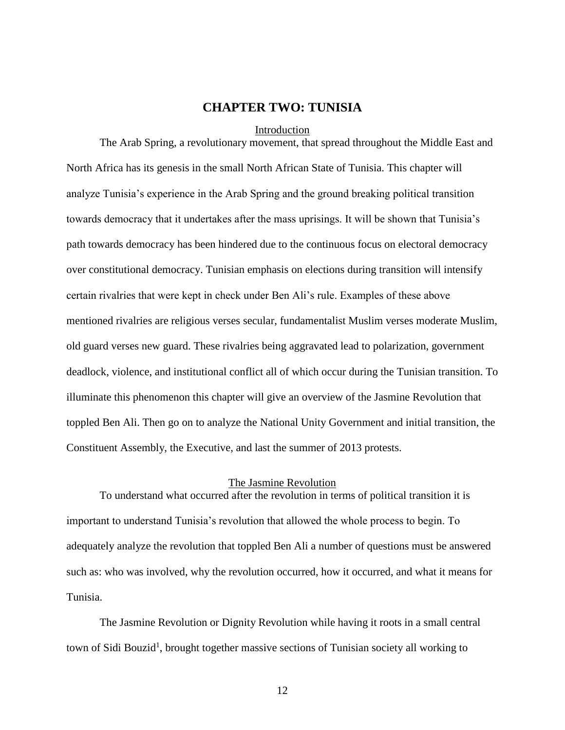# CHAPTER TWO: TUNISIA

## Introduction

The Arab Spring, a revolutionary movement, that spread throughout the Middle East and North Africa has its genesis in the small North African State of Tunisia. This chapter will analyze Tunisia's experience in the Arab Spring and the ground breaking political transition towards democracy that it undertakes after the mass uprisings. It will be shown that Tunisia's path towards democracy has been hindered due to the continuous focus on electoral democracy over constitutional democracy. Tunisian emphasis on elections during transition will intensify certain rivalries that were kept in check under Ben Ali's rule. Examples of these above mentioned rivalries are religious verses secular, fundamentalist Muslim verses moderate Muslim, old guard verses new guard. These rivalries being aggravated lead to polarization, government deadlock, violence, and institutional conflict all of which occur during the Tunisian transition. To illuminate this phenomenon this chapter will give an overview of the Jasmine Revolution that toppled Ben Ali. Then go on to analyze the National Unity Government and initial transition, the Constituent Assembly, the Executive, and last the summer of 2013 protests.

## The Jasmine Revolution

To understand what occurred after the revolution in terms of political transition it is important to understand Tunisia's revolution that allowed the whole process to begin. To adequately analyze the revolution that toppled Ben Ali a number of questions must be answered such as: who was involved, why the revolution occurred, how it occurred, and what it means for Tunisia.

The Jasmine Revolution or Dignity Revolution while having it roots in a small central town of Sidi Bouzid[1], brought together massive sections of Tunisian society all working to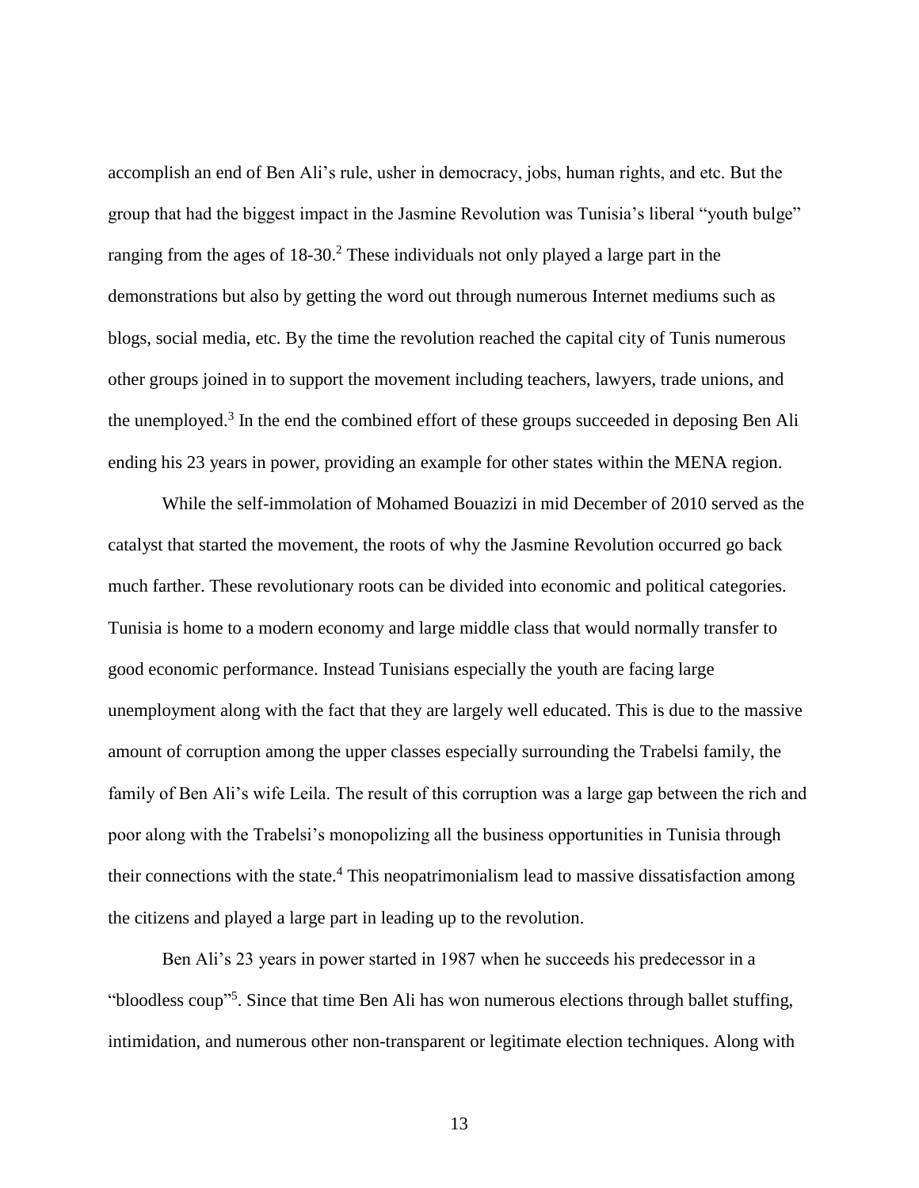accomplish an end of Ben Ali's rule, usher in democracy, jobs, human rights, and etc. But the group that had the biggest impact in the Jasmine Revolution was Tunisia's liberal "youth bulge" ranging from the ages of 18-30.[2] These individuals not only played a large part in the demonstrations but also by getting the word out through numerous Internet mediums such as blogs, social media, etc. By the time the revolution reached the capital city of Tunis numerous other groups joined in to support the movement including teachers, lawyers, trade unions, and the unemployed.[3] In the end the combined effort of these groups succeeded in deposing Ben Ali ending his 23 years in power, providing an example for other states within the MENA region.

While the self-immolation of Mohamed Bouazizi in mid December of 2010 served as the catalyst that started the movement, the roots of why the Jasmine Revolution occurred go back much farther. These revolutionary roots can be divided into economic and political categories. Tunisia is home to a modern economy and large middle class that would normally transfer to good economic performance. Instead Tunisians especially the youth are facing large unemployment along with the fact that they are largely well educated. This is due to the massive amount of corruption among the upper classes especially surrounding the Trabelsi family, the family of Ben Ali's wife Leila. The result of this corruption was a large gap between the rich and poor along with the Trabelsi's monopolizing all the business opportunities in Tunisia through their connections with the state.[4] This neopatrimonialism lead to massive dissatisfaction among the citizens and played a large part in leading up to the revolution.

Ben Ali's 23 years in power started in 1987 when he succeeds his predecessor in a "bloodless coup"[5]. Since that time Ben Ali has won numerous elections through ballet stuffing, intimidation, and numerous other non-transparent or legitimate election techniques. Along with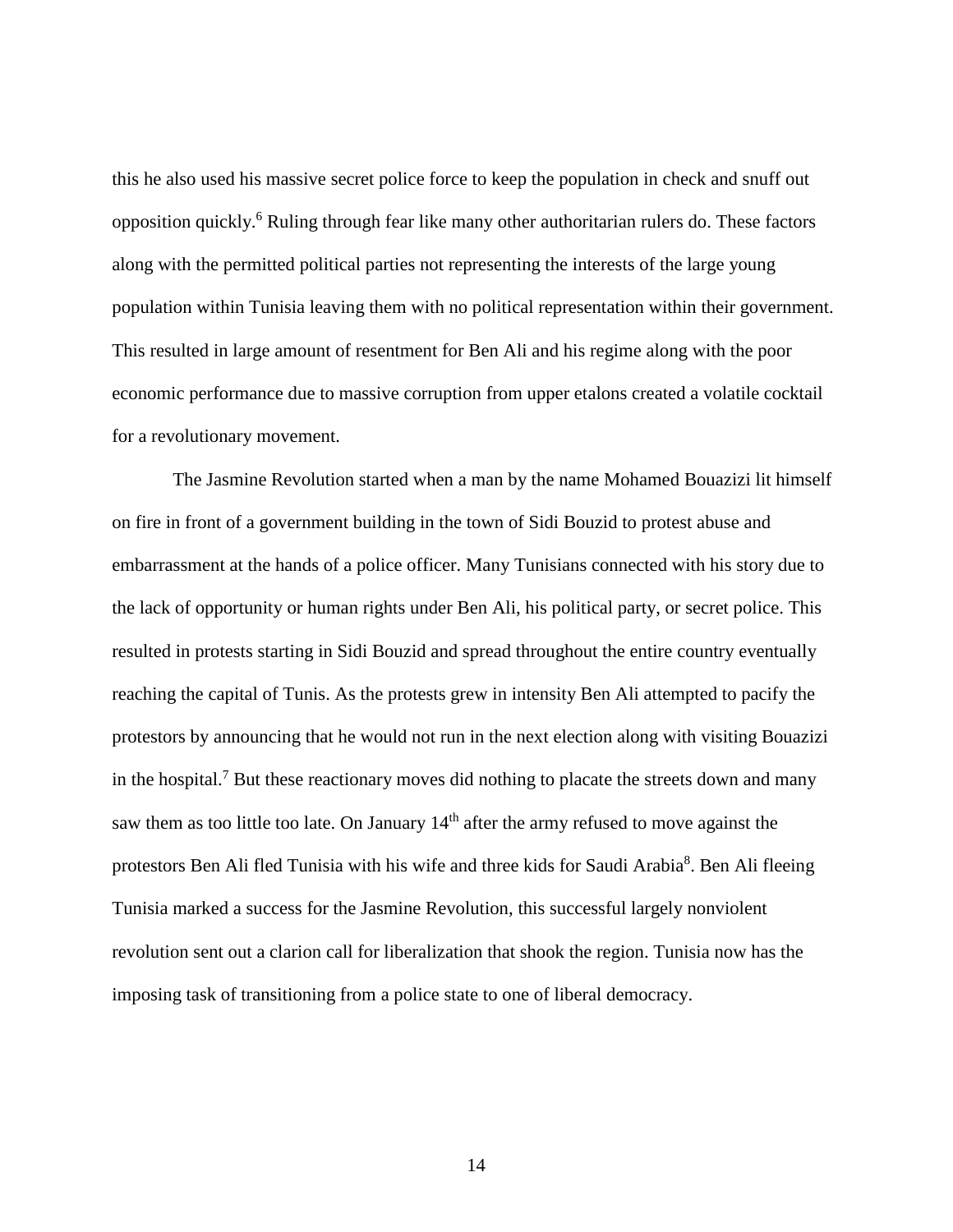this he also used his massive secret police force to keep the population in check and snuff out opposition quickly.[6] Ruling through fear like many other authoritarian rulers do. These factors along with the permitted political parties not representing the interests of the large young population within Tunisia leaving them with no political representation within their government. This resulted in large amount of resentment for Ben Ali and his regime along with the poor economic performance due to massive corruption from upper etalons created a volatile cocktail for a revolutionary movement.

The Jasmine Revolution started when a man by the name Mohamed Bouazizi lit himself on fire in front of a government building in the town of Sidi Bouzid to protest abuse and embarrassment at the hands of a police officer. Many Tunisians connected with his story due to the lack of opportunity or human rights under Ben Ali, his political party, or secret police. This resulted in protests starting in Sidi Bouzid and spread throughout the entire country eventually reaching the capital of Tunis. As the protests grew in intensity Ben Ali attempted to pacify the protestors by announcing that he would not run in the next election along with visiting Bouazizi in the hospital.[7] But these reactionary moves did nothing to placate the streets down and many saw them as too little too late. On January 14th after the army refused to move against the protestors Ben Ali fled Tunisia with his wife and three kids for Saudi Arabia[8]. Ben Ali fleeing Tunisia marked a success for the Jasmine Revolution, this successful largely nonviolent revolution sent out a clarion call for liberalization that shook the region. Tunisia now has the imposing task of transitioning from a police state to one of liberal democracy.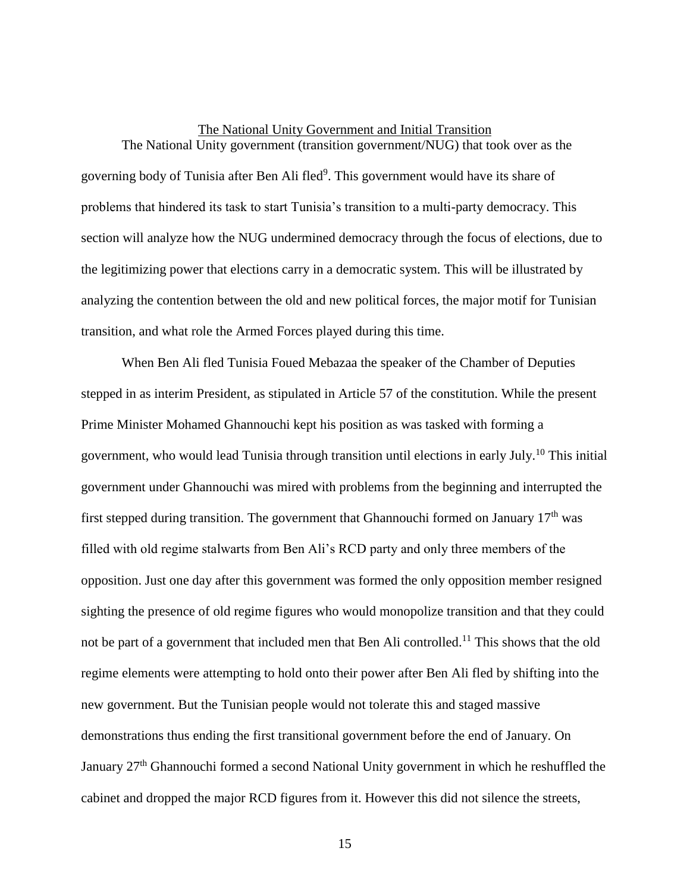## The National Unity Government and Initial Transition

The National Unity government (transition government/NUG) that took over as the governing body of Tunisia after Ben Ali fled[9]. This government would have its share of problems that hindered its task to start Tunisia's transition to a multi-party democracy. This section will analyze how the NUG undermined democracy through the focus of elections, due to the legitimizing power that elections carry in a democratic system. This will be illustrated by analyzing the contention between the old and new political forces, the major motif for Tunisian transition, and what role the Armed Forces played during this time.

When Ben Ali fled Tunisia Foued Mebazaa the speaker of the Chamber of Deputies stepped in as interim President, as stipulated in Article 57 of the constitution. While the present Prime Minister Mohamed Ghannouchi kept his position as was tasked with forming a government, who would lead Tunisia through transition until elections in early July.[10] This initial government under Ghannouchi was mired with problems from the beginning and interrupted the first stepped during transition. The government that Ghannouchi formed on January 17th was filled with old regime stalwarts from Ben Ali's RCD party and only three members of the opposition. Just one day after this government was formed the only opposition member resigned sighting the presence of old regime figures who would monopolize transition and that they could not be part of a government that included men that Ben Ali controlled.[11] This shows that the old regime elements were attempting to hold onto their power after Ben Ali fled by shifting into the new government. But the Tunisian people would not tolerate this and staged massive demonstrations thus ending the first transitional government before the end of January. On January 27th Ghannouchi formed a second National Unity government in which he reshuffled the cabinet and dropped the major RCD figures from it. However this did not silence the streets,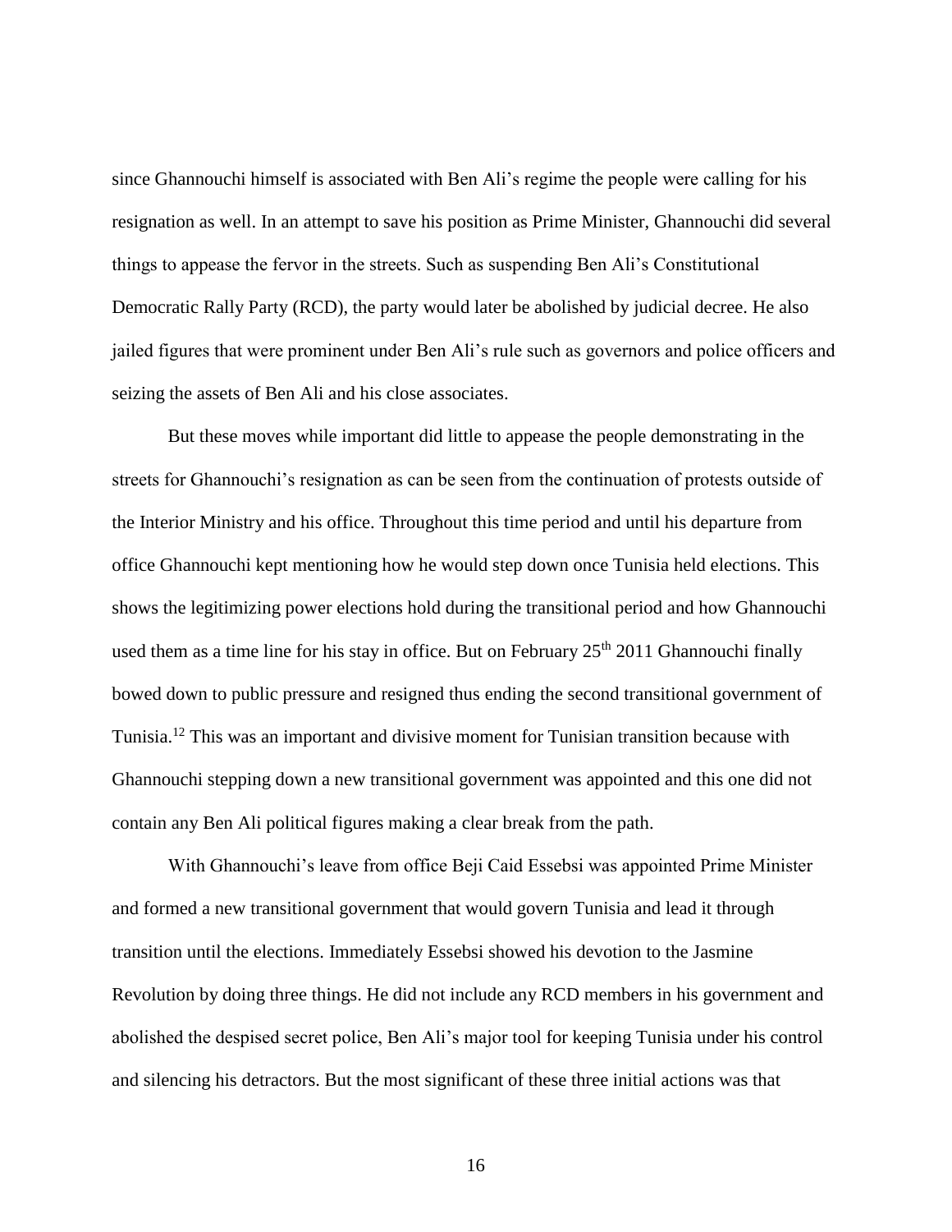since Ghannouchi himself is associated with Ben Ali's regime the people were calling for his resignation as well. In an attempt to save his position as Prime Minister, Ghannouchi did several things to appease the fervor in the streets. Such as suspending Ben Ali's Constitutional Democratic Rally Party (RCD), the party would later be abolished by judicial decree. He also jailed figures that were prominent under Ben Ali's rule such as governors and police officers and seizing the assets of Ben Ali and his close associates.

But these moves while important did little to appease the people demonstrating in the streets for Ghannouchi's resignation as can be seen from the continuation of protests outside of the Interior Ministry and his office. Throughout this time period and until his departure from office Ghannouchi kept mentioning how he would step down once Tunisia held elections. This shows the legitimizing power elections hold during the transitional period and how Ghannouchi used them as a time line for his stay in office. But on February 25th 2011 Ghannouchi finally bowed down to public pressure and resigned thus ending the second transitional government of Tunisia.[12] This was an important and divisive moment for Tunisian transition because with Ghannouchi stepping down a new transitional government was appointed and this one did not contain any Ben Ali political figures making a clear break from the path.

With Ghannouchi's leave from office Beji Caid Essebsi was appointed Prime Minister and formed a new transitional government that would govern Tunisia and lead it through transition until the elections. Immediately Essebsi showed his devotion to the Jasmine Revolution by doing three things. He did not include any RCD members in his government and abolished the despised secret police, Ben Ali's major tool for keeping Tunisia under his control and silencing his detractors. But the most significant of these three initial actions was that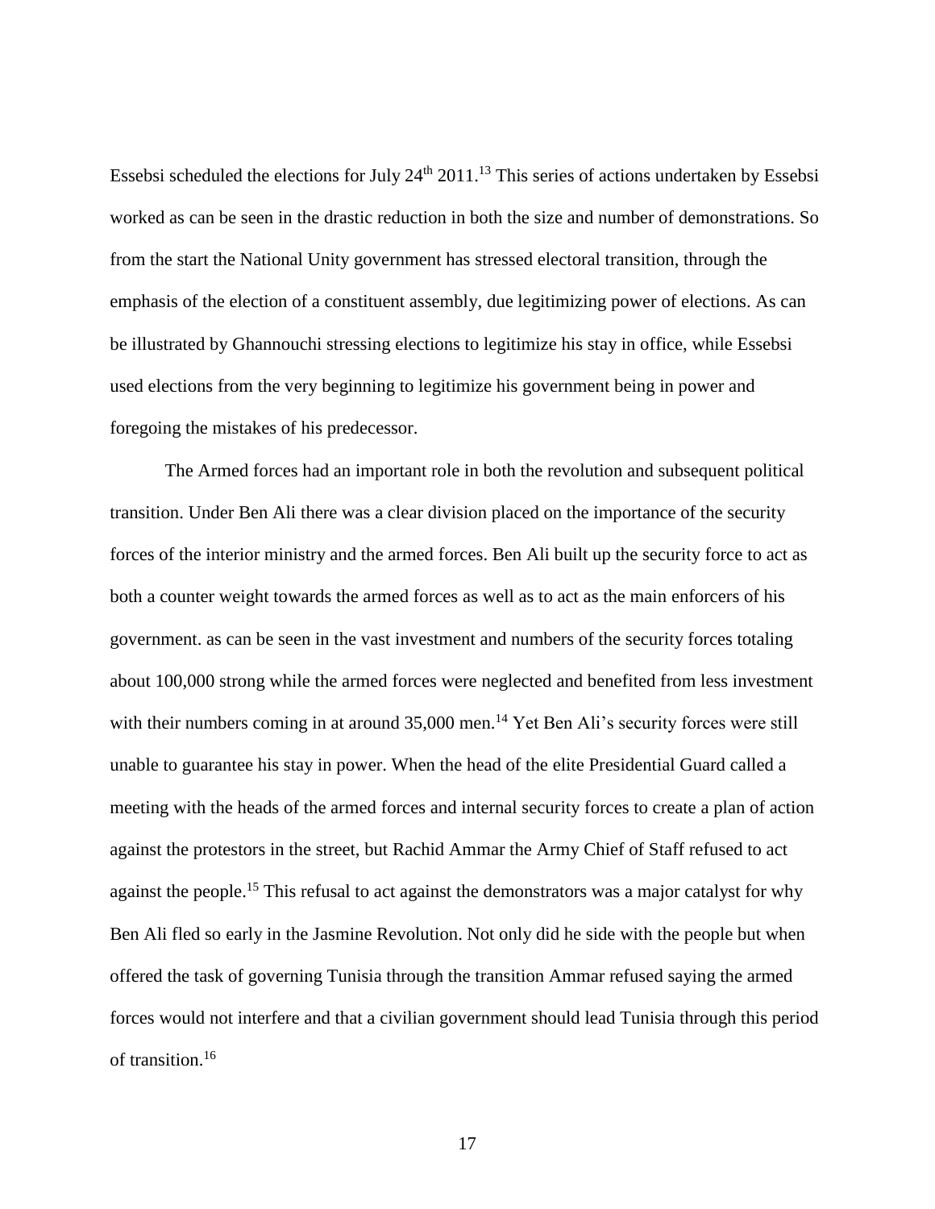Essebsi scheduled the elections for July $24^{th}$ 2011.[13] This series of actions undertaken by Essebsi worked as can be seen in the drastic reduction in both the size and number of demonstrations. So from the start the National Unity government has stressed electoral transition, through the emphasis of the election of a constituent assembly, due legitimizing power of elections. As can be illustrated by Ghannouchi stressing elections to legitimize his stay in office, while Essebsi used elections from the very beginning to legitimize his government being in power and foregoing the mistakes of his predecessor.

The Armed forces had an important role in both the revolution and subsequent political transition. Under Ben Ali there was a clear division placed on the importance of the security forces of the interior ministry and the armed forces. Ben Ali built up the security force to act as both a counter weight towards the armed forces as well as to act as the main enforcers of his government. as can be seen in the vast investment and numbers of the security forces totaling about 100,000 strong while the armed forces were neglected and benefited from less investment with their numbers coming in at around 35,000 men.[14] Yet Ben Ali's security forces were still unable to guarantee his stay in power. When the head of the elite Presidential Guard called a meeting with the heads of the armed forces and internal security forces to create a plan of action against the protestors in the street, but Rachid Ammar the Army Chief of Staff refused to act against the people.[15] This refusal to act against the demonstrators was a major catalyst for why Ben Ali fled so early in the Jasmine Revolution. Not only did he side with the people but when offered the task of governing Tunisia through the transition Ammar refused saying the armed forces would not interfere and that a civilian government should lead Tunisia through this period of transition.[16]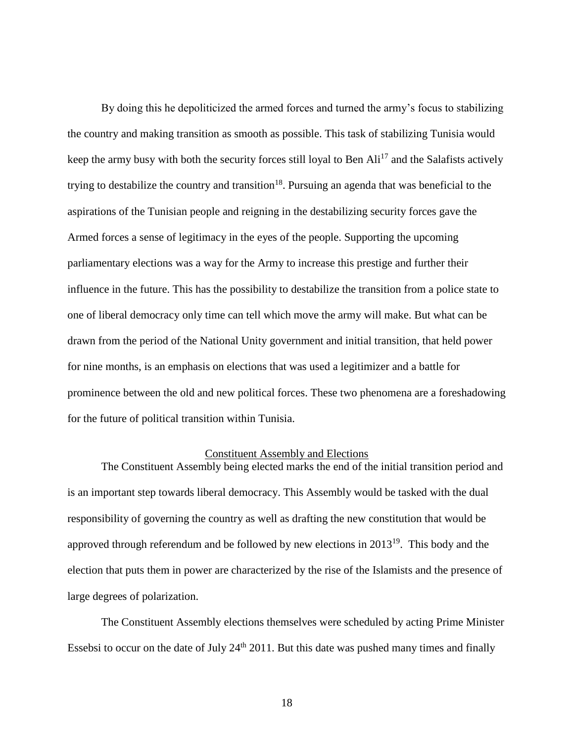By doing this he depoliticized the armed forces and turned the army's focus to stabilizing the country and making transition as smooth as possible. This task of stabilizing Tunisia would keep the army busy with both the security forces still loyal to Ben Ali[17] and the Salafists actively trying to destabilize the country and transition[18]. Pursuing an agenda that was beneficial to the aspirations of the Tunisian people and reigning in the destabilizing security forces gave the Armed forces a sense of legitimacy in the eyes of the people. Supporting the upcoming parliamentary elections was a way for the Army to increase this prestige and further their influence in the future. This has the possibility to destabilize the transition from a police state to one of liberal democracy only time can tell which move the army will make. But what can be drawn from the period of the National Unity government and initial transition, that held power for nine months, is an emphasis on elections that was used a legitimizer and a battle for prominence between the old and new political forces. These two phenomena are a foreshadowing for the future of political transition within Tunisia.

## Constituent Assembly and Elections

The Constituent Assembly being elected marks the end of the initial transition period and is an important step towards liberal democracy. This Assembly would be tasked with the dual responsibility of governing the country as well as drafting the new constitution that would be approved through referendum and be followed by new elections in 2013[19]. This body and the election that puts them in power are characterized by the rise of the Islamists and the presence of large degrees of polarization.

The Constituent Assembly elections themselves were scheduled by acting Prime Minister Essebsi to occur on the date of July 24th 2011. But this date was pushed many times and finally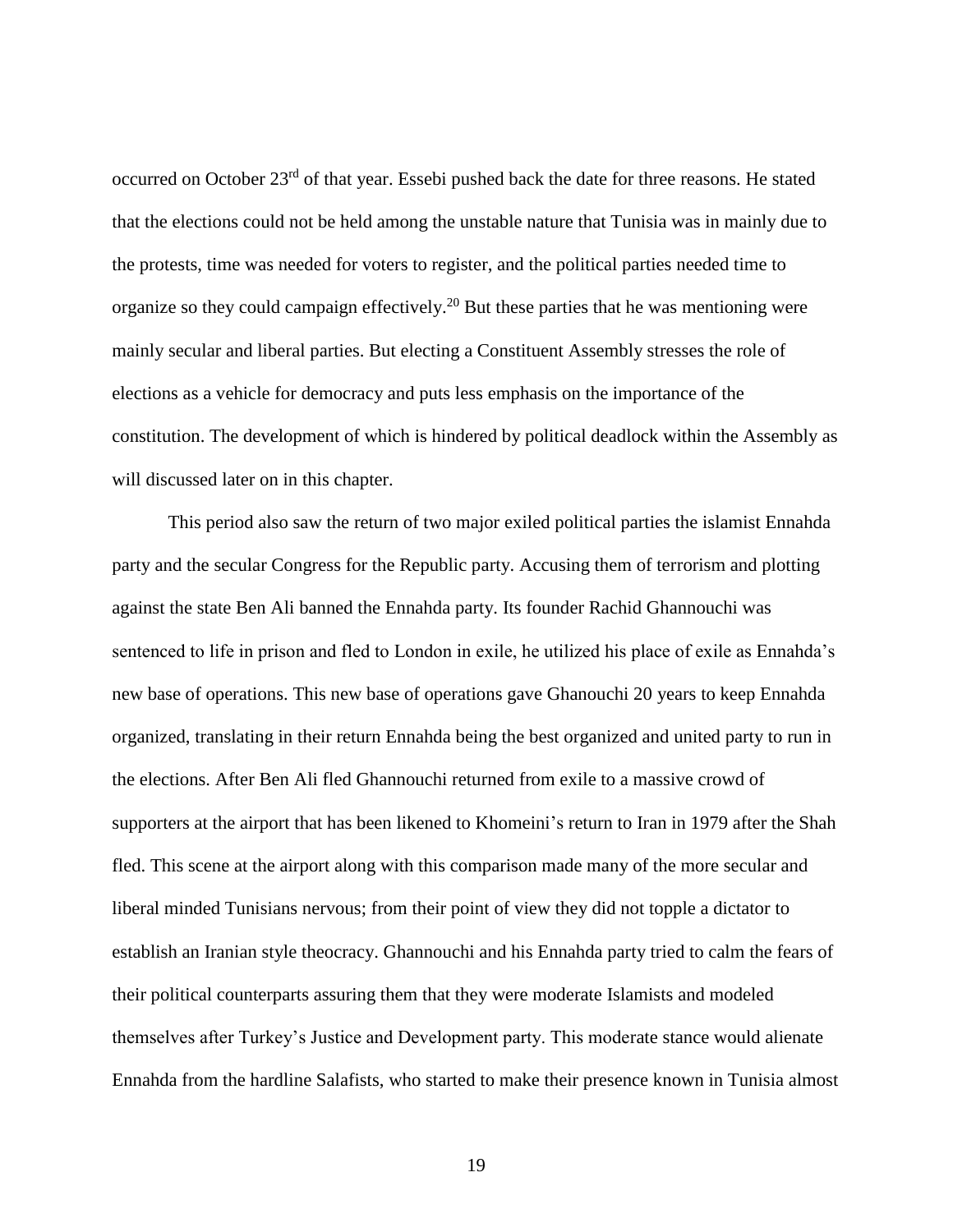occurred on October 23rd of that year. Essebi pushed back the date for three reasons. He stated that the elections could not be held among the unstable nature that Tunisia was in mainly due to the protests, time was needed for voters to register, and the political parties needed time to organize so they could campaign effectively.[20] But these parties that he was mentioning were mainly secular and liberal parties. But electing a Constituent Assembly stresses the role of elections as a vehicle for democracy and puts less emphasis on the importance of the constitution. The development of which is hindered by political deadlock within the Assembly as will discussed later on in this chapter.

This period also saw the return of two major exiled political parties the islamist Ennahda party and the secular Congress for the Republic party. Accusing them of terrorism and plotting against the state Ben Ali banned the Ennahda party. Its founder Rachid Ghannouchi was sentenced to life in prison and fled to London in exile, he utilized his place of exile as Ennahda's new base of operations. This new base of operations gave Ghanouchi 20 years to keep Ennahda organized, translating in their return Ennahda being the best organized and united party to run in the elections. After Ben Ali fled Ghannouchi returned from exile to a massive crowd of supporters at the airport that has been likened to Khomeini's return to Iran in 1979 after the Shah fled. This scene at the airport along with this comparison made many of the more secular and liberal minded Tunisians nervous; from their point of view they did not topple a dictator to establish an Iranian style theocracy. Ghannouchi and his Ennahda party tried to calm the fears of their political counterparts assuring them that they were moderate Islamists and modeled themselves after Turkey's Justice and Development party. This moderate stance would alienate Ennahda from the hardline Salafists, who started to make their presence known in Tunisia almost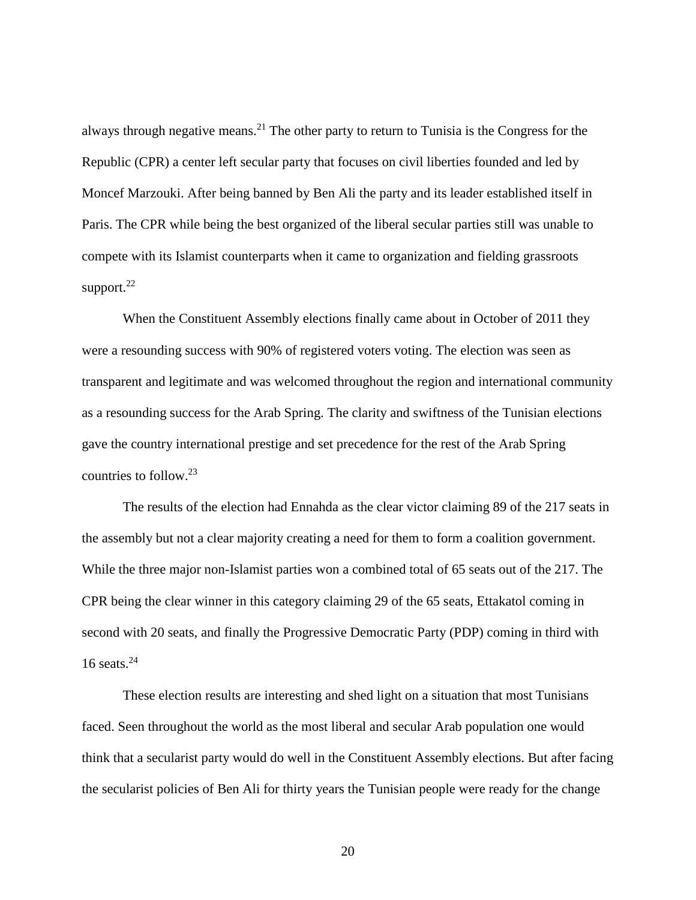always through negative means.[21] The other party to return to Tunisia is the Congress for the Republic (CPR) a center left secular party that focuses on civil liberties founded and led by Moncef Marzouki. After being banned by Ben Ali the party and its leader established itself in Paris. The CPR while being the best organized of the liberal secular parties still was unable to compete with its Islamist counterparts when it came to organization and fielding grassroots support.[22]

When the Constituent Assembly elections finally came about in October of 2011 they were a resounding success with 90% of registered voters voting. The election was seen as transparent and legitimate and was welcomed throughout the region and international community as a resounding success for the Arab Spring. The clarity and swiftness of the Tunisian elections gave the country international prestige and set precedence for the rest of the Arab Spring countries to follow.[23]

The results of the election had Ennahda as the clear victor claiming 89 of the 217 seats in the assembly but not a clear majority creating a need for them to form a coalition government. While the three major non-Islamist parties won a combined total of 65 seats out of the 217. The CPR being the clear winner in this category claiming 29 of the 65 seats, Ettakatol coming in second with 20 seats, and finally the Progressive Democratic Party (PDP) coming in third with 16 seats.[24]

These election results are interesting and shed light on a situation that most Tunisians faced. Seen throughout the world as the most liberal and secular Arab population one would think that a secularist party would do well in the Constituent Assembly elections. But after facing the secularist policies of Ben Ali for thirty years the Tunisian people were ready for the change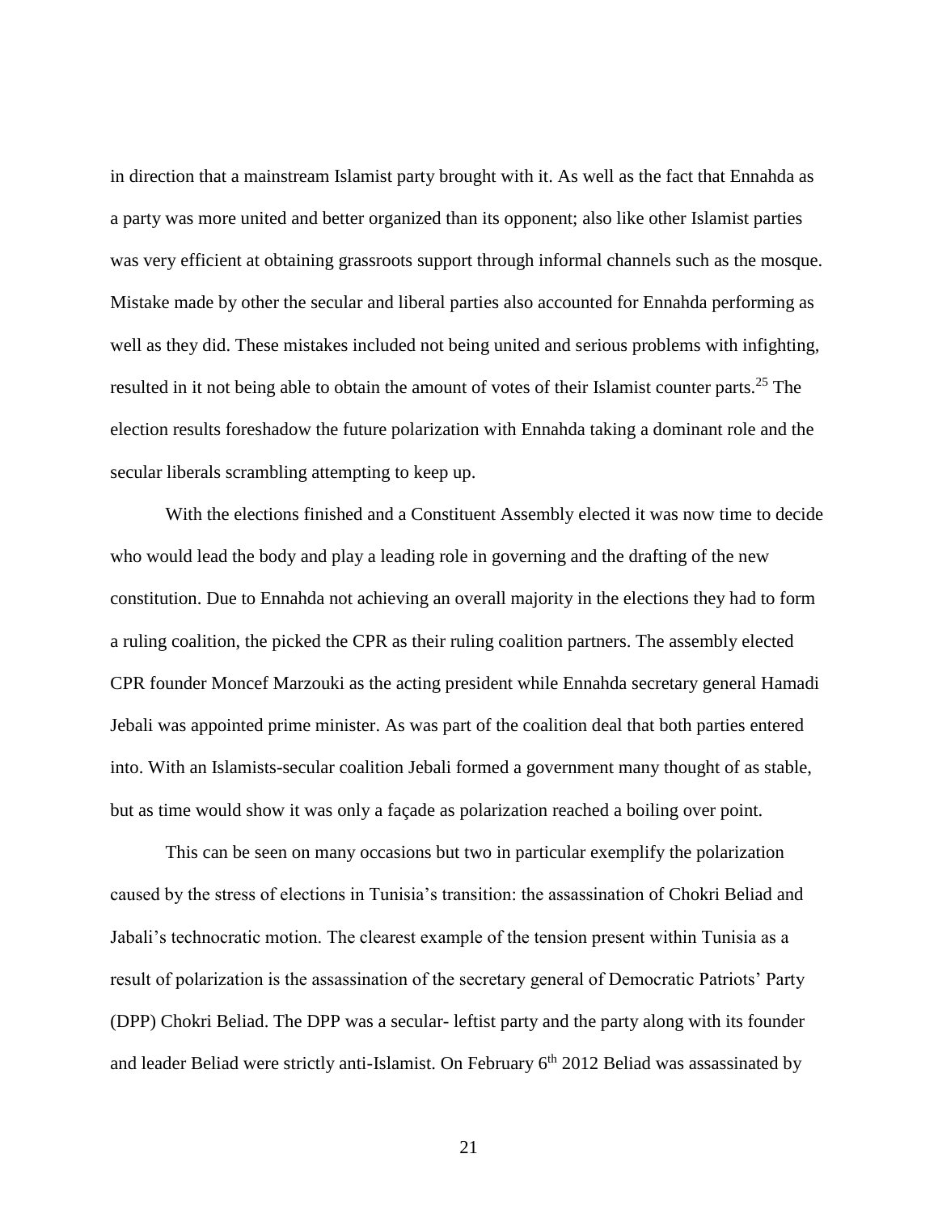in direction that a mainstream Islamist party brought with it. As well as the fact that Ennahda as a party was more united and better organized than its opponent; also like other Islamist parties was very efficient at obtaining grassroots support through informal channels such as the mosque. Mistake made by other the secular and liberal parties also accounted for Ennahda performing as well as they did. These mistakes included not being united and serious problems with infighting, resulted in it not being able to obtain the amount of votes of their Islamist counter parts.[25] The election results foreshadow the future polarization with Ennahda taking a dominant role and the secular liberals scrambling attempting to keep up.

With the elections finished and a Constituent Assembly elected it was now time to decide who would lead the body and play a leading role in governing and the drafting of the new constitution. Due to Ennahda not achieving an overall majority in the elections they had to form a ruling coalition, the picked the CPR as their ruling coalition partners. The assembly elected CPR founder Moncef Marzouki as the acting president while Ennahda secretary general Hamadi Jebali was appointed prime minister. As was part of the coalition deal that both parties entered into. With an Islamists-secular coalition Jebali formed a government many thought of as stable, but as time would show it was only a façade as polarization reached a boiling over point.

This can be seen on many occasions but two in particular exemplify the polarization caused by the stress of elections in Tunisia's transition: the assassination of Chokri Beliad and Jabali's technocratic motion. The clearest example of the tension present within Tunisia as a result of polarization is the assassination of the secretary general of Democratic Patriots' Party (DPP) Chokri Beliad. The DPP was a secular- leftist party and the party along with its founder and leader Beliad were strictly anti-Islamist. On February 6th 2012 Beliad was assassinated by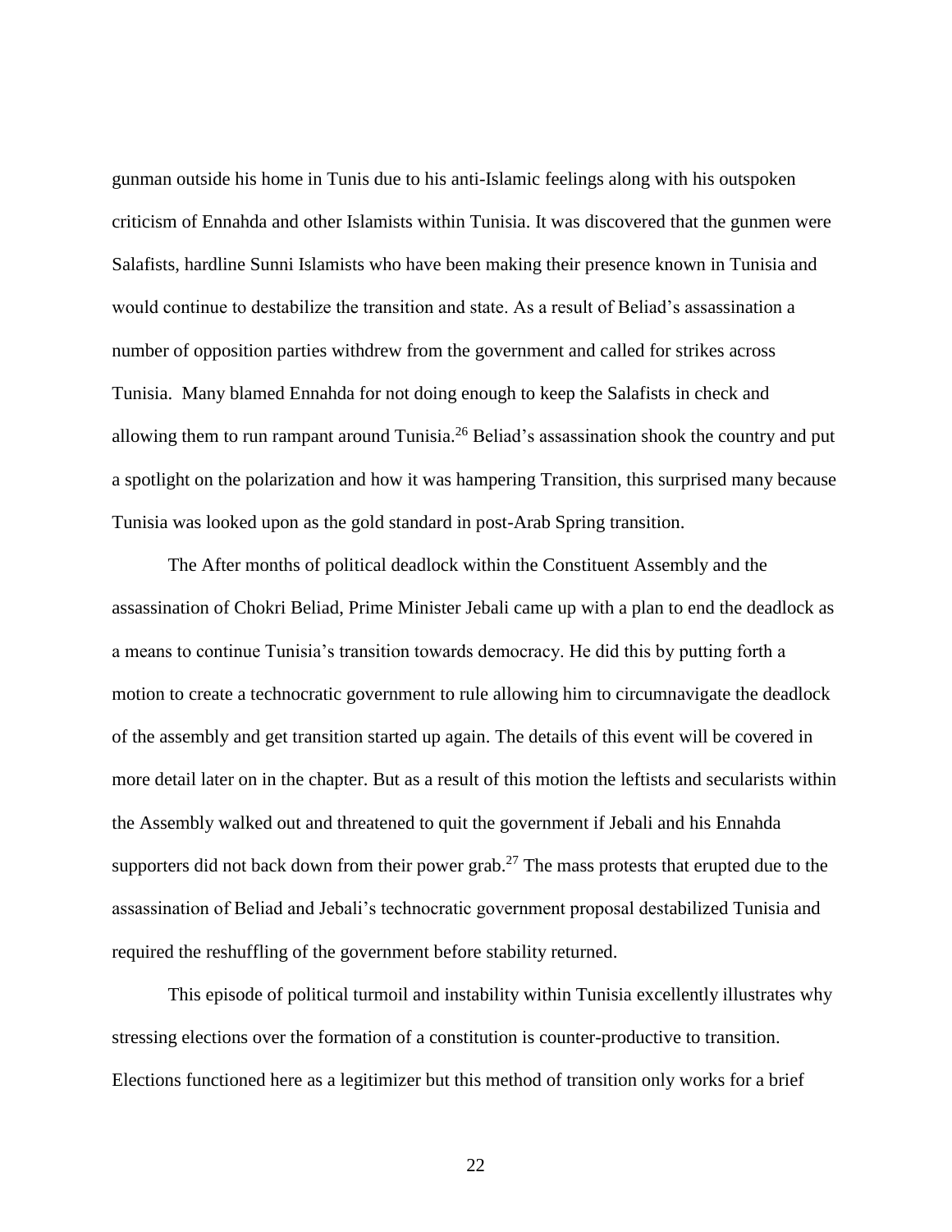gunman outside his home in Tunis due to his anti-Islamic feelings along with his outspoken criticism of Ennahda and other Islamists within Tunisia. It was discovered that the gunmen were Salafists, hardline Sunni Islamists who have been making their presence known in Tunisia and would continue to destabilize the transition and state. As a result of Beliad's assassination a number of opposition parties withdrew from the government and called for strikes across Tunisia. Many blamed Ennahda for not doing enough to keep the Salafists in check and allowing them to run rampant around Tunisia.[26] Beliad's assassination shook the country and put a spotlight on the polarization and how it was hampering Transition, this surprised many because Tunisia was looked upon as the gold standard in post-Arab Spring transition.

The After months of political deadlock within the Constituent Assembly and the assassination of Chokri Beliad, Prime Minister Jebali came up with a plan to end the deadlock as a means to continue Tunisia's transition towards democracy. He did this by putting forth a motion to create a technocratic government to rule allowing him to circumnavigate the deadlock of the assembly and get transition started up again. The details of this event will be covered in more detail later on in the chapter. But as a result of this motion the leftists and secularists within the Assembly walked out and threatened to quit the government if Jebali and his Ennahda supporters did not back down from their power grab.[27] The mass protests that erupted due to the assassination of Beliad and Jebali's technocratic government proposal destabilized Tunisia and required the reshuffling of the government before stability returned.

This episode of political turmoil and instability within Tunisia excellently illustrates why stressing elections over the formation of a constitution is counter-productive to transition. Elections functioned here as a legitimizer but this method of transition only works for a brief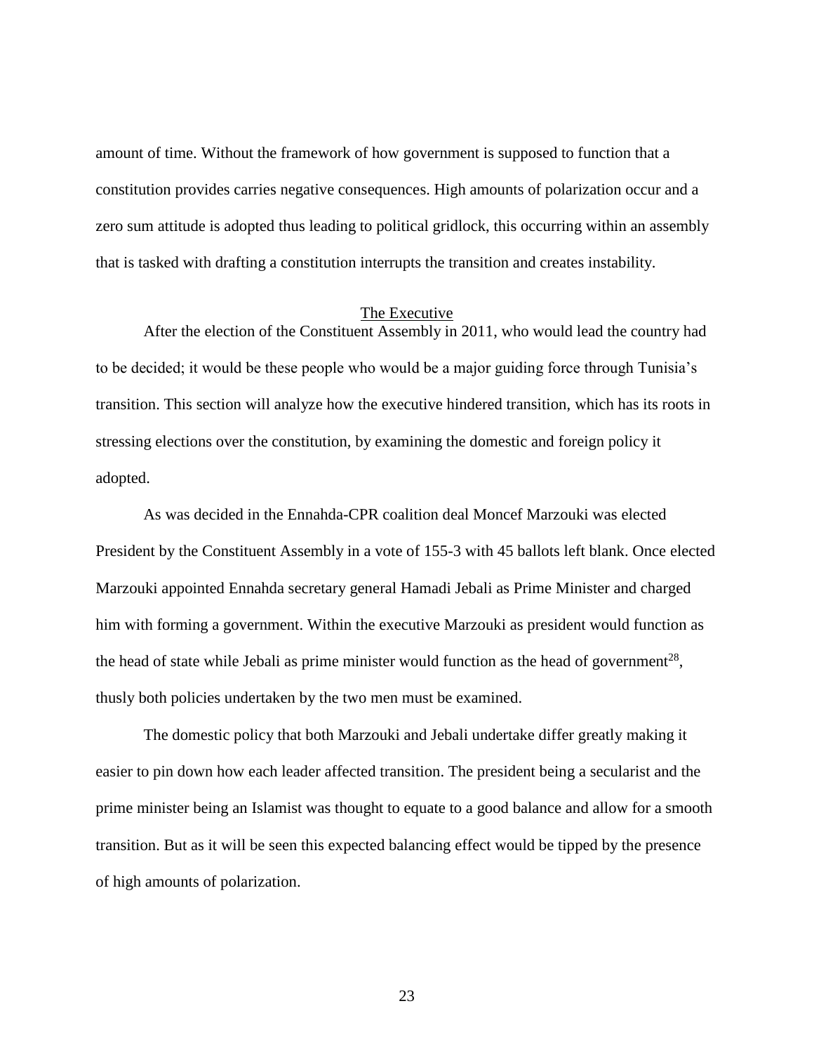amount of time. Without the framework of how government is supposed to function that a constitution provides carries negative consequences. High amounts of polarization occur and a zero sum attitude is adopted thus leading to political gridlock, this occurring within an assembly that is tasked with drafting a constitution interrupts the transition and creates instability.

## The Executive

After the election of the Constituent Assembly in 2011, who would lead the country had to be decided; it would be these people who would be a major guiding force through Tunisia's transition. This section will analyze how the executive hindered transition, which has its roots in stressing elections over the constitution, by examining the domestic and foreign policy it adopted.

As was decided in the Ennahda-CPR coalition deal Moncef Marzouki was elected President by the Constituent Assembly in a vote of 155-3 with 45 ballots left blank. Once elected Marzouki appointed Ennahda secretary general Hamadi Jebali as Prime Minister and charged him with forming a government. Within the executive Marzouki as president would function as the head of state while Jebali as prime minister would function as the head of government[28], thusly both policies undertaken by the two men must be examined.

The domestic policy that both Marzouki and Jebali undertake differ greatly making it easier to pin down how each leader affected transition. The president being a secularist and the prime minister being an Islamist was thought to equate to a good balance and allow for a smooth transition. But as it will be seen this expected balancing effect would be tipped by the presence of high amounts of polarization.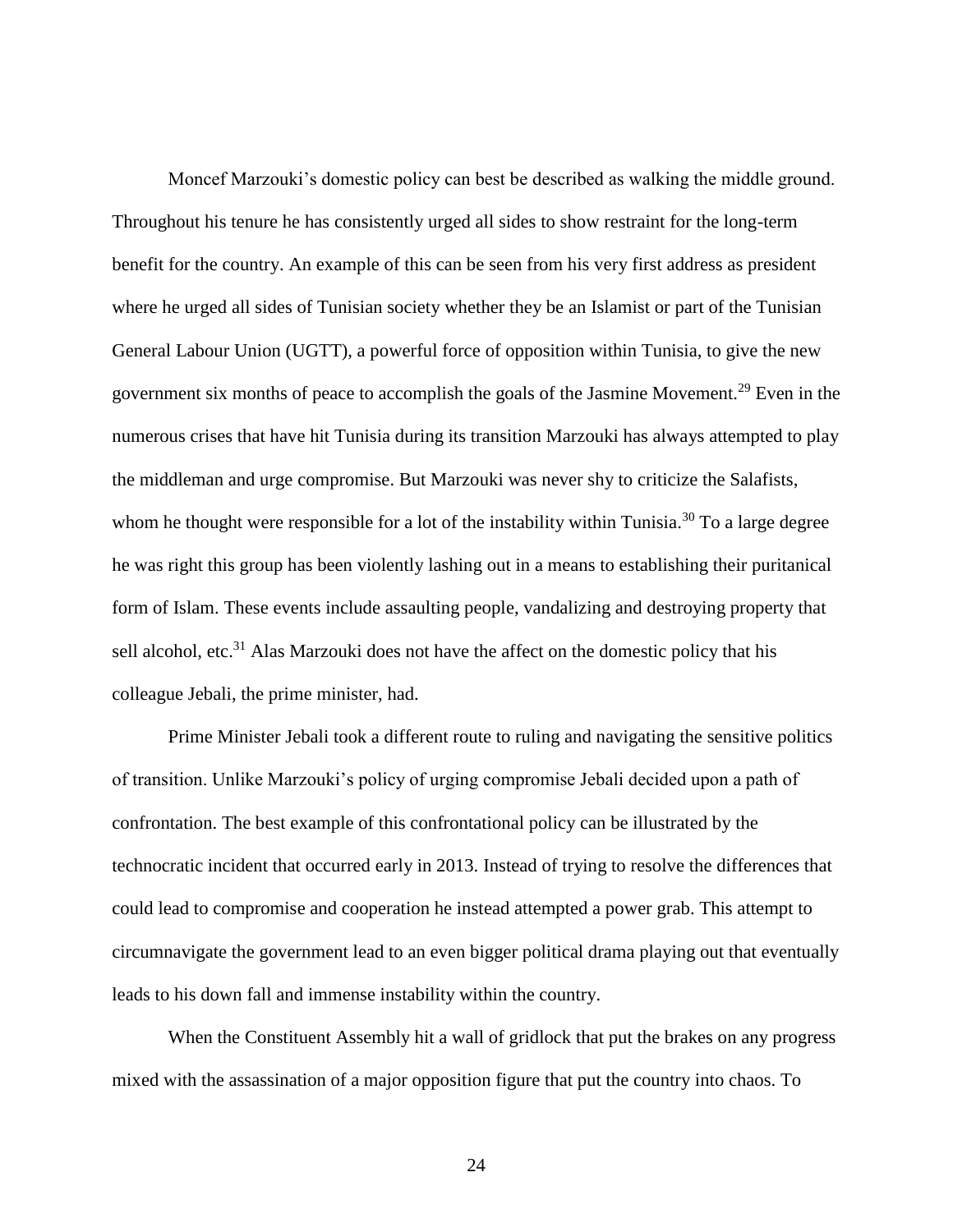Moncef Marzouki's domestic policy can best be described as walking the middle ground. Throughout his tenure he has consistently urged all sides to show restraint for the long-term benefit for the country. An example of this can be seen from his very first address as president where he urged all sides of Tunisian society whether they be an Islamist or part of the Tunisian General Labour Union (UGTT), a powerful force of opposition within Tunisia, to give the new government six months of peace to accomplish the goals of the Jasmine Movement.[29] Even in the numerous crises that have hit Tunisia during its transition Marzouki has always attempted to play the middleman and urge compromise. But Marzouki was never shy to criticize the Salafists, whom he thought were responsible for a lot of the instability within Tunisia.[30] To a large degree he was right this group has been violently lashing out in a means to establishing their puritanical form of Islam. These events include assaulting people, vandalizing and destroying property that sell alcohol, etc.[31] Alas Marzouki does not have the affect on the domestic policy that his colleague Jebali, the prime minister, had.

Prime Minister Jebali took a different route to ruling and navigating the sensitive politics of transition. Unlike Marzouki's policy of urging compromise Jebali decided upon a path of confrontation. The best example of this confrontational policy can be illustrated by the technocratic incident that occurred early in 2013. Instead of trying to resolve the differences that could lead to compromise and cooperation he instead attempted a power grab. This attempt to circumnavigate the government lead to an even bigger political drama playing out that eventually leads to his down fall and immense instability within the country.

When the Constituent Assembly hit a wall of gridlock that put the brakes on any progress mixed with the assassination of a major opposition figure that put the country into chaos. To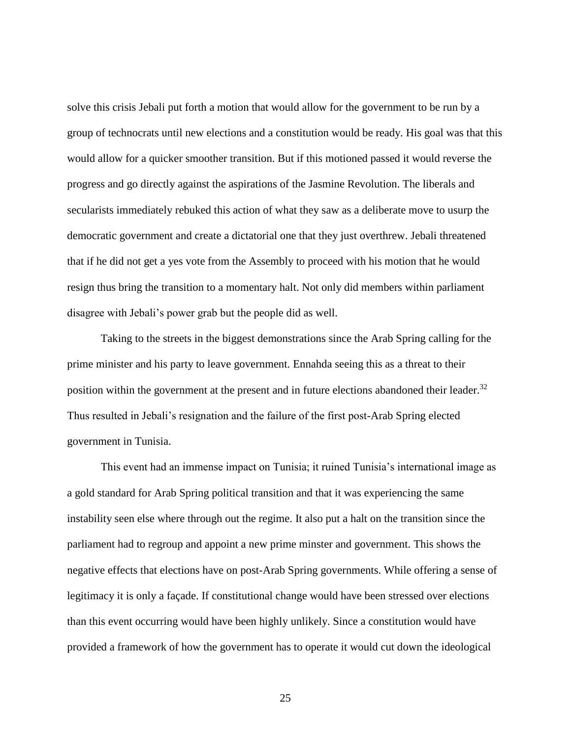solve this crisis Jebali put forth a motion that would allow for the government to be run by a group of technocrats until new elections and a constitution would be ready. His goal was that this would allow for a quicker smoother transition. But if this motioned passed it would reverse the progress and go directly against the aspirations of the Jasmine Revolution. The liberals and secularists immediately rebuked this action of what they saw as a deliberate move to usurp the democratic government and create a dictatorial one that they just overthrew. Jebali threatened that if he did not get a yes vote from the Assembly to proceed with his motion that he would resign thus bring the transition to a momentary halt. Not only did members within parliament disagree with Jebali's power grab but the people did as well.

Taking to the streets in the biggest demonstrations since the Arab Spring calling for the prime minister and his party to leave government. Ennahda seeing this as a threat to their position within the government at the present and in future elections abandoned their leader.[32] Thus resulted in Jebali's resignation and the failure of the first post-Arab Spring elected government in Tunisia.

This event had an immense impact on Tunisia; it ruined Tunisia's international image as a gold standard for Arab Spring political transition and that it was experiencing the same instability seen else where through out the regime. It also put a halt on the transition since the parliament had to regroup and appoint a new prime minster and government. This shows the negative effects that elections have on post-Arab Spring governments. While offering a sense of legitimacy it is only a façade. If constitutional change would have been stressed over elections than this event occurring would have been highly unlikely. Since a constitution would have provided a framework of how the government has to operate it would cut down the ideological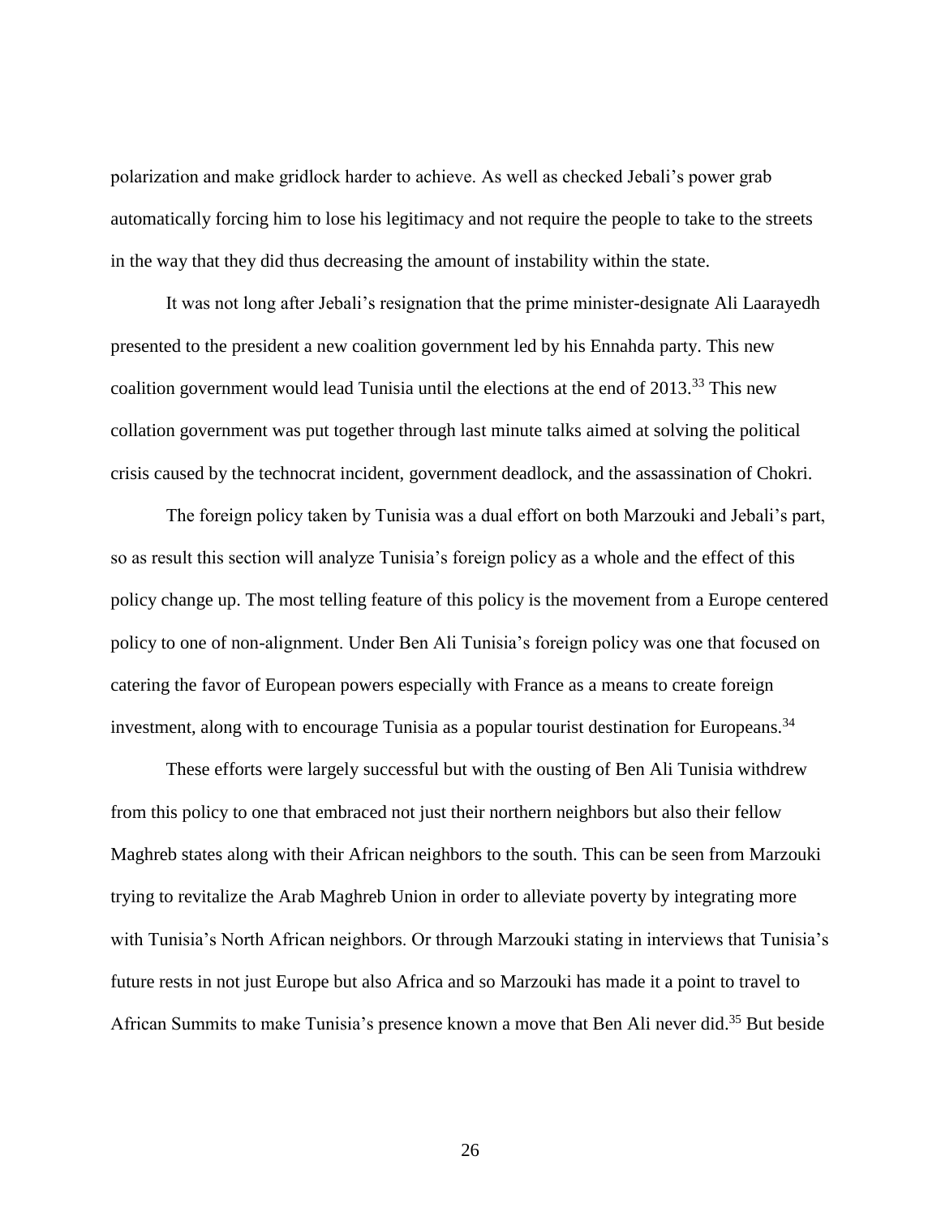polarization and make gridlock harder to achieve. As well as checked Jebali's power grab automatically forcing him to lose his legitimacy and not require the people to take to the streets in the way that they did thus decreasing the amount of instability within the state.

It was not long after Jebali's resignation that the prime minister-designate Ali Laarayedh presented to the president a new coalition government led by his Ennahda party. This new coalition government would lead Tunisia until the elections at the end of 2013.[33] This new collation government was put together through last minute talks aimed at solving the political crisis caused by the technocrat incident, government deadlock, and the assassination of Chokri.

The foreign policy taken by Tunisia was a dual effort on both Marzouki and Jebali's part, so as result this section will analyze Tunisia's foreign policy as a whole and the effect of this policy change up. The most telling feature of this policy is the movement from a Europe centered policy to one of non-alignment. Under Ben Ali Tunisia's foreign policy was one that focused on catering the favor of European powers especially with France as a means to create foreign investment, along with to encourage Tunisia as a popular tourist destination for Europeans.[34]

These efforts were largely successful but with the ousting of Ben Ali Tunisia withdrew from this policy to one that embraced not just their northern neighbors but also their fellow Maghreb states along with their African neighbors to the south. This can be seen from Marzouki trying to revitalize the Arab Maghreb Union in order to alleviate poverty by integrating more with Tunisia's North African neighbors. Or through Marzouki stating in interviews that Tunisia's future rests in not just Europe but also Africa and so Marzouki has made it a point to travel to African Summits to make Tunisia's presence known a move that Ben Ali never did.[35] But beside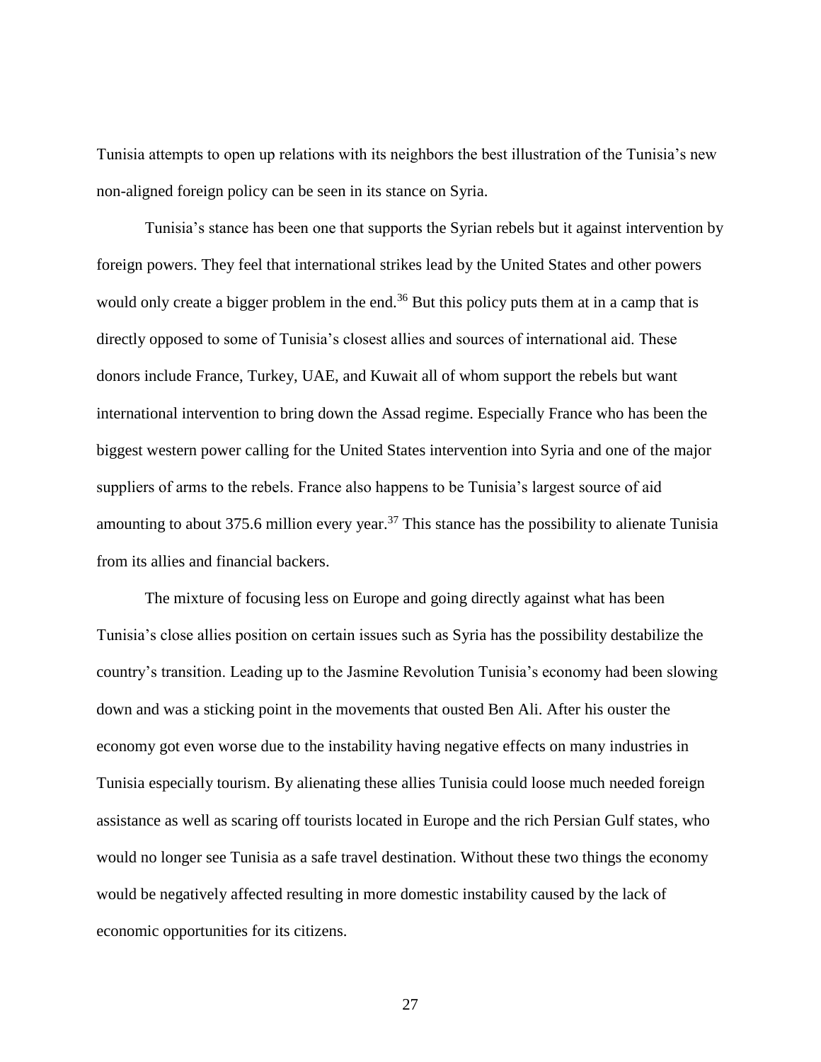Tunisia attempts to open up relations with its neighbors the best illustration of the Tunisia's new non-aligned foreign policy can be seen in its stance on Syria.

Tunisia's stance has been one that supports the Syrian rebels but it against intervention by foreign powers. They feel that international strikes lead by the United States and other powers would only create a bigger problem in the end.[36] But this policy puts them at in a camp that is directly opposed to some of Tunisia's closest allies and sources of international aid. These donors include France, Turkey, UAE, and Kuwait all of whom support the rebels but want international intervention to bring down the Assad regime. Especially France who has been the biggest western power calling for the United States intervention into Syria and one of the major suppliers of arms to the rebels. France also happens to be Tunisia's largest source of aid amounting to about 375.6 million every year.[37] This stance has the possibility to alienate Tunisia from its allies and financial backers.

The mixture of focusing less on Europe and going directly against what has been Tunisia's close allies position on certain issues such as Syria has the possibility destabilize the country's transition. Leading up to the Jasmine Revolution Tunisia's economy had been slowing down and was a sticking point in the movements that ousted Ben Ali. After his ouster the economy got even worse due to the instability having negative effects on many industries in Tunisia especially tourism. By alienating these allies Tunisia could loose much needed foreign assistance as well as scaring off tourists located in Europe and the rich Persian Gulf states, who would no longer see Tunisia as a safe travel destination. Without these two things the economy would be negatively affected resulting in more domestic instability caused by the lack of economic opportunities for its citizens.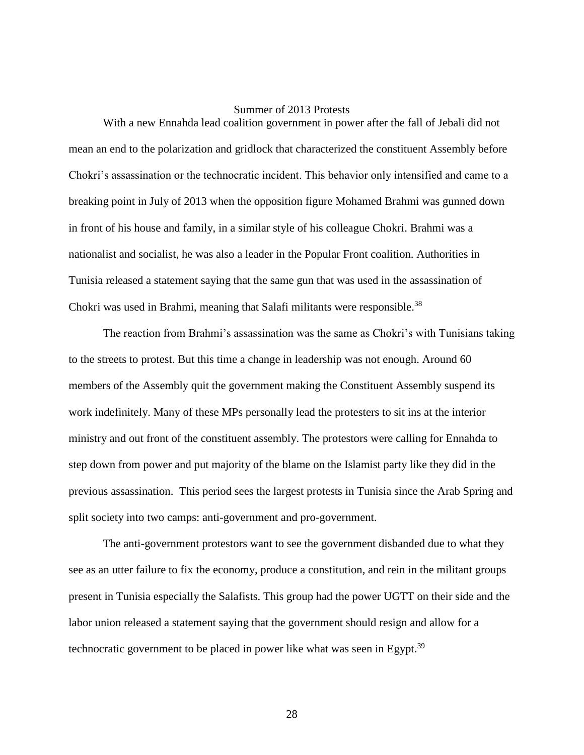## Summer of 2013 Protests

With a new Ennahda lead coalition government in power after the fall of Jebali did not mean an end to the polarization and gridlock that characterized the constituent Assembly before Chokri's assassination or the technocratic incident. This behavior only intensified and came to a breaking point in July of 2013 when the opposition figure Mohamed Brahmi was gunned down in front of his house and family, in a similar style of his colleague Chokri. Brahmi was a nationalist and socialist, he was also a leader in the Popular Front coalition. Authorities in Tunisia released a statement saying that the same gun that was used in the assassination of Chokri was used in Brahmi, meaning that Salafi militants were responsible.[38]

The reaction from Brahmi's assassination was the same as Chokri's with Tunisians taking to the streets to protest. But this time a change in leadership was not enough. Around 60 members of the Assembly quit the government making the Constituent Assembly suspend its work indefinitely. Many of these MPs personally lead the protesters to sit ins at the interior ministry and out front of the constituent assembly. The protestors were calling for Ennahda to step down from power and put majority of the blame on the Islamist party like they did in the previous assassination. This period sees the largest protests in Tunisia since the Arab Spring and split society into two camps: anti-government and pro-government.

The anti-government protestors want to see the government disbanded due to what they see as an utter failure to fix the economy, produce a constitution, and rein in the militant groups present in Tunisia especially the Salafists. This group had the power UGTT on their side and the labor union released a statement saying that the government should resign and allow for a technocratic government to be placed in power like what was seen in Egypt.[39]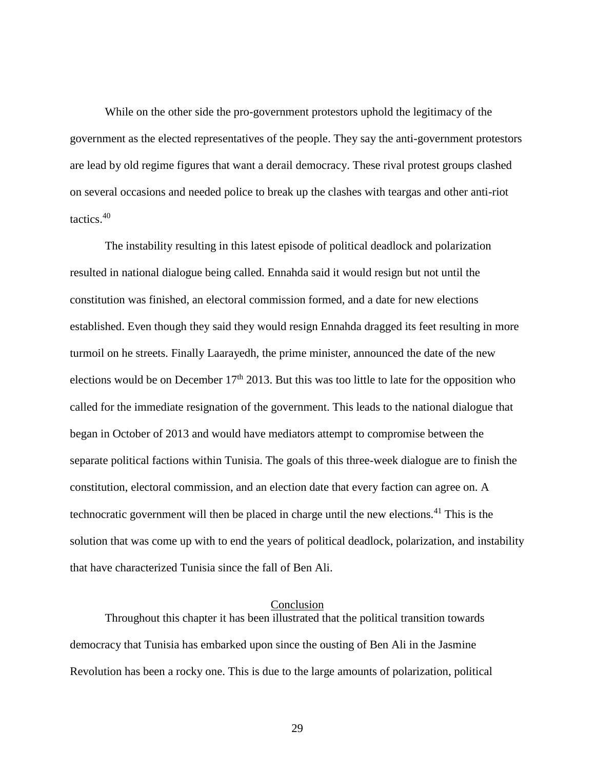While on the other side the pro-government protestors uphold the legitimacy of the government as the elected representatives of the people. They say the anti-government protestors are lead by old regime figures that want a derail democracy. These rival protest groups clashed on several occasions and needed police to break up the clashes with teargas and other anti-riot tactics.[40]

The instability resulting in this latest episode of political deadlock and polarization resulted in national dialogue being called. Ennahda said it would resign but not until the constitution was finished, an electoral commission formed, and a date for new elections established. Even though they said they would resign Ennahda dragged its feet resulting in more turmoil on he streets. Finally Laarayedh, the prime minister, announced the date of the new elections would be on December 17th 2013. But this was too little to late for the opposition who called for the immediate resignation of the government. This leads to the national dialogue that began in October of 2013 and would have mediators attempt to compromise between the separate political factions within Tunisia. The goals of this three-week dialogue are to finish the constitution, electoral commission, and an election date that every faction can agree on. A technocratic government will then be placed in charge until the new elections.[41] This is the solution that was come up with to end the years of political deadlock, polarization, and instability that have characterized Tunisia since the fall of Ben Ali.

## Conclusion

Throughout this chapter it has been illustrated that the political transition towards democracy that Tunisia has embarked upon since the ousting of Ben Ali in the Jasmine Revolution has been a rocky one. This is due to the large amounts of polarization, political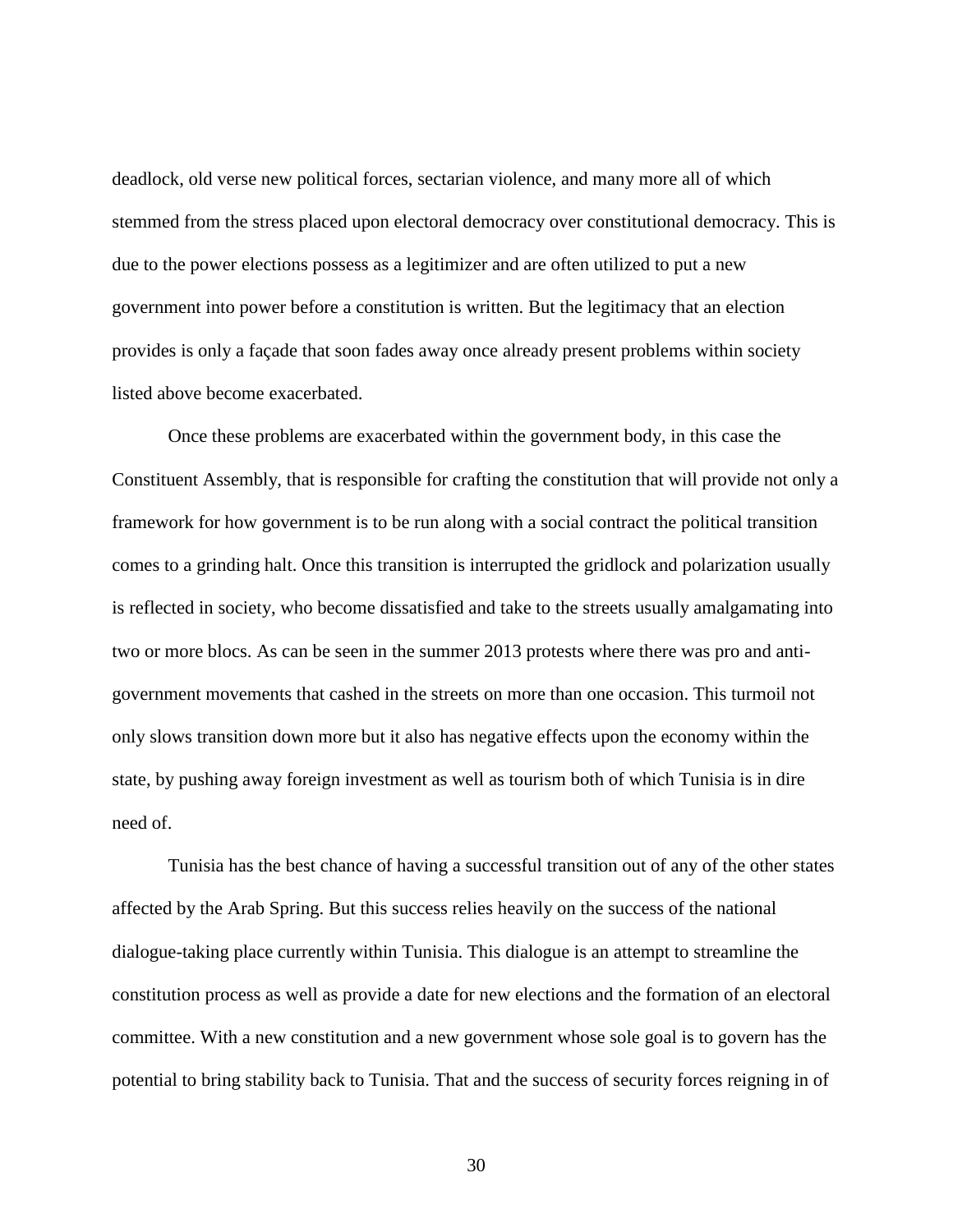deadlock, old verse new political forces, sectarian violence, and many more all of which stemmed from the stress placed upon electoral democracy over constitutional democracy. This is due to the power elections possess as a legitimizer and are often utilized to put a new government into power before a constitution is written. But the legitimacy that an election provides is only a façade that soon fades away once already present problems within society listed above become exacerbated.

Once these problems are exacerbated within the government body, in this case the Constituent Assembly, that is responsible for crafting the constitution that will provide not only a framework for how government is to be run along with a social contract the political transition comes to a grinding halt. Once this transition is interrupted the gridlock and polarization usually is reflected in society, who become dissatisfied and take to the streets usually amalgamating into two or more blocs. As can be seen in the summer 2013 protests where there was pro and anti-government movements that cashed in the streets on more than one occasion. This turmoil not only slows transition down more but it also has negative effects upon the economy within the state, by pushing away foreign investment as well as tourism both of which Tunisia is in dire need of.

Tunisia has the best chance of having a successful transition out of any of the other states affected by the Arab Spring. But this success relies heavily on the success of the national dialogue-taking place currently within Tunisia. This dialogue is an attempt to streamline the constitution process as well as provide a date for new elections and the formation of an electoral committee. With a new constitution and a new government whose sole goal is to govern has the potential to bring stability back to Tunisia. That and the success of security forces reigning in of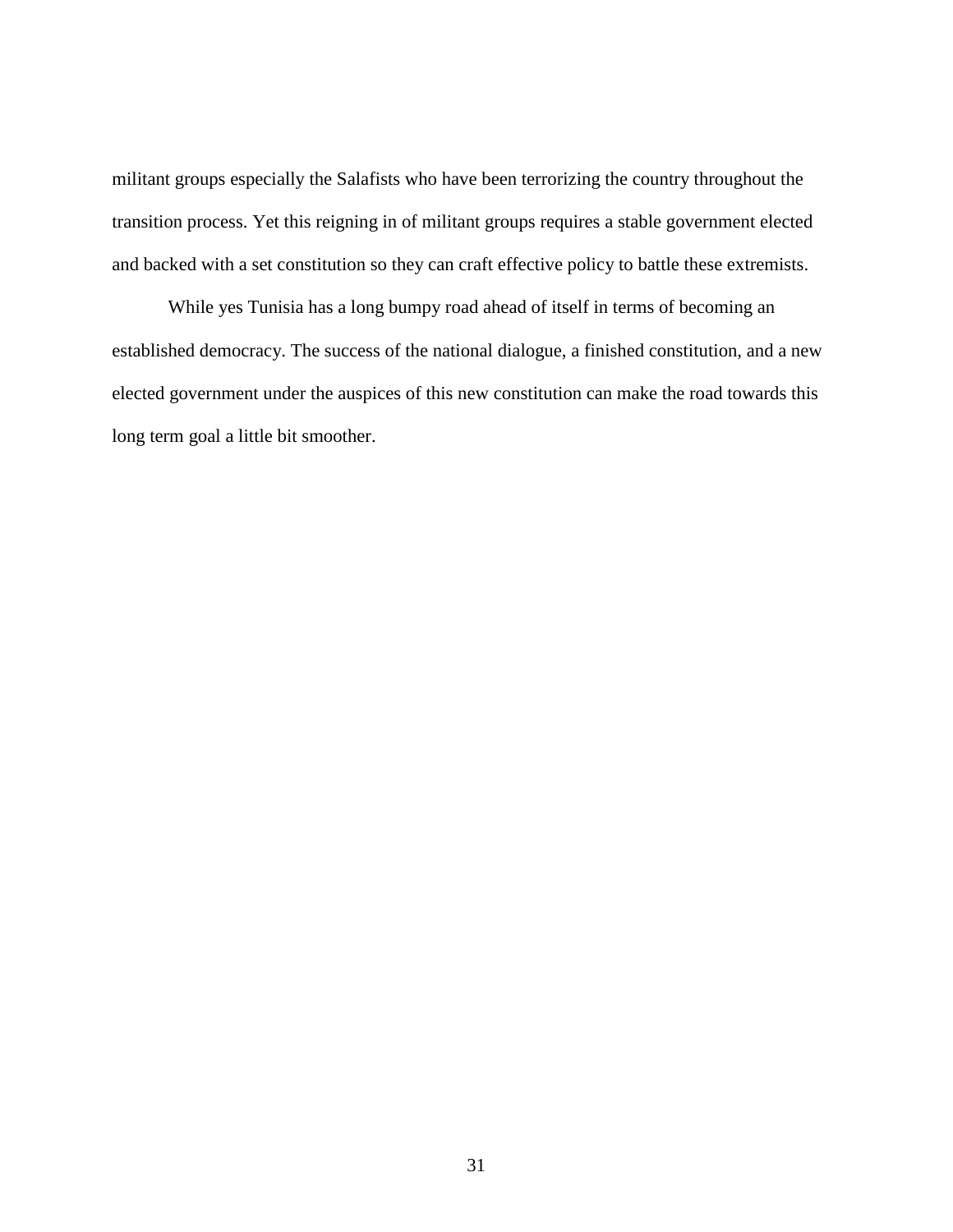militant groups especially the Salafists who have been terrorizing the country throughout the transition process. Yet this reigning in of militant groups requires a stable government elected and backed with a set constitution so they can craft effective policy to battle these extremists.

While yes Tunisia has a long bumpy road ahead of itself in terms of becoming an established democracy. The success of the national dialogue, a finished constitution, and a new elected government under the auspices of this new constitution can make the road towards this long term goal a little bit smoother.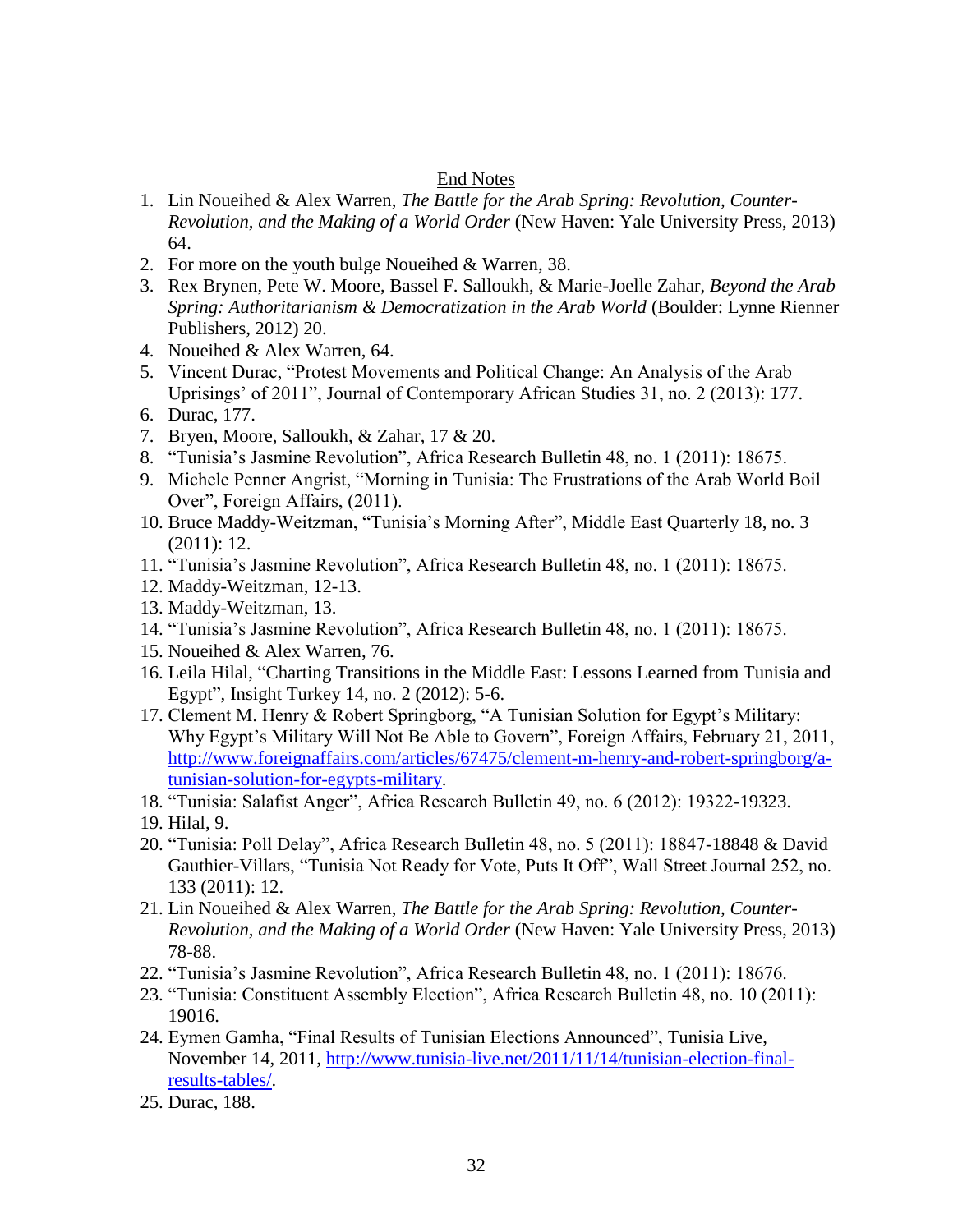## End Notes

1. Lin Noueihed & Alex Warren, *The Battle for the Arab Spring: Revolution, Counter-Revolution, and the Making of a World Order* (New Haven: Yale University Press, 2013) 64.
2. For more on the youth bulge Noueihed & Warren, 38.
3. Rex Brynen, Pete W. Moore, Bassel F. Salloukh, & Marie-Joelle Zahar, *Beyond the Arab Spring: Authoritarianism & Democratization in the Arab World* (Boulder: Lynne Rienner Publishers, 2012) 20.
4. Noueihed & Alex Warren, 64.
5. Vincent Durac, "Protest Movements and Political Change: An Analysis of the Arab Uprisings' of 2011", Journal of Contemporary African Studies 31, no. 2 (2013): 177.
6. Durac, 177.
7. Bryen, Moore, Salloukh, & Zahar, 17 & 20.
8. "Tunisia's Jasmine Revolution", Africa Research Bulletin 48, no. 1 (2011): 18675.
9. Michele Penner Angrist, "Morning in Tunisia: The Frustrations of the Arab World Boil Over", Foreign Affairs, (2011).
10. Bruce Maddy-Weitzman, "Tunisia's Morning After", Middle East Quarterly 18, no. 3 (2011): 12.
11. "Tunisia's Jasmine Revolution", Africa Research Bulletin 48, no. 1 (2011): 18675.
12. Maddy-Weitzman, 12-13.
13. Maddy-Weitzman, 13.
14. "Tunisia's Jasmine Revolution", Africa Research Bulletin 48, no. 1 (2011): 18675.
15. Noueihed & Alex Warren, 76.
16. Leila Hilal, "Charting Transitions in the Middle East: Lessons Learned from Tunisia and Egypt", Insight Turkey 14, no. 2 (2012): 5-6.
17. Clement M. Henry & Robert Springborg, "A Tunisian Solution for Egypt's Military: Why Egypt's Military Will Not Be Able to Govern", Foreign Affairs, February 21, 2011, [http://www.foreignaffairs.com/articles/67475/clement-m-henry-and-robert-springborg/a-tunisian-solution-for-egypts-military](http://www.foreignaffairs.com/articles/67475/clement-m-henry-and-robert-springborg/a-tunisian-solution-for-egypts-military).
18. "Tunisia: Salafist Anger", Africa Research Bulletin 49, no. 6 (2012): 19322-19323.
19. Hilal, 9.
20. "Tunisia: Poll Delay", Africa Research Bulletin 48, no. 5 (2011): 18847-18848 & David Gauthier-Villars, "Tunisia Not Ready for Vote, Puts It Off", Wall Street Journal 252, no. 133 (2011): 12.
21. Lin Noueihed & Alex Warren, *The Battle for the Arab Spring: Revolution, Counter-Revolution, and the Making of a World Order* (New Haven: Yale University Press, 2013) 78-88.
22. "Tunisia's Jasmine Revolution", Africa Research Bulletin 48, no. 1 (2011): 18676.
23. "Tunisia: Constituent Assembly Election", Africa Research Bulletin 48, no. 10 (2011): 19016.
24. Eymen Gamha, "Final Results of Tunisian Elections Announced", Tunisia Live, November 14, 2011, [http://www.tunisia-live.net/2011/11/14/tunisian-election-final-results-tables/](http://www.tunisia-live.net/2011/11/14/tunisian-election-final-results-tables/).
25. Durac, 188.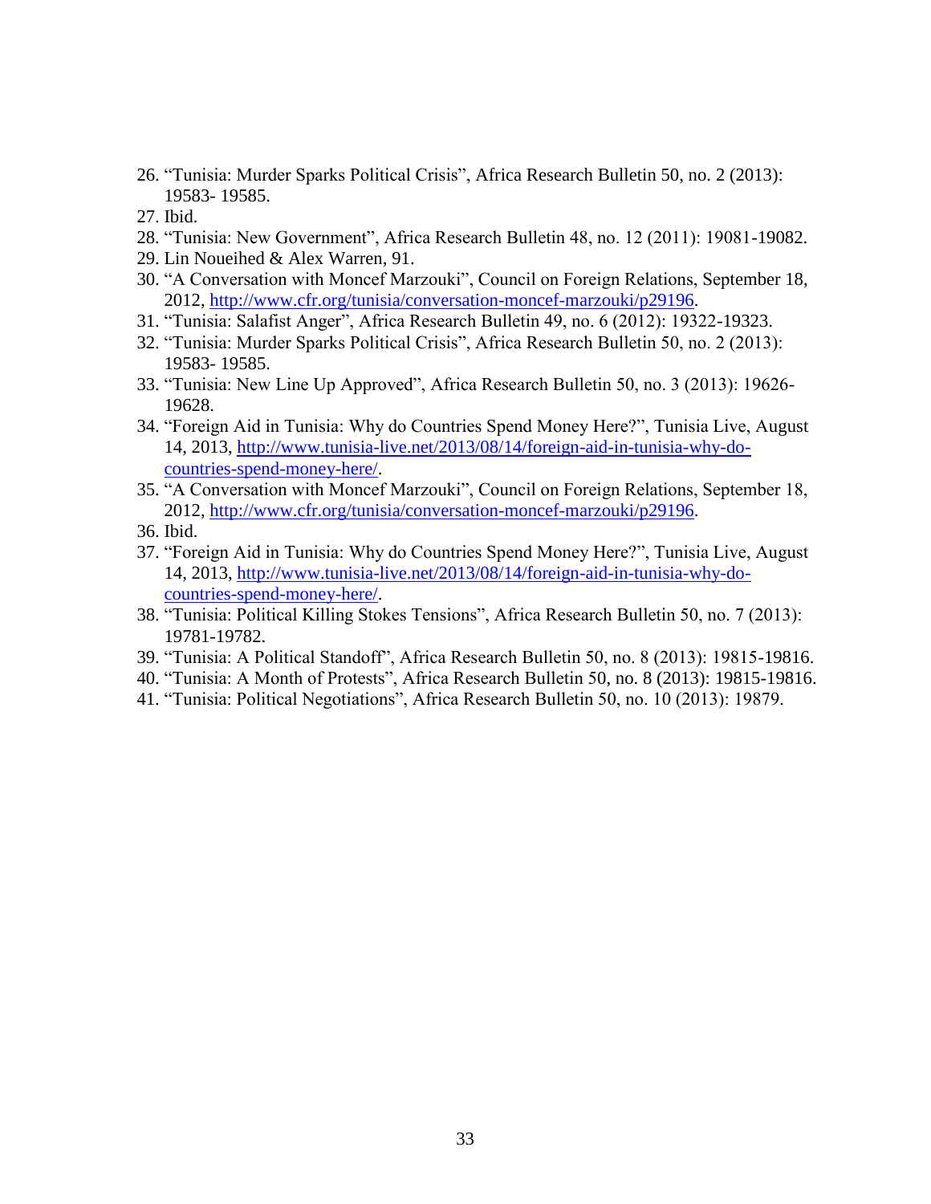26. "Tunisia: Murder Sparks Political Crisis", Africa Research Bulletin 50, no. 2 (2013): 19583- 19585.
27. Ibid.
28. "Tunisia: New Government", Africa Research Bulletin 48, no. 12 (2011): 19081-19082.
29. Lin Noueihed & Alex Warren, 91.
30. "A Conversation with Moncef Marzouki", Council on Foreign Relations, September 18, 2012, http://www.cfr.org/tunisia/conversation-moncef-marzouki/p29196.
31. "Tunisia: Salafist Anger", Africa Research Bulletin 49, no. 6 (2012): 19322-19323.
32. "Tunisia: Murder Sparks Political Crisis", Africa Research Bulletin 50, no. 2 (2013): 19583- 19585.
33. "Tunisia: New Line Up Approved", Africa Research Bulletin 50, no. 3 (2013): 19626-19628.
34. "Foreign Aid in Tunisia: Why do Countries Spend Money Here?", Tunisia Live, August 14, 2013, http://www.tunisia-live.net/2013/08/14/foreign-aid-in-tunisia-why-do-countries-spend-money-here/.
35. "A Conversation with Moncef Marzouki", Council on Foreign Relations, September 18, 2012, http://www.cfr.org/tunisia/conversation-moncef-marzouki/p29196.
36. Ibid.
37. "Foreign Aid in Tunisia: Why do Countries Spend Money Here?", Tunisia Live, August 14, 2013, http://www.tunisia-live.net/2013/08/14/foreign-aid-in-tunisia-why-do-countries-spend-money-here/.
38. "Tunisia: Political Killing Stokes Tensions", Africa Research Bulletin 50, no. 7 (2013): 19781-19782.
39. "Tunisia: A Political Standoff", Africa Research Bulletin 50, no. 8 (2013): 19815-19816.
40. "Tunisia: A Month of Protests", Africa Research Bulletin 50, no. 8 (2013): 19815-19816.
41. "Tunisia: Political Negotiations", Africa Research Bulletin 50, no. 10 (2013): 19879.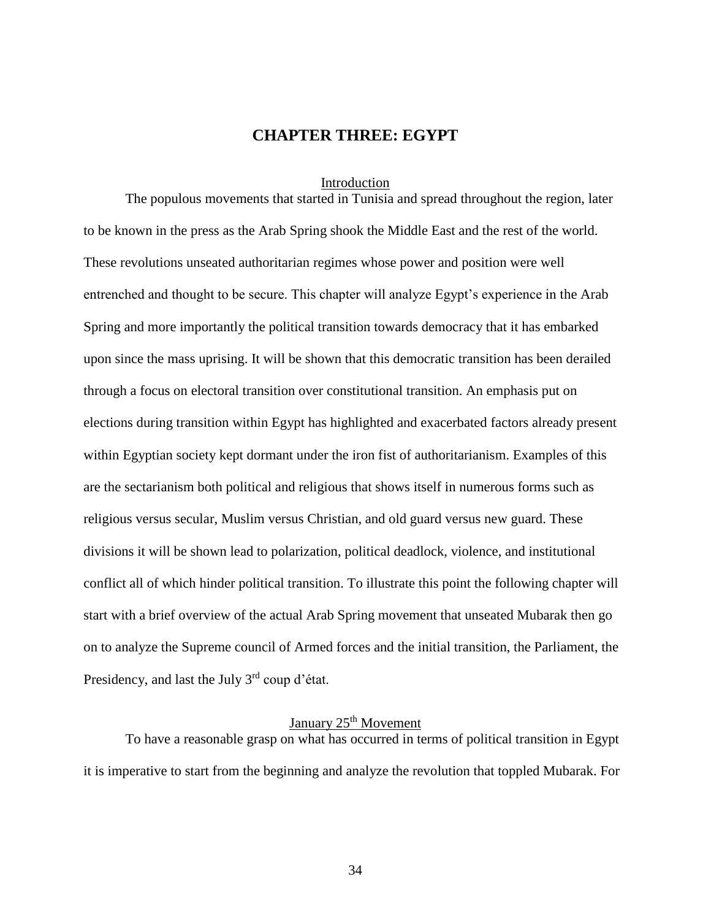# CHAPTER THREE: EGYPT

## Introduction

The populous movements that started in Tunisia and spread throughout the region, later to be known in the press as the Arab Spring shook the Middle East and the rest of the world. These revolutions unseated authoritarian regimes whose power and position were well entrenched and thought to be secure. This chapter will analyze Egypt's experience in the Arab Spring and more importantly the political transition towards democracy that it has embarked upon since the mass uprising. It will be shown that this democratic transition has been derailed through a focus on electoral transition over constitutional transition. An emphasis put on elections during transition within Egypt has highlighted and exacerbated factors already present within Egyptian society kept dormant under the iron fist of authoritarianism. Examples of this are the sectarianism both political and religious that shows itself in numerous forms such as religious versus secular, Muslim versus Christian, and old guard versus new guard. These divisions it will be shown lead to polarization, political deadlock, violence, and institutional conflict all of which hinder political transition. To illustrate this point the following chapter will start with a brief overview of the actual Arab Spring movement that unseated Mubarak then go on to analyze the Supreme council of Armed forces and the initial transition, the Parliament, the Presidency, and last the July 3rd coup d'état.

## January 25th Movement

To have a reasonable grasp on what has occurred in terms of political transition in Egypt it is imperative to start from the beginning and analyze the revolution that toppled Mubarak. For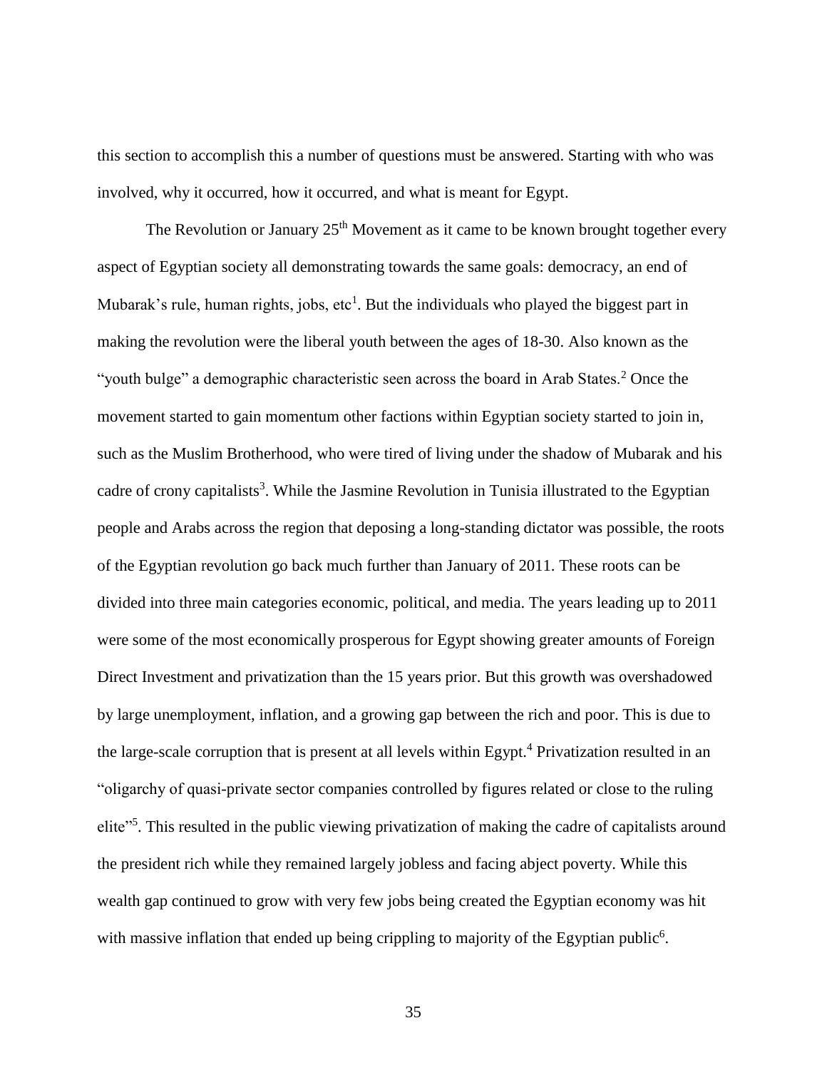this section to accomplish this a number of questions must be answered. Starting with who was involved, why it occurred, how it occurred, and what is meant for Egypt.

The Revolution or January 25th Movement as it came to be known brought together every aspect of Egyptian society all demonstrating towards the same goals: democracy, an end of Mubarak's rule, human rights, jobs, etc[1]. But the individuals who played the biggest part in making the revolution were the liberal youth between the ages of 18-30. Also known as the "youth bulge" a demographic characteristic seen across the board in Arab States.[2] Once the movement started to gain momentum other factions within Egyptian society started to join in, such as the Muslim Brotherhood, who were tired of living under the shadow of Mubarak and his cadre of crony capitalists[3]. While the Jasmine Revolution in Tunisia illustrated to the Egyptian people and Arabs across the region that deposing a long-standing dictator was possible, the roots of the Egyptian revolution go back much further than January of 2011. These roots can be divided into three main categories economic, political, and media. The years leading up to 2011 were some of the most economically prosperous for Egypt showing greater amounts of Foreign Direct Investment and privatization than the 15 years prior. But this growth was overshadowed by large unemployment, inflation, and a growing gap between the rich and poor. This is due to the large-scale corruption that is present at all levels within Egypt.[4] Privatization resulted in an "oligarchy of quasi-private sector companies controlled by figures related or close to the ruling elite"[5]. This resulted in the public viewing privatization of making the cadre of capitalists around the president rich while they remained largely jobless and facing abject poverty. While this wealth gap continued to grow with very few jobs being created the Egyptian economy was hit with massive inflation that ended up being crippling to majority of the Egyptian public[6].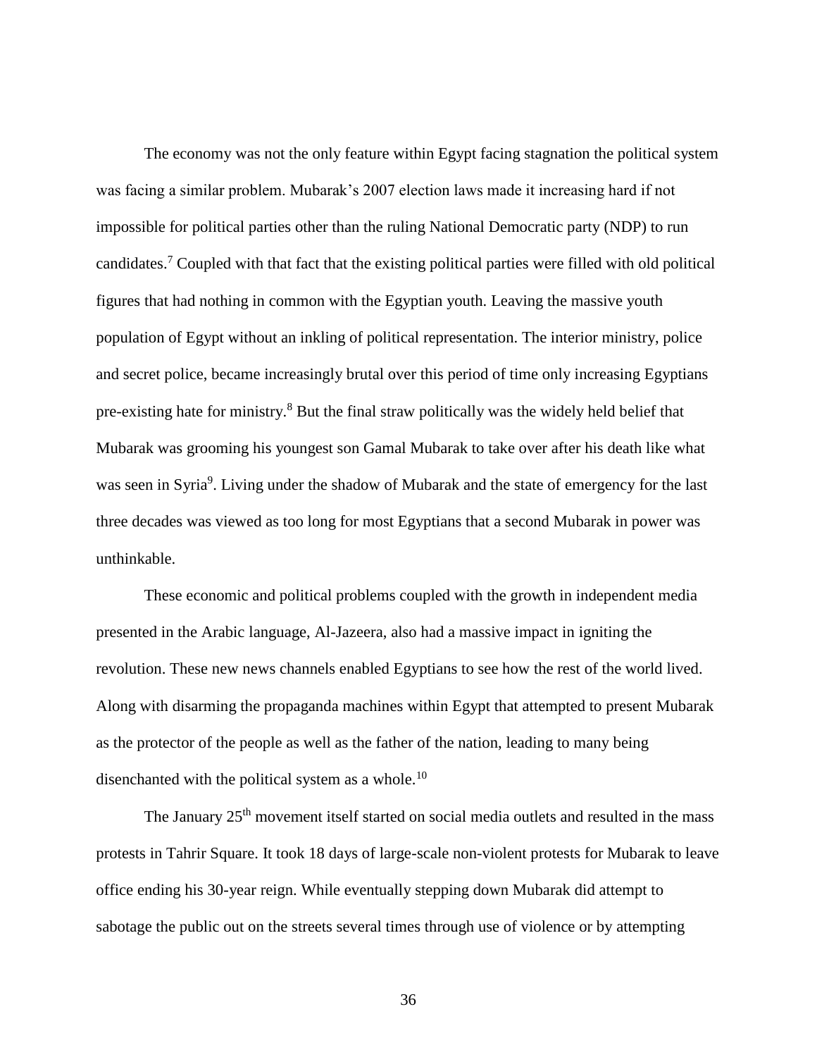The economy was not the only feature within Egypt facing stagnation the political system was facing a similar problem. Mubarak's 2007 election laws made it increasing hard if not impossible for political parties other than the ruling National Democratic party (NDP) to run candidates.[7] Coupled with that fact that the existing political parties were filled with old political figures that had nothing in common with the Egyptian youth. Leaving the massive youth population of Egypt without an inkling of political representation. The interior ministry, police and secret police, became increasingly brutal over this period of time only increasing Egyptians pre-existing hate for ministry.[8] But the final straw politically was the widely held belief that Mubarak was grooming his youngest son Gamal Mubarak to take over after his death like what was seen in Syria[9]. Living under the shadow of Mubarak and the state of emergency for the last three decades was viewed as too long for most Egyptians that a second Mubarak in power was unthinkable.

These economic and political problems coupled with the growth in independent media presented in the Arabic language, Al-Jazeera, also had a massive impact in igniting the revolution. These new news channels enabled Egyptians to see how the rest of the world lived. Along with disarming the propaganda machines within Egypt that attempted to present Mubarak as the protector of the people as well as the father of the nation, leading to many being disenchanted with the political system as a whole.[10]

The January 25th movement itself started on social media outlets and resulted in the mass protests in Tahrir Square. It took 18 days of large-scale non-violent protests for Mubarak to leave office ending his 30-year reign. While eventually stepping down Mubarak did attempt to sabotage the public out on the streets several times through use of violence or by attempting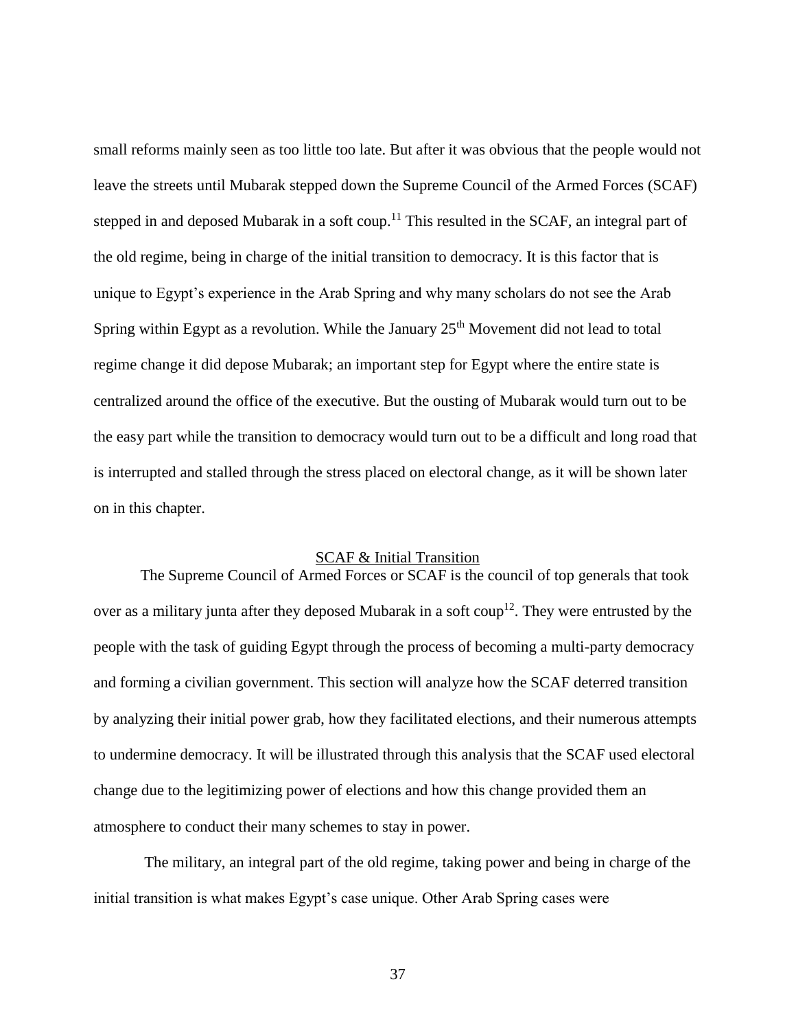small reforms mainly seen as too little too late. But after it was obvious that the people would not leave the streets until Mubarak stepped down the Supreme Council of the Armed Forces (SCAF) stepped in and deposed Mubarak in a soft coup.[11] This resulted in the SCAF, an integral part of the old regime, being in charge of the initial transition to democracy. It is this factor that is unique to Egypt's experience in the Arab Spring and why many scholars do not see the Arab Spring within Egypt as a revolution. While the January 25th Movement did not lead to total regime change it did depose Mubarak; an important step for Egypt where the entire state is centralized around the office of the executive. But the ousting of Mubarak would turn out to be the easy part while the transition to democracy would turn out to be a difficult and long road that is interrupted and stalled through the stress placed on electoral change, as it will be shown later on in this chapter.

## SCAF & Initial Transition

The Supreme Council of Armed Forces or SCAF is the council of top generals that took over as a military junta after they deposed Mubarak in a soft coup[12]. They were entrusted by the people with the task of guiding Egypt through the process of becoming a multi-party democracy and forming a civilian government. This section will analyze how the SCAF deterred transition by analyzing their initial power grab, how they facilitated elections, and their numerous attempts to undermine democracy. It will be illustrated through this analysis that the SCAF used electoral change due to the legitimizing power of elections and how this change provided them an atmosphere to conduct their many schemes to stay in power.

The military, an integral part of the old regime, taking power and being in charge of the initial transition is what makes Egypt's case unique. Other Arab Spring cases were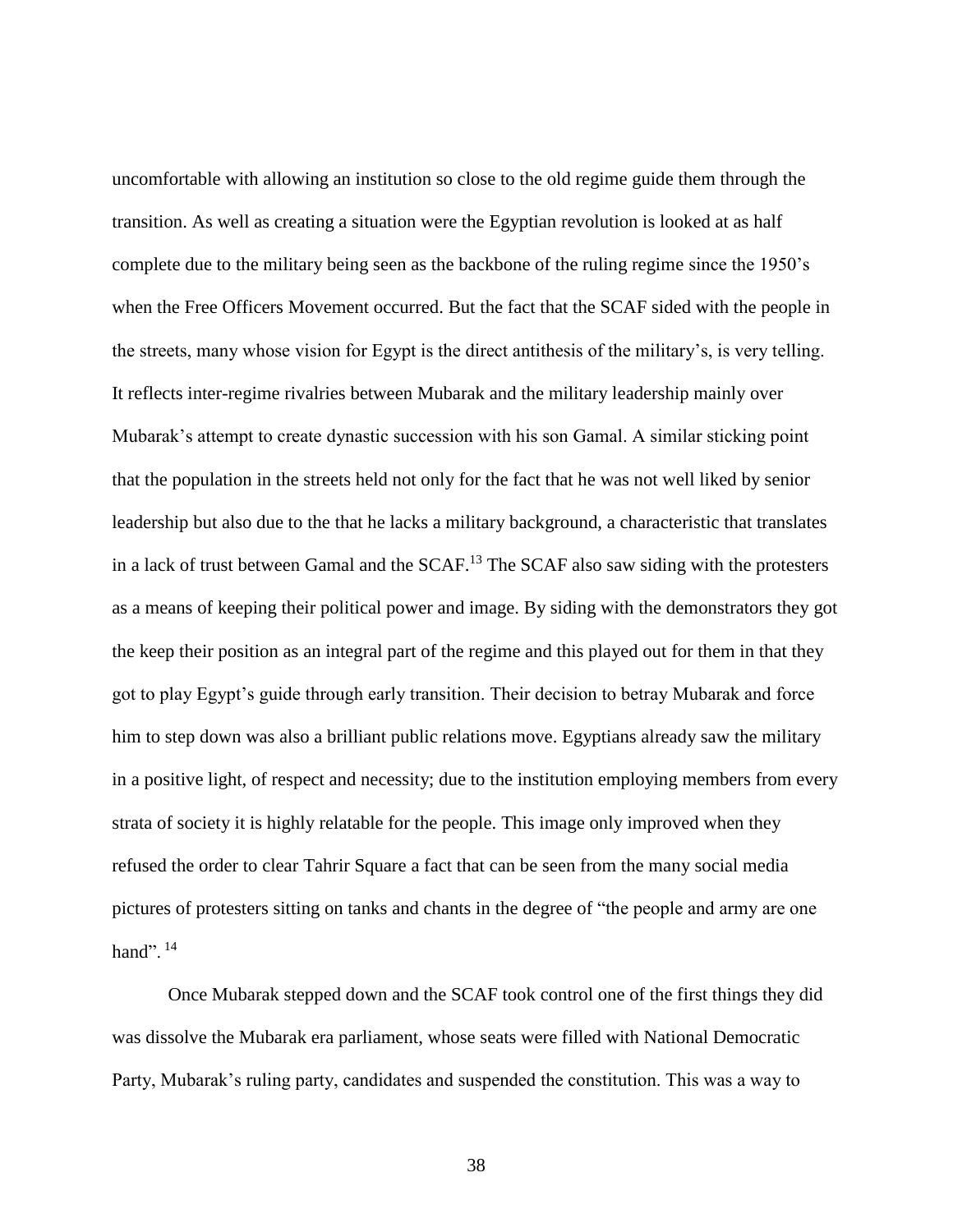uncomfortable with allowing an institution so close to the old regime guide them through the transition. As well as creating a situation were the Egyptian revolution is looked at as half complete due to the military being seen as the backbone of the ruling regime since the 1950's when the Free Officers Movement occurred. But the fact that the SCAF sided with the people in the streets, many whose vision for Egypt is the direct antithesis of the military's, is very telling. It reflects inter-regime rivalries between Mubarak and the military leadership mainly over Mubarak's attempt to create dynastic succession with his son Gamal. A similar sticking point that the population in the streets held not only for the fact that he was not well liked by senior leadership but also due to the that he lacks a military background, a characteristic that translates in a lack of trust between Gamal and the SCAF.[13] The SCAF also saw siding with the protesters as a means of keeping their political power and image. By siding with the demonstrators they got the keep their position as an integral part of the regime and this played out for them in that they got to play Egypt's guide through early transition. Their decision to betray Mubarak and force him to step down was also a brilliant public relations move. Egyptians already saw the military in a positive light, of respect and necessity; due to the institution employing members from every strata of society it is highly relatable for the people. This image only improved when they refused the order to clear Tahrir Square a fact that can be seen from the many social media pictures of protesters sitting on tanks and chants in the degree of "the people and army are one hand".[14]

Once Mubarak stepped down and the SCAF took control one of the first things they did was dissolve the Mubarak era parliament, whose seats were filled with National Democratic Party, Mubarak's ruling party, candidates and suspended the constitution. This was a way to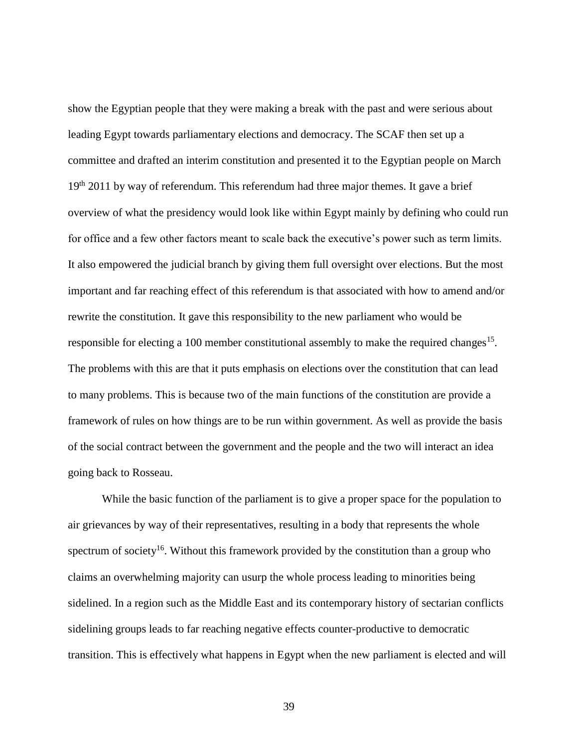show the Egyptian people that they were making a break with the past and were serious about leading Egypt towards parliamentary elections and democracy. The SCAF then set up a committee and drafted an interim constitution and presented it to the Egyptian people on March 19th 2011 by way of referendum. This referendum had three major themes. It gave a brief overview of what the presidency would look like within Egypt mainly by defining who could run for office and a few other factors meant to scale back the executive's power such as term limits. It also empowered the judicial branch by giving them full oversight over elections. But the most important and far reaching effect of this referendum is that associated with how to amend and/or rewrite the constitution. It gave this responsibility to the new parliament who would be responsible for electing a 100 member constitutional assembly to make the required changes[15]. The problems with this are that it puts emphasis on elections over the constitution that can lead to many problems. This is because two of the main functions of the constitution are provide a framework of rules on how things are to be run within government. As well as provide the basis of the social contract between the government and the people and the two will interact an idea going back to Rosseau.

While the basic function of the parliament is to give a proper space for the population to air grievances by way of their representatives, resulting in a body that represents the whole spectrum of society[16]. Without this framework provided by the constitution than a group who claims an overwhelming majority can usurp the whole process leading to minorities being sidelined. In a region such as the Middle East and its contemporary history of sectarian conflicts sidelining groups leads to far reaching negative effects counter-productive to democratic transition. This is effectively what happens in Egypt when the new parliament is elected and will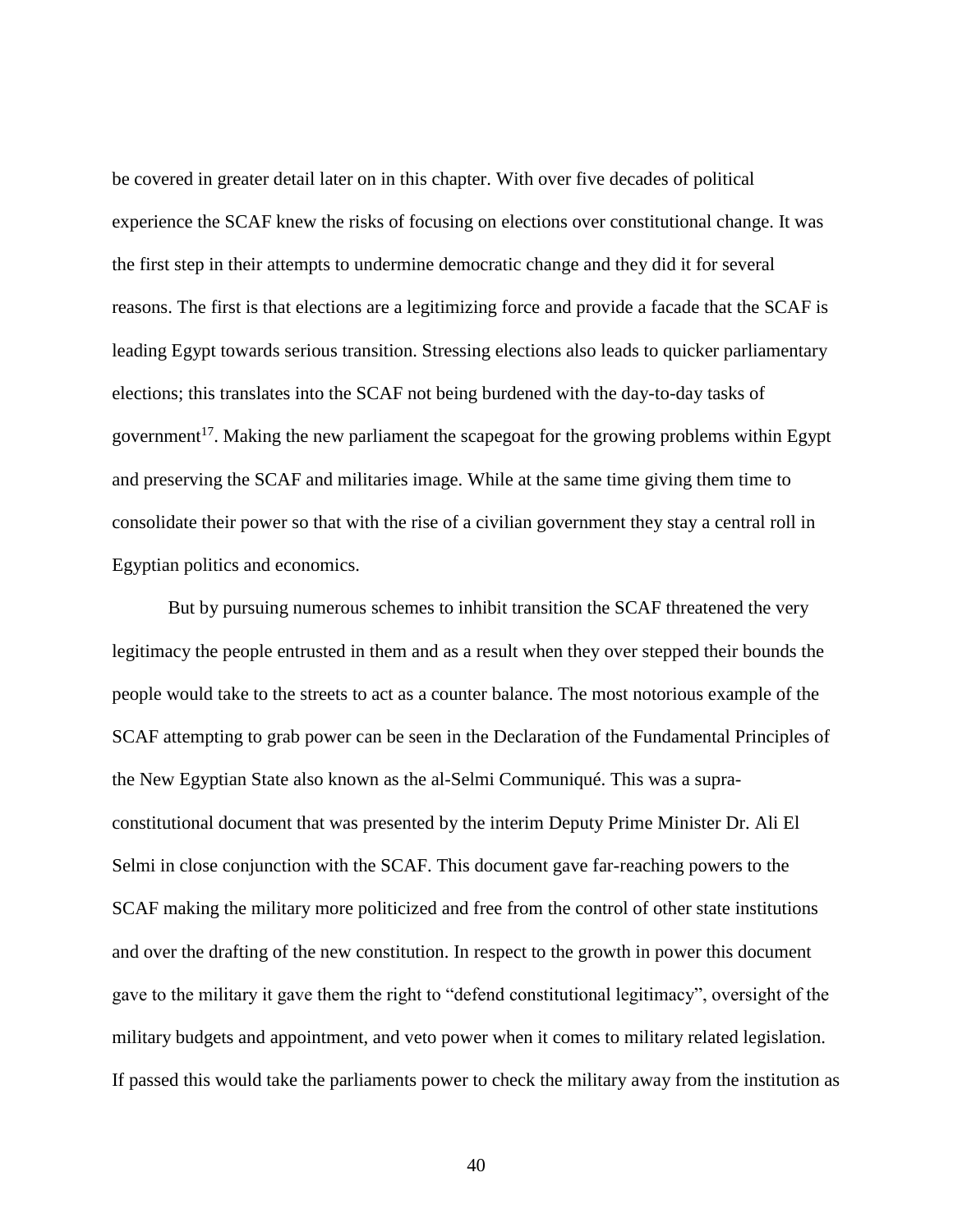be covered in greater detail later on in this chapter. With over five decades of political experience the SCAF knew the risks of focusing on elections over constitutional change. It was the first step in their attempts to undermine democratic change and they did it for several reasons. The first is that elections are a legitimizing force and provide a facade that the SCAF is leading Egypt towards serious transition. Stressing elections also leads to quicker parliamentary elections; this translates into the SCAF not being burdened with the day-to-day tasks of government[17]. Making the new parliament the scapegoat for the growing problems within Egypt and preserving the SCAF and militaries image. While at the same time giving them time to consolidate their power so that with the rise of a civilian government they stay a central roll in Egyptian politics and economics.

But by pursuing numerous schemes to inhibit transition the SCAF threatened the very legitimacy the people entrusted in them and as a result when they over stepped their bounds the people would take to the streets to act as a counter balance. The most notorious example of the SCAF attempting to grab power can be seen in the Declaration of the Fundamental Principles of the New Egyptian State also known as the al-Selmi Communiqué. This was a supra-constitutional document that was presented by the interim Deputy Prime Minister Dr. Ali El Selmi in close conjunction with the SCAF. This document gave far-reaching powers to the SCAF making the military more politicized and free from the control of other state institutions and over the drafting of the new constitution. In respect to the growth in power this document gave to the military it gave them the right to "defend constitutional legitimacy", oversight of the military budgets and appointment, and veto power when it comes to military related legislation. If passed this would take the parliaments power to check the military away from the institution as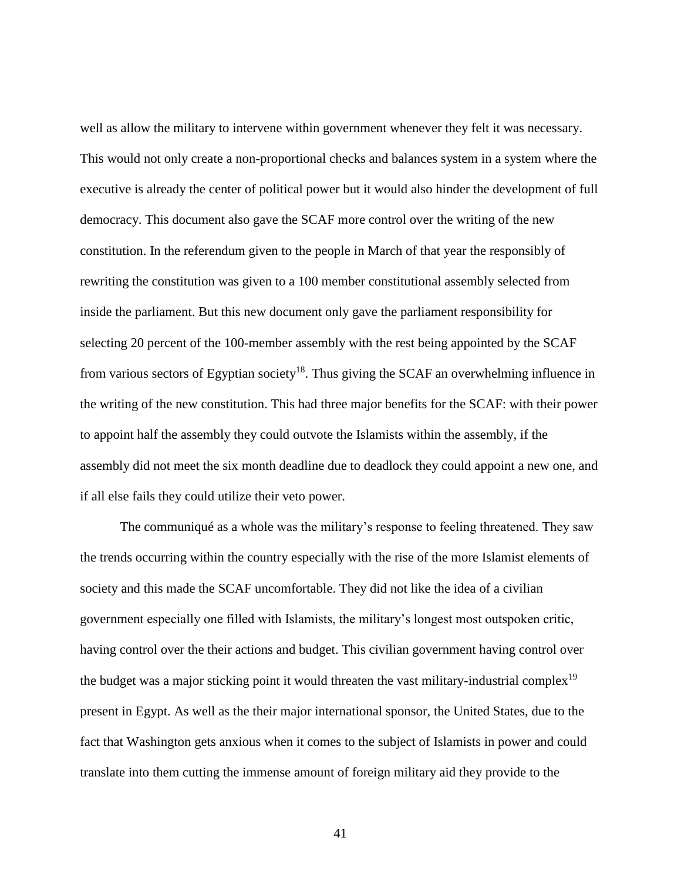well as allow the military to intervene within government whenever they felt it was necessary. This would not only create a non-proportional checks and balances system in a system where the executive is already the center of political power but it would also hinder the development of full democracy. This document also gave the SCAF more control over the writing of the new constitution. In the referendum given to the people in March of that year the responsibly of rewriting the constitution was given to a 100 member constitutional assembly selected from inside the parliament. But this new document only gave the parliament responsibility for selecting 20 percent of the 100-member assembly with the rest being appointed by the SCAF from various sectors of Egyptian society[18]. Thus giving the SCAF an overwhelming influence in the writing of the new constitution. This had three major benefits for the SCAF: with their power to appoint half the assembly they could outvote the Islamists within the assembly, if the assembly did not meet the six month deadline due to deadlock they could appoint a new one, and if all else fails they could utilize their veto power.

The communiqué as a whole was the military's response to feeling threatened. They saw the trends occurring within the country especially with the rise of the more Islamist elements of society and this made the SCAF uncomfortable. They did not like the idea of a civilian government especially one filled with Islamists, the military's longest most outspoken critic, having control over the their actions and budget. This civilian government having control over the budget was a major sticking point it would threaten the vast military-industrial complex[19] present in Egypt. As well as the their major international sponsor, the United States, due to the fact that Washington gets anxious when it comes to the subject of Islamists in power and could translate into them cutting the immense amount of foreign military aid they provide to the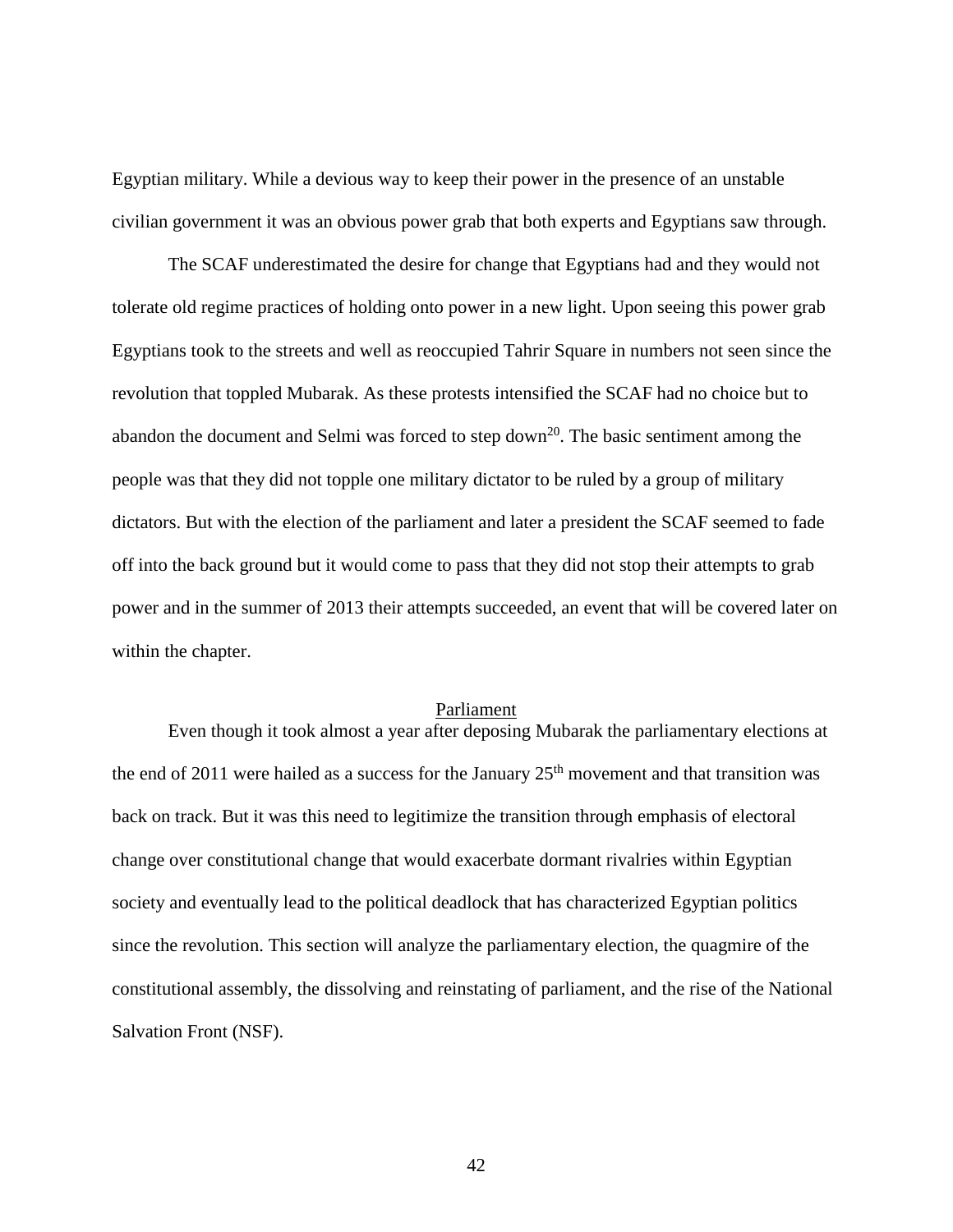Egyptian military. While a devious way to keep their power in the presence of an unstable civilian government it was an obvious power grab that both experts and Egyptians saw through.

The SCAF underestimated the desire for change that Egyptians had and they would not tolerate old regime practices of holding onto power in a new light. Upon seeing this power grab Egyptians took to the streets and well as reoccupied Tahrir Square in numbers not seen since the revolution that toppled Mubarak. As these protests intensified the SCAF had no choice but to abandon the document and Selmi was forced to step down[20]. The basic sentiment among the people was that they did not topple one military dictator to be ruled by a group of military dictators. But with the election of the parliament and later a president the SCAF seemed to fade off into the back ground but it would come to pass that they did not stop their attempts to grab power and in the summer of 2013 their attempts succeeded, an event that will be covered later on within the chapter.

## Parliament

Even though it took almost a year after deposing Mubarak the parliamentary elections at the end of 2011 were hailed as a success for the January 25th movement and that transition was back on track. But it was this need to legitimize the transition through emphasis of electoral change over constitutional change that would exacerbate dormant rivalries within Egyptian society and eventually lead to the political deadlock that has characterized Egyptian politics since the revolution. This section will analyze the parliamentary election, the quagmire of the constitutional assembly, the dissolving and reinstating of parliament, and the rise of the National Salvation Front (NSF).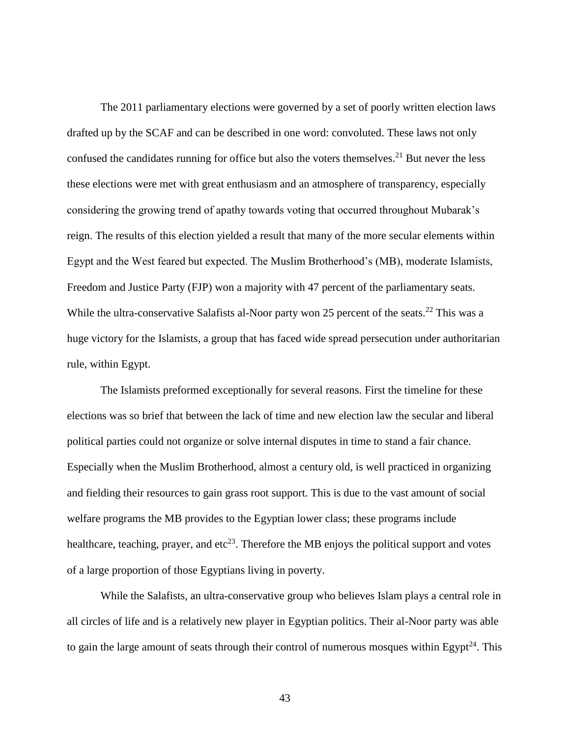The 2011 parliamentary elections were governed by a set of poorly written election laws drafted up by the SCAF and can be described in one word: convoluted. These laws not only confused the candidates running for office but also the voters themselves.[21] But never the less these elections were met with great enthusiasm and an atmosphere of transparency, especially considering the growing trend of apathy towards voting that occurred throughout Mubarak's reign. The results of this election yielded a result that many of the more secular elements within Egypt and the West feared but expected. The Muslim Brotherhood's (MB), moderate Islamists, Freedom and Justice Party (FJP) won a majority with 47 percent of the parliamentary seats. While the ultra-conservative Salafists al-Noor party won 25 percent of the seats.[22] This was a huge victory for the Islamists, a group that has faced wide spread persecution under authoritarian rule, within Egypt.

The Islamists preformed exceptionally for several reasons. First the timeline for these elections was so brief that between the lack of time and new election law the secular and liberal political parties could not organize or solve internal disputes in time to stand a fair chance. Especially when the Muslim Brotherhood, almost a century old, is well practiced in organizing and fielding their resources to gain grass root support. This is due to the vast amount of social welfare programs the MB provides to the Egyptian lower class; these programs include healthcare, teaching, prayer, and etc[23]. Therefore the MB enjoys the political support and votes of a large proportion of those Egyptians living in poverty.

While the Salafists, an ultra-conservative group who believes Islam plays a central role in all circles of life and is a relatively new player in Egyptian politics. Their al-Noor party was able to gain the large amount of seats through their control of numerous mosques within Egypt[24]. This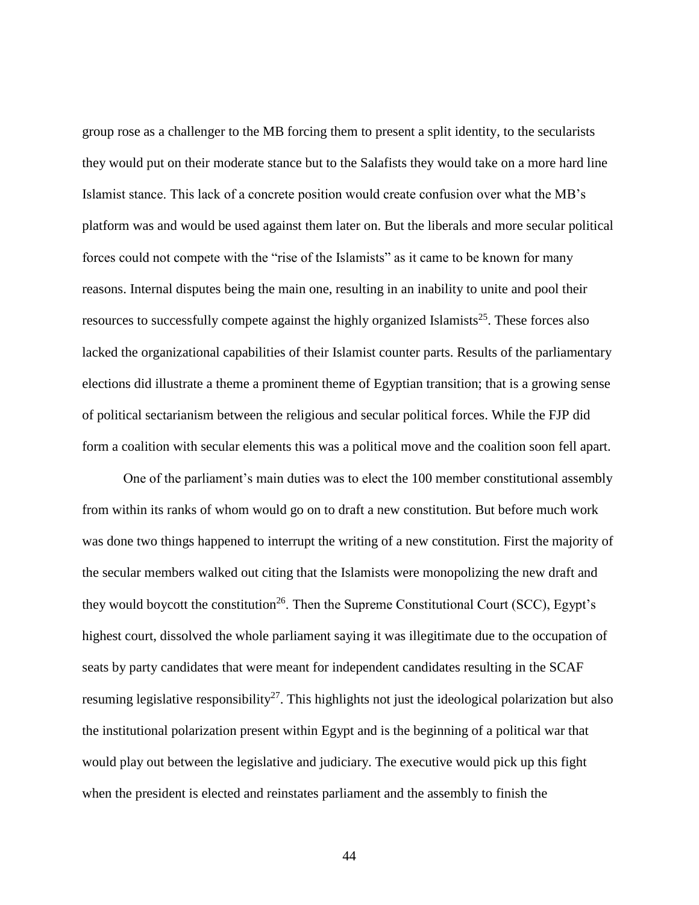group rose as a challenger to the MB forcing them to present a split identity, to the secularists they would put on their moderate stance but to the Salafists they would take on a more hard line Islamist stance. This lack of a concrete position would create confusion over what the MB's platform was and would be used against them later on. But the liberals and more secular political forces could not compete with the "rise of the Islamists" as it came to be known for many reasons. Internal disputes being the main one, resulting in an inability to unite and pool their resources to successfully compete against the highly organized Islamists[25]. These forces also lacked the organizational capabilities of their Islamist counter parts. Results of the parliamentary elections did illustrate a theme a prominent theme of Egyptian transition; that is a growing sense of political sectarianism between the religious and secular political forces. While the FJP did form a coalition with secular elements this was a political move and the coalition soon fell apart.

One of the parliament's main duties was to elect the 100 member constitutional assembly from within its ranks of whom would go on to draft a new constitution. But before much work was done two things happened to interrupt the writing of a new constitution. First the majority of the secular members walked out citing that the Islamists were monopolizing the new draft and they would boycott the constitution[26]. Then the Supreme Constitutional Court (SCC), Egypt's highest court, dissolved the whole parliament saying it was illegitimate due to the occupation of seats by party candidates that were meant for independent candidates resulting in the SCAF resuming legislative responsibility[27]. This highlights not just the ideological polarization but also the institutional polarization present within Egypt and is the beginning of a political war that would play out between the legislative and judiciary. The executive would pick up this fight when the president is elected and reinstates parliament and the assembly to finish the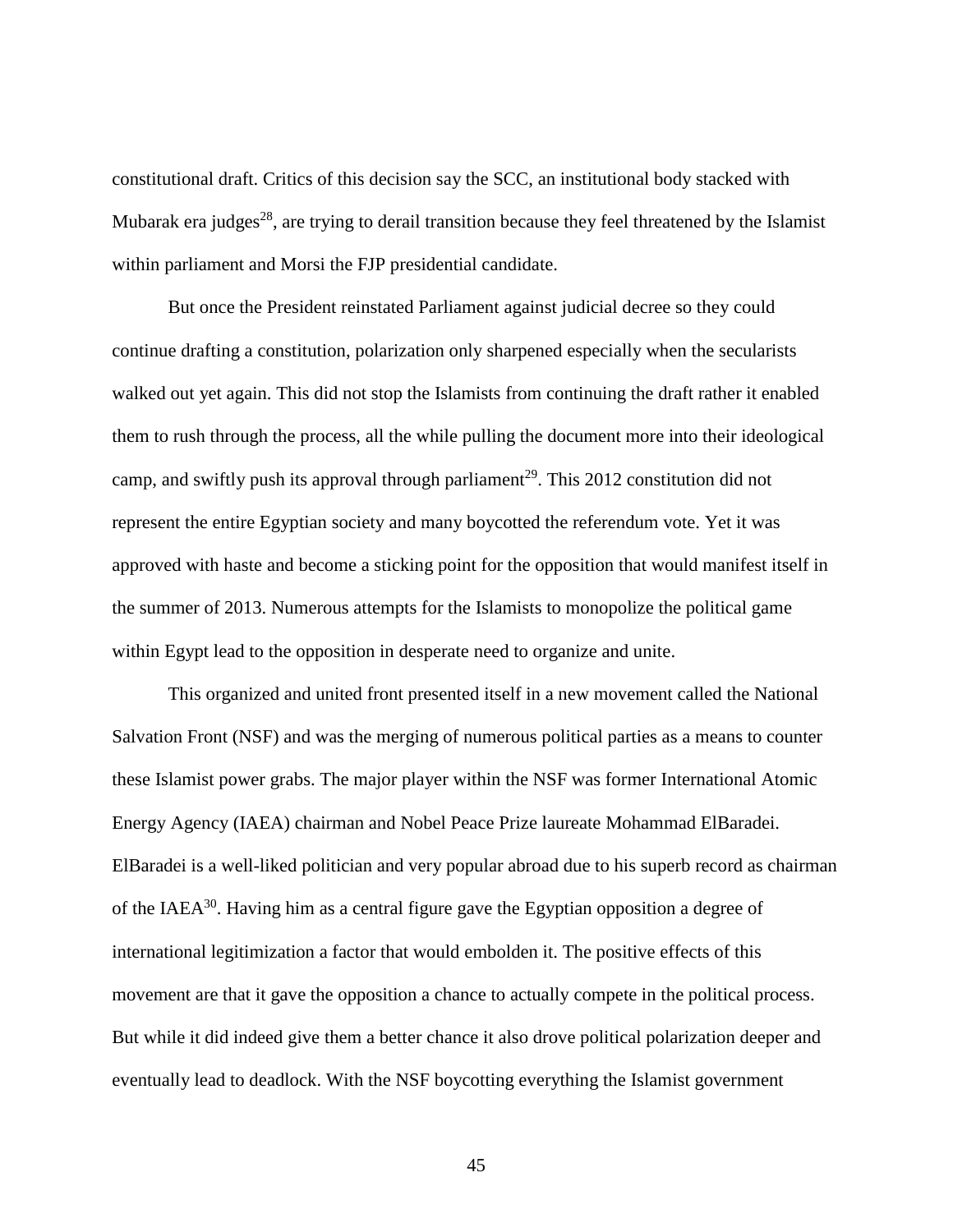constitutional draft. Critics of this decision say the SCC, an institutional body stacked with Mubarak era judges[28], are trying to derail transition because they feel threatened by the Islamist within parliament and Morsi the FJP presidential candidate.

But once the President reinstated Parliament against judicial decree so they could continue drafting a constitution, polarization only sharpened especially when the secularists walked out yet again. This did not stop the Islamists from continuing the draft rather it enabled them to rush through the process, all the while pulling the document more into their ideological camp, and swiftly push its approval through parliament[29]. This 2012 constitution did not represent the entire Egyptian society and many boycotted the referendum vote. Yet it was approved with haste and become a sticking point for the opposition that would manifest itself in the summer of 2013. Numerous attempts for the Islamists to monopolize the political game within Egypt lead to the opposition in desperate need to organize and unite.

This organized and united front presented itself in a new movement called the National Salvation Front (NSF) and was the merging of numerous political parties as a means to counter these Islamist power grabs. The major player within the NSF was former International Atomic Energy Agency (IAEA) chairman and Nobel Peace Prize laureate Mohammad ElBaradei. ElBaradei is a well-liked politician and very popular abroad due to his superb record as chairman of the IAEA[30]. Having him as a central figure gave the Egyptian opposition a degree of international legitimization a factor that would embolden it. The positive effects of this movement are that it gave the opposition a chance to actually compete in the political process. But while it did indeed give them a better chance it also drove political polarization deeper and eventually lead to deadlock. With the NSF boycotting everything the Islamist government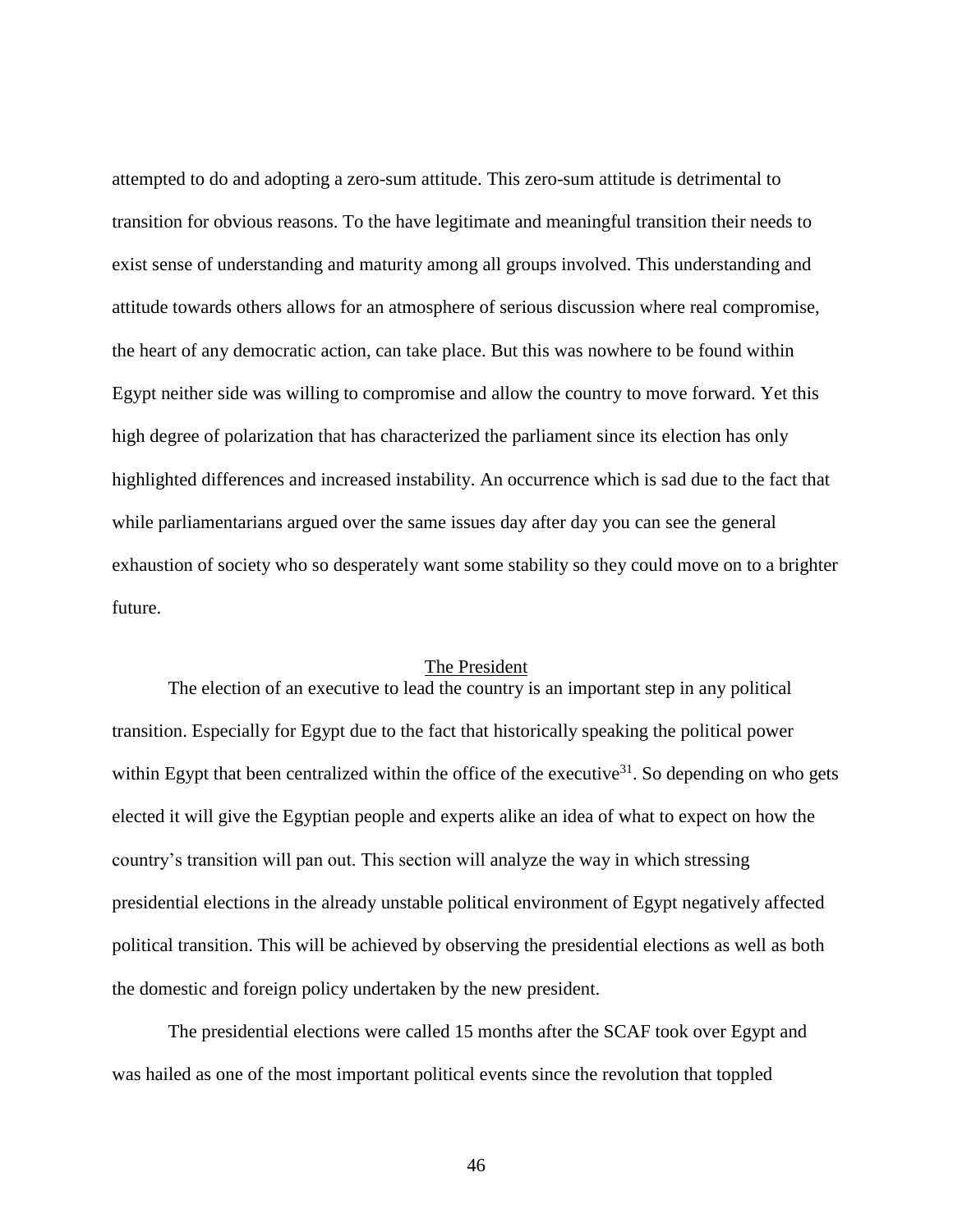attempted to do and adopting a zero-sum attitude. This zero-sum attitude is detrimental to transition for obvious reasons. To the have legitimate and meaningful transition their needs to exist sense of understanding and maturity among all groups involved. This understanding and attitude towards others allows for an atmosphere of serious discussion where real compromise, the heart of any democratic action, can take place. But this was nowhere to be found within Egypt neither side was willing to compromise and allow the country to move forward. Yet this high degree of polarization that has characterized the parliament since its election has only highlighted differences and increased instability. An occurrence which is sad due to the fact that while parliamentarians argued over the same issues day after day you can see the general exhaustion of society who so desperately want some stability so they could move on to a brighter future.

## The President

The election of an executive to lead the country is an important step in any political transition. Especially for Egypt due to the fact that historically speaking the political power within Egypt that been centralized within the office of the executive[31]. So depending on who gets elected it will give the Egyptian people and experts alike an idea of what to expect on how the country's transition will pan out. This section will analyze the way in which stressing presidential elections in the already unstable political environment of Egypt negatively affected political transition. This will be achieved by observing the presidential elections as well as both the domestic and foreign policy undertaken by the new president.

The presidential elections were called 15 months after the SCAF took over Egypt and was hailed as one of the most important political events since the revolution that toppled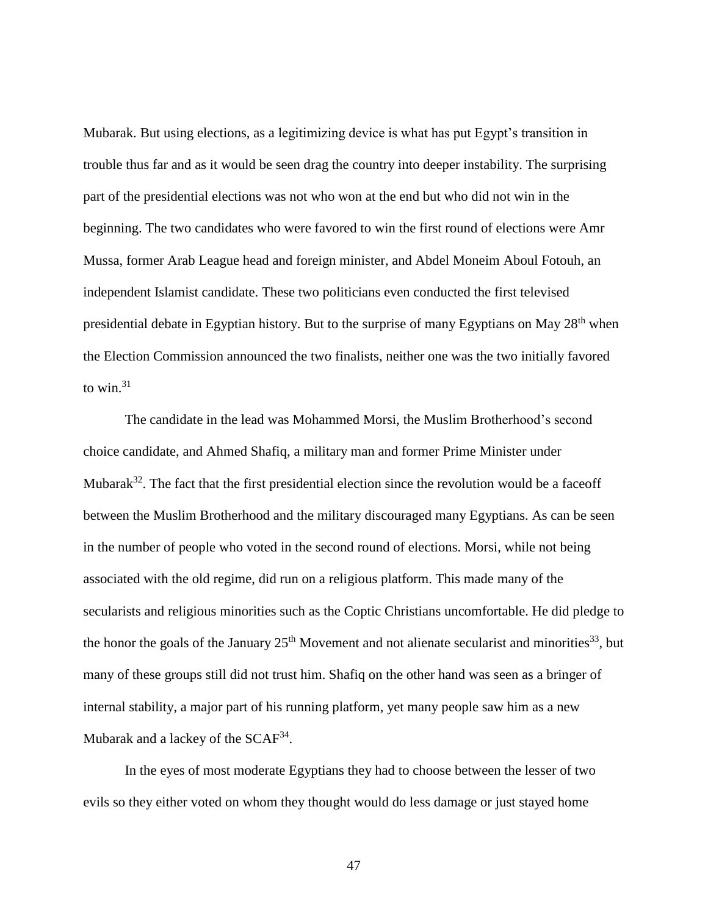Mubarak. But using elections, as a legitimizing device is what has put Egypt's transition in trouble thus far and as it would be seen drag the country into deeper instability. The surprising part of the presidential elections was not who won at the end but who did not win in the beginning. The two candidates who were favored to win the first round of elections were Amr Mussa, former Arab League head and foreign minister, and Abdel Moneim Aboul Fotouh, an independent Islamist candidate. These two politicians even conducted the first televised presidential debate in Egyptian history. But to the surprise of many Egyptians on May 28th when the Election Commission announced the two finalists, neither one was the two initially favored to win.[31]

The candidate in the lead was Mohammed Morsi, the Muslim Brotherhood's second choice candidate, and Ahmed Shafiq, a military man and former Prime Minister under Mubarak[32]. The fact that the first presidential election since the revolution would be a faceoff between the Muslim Brotherhood and the military discouraged many Egyptians. As can be seen in the number of people who voted in the second round of elections. Morsi, while not being associated with the old regime, did run on a religious platform. This made many of the secularists and religious minorities such as the Coptic Christians uncomfortable. He did pledge to the honor the goals of the January 25th Movement and not alienate secularist and minorities[33], but many of these groups still did not trust him. Shafiq on the other hand was seen as a bringer of internal stability, a major part of his running platform, yet many people saw him as a new Mubarak and a lackey of the SCAF[34].

In the eyes of most moderate Egyptians they had to choose between the lesser of two evils so they either voted on whom they thought would do less damage or just stayed home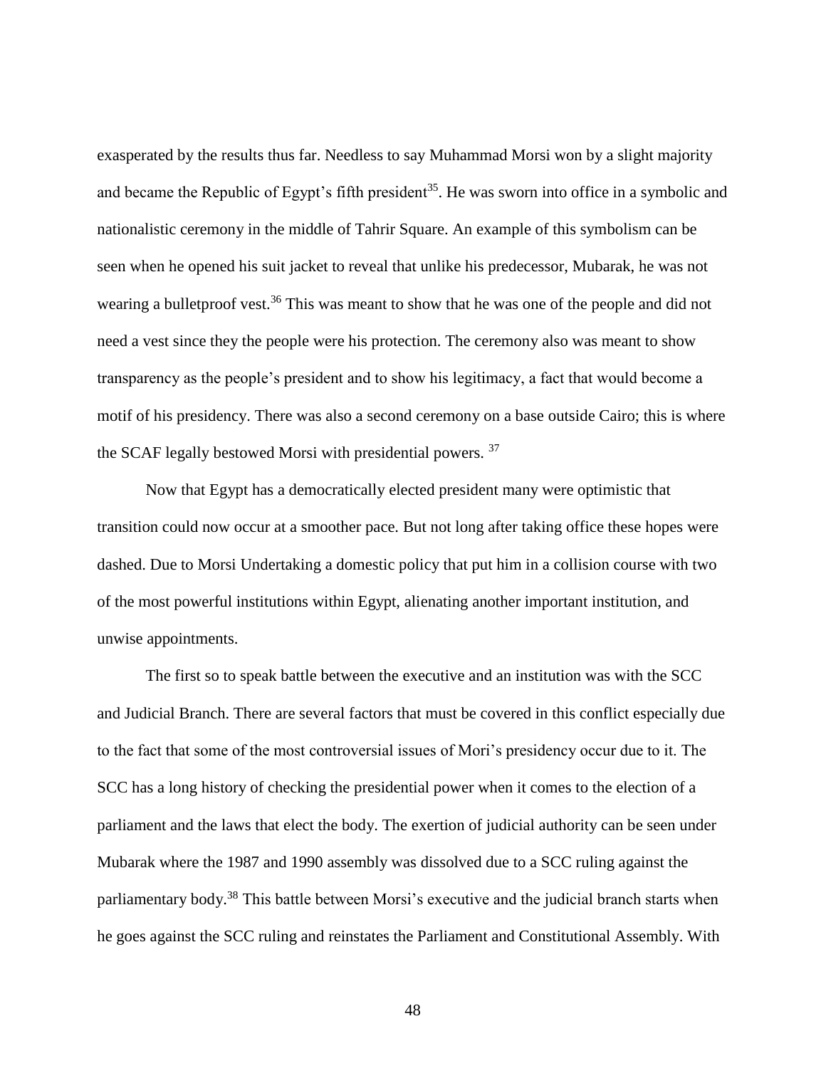exasperated by the results thus far. Needless to say Muhammad Morsi won by a slight majority and became the Republic of Egypt's fifth president[35]. He was sworn into office in a symbolic and nationalistic ceremony in the middle of Tahrir Square. An example of this symbolism can be seen when he opened his suit jacket to reveal that unlike his predecessor, Mubarak, he was not wearing a bulletproof vest.[36] This was meant to show that he was one of the people and did not need a vest since they the people were his protection. The ceremony also was meant to show transparency as the people's president and to show his legitimacy, a fact that would become a motif of his presidency. There was also a second ceremony on a base outside Cairo; this is where the SCAF legally bestowed Morsi with presidential powers. [37]

Now that Egypt has a democratically elected president many were optimistic that transition could now occur at a smoother pace. But not long after taking office these hopes were dashed. Due to Morsi Undertaking a domestic policy that put him in a collision course with two of the most powerful institutions within Egypt, alienating another important institution, and unwise appointments.

The first so to speak battle between the executive and an institution was with the SCC and Judicial Branch. There are several factors that must be covered in this conflict especially due to the fact that some of the most controversial issues of Mori's presidency occur due to it. The SCC has a long history of checking the presidential power when it comes to the election of a parliament and the laws that elect the body. The exertion of judicial authority can be seen under Mubarak where the 1987 and 1990 assembly was dissolved due to a SCC ruling against the parliamentary body.[38] This battle between Morsi's executive and the judicial branch starts when he goes against the SCC ruling and reinstates the Parliament and Constitutional Assembly. With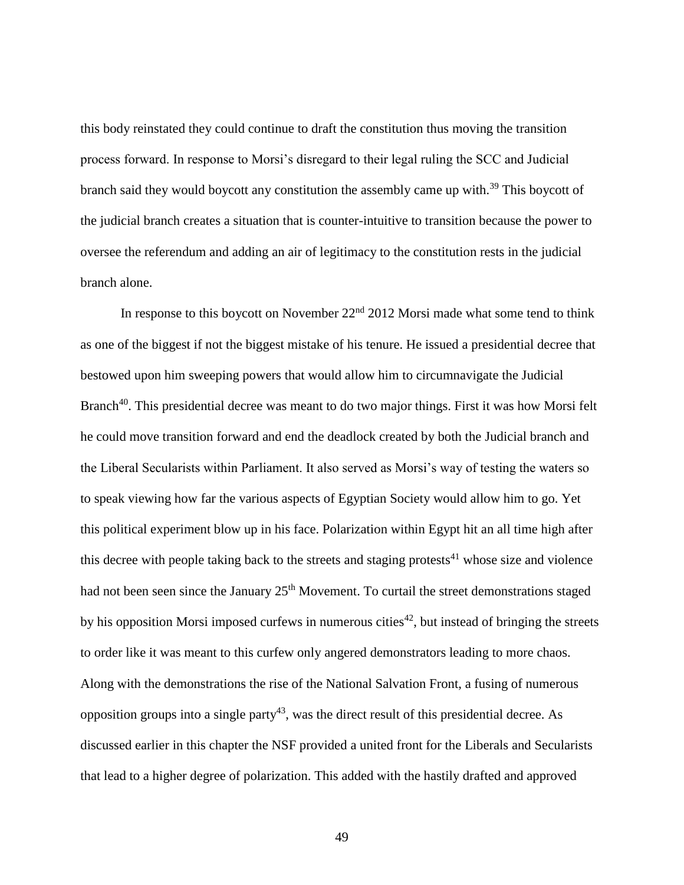this body reinstated they could continue to draft the constitution thus moving the transition process forward. In response to Morsi's disregard to their legal ruling the SCC and Judicial branch said they would boycott any constitution the assembly came up with.[39] This boycott of the judicial branch creates a situation that is counter-intuitive to transition because the power to oversee the referendum and adding an air of legitimacy to the constitution rests in the judicial branch alone.

In response to this boycott on November 22nd 2012 Morsi made what some tend to think as one of the biggest if not the biggest mistake of his tenure. He issued a presidential decree that bestowed upon him sweeping powers that would allow him to circumnavigate the Judicial Branch[40]. This presidential decree was meant to do two major things. First it was how Morsi felt he could move transition forward and end the deadlock created by both the Judicial branch and the Liberal Secularists within Parliament. It also served as Morsi's way of testing the waters so to speak viewing how far the various aspects of Egyptian Society would allow him to go. Yet this political experiment blow up in his face. Polarization within Egypt hit an all time high after this decree with people taking back to the streets and staging protests[41] whose size and violence had not been seen since the January 25th Movement. To curtail the street demonstrations staged by his opposition Morsi imposed curfews in numerous cities[42], but instead of bringing the streets to order like it was meant to this curfew only angered demonstrators leading to more chaos. Along with the demonstrations the rise of the National Salvation Front, a fusing of numerous opposition groups into a single party[43], was the direct result of this presidential decree. As discussed earlier in this chapter the NSF provided a united front for the Liberals and Secularists that lead to a higher degree of polarization. This added with the hastily drafted and approved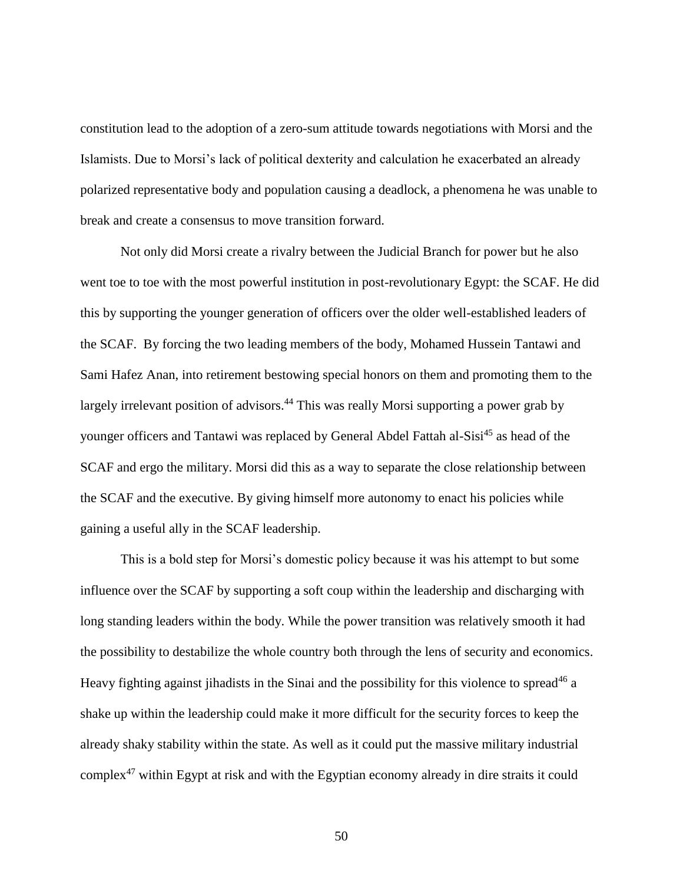constitution lead to the adoption of a zero-sum attitude towards negotiations with Morsi and the Islamists. Due to Morsi's lack of political dexterity and calculation he exacerbated an already polarized representative body and population causing a deadlock, a phenomena he was unable to break and create a consensus to move transition forward.

Not only did Morsi create a rivalry between the Judicial Branch for power but he also went toe to toe with the most powerful institution in post-revolutionary Egypt: the SCAF. He did this by supporting the younger generation of officers over the older well-established leaders of the SCAF. By forcing the two leading members of the body, Mohamed Hussein Tantawi and Sami Hafez Anan, into retirement bestowing special honors on them and promoting them to the largely irrelevant position of advisors.[44] This was really Morsi supporting a power grab by younger officers and Tantawi was replaced by General Abdel Fattah al-Sisi[45] as head of the SCAF and ergo the military. Morsi did this as a way to separate the close relationship between the SCAF and the executive. By giving himself more autonomy to enact his policies while gaining a useful ally in the SCAF leadership.

This is a bold step for Morsi's domestic policy because it was his attempt to but some influence over the SCAF by supporting a soft coup within the leadership and discharging with long standing leaders within the body. While the power transition was relatively smooth it had the possibility to destabilize the whole country both through the lens of security and economics. Heavy fighting against jihadists in the Sinai and the possibility for this violence to spread[46] a shake up within the leadership could make it more difficult for the security forces to keep the already shaky stability within the state. As well as it could put the massive military industrial complex[47] within Egypt at risk and with the Egyptian economy already in dire straits it could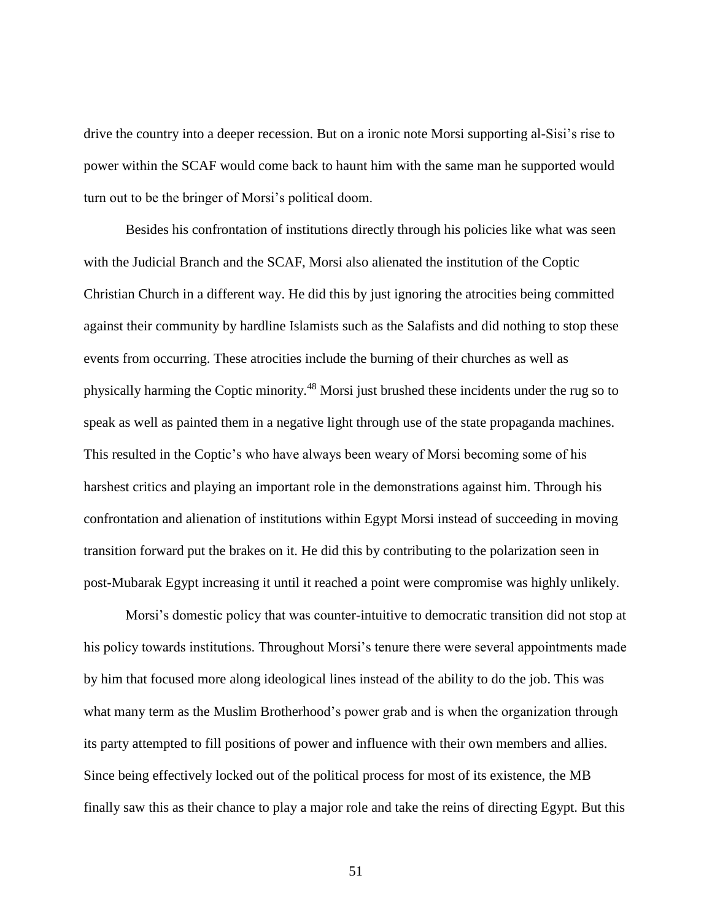drive the country into a deeper recession. But on a ironic note Morsi supporting al-Sisi's rise to power within the SCAF would come back to haunt him with the same man he supported would turn out to be the bringer of Morsi's political doom.

Besides his confrontation of institutions directly through his policies like what was seen with the Judicial Branch and the SCAF, Morsi also alienated the institution of the Coptic Christian Church in a different way. He did this by just ignoring the atrocities being committed against their community by hardline Islamists such as the Salafists and did nothing to stop these events from occurring. These atrocities include the burning of their churches as well as physically harming the Coptic minority.[48] Morsi just brushed these incidents under the rug so to speak as well as painted them in a negative light through use of the state propaganda machines. This resulted in the Coptic's who have always been weary of Morsi becoming some of his harshest critics and playing an important role in the demonstrations against him. Through his confrontation and alienation of institutions within Egypt Morsi instead of succeeding in moving transition forward put the brakes on it. He did this by contributing to the polarization seen in post-Mubarak Egypt increasing it until it reached a point were compromise was highly unlikely.

Morsi's domestic policy that was counter-intuitive to democratic transition did not stop at his policy towards institutions. Throughout Morsi's tenure there were several appointments made by him that focused more along ideological lines instead of the ability to do the job. This was what many term as the Muslim Brotherhood's power grab and is when the organization through its party attempted to fill positions of power and influence with their own members and allies. Since being effectively locked out of the political process for most of its existence, the MB finally saw this as their chance to play a major role and take the reins of directing Egypt. But this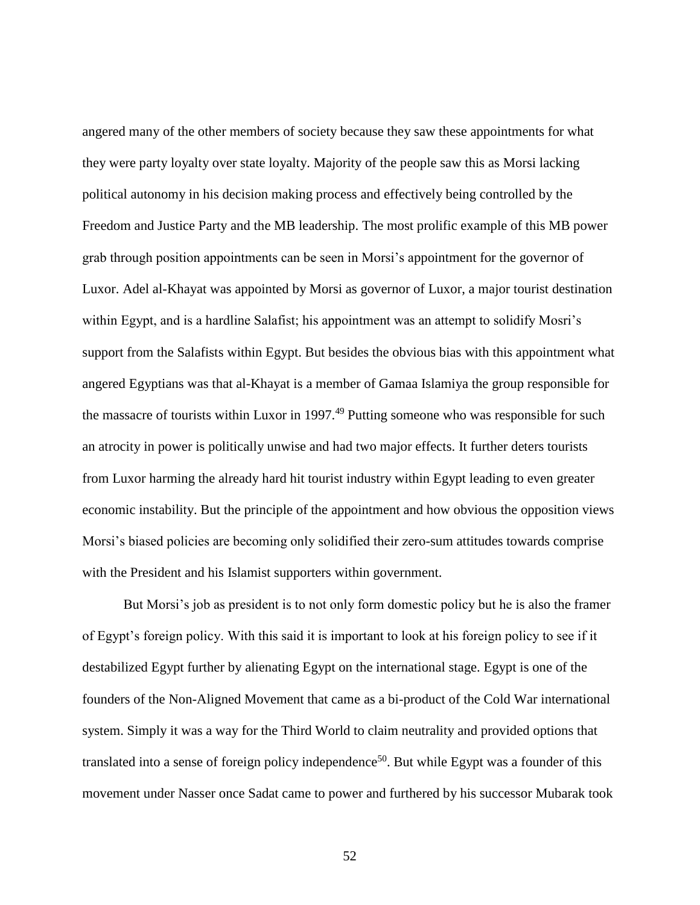angered many of the other members of society because they saw these appointments for what they were party loyalty over state loyalty. Majority of the people saw this as Morsi lacking political autonomy in his decision making process and effectively being controlled by the Freedom and Justice Party and the MB leadership. The most prolific example of this MB power grab through position appointments can be seen in Morsi's appointment for the governor of Luxor. Adel al-Khayat was appointed by Morsi as governor of Luxor, a major tourist destination within Egypt, and is a hardline Salafist; his appointment was an attempt to solidify Mosri's support from the Salafists within Egypt. But besides the obvious bias with this appointment what angered Egyptians was that al-Khayat is a member of Gamaa Islamiya the group responsible for the massacre of tourists within Luxor in 1997.[49] Putting someone who was responsible for such an atrocity in power is politically unwise and had two major effects. It further deters tourists from Luxor harming the already hard hit tourist industry within Egypt leading to even greater economic instability. But the principle of the appointment and how obvious the opposition views Morsi's biased policies are becoming only solidified their zero-sum attitudes towards comprise with the President and his Islamist supporters within government.

But Morsi's job as president is to not only form domestic policy but he is also the framer of Egypt's foreign policy. With this said it is important to look at his foreign policy to see if it destabilized Egypt further by alienating Egypt on the international stage. Egypt is one of the founders of the Non-Aligned Movement that came as a bi-product of the Cold War international system. Simply it was a way for the Third World to claim neutrality and provided options that translated into a sense of foreign policy independence[50]. But while Egypt was a founder of this movement under Nasser once Sadat came to power and furthered by his successor Mubarak took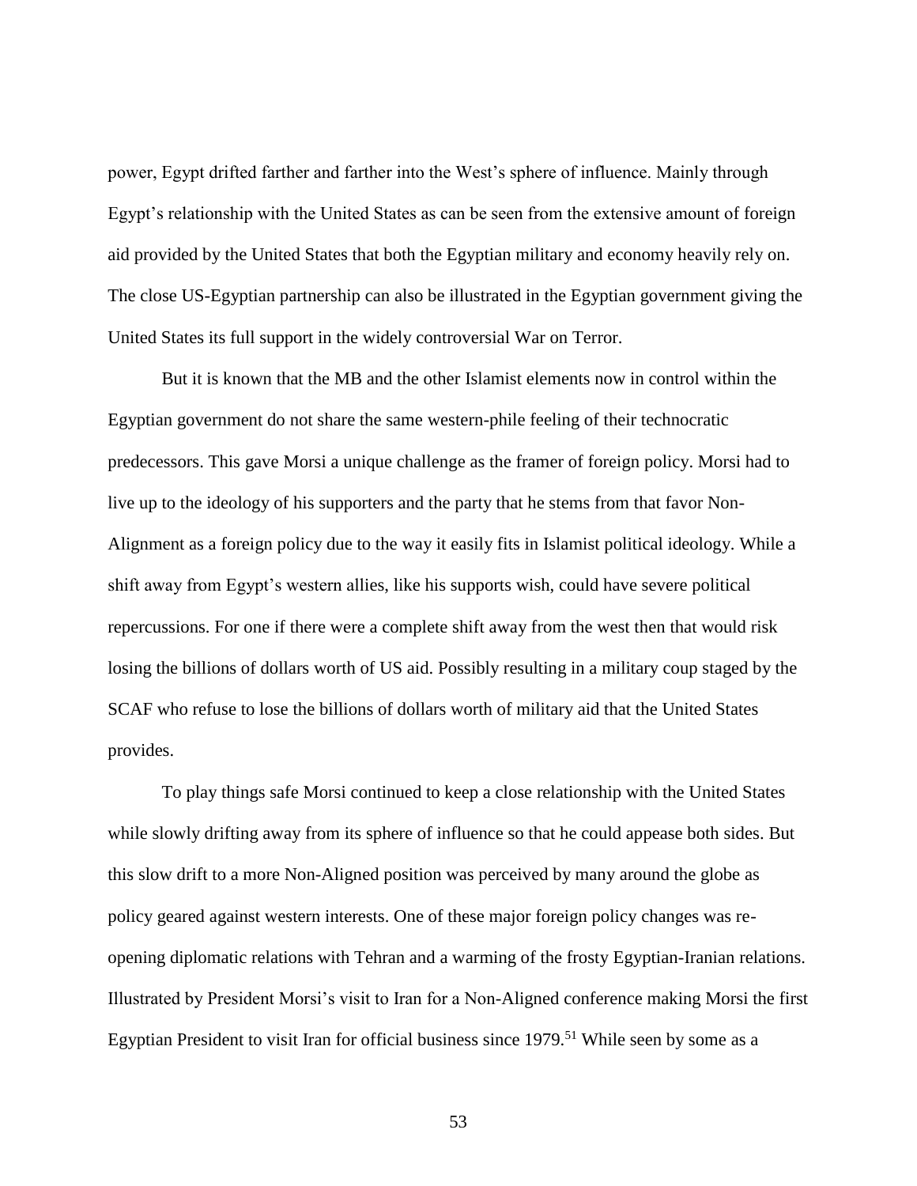power, Egypt drifted farther and farther into the West's sphere of influence. Mainly through Egypt's relationship with the United States as can be seen from the extensive amount of foreign aid provided by the United States that both the Egyptian military and economy heavily rely on. The close US-Egyptian partnership can also be illustrated in the Egyptian government giving the United States its full support in the widely controversial War on Terror.

But it is known that the MB and the other Islamist elements now in control within the Egyptian government do not share the same western-phile feeling of their technocratic predecessors. This gave Morsi a unique challenge as the framer of foreign policy. Morsi had to live up to the ideology of his supporters and the party that he stems from that favor Non-Alignment as a foreign policy due to the way it easily fits in Islamist political ideology. While a shift away from Egypt's western allies, like his supports wish, could have severe political repercussions. For one if there were a complete shift away from the west then that would risk losing the billions of dollars worth of US aid. Possibly resulting in a military coup staged by the SCAF who refuse to lose the billions of dollars worth of military aid that the United States provides.

To play things safe Morsi continued to keep a close relationship with the United States while slowly drifting away from its sphere of influence so that he could appease both sides. But this slow drift to a more Non-Aligned position was perceived by many around the globe as policy geared against western interests. One of these major foreign policy changes was re-opening diplomatic relations with Tehran and a warming of the frosty Egyptian-Iranian relations. Illustrated by President Morsi's visit to Iran for a Non-Aligned conference making Morsi the first Egyptian President to visit Iran for official business since 1979.[51] While seen by some as a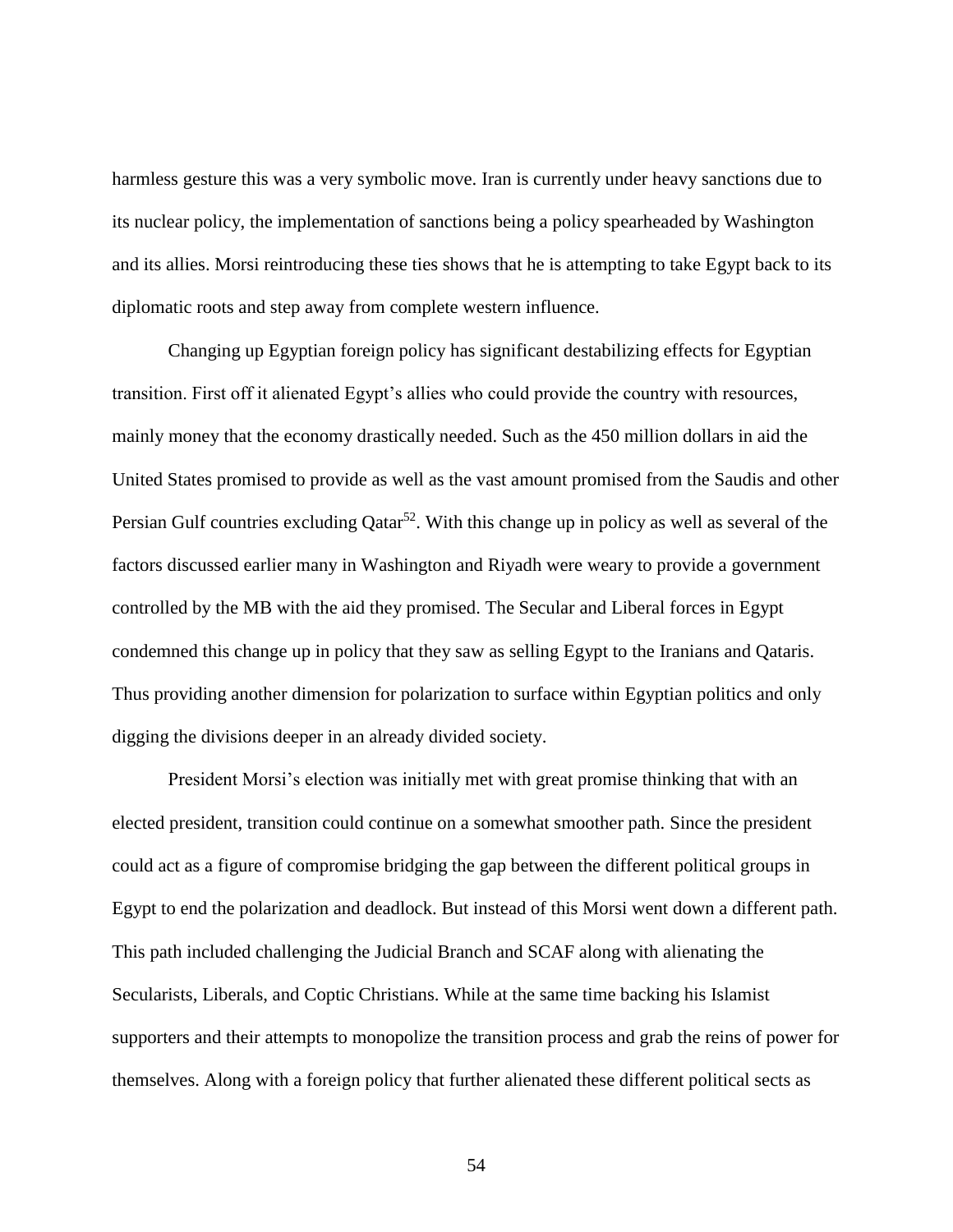harmless gesture this was a very symbolic move. Iran is currently under heavy sanctions due to its nuclear policy, the implementation of sanctions being a policy spearheaded by Washington and its allies. Morsi reintroducing these ties shows that he is attempting to take Egypt back to its diplomatic roots and step away from complete western influence.

Changing up Egyptian foreign policy has significant destabilizing effects for Egyptian transition. First off it alienated Egypt's allies who could provide the country with resources, mainly money that the economy drastically needed. Such as the 450 million dollars in aid the United States promised to provide as well as the vast amount promised from the Saudis and other Persian Gulf countries excluding Qatar[52]. With this change up in policy as well as several of the factors discussed earlier many in Washington and Riyadh were weary to provide a government controlled by the MB with the aid they promised. The Secular and Liberal forces in Egypt condemned this change up in policy that they saw as selling Egypt to the Iranians and Qataris. Thus providing another dimension for polarization to surface within Egyptian politics and only digging the divisions deeper in an already divided society.

President Morsi's election was initially met with great promise thinking that with an elected president, transition could continue on a somewhat smoother path. Since the president could act as a figure of compromise bridging the gap between the different political groups in Egypt to end the polarization and deadlock. But instead of this Morsi went down a different path. This path included challenging the Judicial Branch and SCAF along with alienating the Secularists, Liberals, and Coptic Christians. While at the same time backing his Islamist supporters and their attempts to monopolize the transition process and grab the reins of power for themselves. Along with a foreign policy that further alienated these different political sects as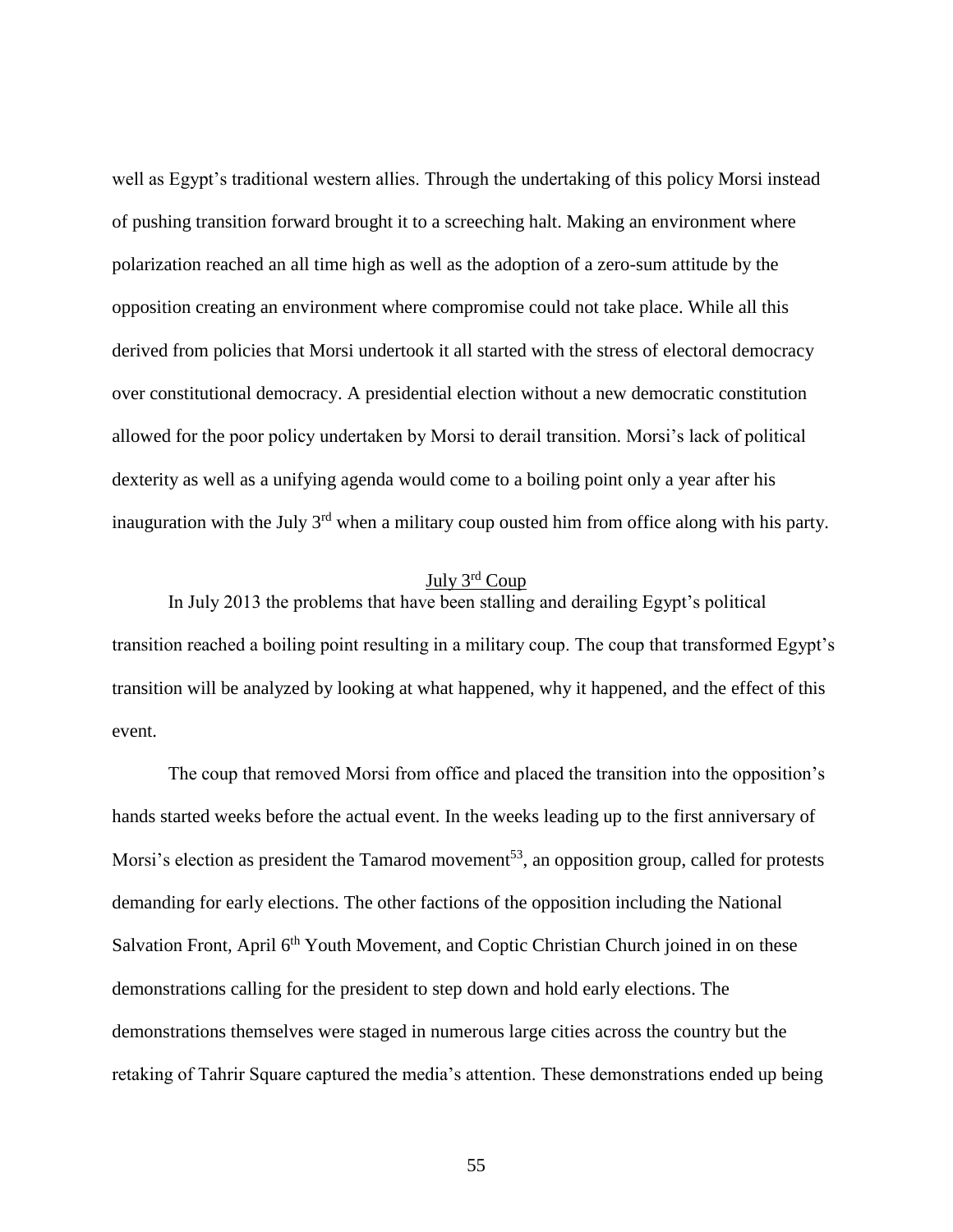well as Egypt's traditional western allies. Through the undertaking of this policy Morsi instead of pushing transition forward brought it to a screeching halt. Making an environment where polarization reached an all time high as well as the adoption of a zero-sum attitude by the opposition creating an environment where compromise could not take place. While all this derived from policies that Morsi undertook it all started with the stress of electoral democracy over constitutional democracy. A presidential election without a new democratic constitution allowed for the poor policy undertaken by Morsi to derail transition. Morsi's lack of political dexterity as well as a unifying agenda would come to a boiling point only a year after his inauguration with the July 3rd when a military coup ousted him from office along with his party.

## July 3rd Coup

In July 2013 the problems that have been stalling and derailing Egypt's political transition reached a boiling point resulting in a military coup. The coup that transformed Egypt's transition will be analyzed by looking at what happened, why it happened, and the effect of this event.

The coup that removed Morsi from office and placed the transition into the opposition's hands started weeks before the actual event. In the weeks leading up to the first anniversary of Morsi's election as president the Tamarod movement[53], an opposition group, called for protests demanding for early elections. The other factions of the opposition including the National Salvation Front, April 6th Youth Movement, and Coptic Christian Church joined in on these demonstrations calling for the president to step down and hold early elections. The demonstrations themselves were staged in numerous large cities across the country but the retaking of Tahrir Square captured the media's attention. These demonstrations ended up being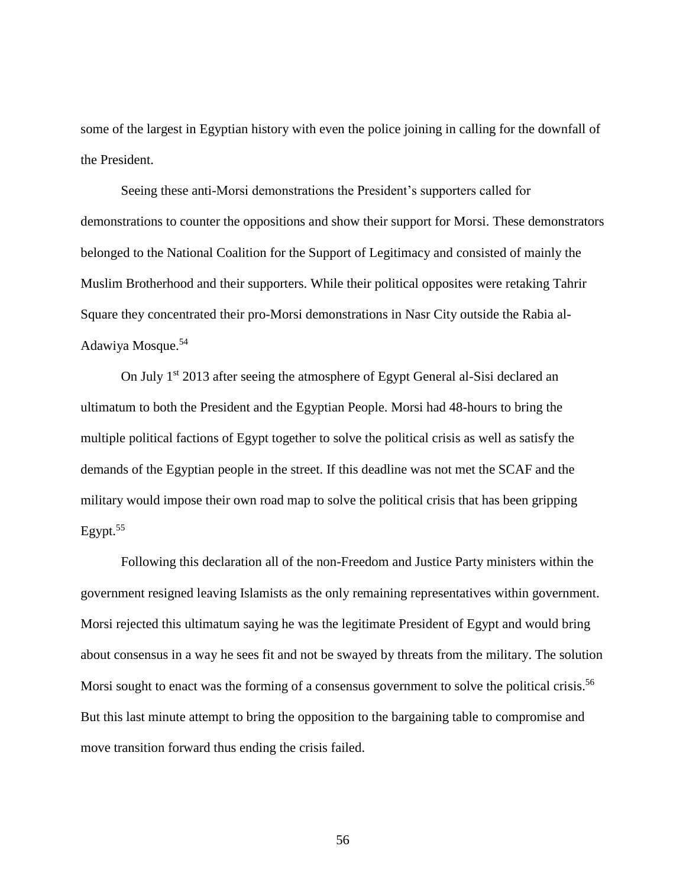some of the largest in Egyptian history with even the police joining in calling for the downfall of the President.

Seeing these anti-Morsi demonstrations the President's supporters called for demonstrations to counter the oppositions and show their support for Morsi. These demonstrators belonged to the National Coalition for the Support of Legitimacy and consisted of mainly the Muslim Brotherhood and their supporters. While their political opposites were retaking Tahrir Square they concentrated their pro-Morsi demonstrations in Nasr City outside the Rabia al-Adawiya Mosque.[54]

On July 1st 2013 after seeing the atmosphere of Egypt General al-Sisi declared an ultimatum to both the President and the Egyptian People. Morsi had 48-hours to bring the multiple political factions of Egypt together to solve the political crisis as well as satisfy the demands of the Egyptian people in the street. If this deadline was not met the SCAF and the military would impose their own road map to solve the political crisis that has been gripping Egypt.[55]

Following this declaration all of the non-Freedom and Justice Party ministers within the government resigned leaving Islamists as the only remaining representatives within government. Morsi rejected this ultimatum saying he was the legitimate President of Egypt and would bring about consensus in a way he sees fit and not be swayed by threats from the military. The solution Morsi sought to enact was the forming of a consensus government to solve the political crisis.[56] But this last minute attempt to bring the opposition to the bargaining table to compromise and move transition forward thus ending the crisis failed.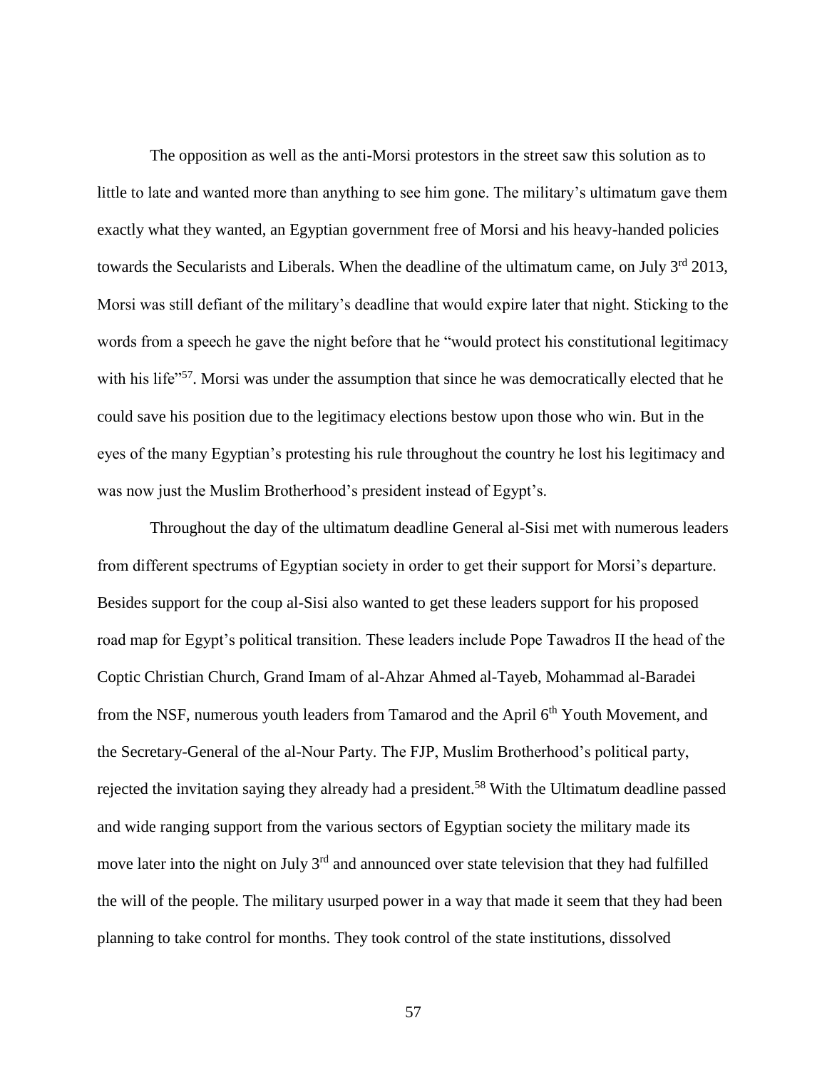The opposition as well as the anti-Morsi protestors in the street saw this solution as to little to late and wanted more than anything to see him gone. The military's ultimatum gave them exactly what they wanted, an Egyptian government free of Morsi and his heavy-handed policies towards the Secularists and Liberals. When the deadline of the ultimatum came, on July 3rd 2013, Morsi was still defiant of the military's deadline that would expire later that night. Sticking to the words from a speech he gave the night before that he "would protect his constitutional legitimacy with his life"[57]. Morsi was under the assumption that since he was democratically elected that he could save his position due to the legitimacy elections bestow upon those who win. But in the eyes of the many Egyptian's protesting his rule throughout the country he lost his legitimacy and was now just the Muslim Brotherhood's president instead of Egypt's.

Throughout the day of the ultimatum deadline General al-Sisi met with numerous leaders from different spectrums of Egyptian society in order to get their support for Morsi's departure. Besides support for the coup al-Sisi also wanted to get these leaders support for his proposed road map for Egypt's political transition. These leaders include Pope Tawadros II the head of the Coptic Christian Church, Grand Imam of al-Ahzar Ahmed al-Tayeb, Mohammad al-Baradei from the NSF, numerous youth leaders from Tamarod and the April 6th Youth Movement, and the Secretary-General of the al-Nour Party. The FJP, Muslim Brotherhood's political party, rejected the invitation saying they already had a president.[58] With the Ultimatum deadline passed and wide ranging support from the various sectors of Egyptian society the military made its move later into the night on July 3rd and announced over state television that they had fulfilled the will of the people. The military usurped power in a way that made it seem that they had been planning to take control for months. They took control of the state institutions, dissolved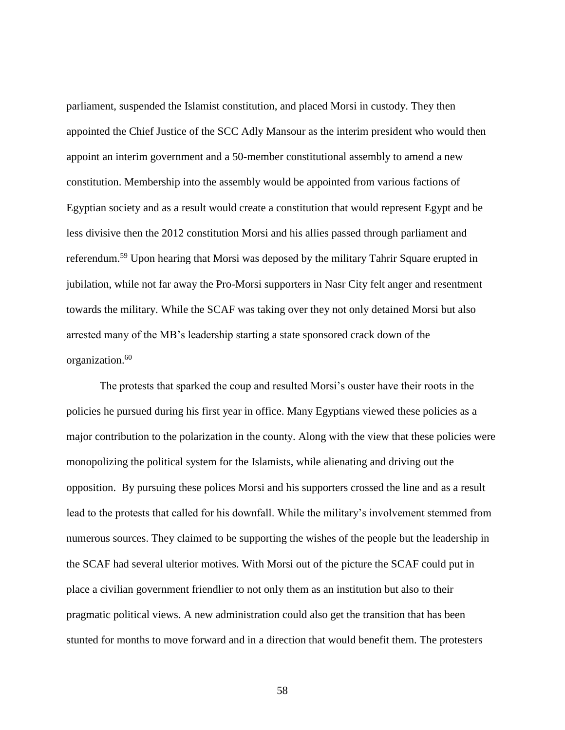parliament, suspended the Islamist constitution, and placed Morsi in custody. They then appointed the Chief Justice of the SCC Adly Mansour as the interim president who would then appoint an interim government and a 50-member constitutional assembly to amend a new constitution. Membership into the assembly would be appointed from various factions of Egyptian society and as a result would create a constitution that would represent Egypt and be less divisive then the 2012 constitution Morsi and his allies passed through parliament and referendum.[59] Upon hearing that Morsi was deposed by the military Tahrir Square erupted in jubilation, while not far away the Pro-Morsi supporters in Nasr City felt anger and resentment towards the military. While the SCAF was taking over they not only detained Morsi but also arrested many of the MB's leadership starting a state sponsored crack down of the organization.[60]

The protests that sparked the coup and resulted Morsi's ouster have their roots in the policies he pursued during his first year in office. Many Egyptians viewed these policies as a major contribution to the polarization in the county. Along with the view that these policies were monopolizing the political system for the Islamists, while alienating and driving out the opposition. By pursuing these polices Morsi and his supporters crossed the line and as a result lead to the protests that called for his downfall. While the military's involvement stemmed from numerous sources. They claimed to be supporting the wishes of the people but the leadership in the SCAF had several ulterior motives. With Morsi out of the picture the SCAF could put in place a civilian government friendlier to not only them as an institution but also to their pragmatic political views. A new administration could also get the transition that has been stunted for months to move forward and in a direction that would benefit them. The protesters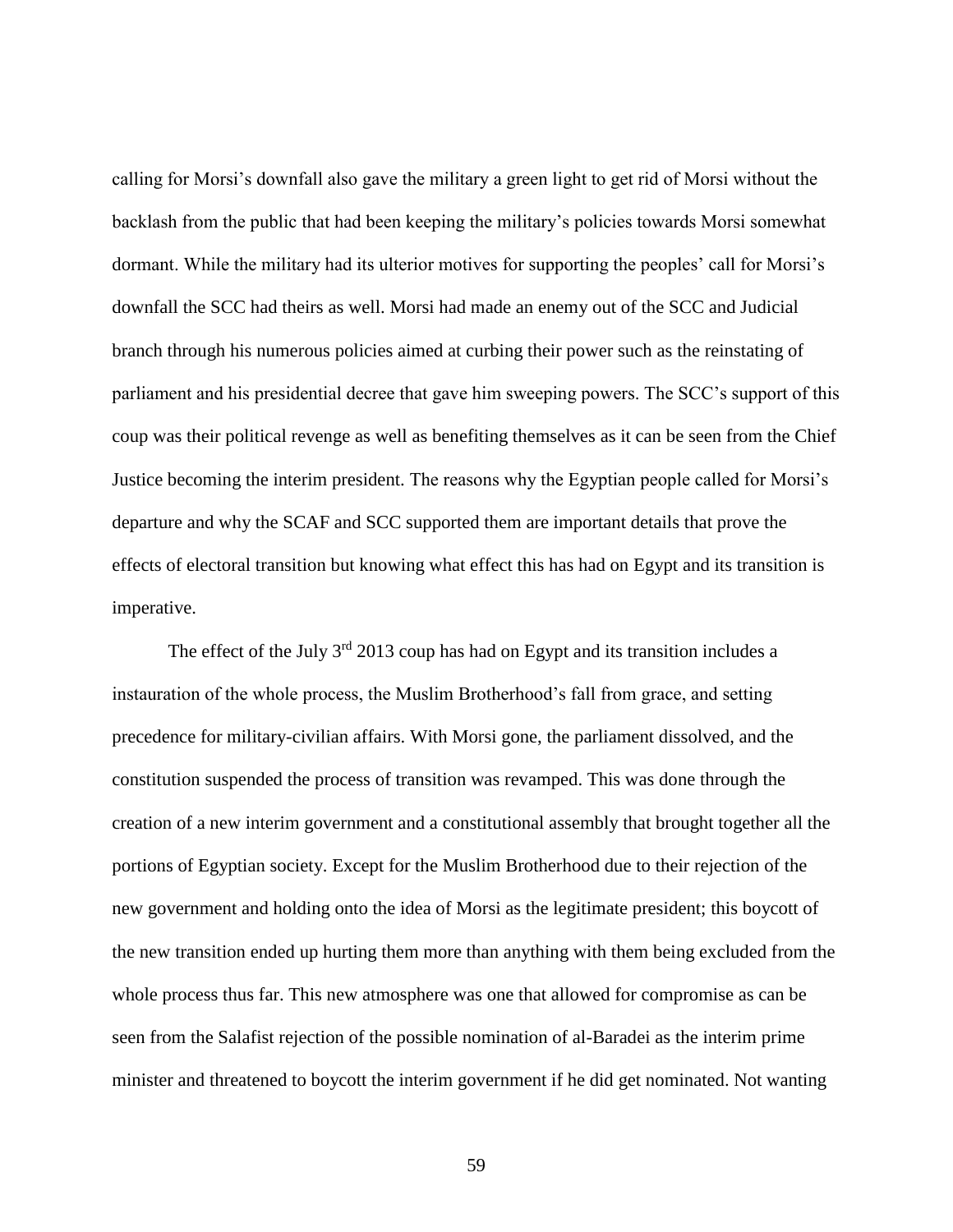calling for Morsi's downfall also gave the military a green light to get rid of Morsi without the backlash from the public that had been keeping the military's policies towards Morsi somewhat dormant. While the military had its ulterior motives for supporting the peoples' call for Morsi's downfall the SCC had theirs as well. Morsi had made an enemy out of the SCC and Judicial branch through his numerous policies aimed at curbing their power such as the reinstating of parliament and his presidential decree that gave him sweeping powers. The SCC's support of this coup was their political revenge as well as benefiting themselves as it can be seen from the Chief Justice becoming the interim president. The reasons why the Egyptian people called for Morsi's departure and why the SCAF and SCC supported them are important details that prove the effects of electoral transition but knowing what effect this has had on Egypt and its transition is imperative.

The effect of the July 3rd 2013 coup has had on Egypt and its transition includes a instauration of the whole process, the Muslim Brotherhood's fall from grace, and setting precedence for military-civilian affairs. With Morsi gone, the parliament dissolved, and the constitution suspended the process of transition was revamped. This was done through the creation of a new interim government and a constitutional assembly that brought together all the portions of Egyptian society. Except for the Muslim Brotherhood due to their rejection of the new government and holding onto the idea of Morsi as the legitimate president; this boycott of the new transition ended up hurting them more than anything with them being excluded from the whole process thus far. This new atmosphere was one that allowed for compromise as can be seen from the Salafist rejection of the possible nomination of al-Baradei as the interim prime minister and threatened to boycott the interim government if he did get nominated. Not wanting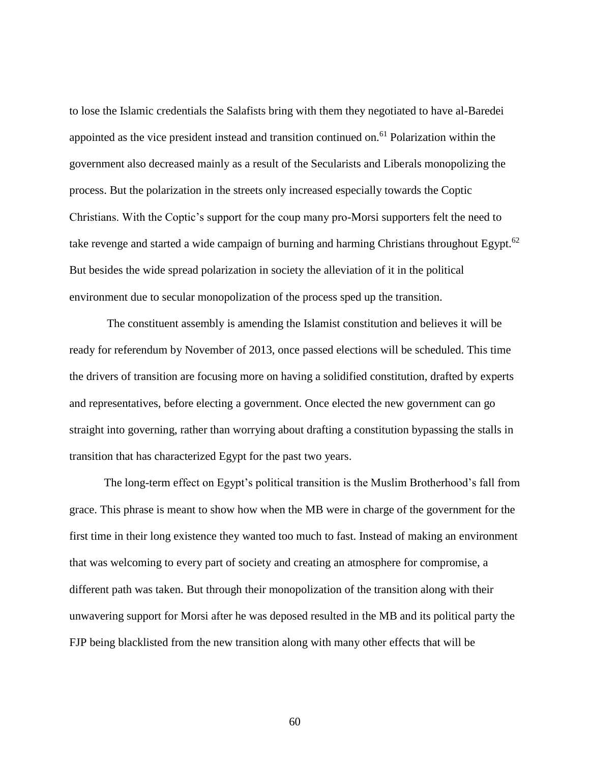to lose the Islamic credentials the Salafists bring with them they negotiated to have al-Baredei appointed as the vice president instead and transition continued on.[61] Polarization within the government also decreased mainly as a result of the Secularists and Liberals monopolizing the process. But the polarization in the streets only increased especially towards the Coptic Christians. With the Coptic's support for the coup many pro-Morsi supporters felt the need to take revenge and started a wide campaign of burning and harming Christians throughout Egypt.[62] But besides the wide spread polarization in society the alleviation of it in the political environment due to secular monopolization of the process sped up the transition.

The constituent assembly is amending the Islamist constitution and believes it will be ready for referendum by November of 2013, once passed elections will be scheduled. This time the drivers of transition are focusing more on having a solidified constitution, drafted by experts and representatives, before electing a government. Once elected the new government can go straight into governing, rather than worrying about drafting a constitution bypassing the stalls in transition that has characterized Egypt for the past two years.

The long-term effect on Egypt's political transition is the Muslim Brotherhood's fall from grace. This phrase is meant to show how when the MB were in charge of the government for the first time in their long existence they wanted too much to fast. Instead of making an environment that was welcoming to every part of society and creating an atmosphere for compromise, a different path was taken. But through their monopolization of the transition along with their unwavering support for Morsi after he was deposed resulted in the MB and its political party the FJP being blacklisted from the new transition along with many other effects that will be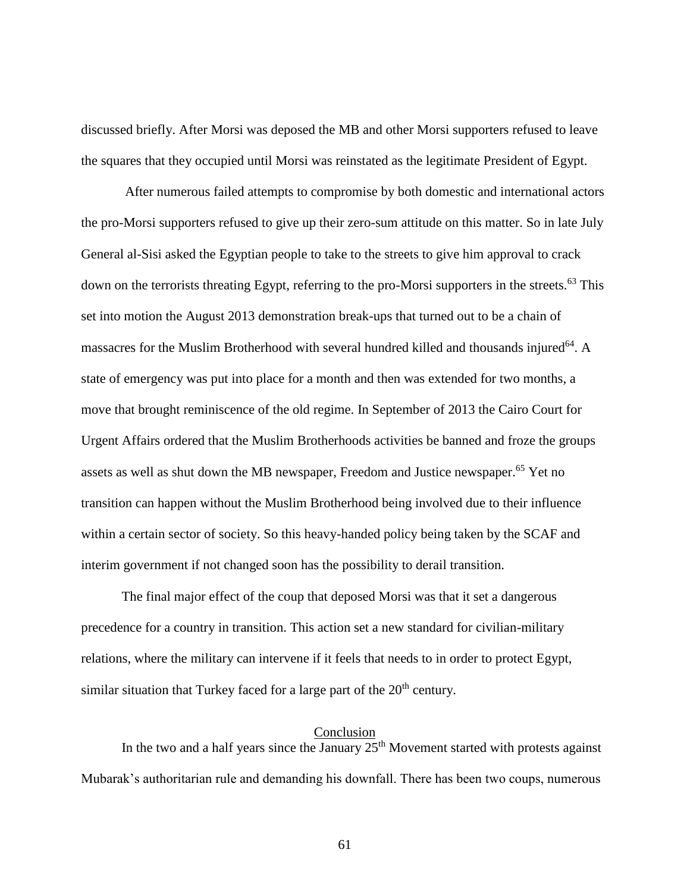discussed briefly. After Morsi was deposed the MB and other Morsi supporters refused to leave the squares that they occupied until Morsi was reinstated as the legitimate President of Egypt.

After numerous failed attempts to compromise by both domestic and international actors the pro-Morsi supporters refused to give up their zero-sum attitude on this matter. So in late July General al-Sisi asked the Egyptian people to take to the streets to give him approval to crack down on the terrorists threating Egypt, referring to the pro-Morsi supporters in the streets.[63] This set into motion the August 2013 demonstration break-ups that turned out to be a chain of massacres for the Muslim Brotherhood with several hundred killed and thousands injured[64]. A state of emergency was put into place for a month and then was extended for two months, a move that brought reminiscence of the old regime. In September of 2013 the Cairo Court for Urgent Affairs ordered that the Muslim Brotherhoods activities be banned and froze the groups assets as well as shut down the MB newspaper, Freedom and Justice newspaper.[65] Yet no transition can happen without the Muslim Brotherhood being involved due to their influence within a certain sector of society. So this heavy-handed policy being taken by the SCAF and interim government if not changed soon has the possibility to derail transition.

The final major effect of the coup that deposed Morsi was that it set a dangerous precedence for a country in transition. This action set a new standard for civilian-military relations, where the military can intervene if it feels that needs to in order to protect Egypt, similar situation that Turkey faced for a large part of the 20th century.

## Conclusion

In the two and a half years since the January 25th Movement started with protests against Mubarak's authoritarian rule and demanding his downfall. There has been two coups, numerous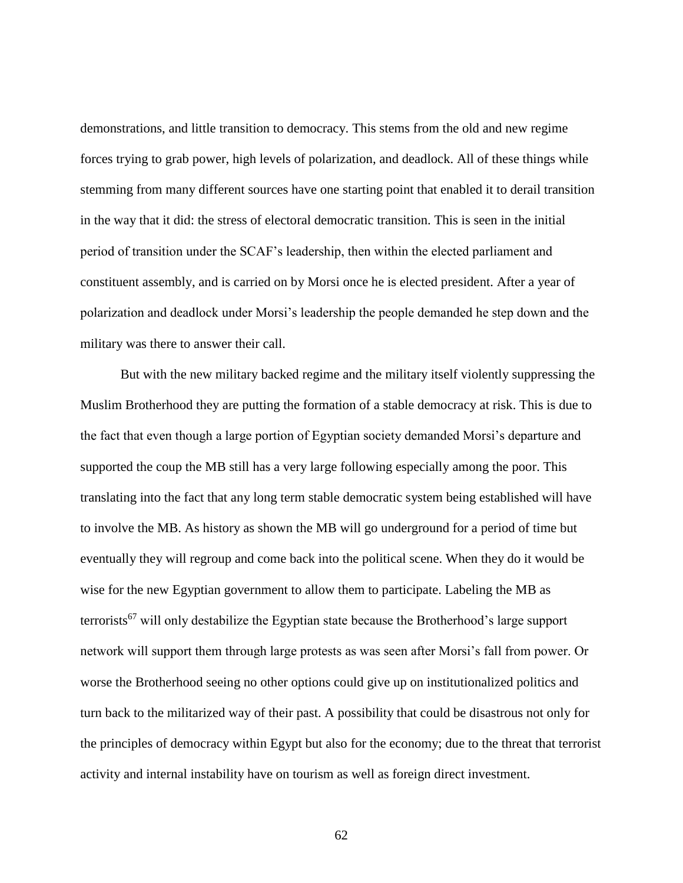demonstrations, and little transition to democracy. This stems from the old and new regime forces trying to grab power, high levels of polarization, and deadlock. All of these things while stemming from many different sources have one starting point that enabled it to derail transition in the way that it did: the stress of electoral democratic transition. This is seen in the initial period of transition under the SCAF's leadership, then within the elected parliament and constituent assembly, and is carried on by Morsi once he is elected president. After a year of polarization and deadlock under Morsi's leadership the people demanded he step down and the military was there to answer their call.

But with the new military backed regime and the military itself violently suppressing the Muslim Brotherhood they are putting the formation of a stable democracy at risk. This is due to the fact that even though a large portion of Egyptian society demanded Morsi's departure and supported the coup the MB still has a very large following especially among the poor. This translating into the fact that any long term stable democratic system being established will have to involve the MB. As history as shown the MB will go underground for a period of time but eventually they will regroup and come back into the political scene. When they do it would be wise for the new Egyptian government to allow them to participate. Labeling the MB as terrorists[67] will only destabilize the Egyptian state because the Brotherhood's large support network will support them through large protests as was seen after Morsi's fall from power. Or worse the Brotherhood seeing no other options could give up on institutionalized politics and turn back to the militarized way of their past. A possibility that could be disastrous not only for the principles of democracy within Egypt but also for the economy; due to the threat that terrorist activity and internal instability have on tourism as well as foreign direct investment.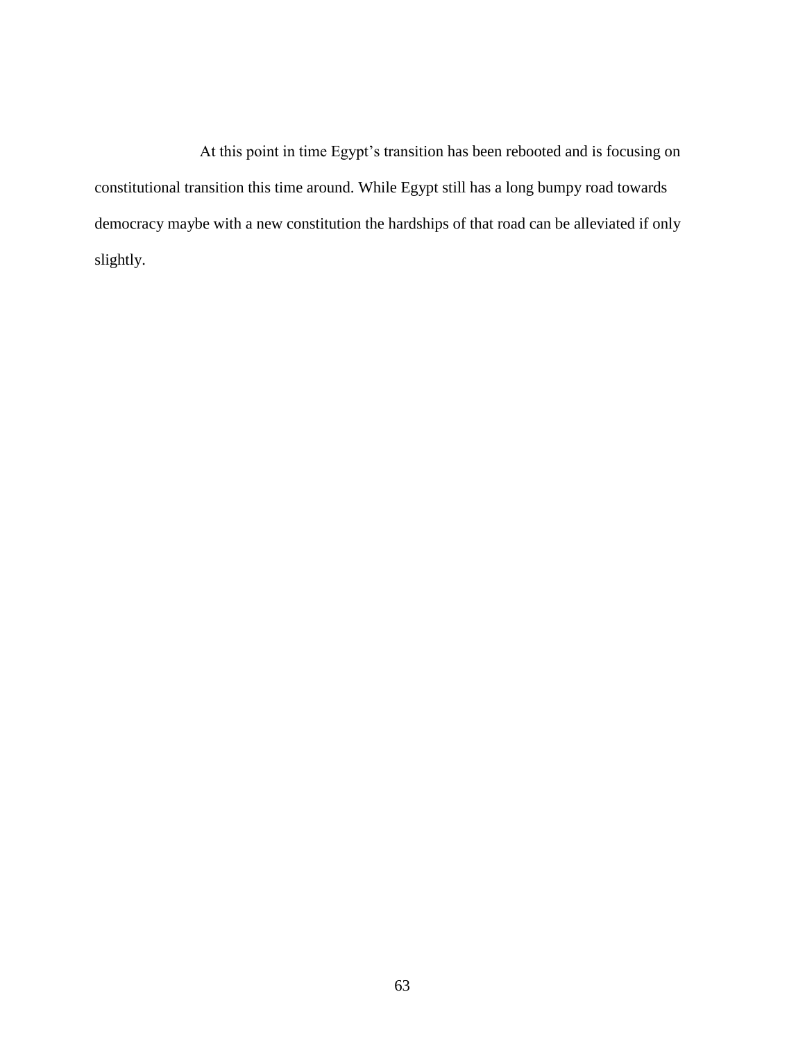At this point in time Egypt's transition has been rebooted and is focusing on constitutional transition this time around. While Egypt still has a long bumpy road towards democracy maybe with a new constitution the hardships of that road can be alleviated if only slightly.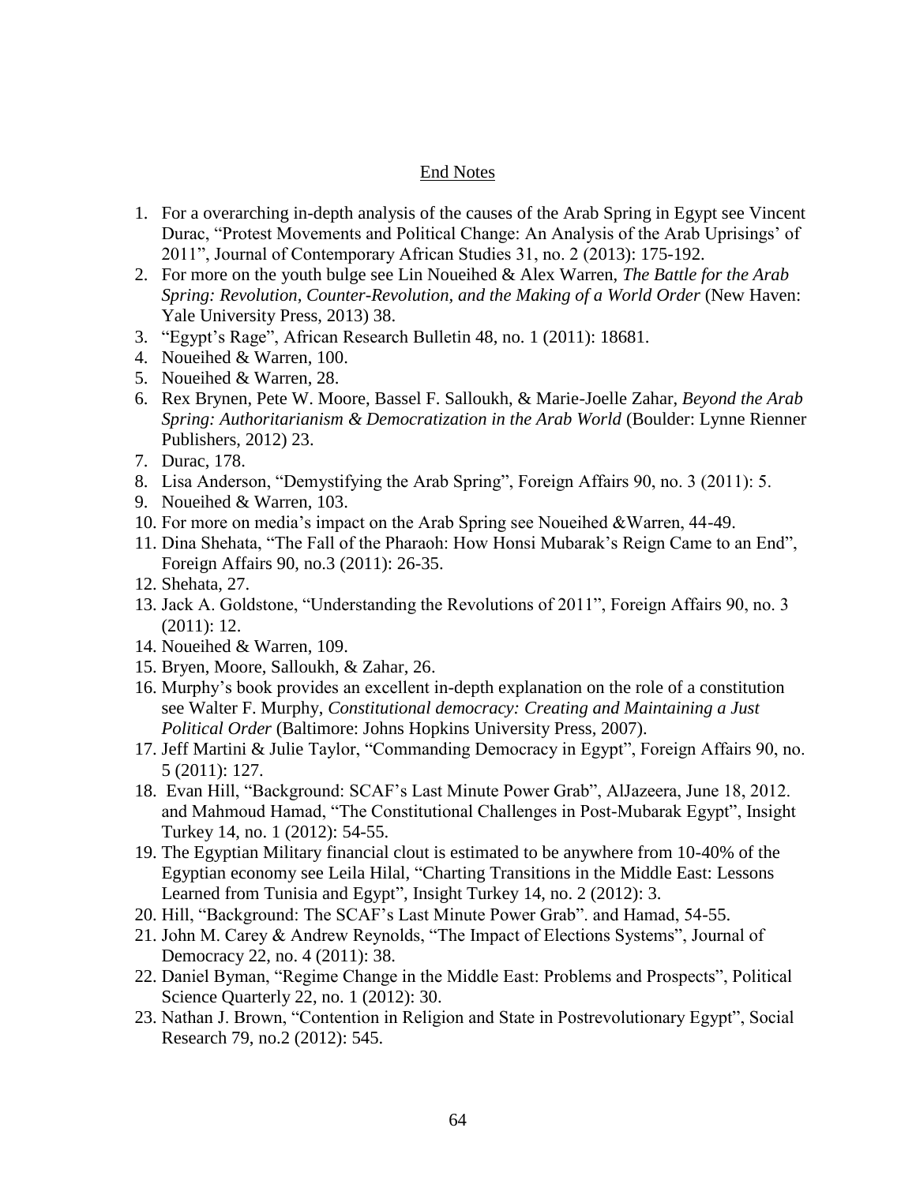## End Notes

1. For a overarching in-depth analysis of the causes of the Arab Spring in Egypt see Vincent Durac, "Protest Movements and Political Change: An Analysis of the Arab Uprisings' of 2011", Journal of Contemporary African Studies 31, no. 2 (2013): 175-192.
2. For more on the youth bulge see Lin Noueihed & Alex Warren, *The Battle for the Arab Spring: Revolution, Counter-Revolution, and the Making of a World Order* (New Haven: Yale University Press, 2013) 38.
3. "Egypt's Rage", African Research Bulletin 48, no. 1 (2011): 18681.
4. Noueihed & Warren, 100.
5. Noueihed & Warren, 28.
6. Rex Brynen, Pete W. Moore, Bassel F. Salloukh, & Marie-Joelle Zahar, *Beyond the Arab Spring: Authoritarianism & Democratization in the Arab World* (Boulder: Lynne Rienner Publishers, 2012) 23.
7. Durac, 178.
8. Lisa Anderson, "Demystifying the Arab Spring", Foreign Affairs 90, no. 3 (2011): 5.
9. Noueihed & Warren, 103.
10. For more on media's impact on the Arab Spring see Noueihed &Warren, 44-49.
11. Dina Shehata, "The Fall of the Pharaoh: How Honsi Mubarak's Reign Came to an End", Foreign Affairs 90, no.3 (2011): 26-35.
12. Shehata, 27.
13. Jack A. Goldstone, "Understanding the Revolutions of 2011", Foreign Affairs 90, no. 3 (2011): 12.
14. Noueihed & Warren, 109.
15. Bryen, Moore, Salloukh, & Zahar, 26.
16. Murphy's book provides an excellent in-depth explanation on the role of a constitution see Walter F. Murphy, *Constitutional democracy: Creating and Maintaining a Just Political Order* (Baltimore: Johns Hopkins University Press, 2007).
17. Jeff Martini & Julie Taylor, "Commanding Democracy in Egypt", Foreign Affairs 90, no. 5 (2011): 127.
18. Evan Hill, "Background: SCAF's Last Minute Power Grab", AlJazeera, June 18, 2012. and Mahmoud Hamad, "The Constitutional Challenges in Post-Mubarak Egypt", Insight Turkey 14, no. 1 (2012): 54-55.
19. The Egyptian Military financial clout is estimated to be anywhere from 10-40% of the Egyptian economy see Leila Hilal, "Charting Transitions in the Middle East: Lessons Learned from Tunisia and Egypt", Insight Turkey 14, no. 2 (2012): 3.
20. Hill, "Background: The SCAF's Last Minute Power Grab". and Hamad, 54-55.
21. John M. Carey & Andrew Reynolds, "The Impact of Elections Systems", Journal of Democracy 22, no. 4 (2011): 38.
22. Daniel Byman, "Regime Change in the Middle East: Problems and Prospects", Political Science Quarterly 22, no. 1 (2012): 30.
23. Nathan J. Brown, "Contention in Religion and State in Postrevolutionary Egypt", Social Research 79, no.2 (2012): 545.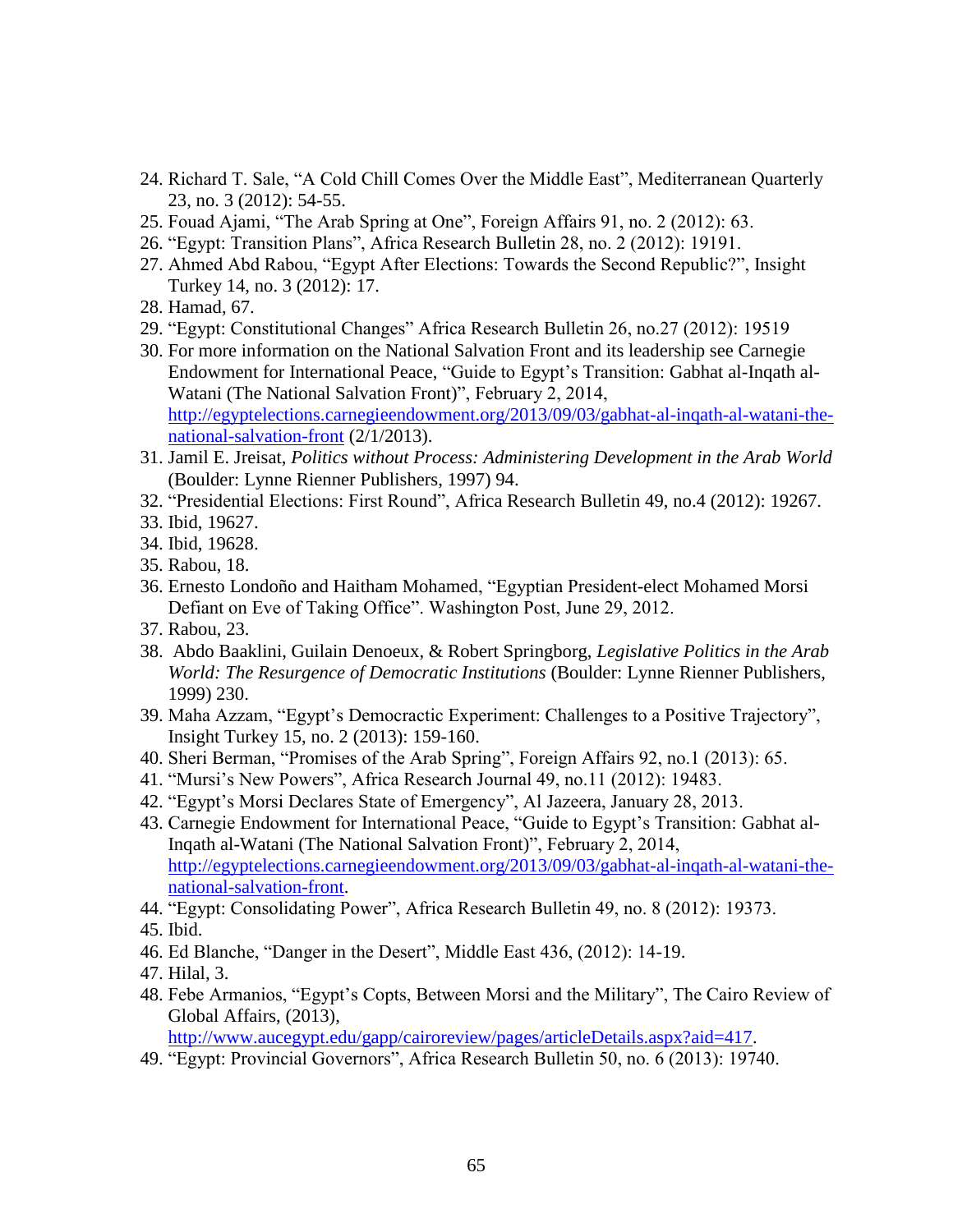24. Richard T. Sale, "A Cold Chill Comes Over the Middle East", Mediterranean Quarterly 23, no. 3 (2012): 54-55.
25. Fouad Ajami, "The Arab Spring at One", Foreign Affairs 91, no. 2 (2012): 63.
26. "Egypt: Transition Plans", Africa Research Bulletin 28, no. 2 (2012): 19191.
27. Ahmed Abd Rabou, "Egypt After Elections: Towards the Second Republic?", Insight Turkey 14, no. 3 (2012): 17.
28. Hamad, 67.
29. "Egypt: Constitutional Changes" Africa Research Bulletin 26, no.27 (2012): 19519
30. For more information on the National Salvation Front and its leadership see Carnegie Endowment for International Peace, "Guide to Egypt's Transition: Gabhat al-Inqath al-Watani (The National Salvation Front)", February 2, 2014, [http://egyptelections.carnegieendowment.org/2013/09/03/gabhat-al-inqath-al-watani-the-national-salvation-front](http://egyptelections.carnegieendowment.org/2013/09/03/gabhat-al-inqath-al-watani-the-national-salvation-front) (2/1/2013).
31. Jamil E. Jreisat, *Politics without Process: Administering Development in the Arab World* (Boulder: Lynne Rienner Publishers, 1997) 94.
32. "Presidential Elections: First Round", Africa Research Bulletin 49, no.4 (2012): 19267.
33. Ibid, 19627.
34. Ibid, 19628.
35. Rabou, 18.
36. Ernesto Londoño and Haitham Mohamed, "Egyptian President-elect Mohamed Morsi Defiant on Eve of Taking Office". Washington Post, June 29, 2012.
37. Rabou, 23.
38. Abdo Baaklini, Guilain Denoeux, & Robert Springborg, *Legislative Politics in the Arab World: The Resurgence of Democratic Institutions* (Boulder: Lynne Rienner Publishers, 1999) 230.
39. Maha Azzam, "Egypt's Democractic Experiment: Challenges to a Positive Trajectory", Insight Turkey 15, no. 2 (2013): 159-160.
40. Sheri Berman, "Promises of the Arab Spring", Foreign Affairs 92, no.1 (2013): 65.
41. "Mursi's New Powers", Africa Research Journal 49, no.11 (2012): 19483.
42. "Egypt's Morsi Declares State of Emergency", Al Jazeera, January 28, 2013.
43. Carnegie Endowment for International Peace, "Guide to Egypt's Transition: Gabhat al-Inqath al-Watani (The National Salvation Front)", February 2, 2014, [http://egyptelections.carnegieendowment.org/2013/09/03/gabhat-al-inqath-al-watani-the-national-salvation-front](http://egyptelections.carnegieendowment.org/2013/09/03/gabhat-al-inqath-al-watani-the-national-salvation-front).
44. "Egypt: Consolidating Power", Africa Research Bulletin 49, no. 8 (2012): 19373.
45. Ibid.
46. Ed Blanche, "Danger in the Desert", Middle East 436, (2012): 14-19.
47. Hilal, 3.
48. Febe Armanios, "Egypt's Copts, Between Morsi and the Military", The Cairo Review of Global Affairs, (2013), [http://www.aucegypt.edu/gapp/cairoreview/pages/articleDetails.aspx?aid=417](http://www.aucegypt.edu/gapp/cairoreview/pages/articleDetails.aspx?aid=417).
49. "Egypt: Provincial Governors", Africa Research Bulletin 50, no. 6 (2013): 19740.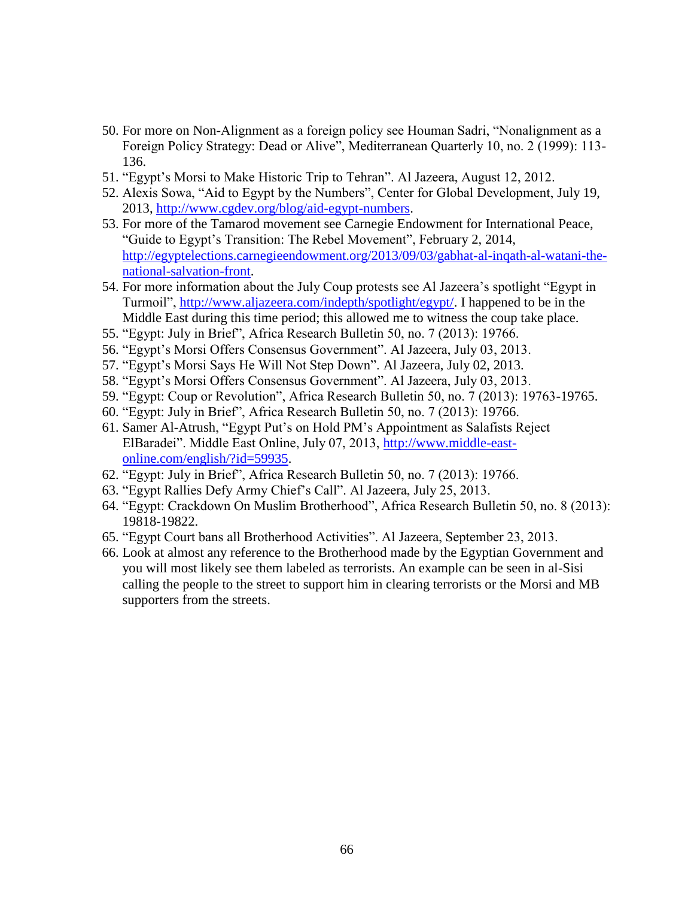50. For more on Non-Alignment as a foreign policy see Houman Sadri, "Nonalignment as a Foreign Policy Strategy: Dead or Alive", Mediterranean Quarterly 10, no. 2 (1999): 113-136.
51. "Egypt's Morsi to Make Historic Trip to Tehran". Al Jazeera, August 12, 2012.
52. Alexis Sowa, "Aid to Egypt by the Numbers", Center for Global Development, July 19, 2013, http://www.cgdev.org/blog/aid-egypt-numbers.
53. For more of the Tamarod movement see Carnegie Endowment for International Peace, "Guide to Egypt's Transition: The Rebel Movement", February 2, 2014, http://egyptelections.carnegieendowment.org/2013/09/03/gabhat-al-inqath-al-watani-the-national-salvation-front.
54. For more information about the July Coup protests see Al Jazeera's spotlight "Egypt in Turmoil", http://www.aljazeera.com/indepth/spotlight/egypt/. I happened to be in the Middle East during this time period; this allowed me to witness the coup take place.
55. "Egypt: July in Brief", Africa Research Bulletin 50, no. 7 (2013): 19766.
56. "Egypt's Morsi Offers Consensus Government". Al Jazeera, July 03, 2013.
57. "Egypt's Morsi Says He Will Not Step Down". Al Jazeera, July 02, 2013.
58. "Egypt's Morsi Offers Consensus Government". Al Jazeera, July 03, 2013.
59. "Egypt: Coup or Revolution", Africa Research Bulletin 50, no. 7 (2013): 19763-19765.
60. "Egypt: July in Brief", Africa Research Bulletin 50, no. 7 (2013): 19766.
61. Samer Al-Atrush, "Egypt Put's on Hold PM's Appointment as Salafists Reject ElBaradei". Middle East Online, July 07, 2013, http://www.middle-east-online.com/english/?id=59935.
62. "Egypt: July in Brief", Africa Research Bulletin 50, no. 7 (2013): 19766.
63. "Egypt Rallies Defy Army Chief's Call". Al Jazeera, July 25, 2013.
64. "Egypt: Crackdown On Muslim Brotherhood", Africa Research Bulletin 50, no. 8 (2013): 19818-19822.
65. "Egypt Court bans all Brotherhood Activities". Al Jazeera, September 23, 2013.
66. Look at almost any reference to the Brotherhood made by the Egyptian Government and you will most likely see them labeled as terrorists. An example can be seen in al-Sisi calling the people to the street to support him in clearing terrorists or the Morsi and MB supporters from the streets.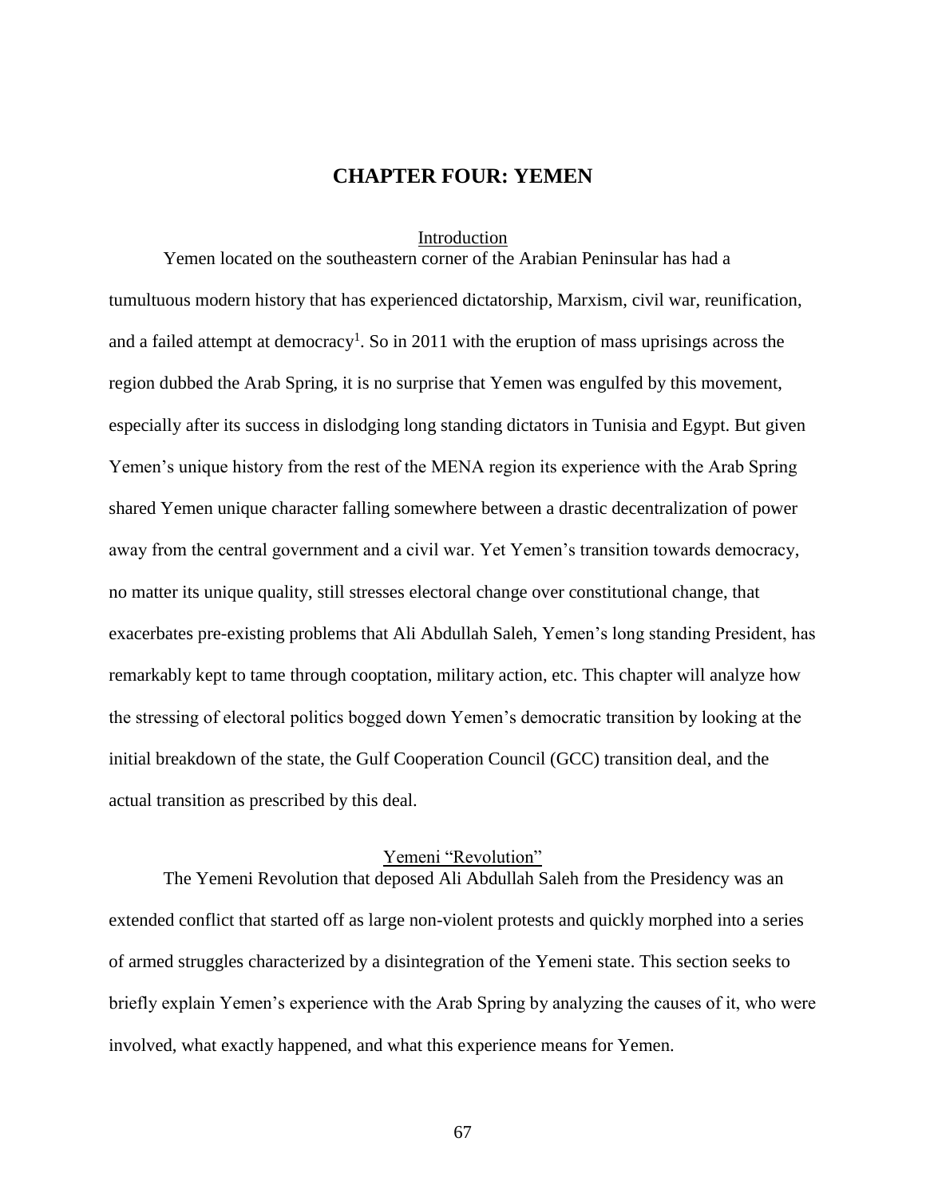# CHAPTER FOUR: YEMEN

## Introduction

Yemen located on the southeastern corner of the Arabian Peninsular has had a tumultuous modern history that has experienced dictatorship, Marxism, civil war, reunification, and a failed attempt at democracy[1]. So in 2011 with the eruption of mass uprisings across the region dubbed the Arab Spring, it is no surprise that Yemen was engulfed by this movement, especially after its success in dislodging long standing dictators in Tunisia and Egypt. But given Yemen's unique history from the rest of the MENA region its experience with the Arab Spring shared Yemen unique character falling somewhere between a drastic decentralization of power away from the central government and a civil war. Yet Yemen's transition towards democracy, no matter its unique quality, still stresses electoral change over constitutional change, that exacerbates pre-existing problems that Ali Abdullah Saleh, Yemen's long standing President, has remarkably kept to tame through cooptation, military action, etc. This chapter will analyze how the stressing of electoral politics bogged down Yemen's democratic transition by looking at the initial breakdown of the state, the Gulf Cooperation Council (GCC) transition deal, and the actual transition as prescribed by this deal.

## Yemeni "Revolution"

The Yemeni Revolution that deposed Ali Abdullah Saleh from the Presidency was an extended conflict that started off as large non-violent protests and quickly morphed into a series of armed struggles characterized by a disintegration of the Yemeni state. This section seeks to briefly explain Yemen's experience with the Arab Spring by analyzing the causes of it, who were involved, what exactly happened, and what this experience means for Yemen.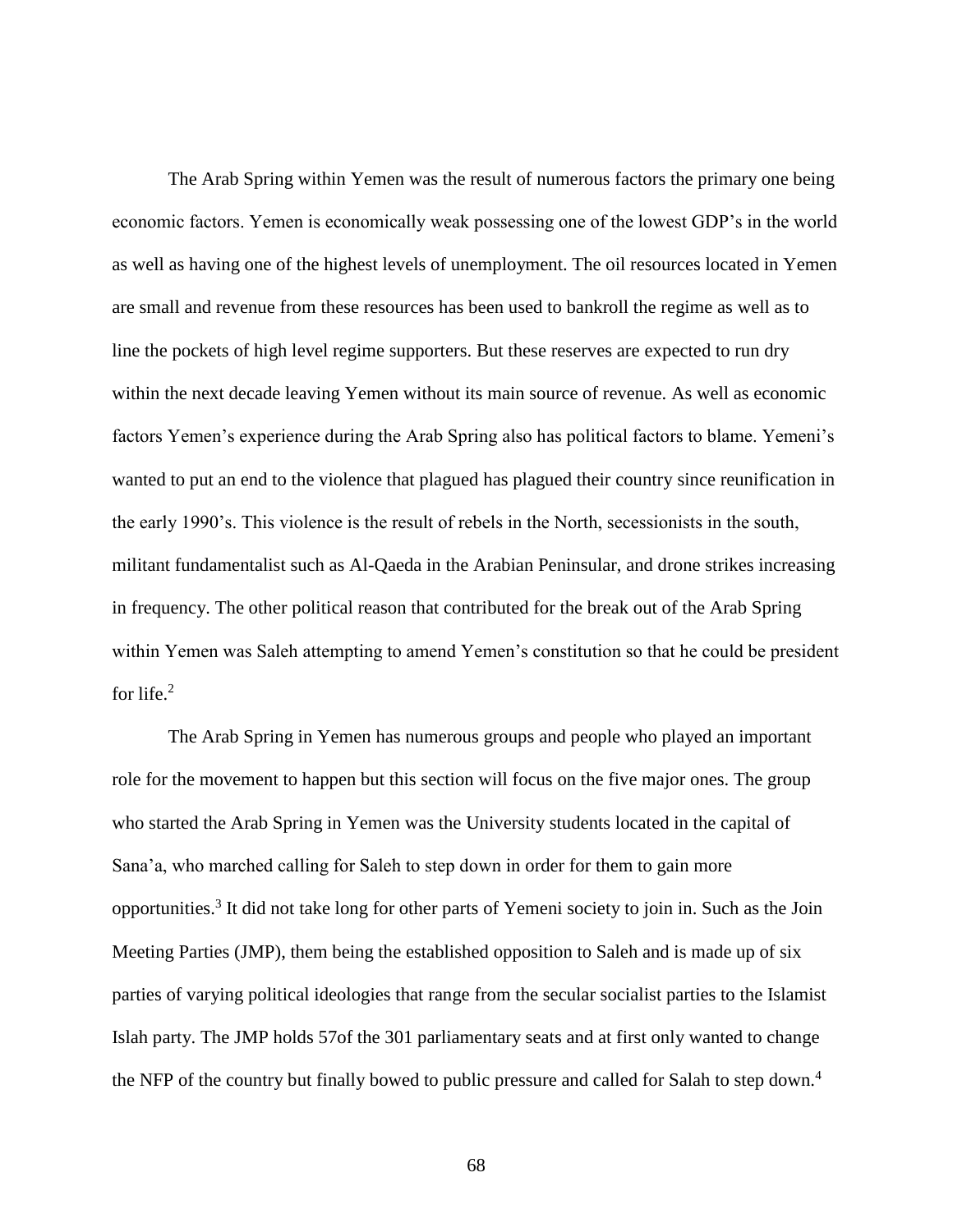The Arab Spring within Yemen was the result of numerous factors the primary one being economic factors. Yemen is economically weak possessing one of the lowest GDP's in the world as well as having one of the highest levels of unemployment. The oil resources located in Yemen are small and revenue from these resources has been used to bankroll the regime as well as to line the pockets of high level regime supporters. But these reserves are expected to run dry within the next decade leaving Yemen without its main source of revenue. As well as economic factors Yemen's experience during the Arab Spring also has political factors to blame. Yemeni's wanted to put an end to the violence that plagued has plagued their country since reunification in the early 1990's. This violence is the result of rebels in the North, secessionists in the south, militant fundamentalist such as Al-Qaeda in the Arabian Peninsular, and drone strikes increasing in frequency. The other political reason that contributed for the break out of the Arab Spring within Yemen was Saleh attempting to amend Yemen's constitution so that he could be president for life.[2]

The Arab Spring in Yemen has numerous groups and people who played an important role for the movement to happen but this section will focus on the five major ones. The group who started the Arab Spring in Yemen was the University students located in the capital of Sana'a, who marched calling for Saleh to step down in order for them to gain more opportunities.[3] It did not take long for other parts of Yemeni society to join in. Such as the Join Meeting Parties (JMP), them being the established opposition to Saleh and is made up of six parties of varying political ideologies that range from the secular socialist parties to the Islamist Islah party. The JMP holds 57of the 301 parliamentary seats and at first only wanted to change the NFP of the country but finally bowed to public pressure and called for Salah to step down.[4]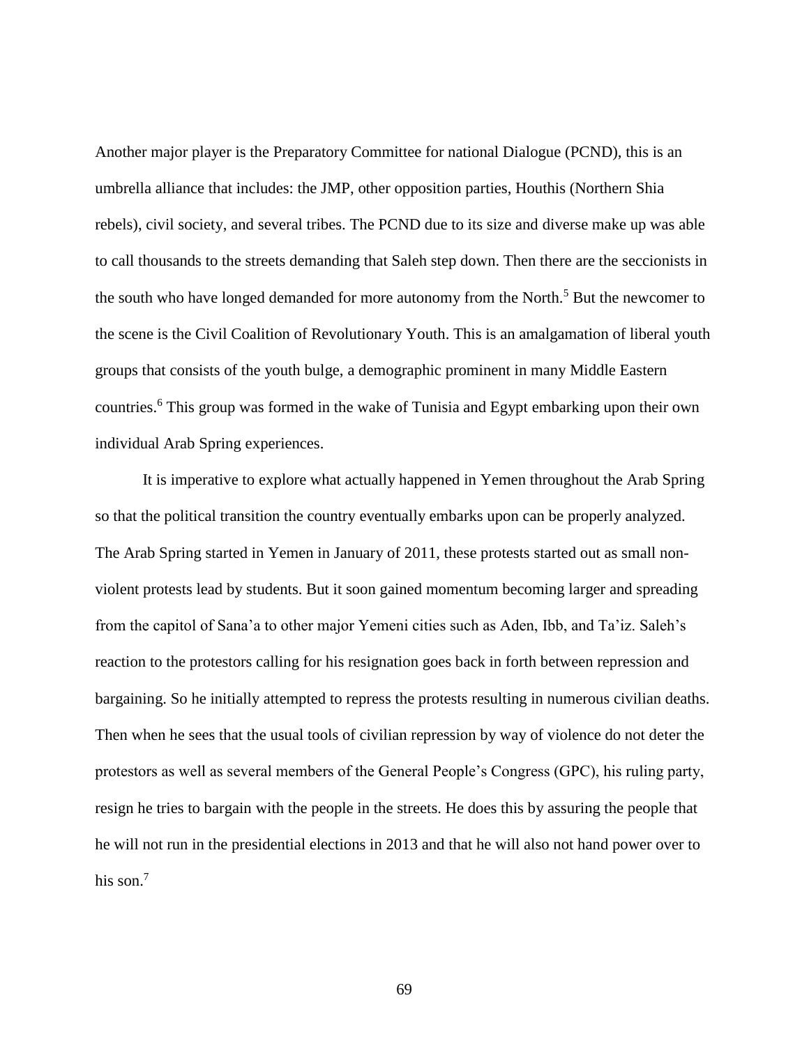Another major player is the Preparatory Committee for national Dialogue (PCND), this is an umbrella alliance that includes: the JMP, other opposition parties, Houthis (Northern Shia rebels), civil society, and several tribes. The PCND due to its size and diverse make up was able to call thousands to the streets demanding that Saleh step down. Then there are the seccionists in the south who have longed demanded for more autonomy from the North.[5] But the newcomer to the scene is the Civil Coalition of Revolutionary Youth. This is an amalgamation of liberal youth groups that consists of the youth bulge, a demographic prominent in many Middle Eastern countries.[6] This group was formed in the wake of Tunisia and Egypt embarking upon their own individual Arab Spring experiences.

It is imperative to explore what actually happened in Yemen throughout the Arab Spring so that the political transition the country eventually embarks upon can be properly analyzed. The Arab Spring started in Yemen in January of 2011, these protests started out as small non-violent protests lead by students. But it soon gained momentum becoming larger and spreading from the capitol of Sana'a to other major Yemeni cities such as Aden, Ibb, and Ta'iz. Saleh's reaction to the protestors calling for his resignation goes back in forth between repression and bargaining. So he initially attempted to repress the protests resulting in numerous civilian deaths. Then when he sees that the usual tools of civilian repression by way of violence do not deter the protestors as well as several members of the General People's Congress (GPC), his ruling party, resign he tries to bargain with the people in the streets. He does this by assuring the people that he will not run in the presidential elections in 2013 and that he will also not hand power over to his son.[7]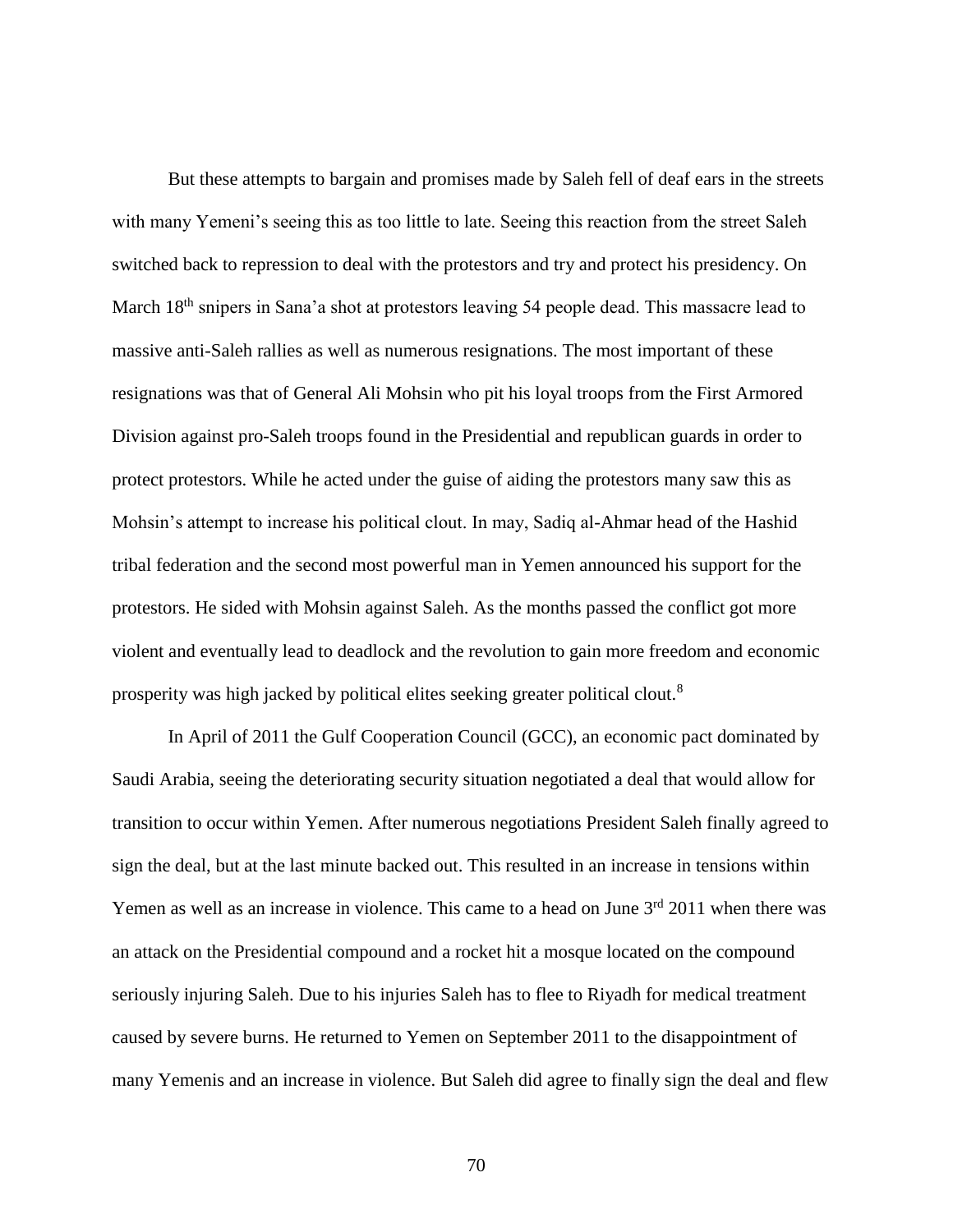But these attempts to bargain and promises made by Saleh fell of deaf ears in the streets with many Yemeni's seeing this as too little to late. Seeing this reaction from the street Saleh switched back to repression to deal with the protestors and try and protect his presidency. On March 18th snipers in Sana'a shot at protestors leaving 54 people dead. This massacre lead to massive anti-Saleh rallies as well as numerous resignations. The most important of these resignations was that of General Ali Mohsin who pit his loyal troops from the First Armored Division against pro-Saleh troops found in the Presidential and republican guards in order to protect protestors. While he acted under the guise of aiding the protestors many saw this as Mohsin's attempt to increase his political clout. In may, Sadiq al-Ahmar head of the Hashid tribal federation and the second most powerful man in Yemen announced his support for the protestors. He sided with Mohsin against Saleh. As the months passed the conflict got more violent and eventually lead to deadlock and the revolution to gain more freedom and economic prosperity was high jacked by political elites seeking greater political clout.[8]

In April of 2011 the Gulf Cooperation Council (GCC), an economic pact dominated by Saudi Arabia, seeing the deteriorating security situation negotiated a deal that would allow for transition to occur within Yemen. After numerous negotiations President Saleh finally agreed to sign the deal, but at the last minute backed out. This resulted in an increase in tensions within Yemen as well as an increase in violence. This came to a head on June 3rd 2011 when there was an attack on the Presidential compound and a rocket hit a mosque located on the compound seriously injuring Saleh. Due to his injuries Saleh has to flee to Riyadh for medical treatment caused by severe burns. He returned to Yemen on September 2011 to the disappointment of many Yemenis and an increase in violence. But Saleh did agree to finally sign the deal and flew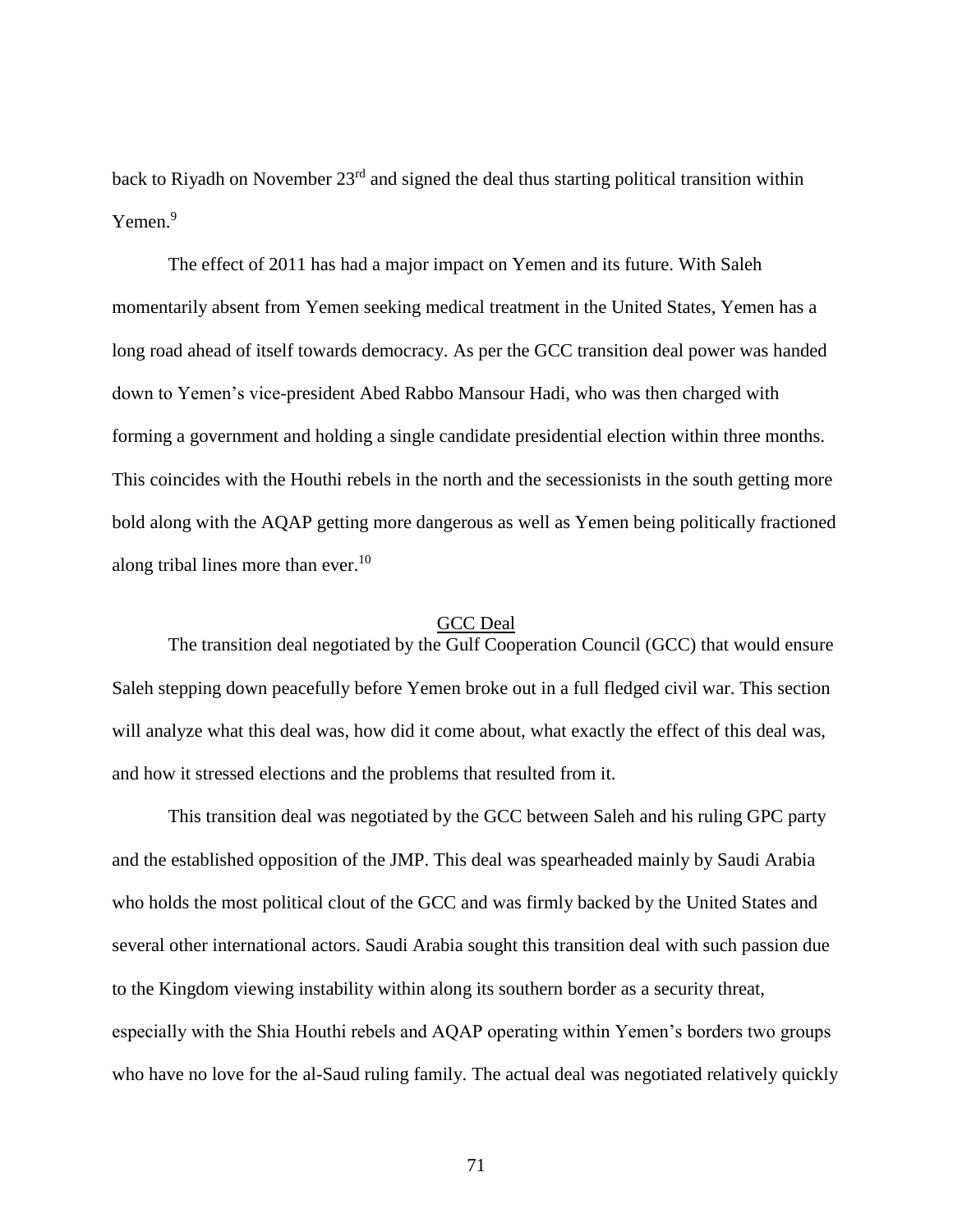back to Riyadh on November 23rd and signed the deal thus starting political transition within Yemen.[9]

The effect of 2011 has had a major impact on Yemen and its future. With Saleh momentarily absent from Yemen seeking medical treatment in the United States, Yemen has a long road ahead of itself towards democracy. As per the GCC transition deal power was handed down to Yemen's vice-president Abed Rabbo Mansour Hadi, who was then charged with forming a government and holding a single candidate presidential election within three months. This coincides with the Houthi rebels in the north and the secessionists in the south getting more bold along with the AQAP getting more dangerous as well as Yemen being politically fractioned along tribal lines more than ever.[10]

## GCC Deal

The transition deal negotiated by the Gulf Cooperation Council (GCC) that would ensure Saleh stepping down peacefully before Yemen broke out in a full fledged civil war. This section will analyze what this deal was, how did it come about, what exactly the effect of this deal was, and how it stressed elections and the problems that resulted from it.

This transition deal was negotiated by the GCC between Saleh and his ruling GPC party and the established opposition of the JMP. This deal was spearheaded mainly by Saudi Arabia who holds the most political clout of the GCC and was firmly backed by the United States and several other international actors. Saudi Arabia sought this transition deal with such passion due to the Kingdom viewing instability within along its southern border as a security threat, especially with the Shia Houthi rebels and AQAP operating within Yemen's borders two groups who have no love for the al-Saud ruling family. The actual deal was negotiated relatively quickly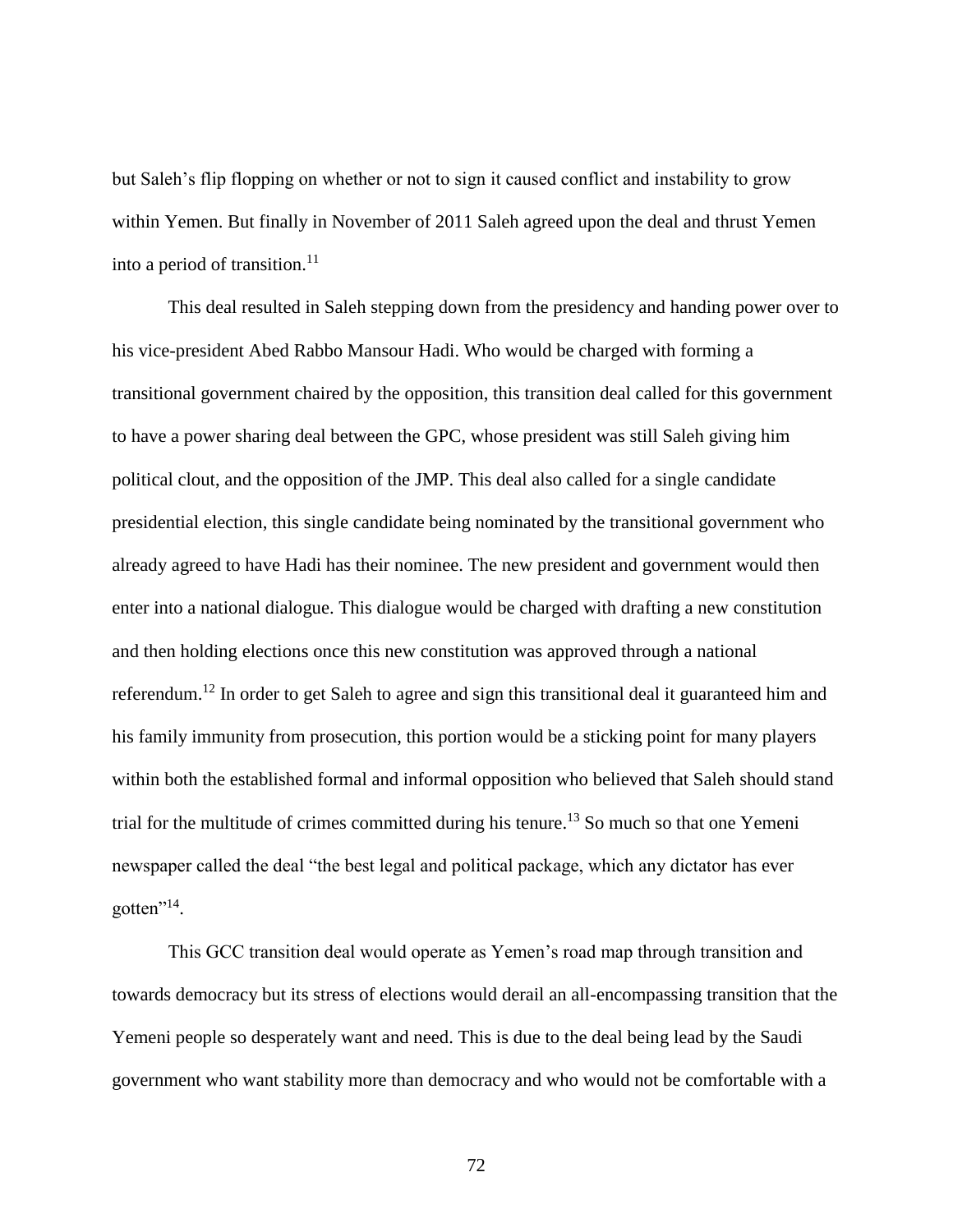but Saleh's flip flopping on whether or not to sign it caused conflict and instability to grow within Yemen. But finally in November of 2011 Saleh agreed upon the deal and thrust Yemen into a period of transition.[11]

This deal resulted in Saleh stepping down from the presidency and handing power over to his vice-president Abed Rabbo Mansour Hadi. Who would be charged with forming a transitional government chaired by the opposition, this transition deal called for this government to have a power sharing deal between the GPC, whose president was still Saleh giving him political clout, and the opposition of the JMP. This deal also called for a single candidate presidential election, this single candidate being nominated by the transitional government who already agreed to have Hadi has their nominee. The new president and government would then enter into a national dialogue. This dialogue would be charged with drafting a new constitution and then holding elections once this new constitution was approved through a national referendum.[12] In order to get Saleh to agree and sign this transitional deal it guaranteed him and his family immunity from prosecution, this portion would be a sticking point for many players within both the established formal and informal opposition who believed that Saleh should stand trial for the multitude of crimes committed during his tenure.[13] So much so that one Yemeni newspaper called the deal "the best legal and political package, which any dictator has ever gotten"[14].

This GCC transition deal would operate as Yemen's road map through transition and towards democracy but its stress of elections would derail an all-encompassing transition that the Yemeni people so desperately want and need. This is due to the deal being lead by the Saudi government who want stability more than democracy and who would not be comfortable with a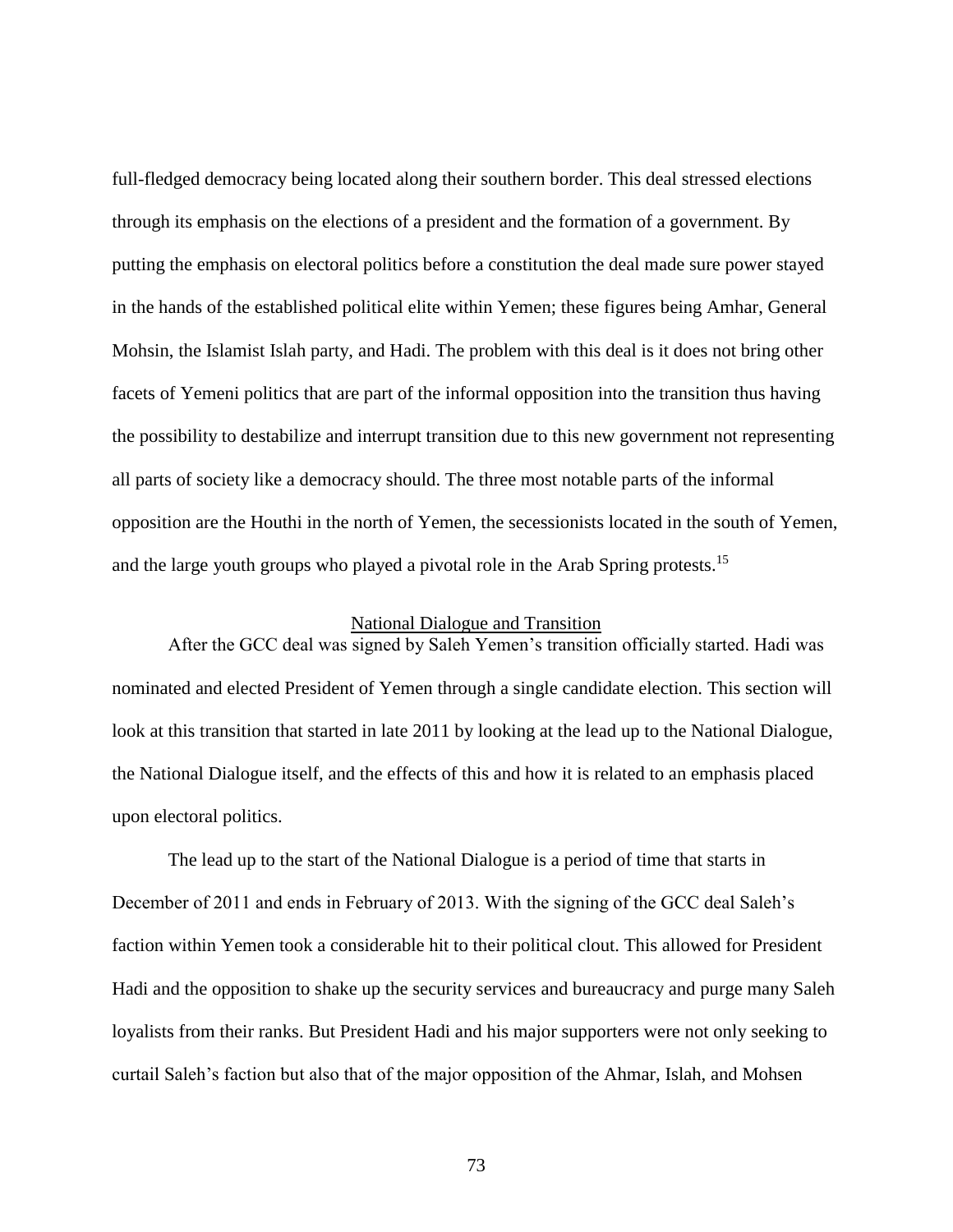full-fledged democracy being located along their southern border. This deal stressed elections through its emphasis on the elections of a president and the formation of a government. By putting the emphasis on electoral politics before a constitution the deal made sure power stayed in the hands of the established political elite within Yemen; these figures being Amhar, General Mohsin, the Islamist Islah party, and Hadi. The problem with this deal is it does not bring other facets of Yemeni politics that are part of the informal opposition into the transition thus having the possibility to destabilize and interrupt transition due to this new government not representing all parts of society like a democracy should. The three most notable parts of the informal opposition are the Houthi in the north of Yemen, the secessionists located in the south of Yemen, and the large youth groups who played a pivotal role in the Arab Spring protests.[15]

## National Dialogue and Transition

After the GCC deal was signed by Saleh Yemen's transition officially started. Hadi was nominated and elected President of Yemen through a single candidate election. This section will look at this transition that started in late 2011 by looking at the lead up to the National Dialogue, the National Dialogue itself, and the effects of this and how it is related to an emphasis placed upon electoral politics.

The lead up to the start of the National Dialogue is a period of time that starts in December of 2011 and ends in February of 2013. With the signing of the GCC deal Saleh's faction within Yemen took a considerable hit to their political clout. This allowed for President Hadi and the opposition to shake up the security services and bureaucracy and purge many Saleh loyalists from their ranks. But President Hadi and his major supporters were not only seeking to curtail Saleh's faction but also that of the major opposition of the Ahmar, Islah, and Mohsen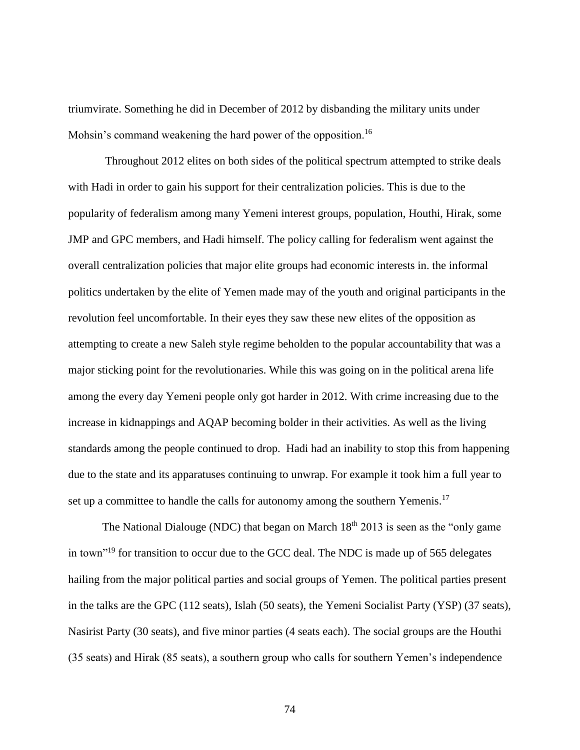triumvirate. Something he did in December of 2012 by disbanding the military units under Mohsin's command weakening the hard power of the opposition.[16]

Throughout 2012 elites on both sides of the political spectrum attempted to strike deals with Hadi in order to gain his support for their centralization policies. This is due to the popularity of federalism among many Yemeni interest groups, population, Houthi, Hirak, some JMP and GPC members, and Hadi himself. The policy calling for federalism went against the overall centralization policies that major elite groups had economic interests in. the informal politics undertaken by the elite of Yemen made may of the youth and original participants in the revolution feel uncomfortable. In their eyes they saw these new elites of the opposition as attempting to create a new Saleh style regime beholden to the popular accountability that was a major sticking point for the revolutionaries. While this was going on in the political arena life among the every day Yemeni people only got harder in 2012. With crime increasing due to the increase in kidnappings and AQAP becoming bolder in their activities. As well as the living standards among the people continued to drop. Hadi had an inability to stop this from happening due to the state and its apparatuses continuing to unwrap. For example it took him a full year to set up a committee to handle the calls for autonomy among the southern Yemenis.[17]

The National Dialouge (NDC) that began on March 18th 2013 is seen as the "only game in town"[19] for transition to occur due to the GCC deal. The NDC is made up of 565 delegates hailing from the major political parties and social groups of Yemen. The political parties present in the talks are the GPC (112 seats), Islah (50 seats), the Yemeni Socialist Party (YSP) (37 seats), Nasirist Party (30 seats), and five minor parties (4 seats each). The social groups are the Houthi (35 seats) and Hirak (85 seats), a southern group who calls for southern Yemen's independence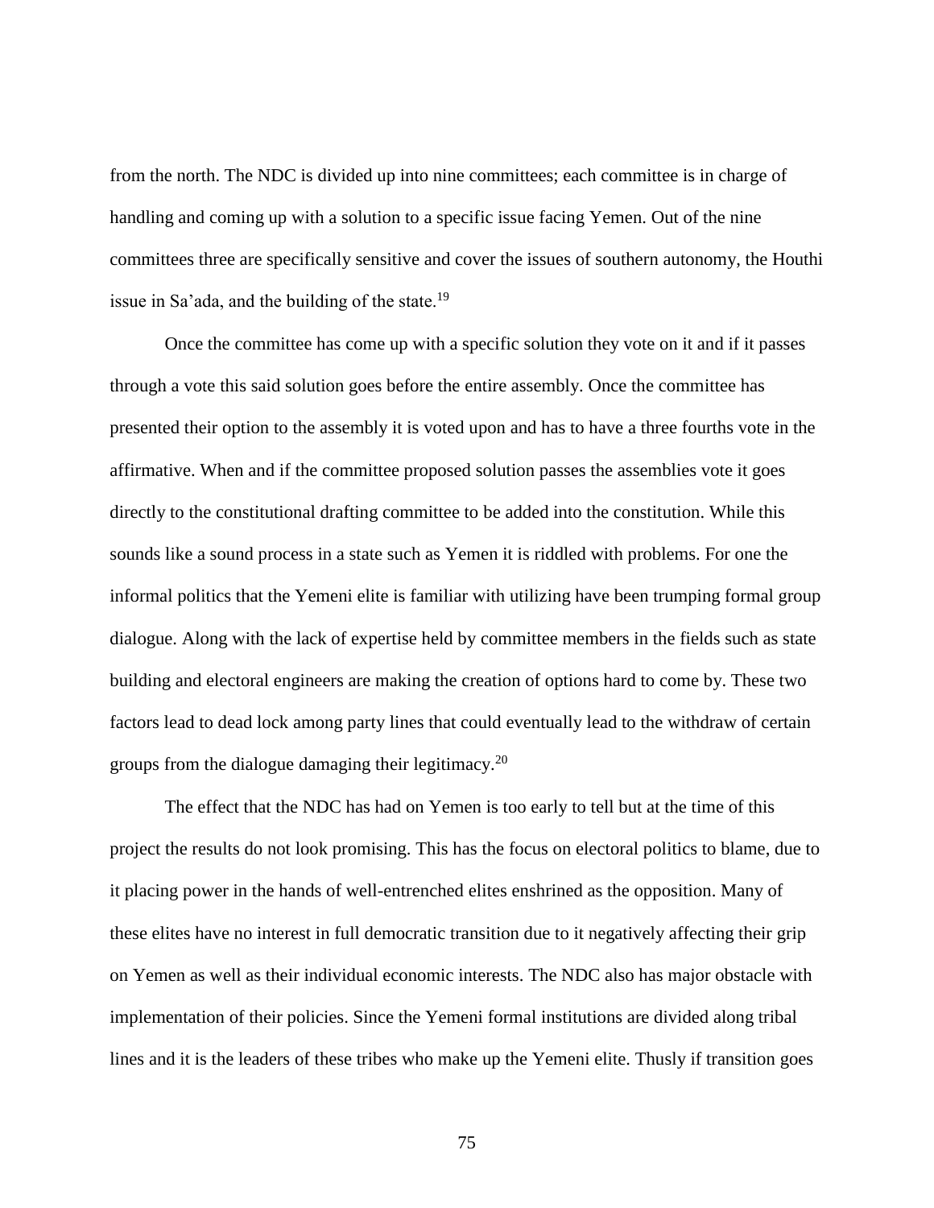from the north. The NDC is divided up into nine committees; each committee is in charge of handling and coming up with a solution to a specific issue facing Yemen. Out of the nine committees three are specifically sensitive and cover the issues of southern autonomy, the Houthi issue in Sa'ada, and the building of the state.[19]

Once the committee has come up with a specific solution they vote on it and if it passes through a vote this said solution goes before the entire assembly. Once the committee has presented their option to the assembly it is voted upon and has to have a three fourths vote in the affirmative. When and if the committee proposed solution passes the assemblies vote it goes directly to the constitutional drafting committee to be added into the constitution. While this sounds like a sound process in a state such as Yemen it is riddled with problems. For one the informal politics that the Yemeni elite is familiar with utilizing have been trumping formal group dialogue. Along with the lack of expertise held by committee members in the fields such as state building and electoral engineers are making the creation of options hard to come by. These two factors lead to dead lock among party lines that could eventually lead to the withdraw of certain groups from the dialogue damaging their legitimacy.[20]

The effect that the NDC has had on Yemen is too early to tell but at the time of this project the results do not look promising. This has the focus on electoral politics to blame, due to it placing power in the hands of well-entrenched elites enshrined as the opposition. Many of these elites have no interest in full democratic transition due to it negatively affecting their grip on Yemen as well as their individual economic interests. The NDC also has major obstacle with implementation of their policies. Since the Yemeni formal institutions are divided along tribal lines and it is the leaders of these tribes who make up the Yemeni elite. Thusly if transition goes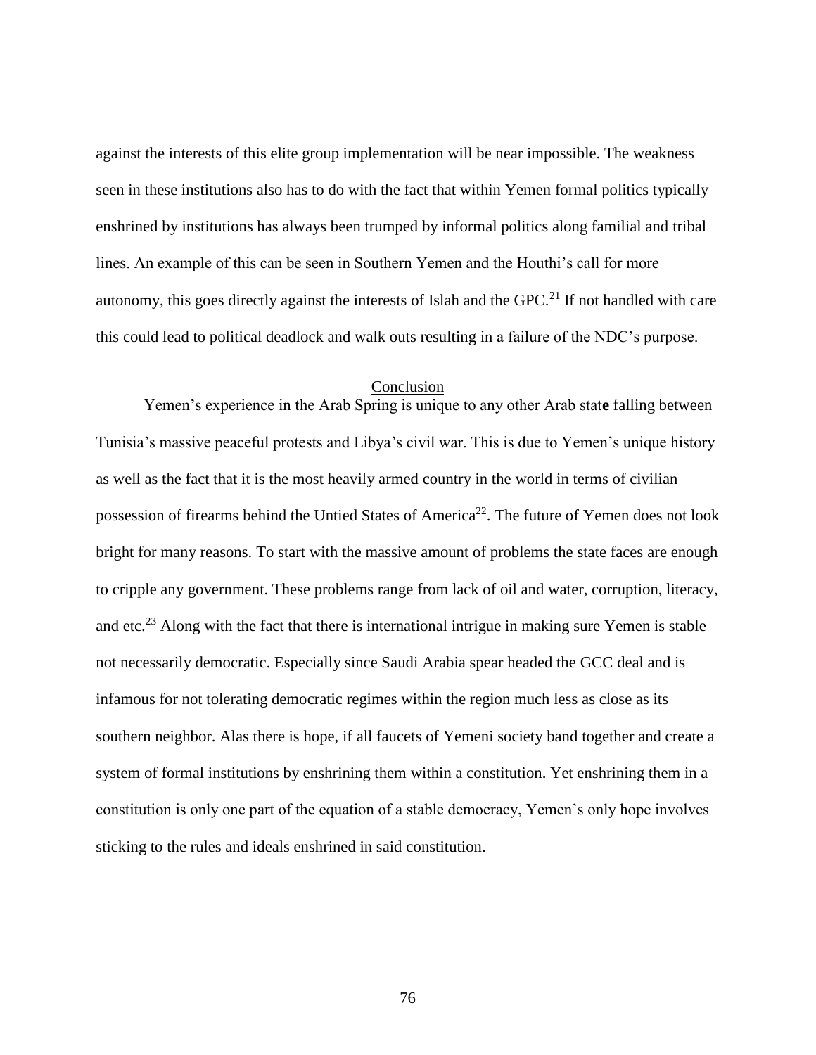against the interests of this elite group implementation will be near impossible. The weakness seen in these institutions also has to do with the fact that within Yemen formal politics typically enshrined by institutions has always been trumped by informal politics along familial and tribal lines. An example of this can be seen in Southern Yemen and the Houthi's call for more autonomy, this goes directly against the interests of Islah and the GPC.[21] If not handled with care this could lead to political deadlock and walk outs resulting in a failure of the NDC's purpose.

## Conclusion

Yemen's experience in the Arab Spring is unique to any other Arab state falling between Tunisia's massive peaceful protests and Libya's civil war. This is due to Yemen's unique history as well as the fact that it is the most heavily armed country in the world in terms of civilian possession of firearms behind the Untied States of America[22]. The future of Yemen does not look bright for many reasons. To start with the massive amount of problems the state faces are enough to cripple any government. These problems range from lack of oil and water, corruption, literacy, and etc.[23] Along with the fact that there is international intrigue in making sure Yemen is stable not necessarily democratic. Especially since Saudi Arabia spear headed the GCC deal and is infamous for not tolerating democratic regimes within the region much less as close as its southern neighbor. Alas there is hope, if all faucets of Yemeni society band together and create a system of formal institutions by enshrining them within a constitution. Yet enshrining them in a constitution is only one part of the equation of a stable democracy, Yemen's only hope involves sticking to the rules and ideals enshrined in said constitution.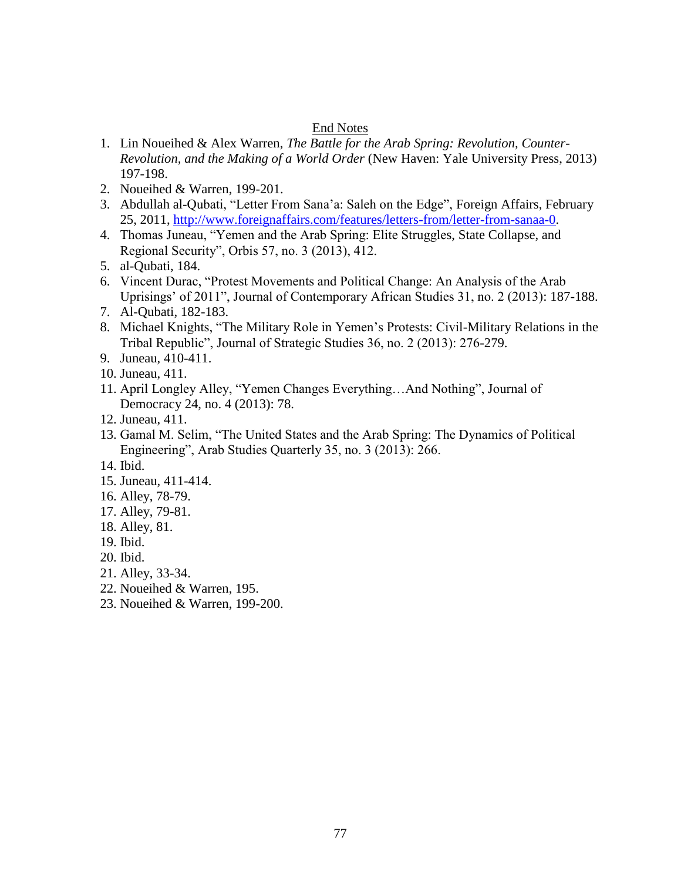## End Notes

1. Lin Noueihed & Alex Warren, *The Battle for the Arab Spring: Revolution, Counter-Revolution, and the Making of a World Order* (New Haven: Yale University Press, 2013) 197-198.
2. Noueihed & Warren, 199-201.
3. Abdullah al-Qubati, "Letter From Sana'a: Saleh on the Edge", Foreign Affairs, February 25, 2011, http://www.foreignaffairs.com/features/letters-from/letter-from-sanaa-0.
4. Thomas Juneau, "Yemen and the Arab Spring: Elite Struggles, State Collapse, and Regional Security", Orbis 57, no. 3 (2013), 412.
5. al-Qubati, 184.
6. Vincent Durac, "Protest Movements and Political Change: An Analysis of the Arab Uprisings' of 2011", Journal of Contemporary African Studies 31, no. 2 (2013): 187-188.
7. Al-Qubati, 182-183.
8. Michael Knights, "The Military Role in Yemen's Protests: Civil-Military Relations in the Tribal Republic", Journal of Strategic Studies 36, no. 2 (2013): 276-279.
9. Juneau, 410-411.
10. Juneau, 411.
11. April Longley Alley, "Yemen Changes Everything…And Nothing", Journal of Democracy 24, no. 4 (2013): 78.
12. Juneau, 411.
13. Gamal M. Selim, "The United States and the Arab Spring: The Dynamics of Political Engineering", Arab Studies Quarterly 35, no. 3 (2013): 266.
14. Ibid.
15. Juneau, 411-414.
16. Alley, 78-79.
17. Alley, 79-81.
18. Alley, 81.
19. Ibid.
20. Ibid.
21. Alley, 33-34.
22. Noueihed & Warren, 195.
23. Noueihed & Warren, 199-200.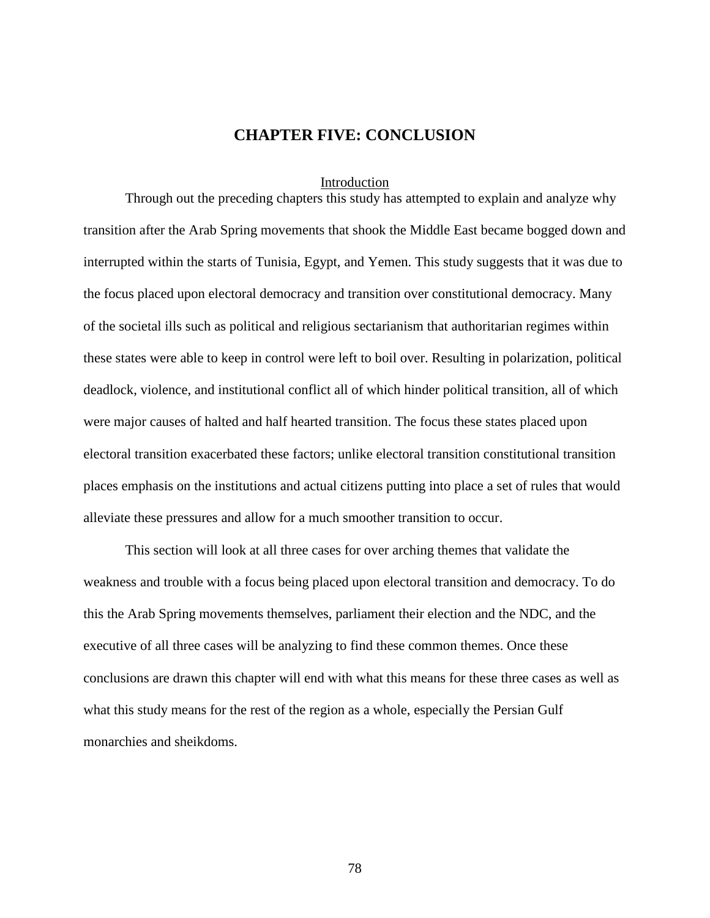# CHAPTER FIVE: CONCLUSION

## Introduction

Through out the preceding chapters this study has attempted to explain and analyze why transition after the Arab Spring movements that shook the Middle East became bogged down and interrupted within the starts of Tunisia, Egypt, and Yemen. This study suggests that it was due to the focus placed upon electoral democracy and transition over constitutional democracy. Many of the societal ills such as political and religious sectarianism that authoritarian regimes within these states were able to keep in control were left to boil over. Resulting in polarization, political deadlock, violence, and institutional conflict all of which hinder political transition, all of which were major causes of halted and half hearted transition. The focus these states placed upon electoral transition exacerbated these factors; unlike electoral transition constitutional transition places emphasis on the institutions and actual citizens putting into place a set of rules that would alleviate these pressures and allow for a much smoother transition to occur.

This section will look at all three cases for over arching themes that validate the weakness and trouble with a focus being placed upon electoral transition and democracy. To do this the Arab Spring movements themselves, parliament their election and the NDC, and the executive of all three cases will be analyzing to find these common themes. Once these conclusions are drawn this chapter will end with what this means for these three cases as well as what this study means for the rest of the region as a whole, especially the Persian Gulf monarchies and sheikdoms.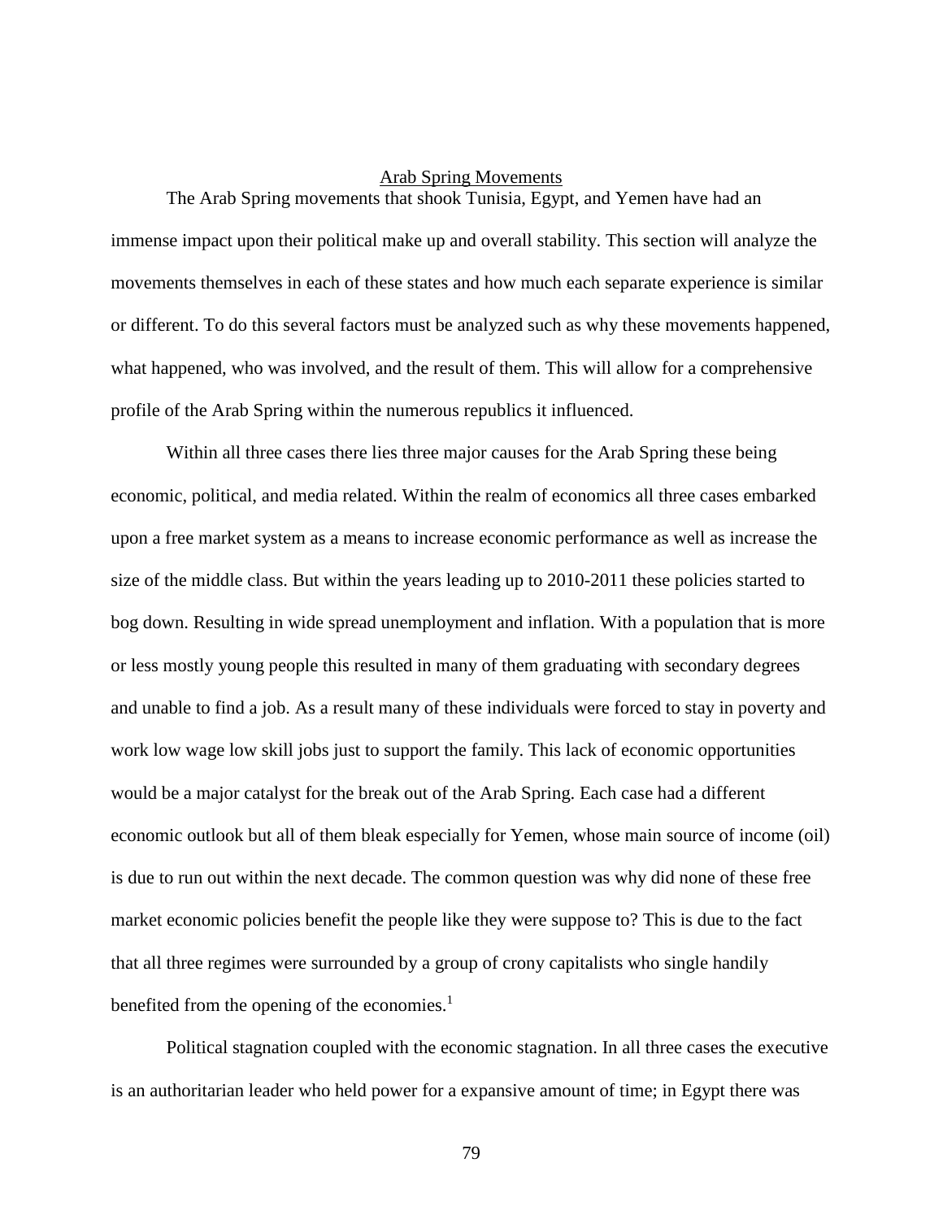## Arab Spring Movements

The Arab Spring movements that shook Tunisia, Egypt, and Yemen have had an immense impact upon their political make up and overall stability. This section will analyze the movements themselves in each of these states and how much each separate experience is similar or different. To do this several factors must be analyzed such as why these movements happened, what happened, who was involved, and the result of them. This will allow for a comprehensive profile of the Arab Spring within the numerous republics it influenced.

Within all three cases there lies three major causes for the Arab Spring these being economic, political, and media related. Within the realm of economics all three cases embarked upon a free market system as a means to increase economic performance as well as increase the size of the middle class. But within the years leading up to 2010-2011 these policies started to bog down. Resulting in wide spread unemployment and inflation. With a population that is more or less mostly young people this resulted in many of them graduating with secondary degrees and unable to find a job. As a result many of these individuals were forced to stay in poverty and work low wage low skill jobs just to support the family. This lack of economic opportunities would be a major catalyst for the break out of the Arab Spring. Each case had a different economic outlook but all of them bleak especially for Yemen, whose main source of income (oil) is due to run out within the next decade. The common question was why did none of these free market economic policies benefit the people like they were suppose to? This is due to the fact that all three regimes were surrounded by a group of crony capitalists who single handily benefited from the opening of the economies.[1]

Political stagnation coupled with the economic stagnation. In all three cases the executive is an authoritarian leader who held power for a expansive amount of time; in Egypt there was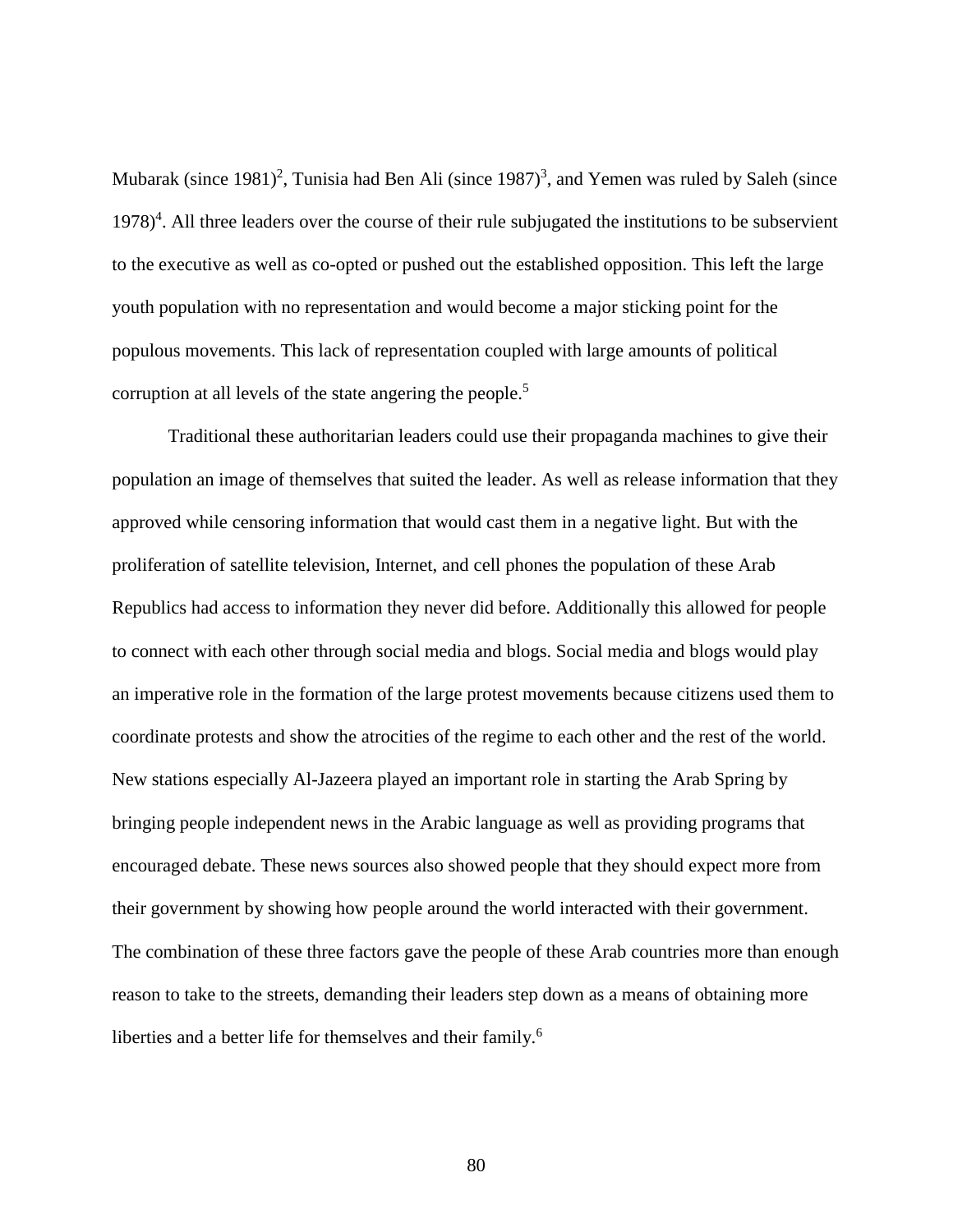Mubarak (since 1981)[2], Tunisia had Ben Ali (since 1987)[3], and Yemen was ruled by Saleh (since 1978)[4]. All three leaders over the course of their rule subjugated the institutions to be subservient to the executive as well as co-opted or pushed out the established opposition. This left the large youth population with no representation and would become a major sticking point for the populous movements. This lack of representation coupled with large amounts of political corruption at all levels of the state angering the people.[5]

Traditional these authoritarian leaders could use their propaganda machines to give their population an image of themselves that suited the leader. As well as release information that they approved while censoring information that would cast them in a negative light. But with the proliferation of satellite television, Internet, and cell phones the population of these Arab Republics had access to information they never did before. Additionally this allowed for people to connect with each other through social media and blogs. Social media and blogs would play an imperative role in the formation of the large protest movements because citizens used them to coordinate protests and show the atrocities of the regime to each other and the rest of the world. New stations especially Al-Jazeera played an important role in starting the Arab Spring by bringing people independent news in the Arabic language as well as providing programs that encouraged debate. These news sources also showed people that they should expect more from their government by showing how people around the world interacted with their government. The combination of these three factors gave the people of these Arab countries more than enough reason to take to the streets, demanding their leaders step down as a means of obtaining more liberties and a better life for themselves and their family.[6]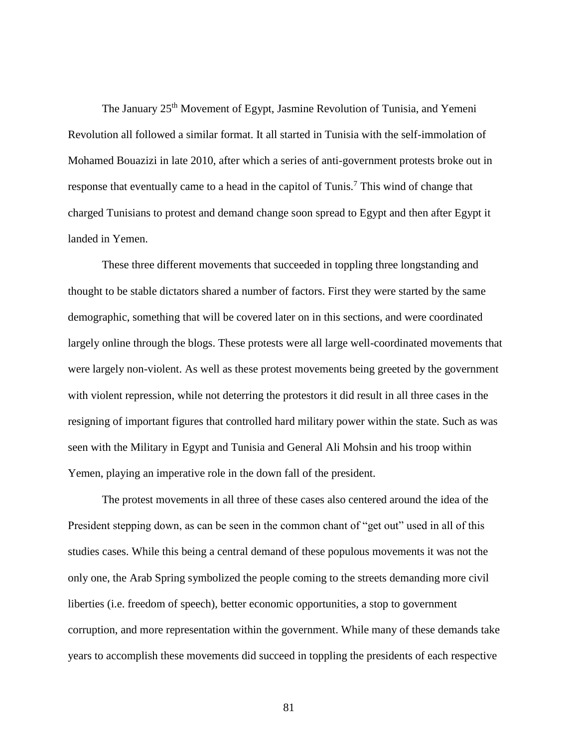The January 25th Movement of Egypt, Jasmine Revolution of Tunisia, and Yemeni Revolution all followed a similar format. It all started in Tunisia with the self-immolation of Mohamed Bouazizi in late 2010, after which a series of anti-government protests broke out in response that eventually came to a head in the capitol of Tunis.[7] This wind of change that charged Tunisians to protest and demand change soon spread to Egypt and then after Egypt it landed in Yemen.

These three different movements that succeeded in toppling three longstanding and thought to be stable dictators shared a number of factors. First they were started by the same demographic, something that will be covered later on in this sections, and were coordinated largely online through the blogs. These protests were all large well-coordinated movements that were largely non-violent. As well as these protest movements being greeted by the government with violent repression, while not deterring the protestors it did result in all three cases in the resigning of important figures that controlled hard military power within the state. Such as was seen with the Military in Egypt and Tunisia and General Ali Mohsin and his troop within Yemen, playing an imperative role in the down fall of the president.

The protest movements in all three of these cases also centered around the idea of the President stepping down, as can be seen in the common chant of "get out" used in all of this studies cases. While this being a central demand of these populous movements it was not the only one, the Arab Spring symbolized the people coming to the streets demanding more civil liberties (i.e. freedom of speech), better economic opportunities, a stop to government corruption, and more representation within the government. While many of these demands take years to accomplish these movements did succeed in toppling the presidents of each respective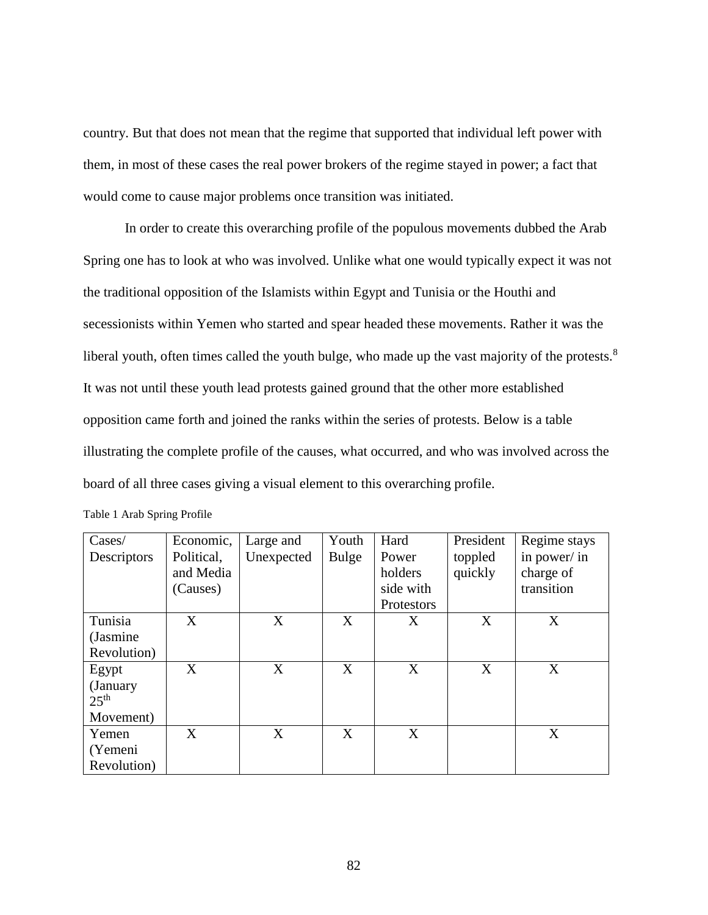country. But that does not mean that the regime that supported that individual left power with them, in most of these cases the real power brokers of the regime stayed in power; a fact that would come to cause major problems once transition was initiated.

In order to create this overarching profile of the populous movements dubbed the Arab Spring one has to look at who was involved. Unlike what one would typically expect it was not the traditional opposition of the Islamists within Egypt and Tunisia or the Houthi and secessionists within Yemen who started and spear headed these movements. Rather it was the liberal youth, often times called the youth bulge, who made up the vast majority of the protests.[8] It was not until these youth lead protests gained ground that the other more established opposition came forth and joined the ranks within the series of protests. Below is a table illustrating the complete profile of the causes, what occurred, and who was involved across the board of all three cases giving a visual element to this overarching profile.

Table 1 Arab Spring Profile

| Cases/ Descriptors | Economic, Political, and Media (Causes) | Large and Unexpected | Youth Bulge | Hard Power holders side with Protestors | President toppled quickly | Regime stays in power/ in charge of transition |
|---|---|---|---|---|---|---|
| Tunisia (Jasmine Revolution) | X | X | X | X | X | X |
| Egypt (January 25th Movement) | X | X | X | X | X | X |
| Yemen (Yemeni Revolution) | X | X | X | X | | X |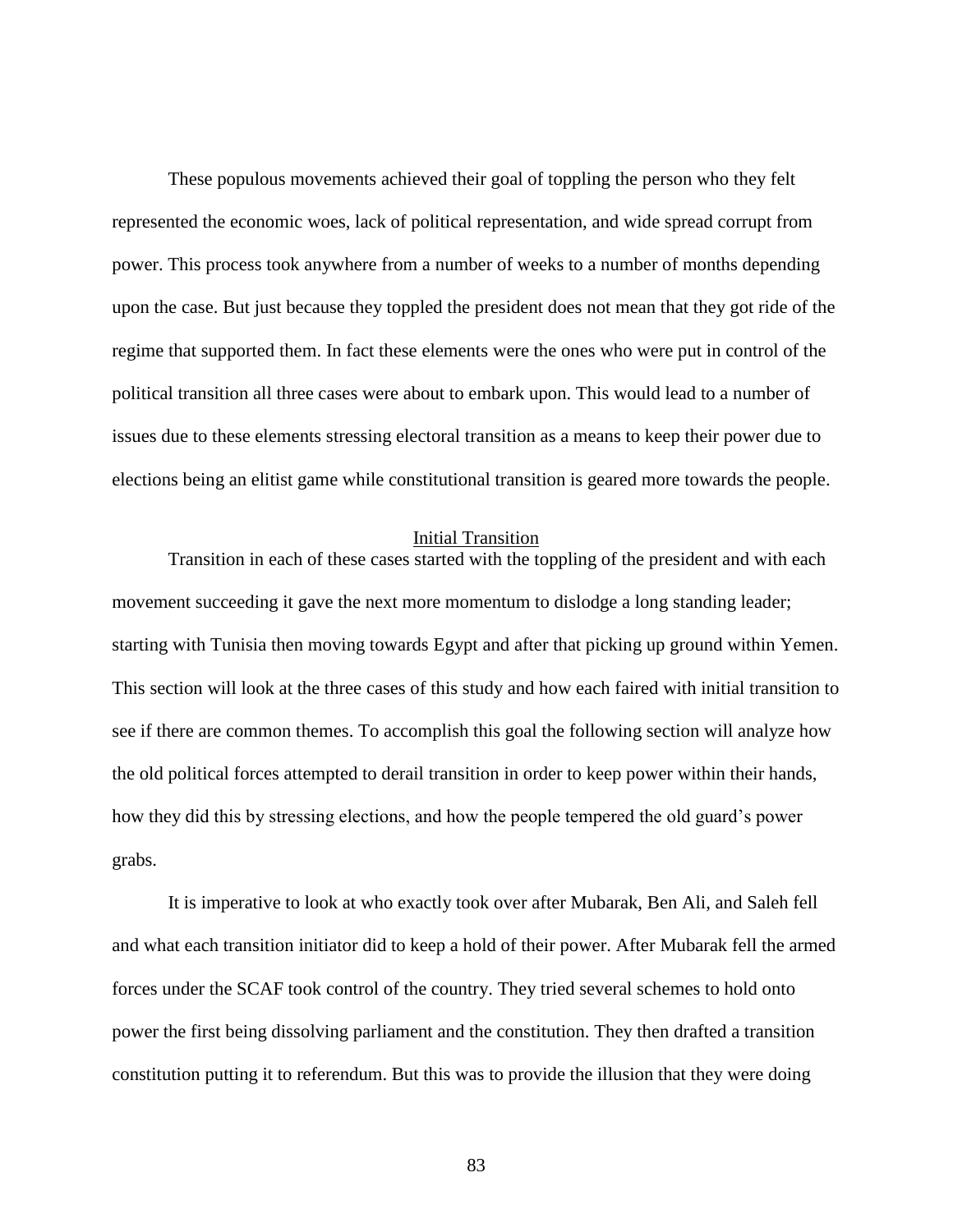These populous movements achieved their goal of toppling the person who they felt represented the economic woes, lack of political representation, and wide spread corrupt from power. This process took anywhere from a number of weeks to a number of months depending upon the case. But just because they toppled the president does not mean that they got ride of the regime that supported them. In fact these elements were the ones who were put in control of the political transition all three cases were about to embark upon. This would lead to a number of issues due to these elements stressing electoral transition as a means to keep their power due to elections being an elitist game while constitutional transition is geared more towards the people.

## Initial Transition

Transition in each of these cases started with the toppling of the president and with each movement succeeding it gave the next more momentum to dislodge a long standing leader; starting with Tunisia then moving towards Egypt and after that picking up ground within Yemen. This section will look at the three cases of this study and how each faired with initial transition to see if there are common themes. To accomplish this goal the following section will analyze how the old political forces attempted to derail transition in order to keep power within their hands, how they did this by stressing elections, and how the people tempered the old guard's power grabs.

It is imperative to look at who exactly took over after Mubarak, Ben Ali, and Saleh fell and what each transition initiator did to keep a hold of their power. After Mubarak fell the armed forces under the SCAF took control of the country. They tried several schemes to hold onto power the first being dissolving parliament and the constitution. They then drafted a transition constitution putting it to referendum. But this was to provide the illusion that they were doing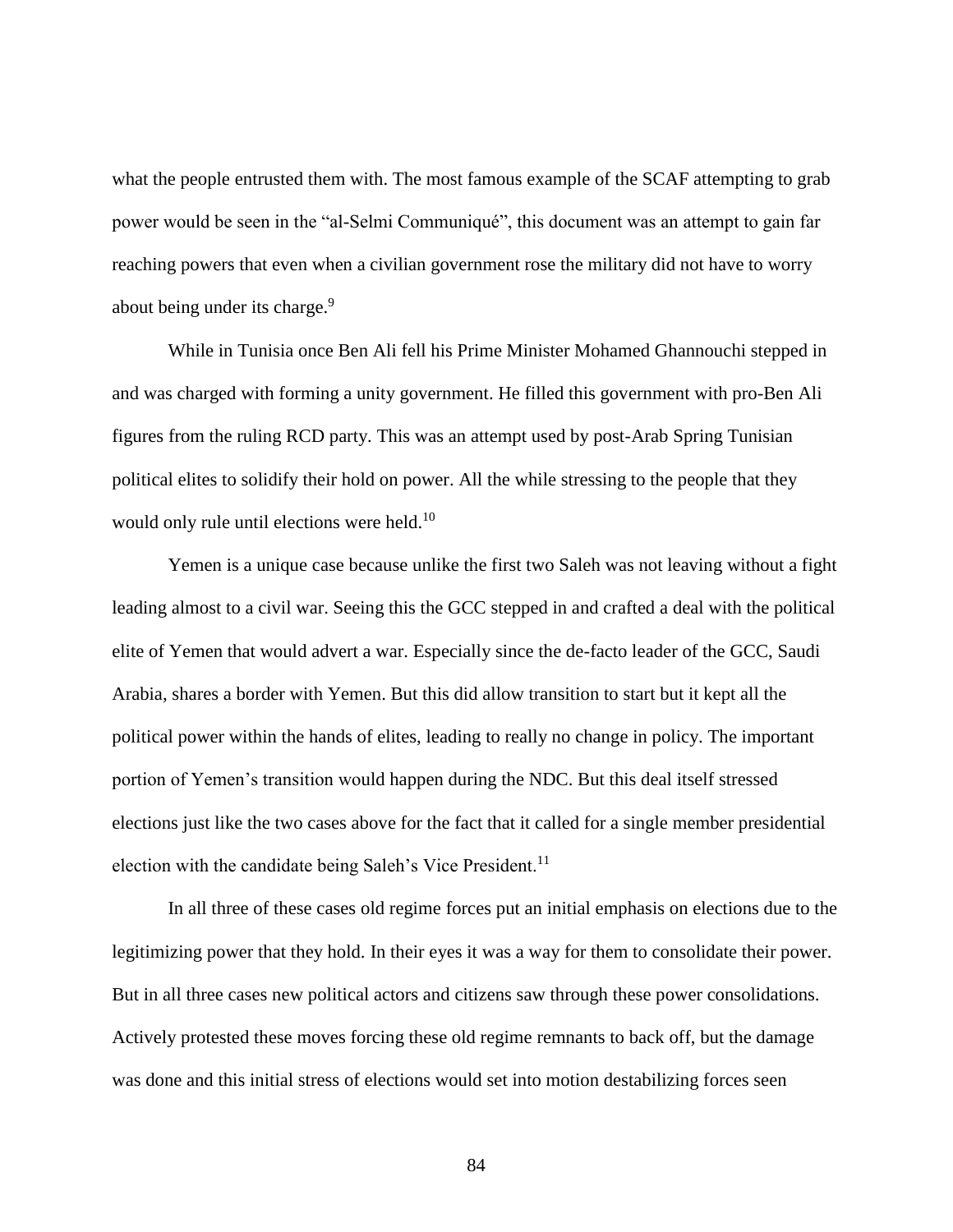what the people entrusted them with. The most famous example of the SCAF attempting to grab power would be seen in the "al-Selmi Communiqué", this document was an attempt to gain far reaching powers that even when a civilian government rose the military did not have to worry about being under its charge.[9]

While in Tunisia once Ben Ali fell his Prime Minister Mohamed Ghannouchi stepped in and was charged with forming a unity government. He filled this government with pro-Ben Ali figures from the ruling RCD party. This was an attempt used by post-Arab Spring Tunisian political elites to solidify their hold on power. All the while stressing to the people that they would only rule until elections were held.[10]

Yemen is a unique case because unlike the first two Saleh was not leaving without a fight leading almost to a civil war. Seeing this the GCC stepped in and crafted a deal with the political elite of Yemen that would advert a war. Especially since the de-facto leader of the GCC, Saudi Arabia, shares a border with Yemen. But this did allow transition to start but it kept all the political power within the hands of elites, leading to really no change in policy. The important portion of Yemen's transition would happen during the NDC. But this deal itself stressed elections just like the two cases above for the fact that it called for a single member presidential election with the candidate being Saleh's Vice President.[11]

In all three of these cases old regime forces put an initial emphasis on elections due to the legitimizing power that they hold. In their eyes it was a way for them to consolidate their power. But in all three cases new political actors and citizens saw through these power consolidations. Actively protested these moves forcing these old regime remnants to back off, but the damage was done and this initial stress of elections would set into motion destabilizing forces seen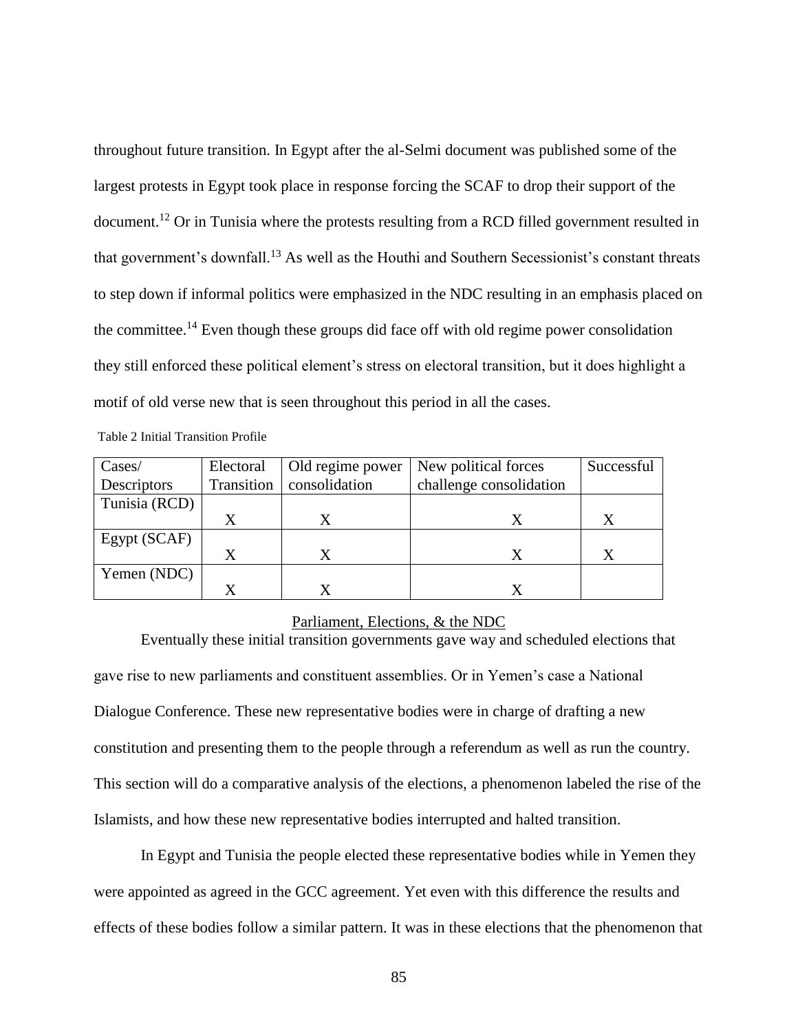throughout future transition. In Egypt after the al-Selmi document was published some of the largest protests in Egypt took place in response forcing the SCAF to drop their support of the document.[12] Or in Tunisia where the protests resulting from a RCD filled government resulted in that government's downfall.[13] As well as the Houthi and Southern Secessionist's constant threats to step down if informal politics were emphasized in the NDC resulting in an emphasis placed on the committee.[14] Even though these groups did face off with old regime power consolidation they still enforced these political element's stress on electoral transition, but it does highlight a motif of old verse new that is seen throughout this period in all the cases.

Table 2 Initial Transition Profile

| Cases/ Descriptors | Electoral Transition | Old regime power consolidation | New political forces challenge consolidation | Successful |
|---|---|---|---|---|
| Tunisia (RCD) | X | X | X | X |
| Egypt (SCAF) | X | X | X | X |
| Yemen (NDC) | X | X | X | |

Parliament, Elections, & the NDC

Eventually these initial transition governments gave way and scheduled elections that gave rise to new parliaments and constituent assemblies. Or in Yemen's case a National Dialogue Conference. These new representative bodies were in charge of drafting a new constitution and presenting them to the people through a referendum as well as run the country. This section will do a comparative analysis of the elections, a phenomenon labeled the rise of the Islamists, and how these new representative bodies interrupted and halted transition.

In Egypt and Tunisia the people elected these representative bodies while in Yemen they were appointed as agreed in the GCC agreement. Yet even with this difference the results and effects of these bodies follow a similar pattern. It was in these elections that the phenomenon that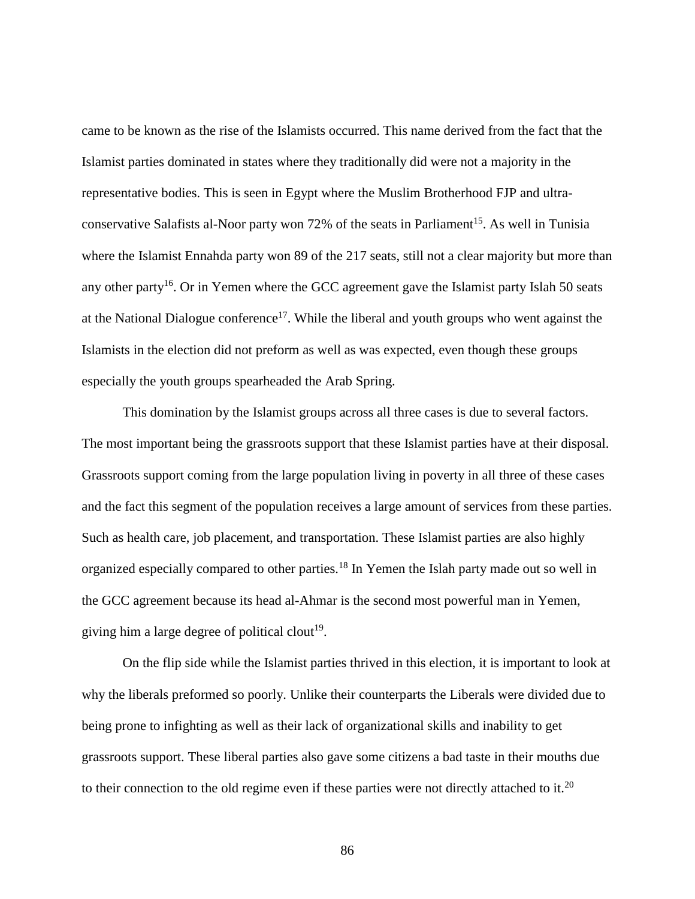came to be known as the rise of the Islamists occurred. This name derived from the fact that the Islamist parties dominated in states where they traditionally did were not a majority in the representative bodies. This is seen in Egypt where the Muslim Brotherhood FJP and ultra-conservative Salafists al-Noor party won 72% of the seats in Parliament[15]. As well in Tunisia where the Islamist Ennahda party won 89 of the 217 seats, still not a clear majority but more than any other party[16]. Or in Yemen where the GCC agreement gave the Islamist party Islah 50 seats at the National Dialogue conference[17]. While the liberal and youth groups who went against the Islamists in the election did not preform as well as was expected, even though these groups especially the youth groups spearheaded the Arab Spring.

This domination by the Islamist groups across all three cases is due to several factors. The most important being the grassroots support that these Islamist parties have at their disposal. Grassroots support coming from the large population living in poverty in all three of these cases and the fact this segment of the population receives a large amount of services from these parties. Such as health care, job placement, and transportation. These Islamist parties are also highly organized especially compared to other parties.[18] In Yemen the Islah party made out so well in the GCC agreement because its head al-Ahmar is the second most powerful man in Yemen, giving him a large degree of political clout[19].

On the flip side while the Islamist parties thrived in this election, it is important to look at why the liberals preformed so poorly. Unlike their counterparts the Liberals were divided due to being prone to infighting as well as their lack of organizational skills and inability to get grassroots support. These liberal parties also gave some citizens a bad taste in their mouths due to their connection to the old regime even if these parties were not directly attached to it.[20]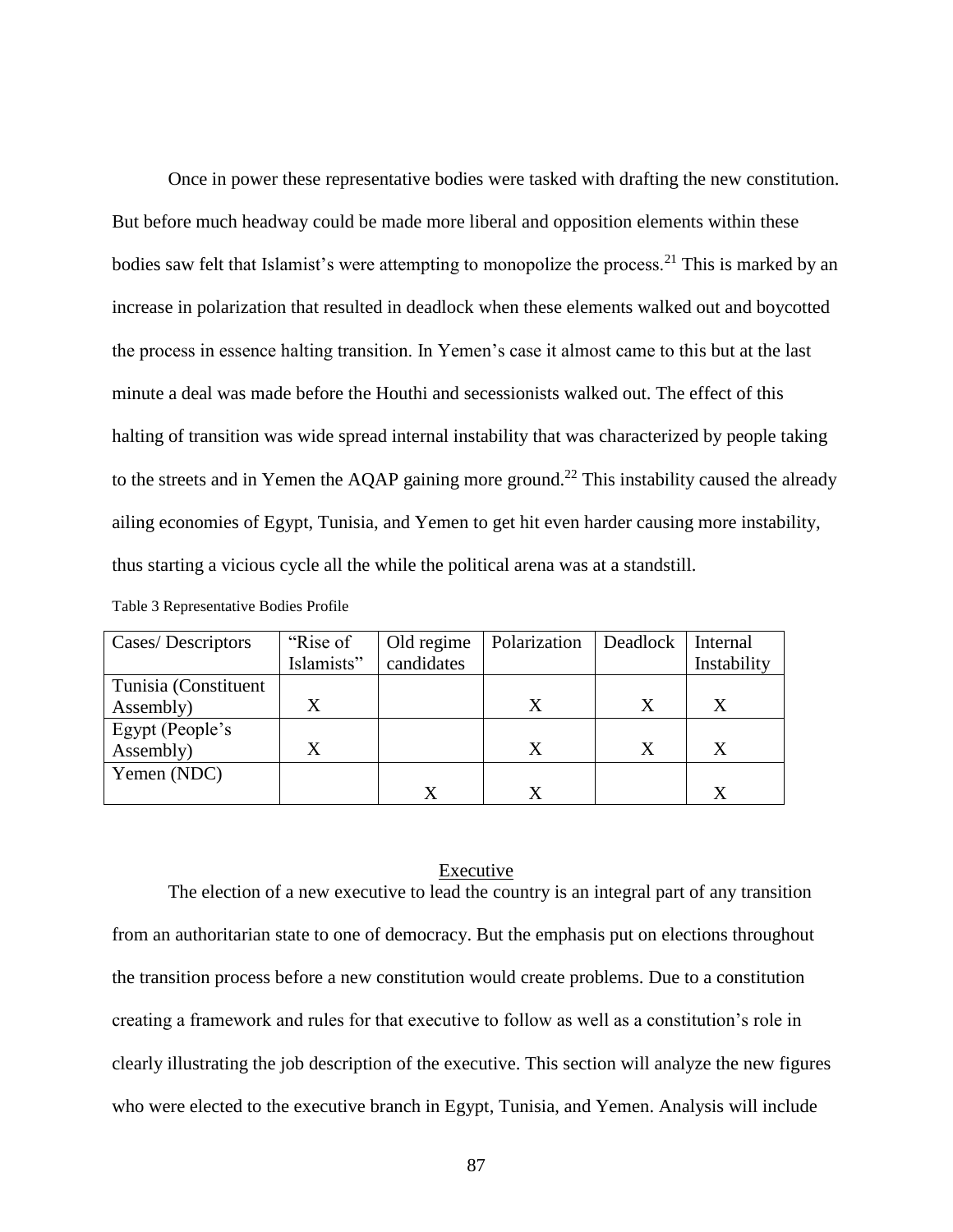Once in power these representative bodies were tasked with drafting the new constitution. But before much headway could be made more liberal and opposition elements within these bodies saw felt that Islamist's were attempting to monopolize the process.[21] This is marked by an increase in polarization that resulted in deadlock when these elements walked out and boycotted the process in essence halting transition. In Yemen's case it almost came to this but at the last minute a deal was made before the Houthi and secessionists walked out. The effect of this halting of transition was wide spread internal instability that was characterized by people taking to the streets and in Yemen the AQAP gaining more ground.[22] This instability caused the already ailing economies of Egypt, Tunisia, and Yemen to get hit even harder causing more instability, thus starting a vicious cycle all the while the political arena was at a standstill.

Table 3 Representative Bodies Profile

| Cases/ Descriptors | "Rise of Islamists" | Old regime candidates | Polarization | Deadlock | Internal Instability |
|---|---|---|---|---|---|
| Tunisia (Constituent Assembly) | X | | X | X | X |
| Egypt (People's Assembly) | X | | X | X | X |
| Yemen (NDC) | | X | X | | X |

## Executive

The election of a new executive to lead the country is an integral part of any transition from an authoritarian state to one of democracy. But the emphasis put on elections throughout the transition process before a new constitution would create problems. Due to a constitution creating a framework and rules for that executive to follow as well as a constitution's role in clearly illustrating the job description of the executive. This section will analyze the new figures who were elected to the executive branch in Egypt, Tunisia, and Yemen. Analysis will include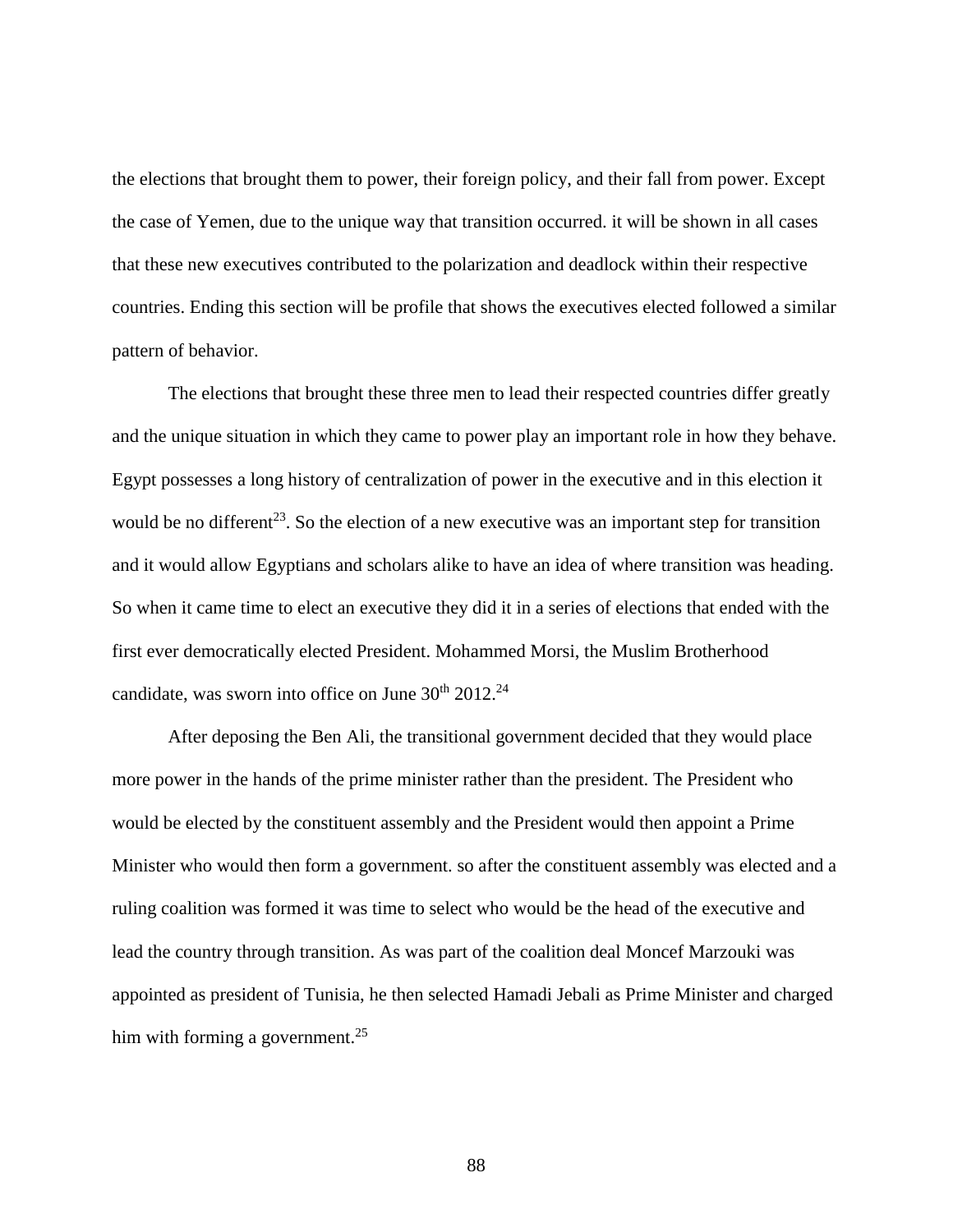the elections that brought them to power, their foreign policy, and their fall from power. Except the case of Yemen, due to the unique way that transition occurred. it will be shown in all cases that these new executives contributed to the polarization and deadlock within their respective countries. Ending this section will be profile that shows the executives elected followed a similar pattern of behavior.

The elections that brought these three men to lead their respected countries differ greatly and the unique situation in which they came to power play an important role in how they behave. Egypt possesses a long history of centralization of power in the executive and in this election it would be no different[23]. So the election of a new executive was an important step for transition and it would allow Egyptians and scholars alike to have an idea of where transition was heading. So when it came time to elect an executive they did it in a series of elections that ended with the first ever democratically elected President. Mohammed Morsi, the Muslim Brotherhood candidate, was sworn into office on June 30th 2012.[24]

After deposing the Ben Ali, the transitional government decided that they would place more power in the hands of the prime minister rather than the president. The President who would be elected by the constituent assembly and the President would then appoint a Prime Minister who would then form a government. so after the constituent assembly was elected and a ruling coalition was formed it was time to select who would be the head of the executive and lead the country through transition. As was part of the coalition deal Moncef Marzouki was appointed as president of Tunisia, he then selected Hamadi Jebali as Prime Minister and charged him with forming a government.[25]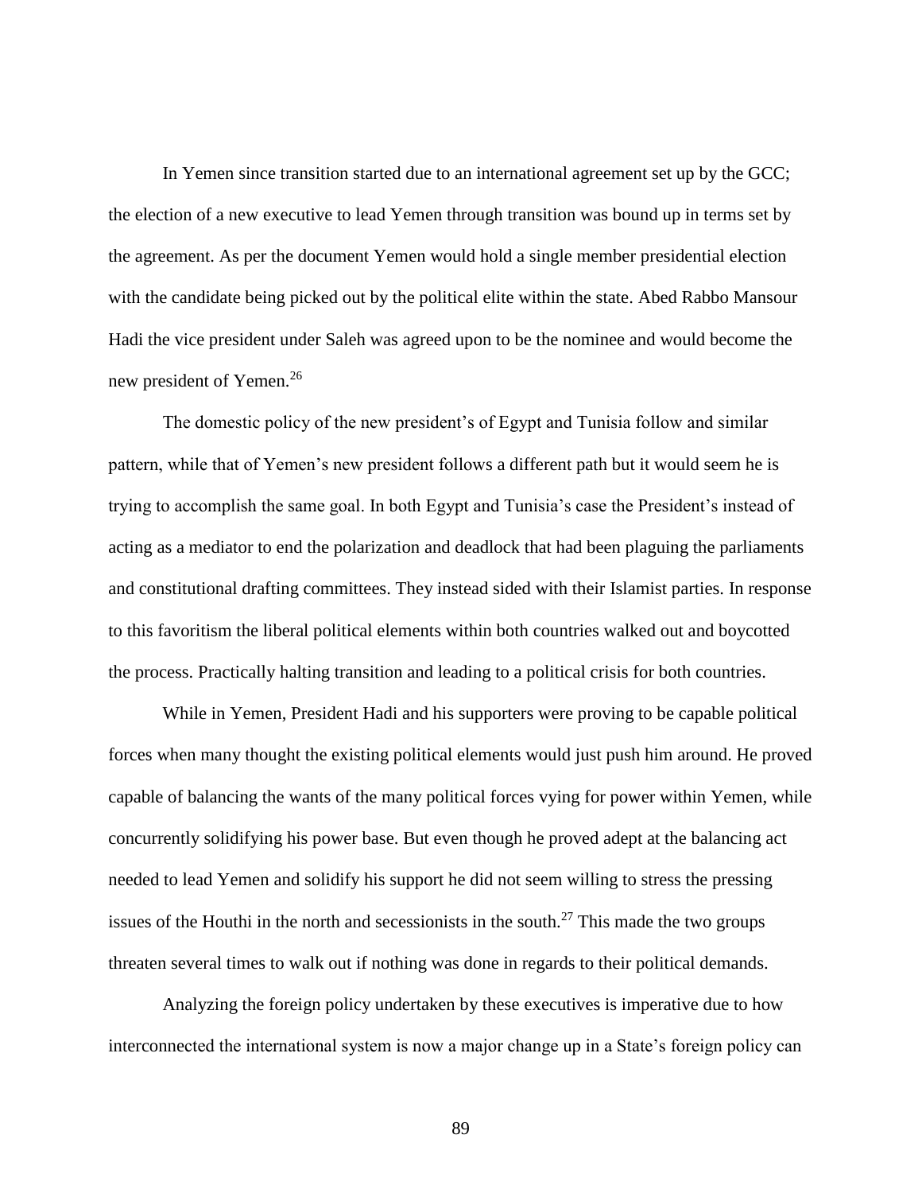In Yemen since transition started due to an international agreement set up by the GCC; the election of a new executive to lead Yemen through transition was bound up in terms set by the agreement. As per the document Yemen would hold a single member presidential election with the candidate being picked out by the political elite within the state. Abed Rabbo Mansour Hadi the vice president under Saleh was agreed upon to be the nominee and would become the new president of Yemen.[26]

The domestic policy of the new president's of Egypt and Tunisia follow and similar pattern, while that of Yemen's new president follows a different path but it would seem he is trying to accomplish the same goal. In both Egypt and Tunisia's case the President's instead of acting as a mediator to end the polarization and deadlock that had been plaguing the parliaments and constitutional drafting committees. They instead sided with their Islamist parties. In response to this favoritism the liberal political elements within both countries walked out and boycotted the process. Practically halting transition and leading to a political crisis for both countries.

While in Yemen, President Hadi and his supporters were proving to be capable political forces when many thought the existing political elements would just push him around. He proved capable of balancing the wants of the many political forces vying for power within Yemen, while concurrently solidifying his power base. But even though he proved adept at the balancing act needed to lead Yemen and solidify his support he did not seem willing to stress the pressing issues of the Houthi in the north and secessionists in the south.[27] This made the two groups threaten several times to walk out if nothing was done in regards to their political demands.

Analyzing the foreign policy undertaken by these executives is imperative due to how interconnected the international system is now a major change up in a State's foreign policy can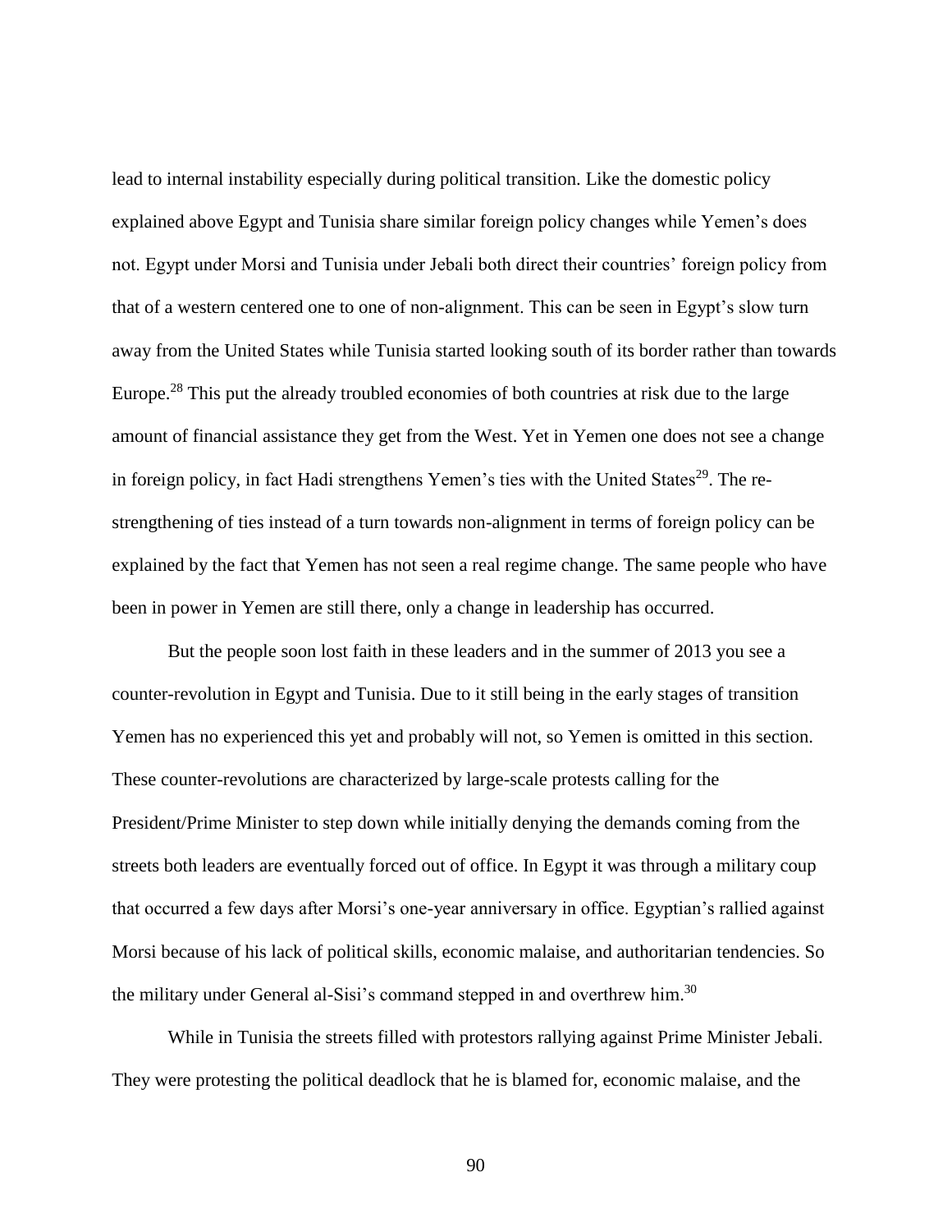lead to internal instability especially during political transition. Like the domestic policy explained above Egypt and Tunisia share similar foreign policy changes while Yemen's does not. Egypt under Morsi and Tunisia under Jebali both direct their countries' foreign policy from that of a western centered one to one of non-alignment. This can be seen in Egypt's slow turn away from the United States while Tunisia started looking south of its border rather than towards Europe.[28] This put the already troubled economies of both countries at risk due to the large amount of financial assistance they get from the West. Yet in Yemen one does not see a change in foreign policy, in fact Hadi strengthens Yemen's ties with the United States[29]. The re-strengthening of ties instead of a turn towards non-alignment in terms of foreign policy can be explained by the fact that Yemen has not seen a real regime change. The same people who have been in power in Yemen are still there, only a change in leadership has occurred.

But the people soon lost faith in these leaders and in the summer of 2013 you see a counter-revolution in Egypt and Tunisia. Due to it still being in the early stages of transition Yemen has no experienced this yet and probably will not, so Yemen is omitted in this section. These counter-revolutions are characterized by large-scale protests calling for the President/Prime Minister to step down while initially denying the demands coming from the streets both leaders are eventually forced out of office. In Egypt it was through a military coup that occurred a few days after Morsi's one-year anniversary in office. Egyptian's rallied against Morsi because of his lack of political skills, economic malaise, and authoritarian tendencies. So the military under General al-Sisi's command stepped in and overthrew him.[30]

While in Tunisia the streets filled with protestors rallying against Prime Minister Jebali. They were protesting the political deadlock that he is blamed for, economic malaise, and the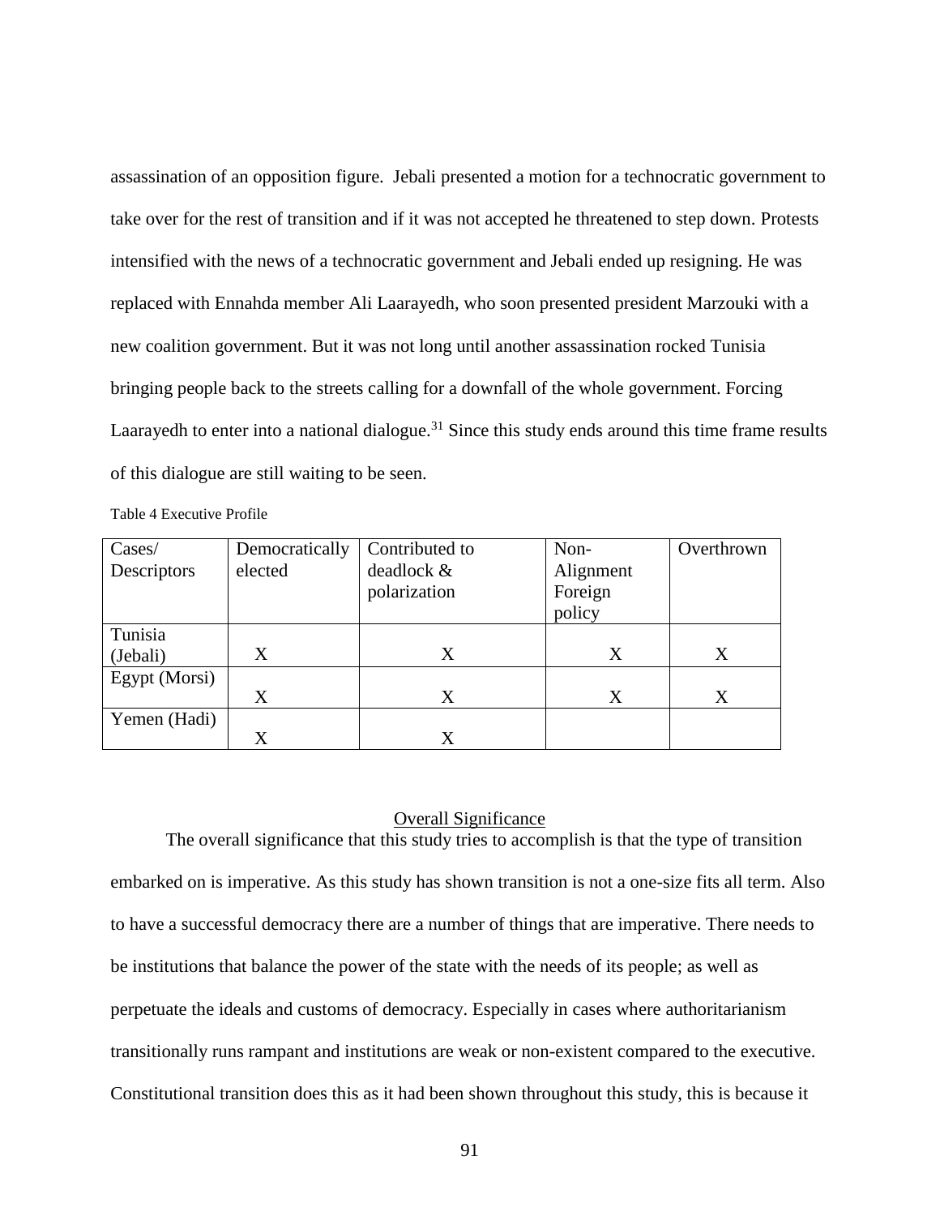assassination of an opposition figure. Jebali presented a motion for a technocratic government to take over for the rest of transition and if it was not accepted he threatened to step down. Protests intensified with the news of a technocratic government and Jebali ended up resigning. He was replaced with Ennahda member Ali Laarayedh, who soon presented president Marzouki with a new coalition government. But it was not long until another assassination rocked Tunisia bringing people back to the streets calling for a downfall of the whole government. Forcing Laarayedh to enter into a national dialogue.[31] Since this study ends around this time frame results of this dialogue are still waiting to be seen.

Table 4 Executive Profile

| Cases/ Descriptors | Democratically elected | Contributed to deadlock & polarization | Non-Alignment Foreign policy | Overthrown |
|---|---|---|---|---|
| Tunisia (Jebali) | X | X | X | X |
| Egypt (Morsi) | X | X | X | X |
| Yemen (Hadi) | X | X | | |

## Overall Significance

The overall significance that this study tries to accomplish is that the type of transition embarked on is imperative. As this study has shown transition is not a one-size fits all term. Also to have a successful democracy there are a number of things that are imperative. There needs to be institutions that balance the power of the state with the needs of its people; as well as perpetuate the ideals and customs of democracy. Especially in cases where authoritarianism transitionally runs rampant and institutions are weak or non-existent compared to the executive. Constitutional transition does this as it had been shown throughout this study, this is because it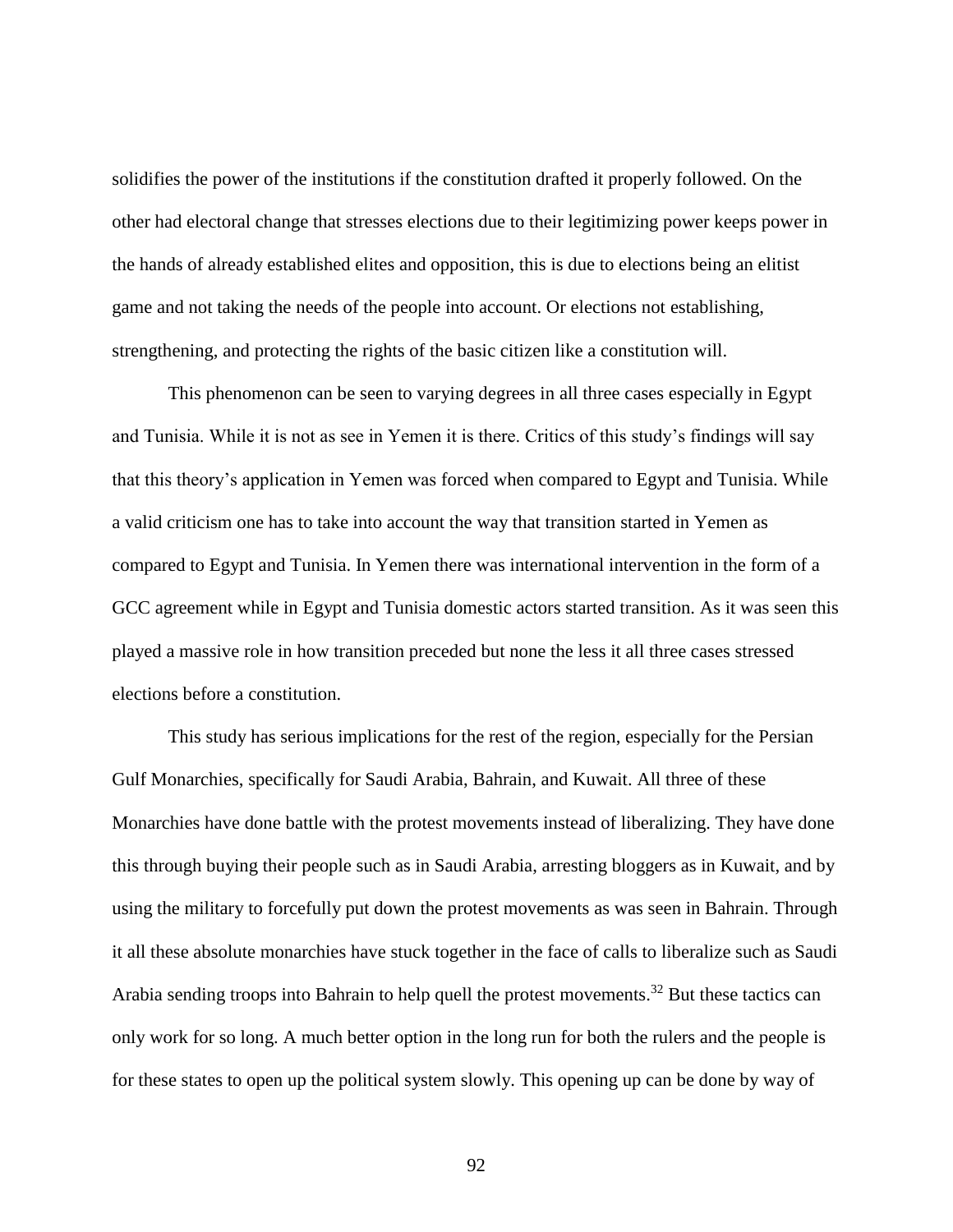solidifies the power of the institutions if the constitution drafted it properly followed. On the other had electoral change that stresses elections due to their legitimizing power keeps power in the hands of already established elites and opposition, this is due to elections being an elitist game and not taking the needs of the people into account. Or elections not establishing, strengthening, and protecting the rights of the basic citizen like a constitution will.

This phenomenon can be seen to varying degrees in all three cases especially in Egypt and Tunisia. While it is not as see in Yemen it is there. Critics of this study's findings will say that this theory's application in Yemen was forced when compared to Egypt and Tunisia. While a valid criticism one has to take into account the way that transition started in Yemen as compared to Egypt and Tunisia. In Yemen there was international intervention in the form of a GCC agreement while in Egypt and Tunisia domestic actors started transition. As it was seen this played a massive role in how transition preceded but none the less it all three cases stressed elections before a constitution.

This study has serious implications for the rest of the region, especially for the Persian Gulf Monarchies, specifically for Saudi Arabia, Bahrain, and Kuwait. All three of these Monarchies have done battle with the protest movements instead of liberalizing. They have done this through buying their people such as in Saudi Arabia, arresting bloggers as in Kuwait, and by using the military to forcefully put down the protest movements as was seen in Bahrain. Through it all these absolute monarchies have stuck together in the face of calls to liberalize such as Saudi Arabia sending troops into Bahrain to help quell the protest movements.[32] But these tactics can only work for so long. A much better option in the long run for both the rulers and the people is for these states to open up the political system slowly. This opening up can be done by way of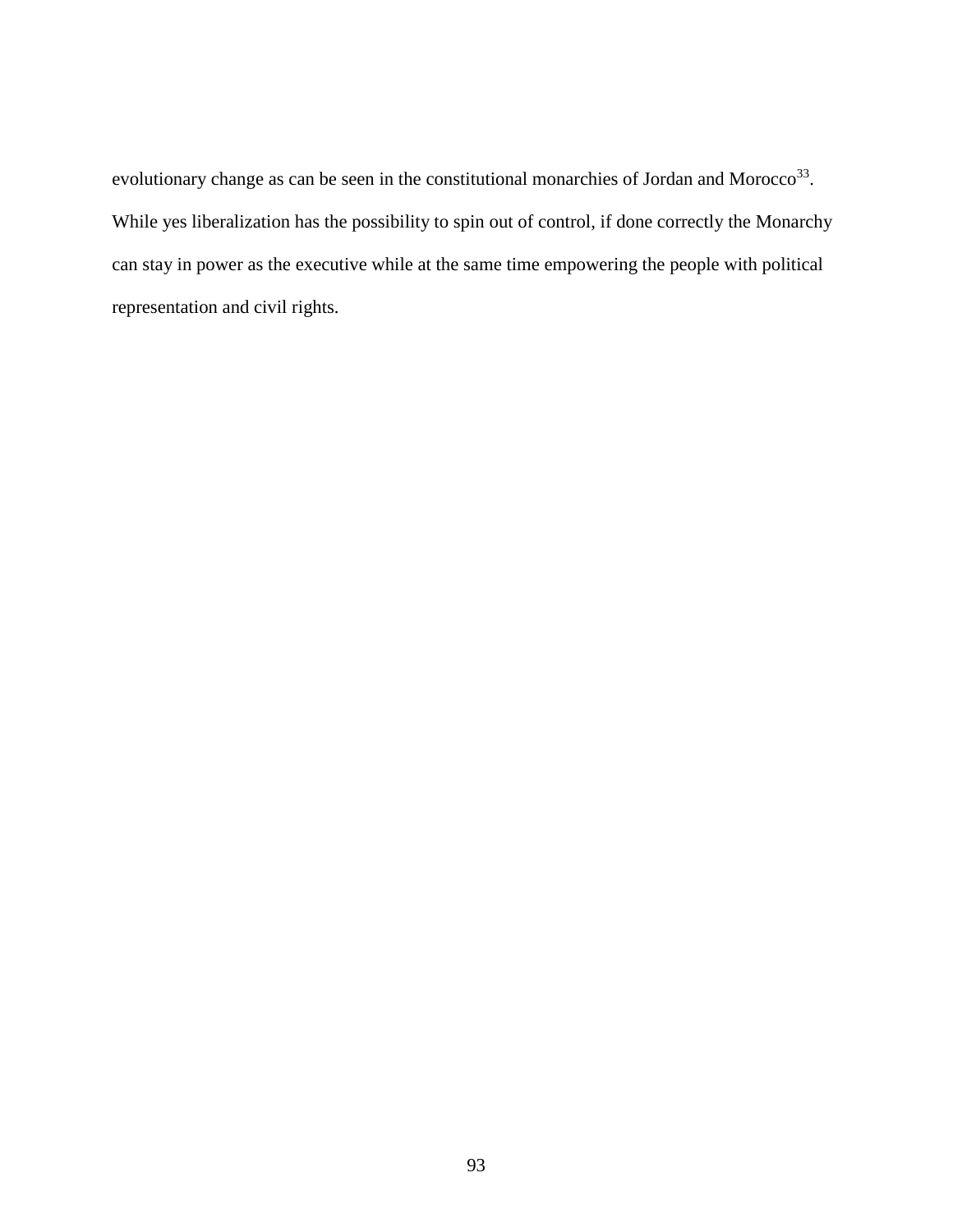evolutionary change as can be seen in the constitutional monarchies of Jordan and Morocco[33]. While yes liberalization has the possibility to spin out of control, if done correctly the Monarchy can stay in power as the executive while at the same time empowering the people with political representation and civil rights.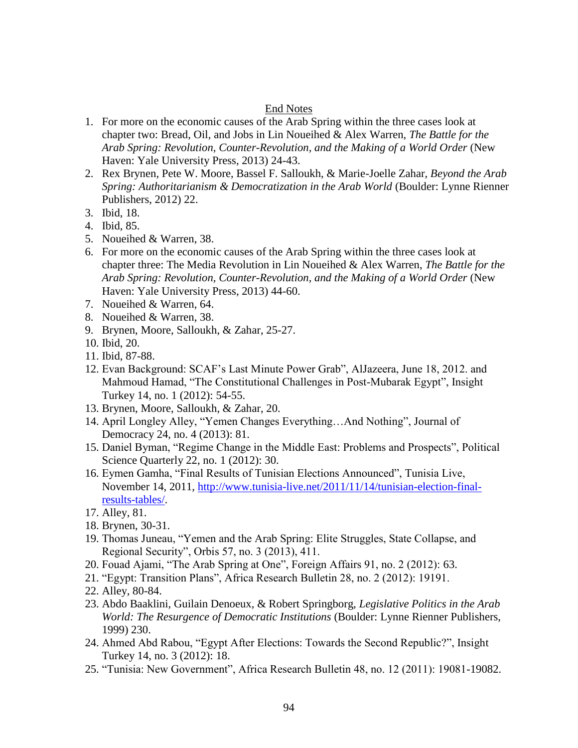End Notes

1. For more on the economic causes of the Arab Spring within the three cases look at chapter two: Bread, Oil, and Jobs in Lin Noueihed & Alex Warren, *The Battle for the Arab Spring: Revolution, Counter-Revolution, and the Making of a World Order* (New Haven: Yale University Press, 2013) 24-43.
2. Rex Brynen, Pete W. Moore, Bassel F. Salloukh, & Marie-Joelle Zahar, *Beyond the Arab Spring: Authoritarianism & Democratization in the Arab World* (Boulder: Lynne Rienner Publishers, 2012) 22.
3. Ibid, 18.
4. Ibid, 85.
5. Noueihed & Warren, 38.
6. For more on the economic causes of the Arab Spring within the three cases look at chapter three: The Media Revolution in Lin Noueihed & Alex Warren, *The Battle for the Arab Spring: Revolution, Counter-Revolution, and the Making of a World Order* (New Haven: Yale University Press, 2013) 44-60.
7. Noueihed & Warren, 64.
8. Noueihed & Warren, 38.
9. Brynen, Moore, Salloukh, & Zahar, 25-27.
10. Ibid, 20.
11. Ibid, 87-88.
12. Evan Background: SCAF's Last Minute Power Grab", AlJazeera, June 18, 2012. and Mahmoud Hamad, "The Constitutional Challenges in Post-Mubarak Egypt", Insight Turkey 14, no. 1 (2012): 54-55.
13. Brynen, Moore, Salloukh, & Zahar, 20.
14. April Longley Alley, "Yemen Changes Everything…And Nothing", Journal of Democracy 24, no. 4 (2013): 81.
15. Daniel Byman, "Regime Change in the Middle East: Problems and Prospects", Political Science Quarterly 22, no. 1 (2012): 30.
16. Eymen Gamha, "Final Results of Tunisian Elections Announced", Tunisia Live, November 14, 2011, http://www.tunisia-live.net/2011/11/14/tunisian-election-final-results-tables/.
17. Alley, 81.
18. Brynen, 30-31.
19. Thomas Juneau, "Yemen and the Arab Spring: Elite Struggles, State Collapse, and Regional Security", Orbis 57, no. 3 (2013), 411.
20. Fouad Ajami, "The Arab Spring at One", Foreign Affairs 91, no. 2 (2012): 63.
21. "Egypt: Transition Plans", Africa Research Bulletin 28, no. 2 (2012): 19191.
22. Alley, 80-84.
23. Abdo Baaklini, Guilain Denoeux, & Robert Springborg, *Legislative Politics in the Arab World: The Resurgence of Democratic Institutions* (Boulder: Lynne Rienner Publishers, 1999) 230.
24. Ahmed Abd Rabou, "Egypt After Elections: Towards the Second Republic?", Insight Turkey 14, no. 3 (2012): 18.
25. "Tunisia: New Government", Africa Research Bulletin 48, no. 12 (2011): 19081-19082.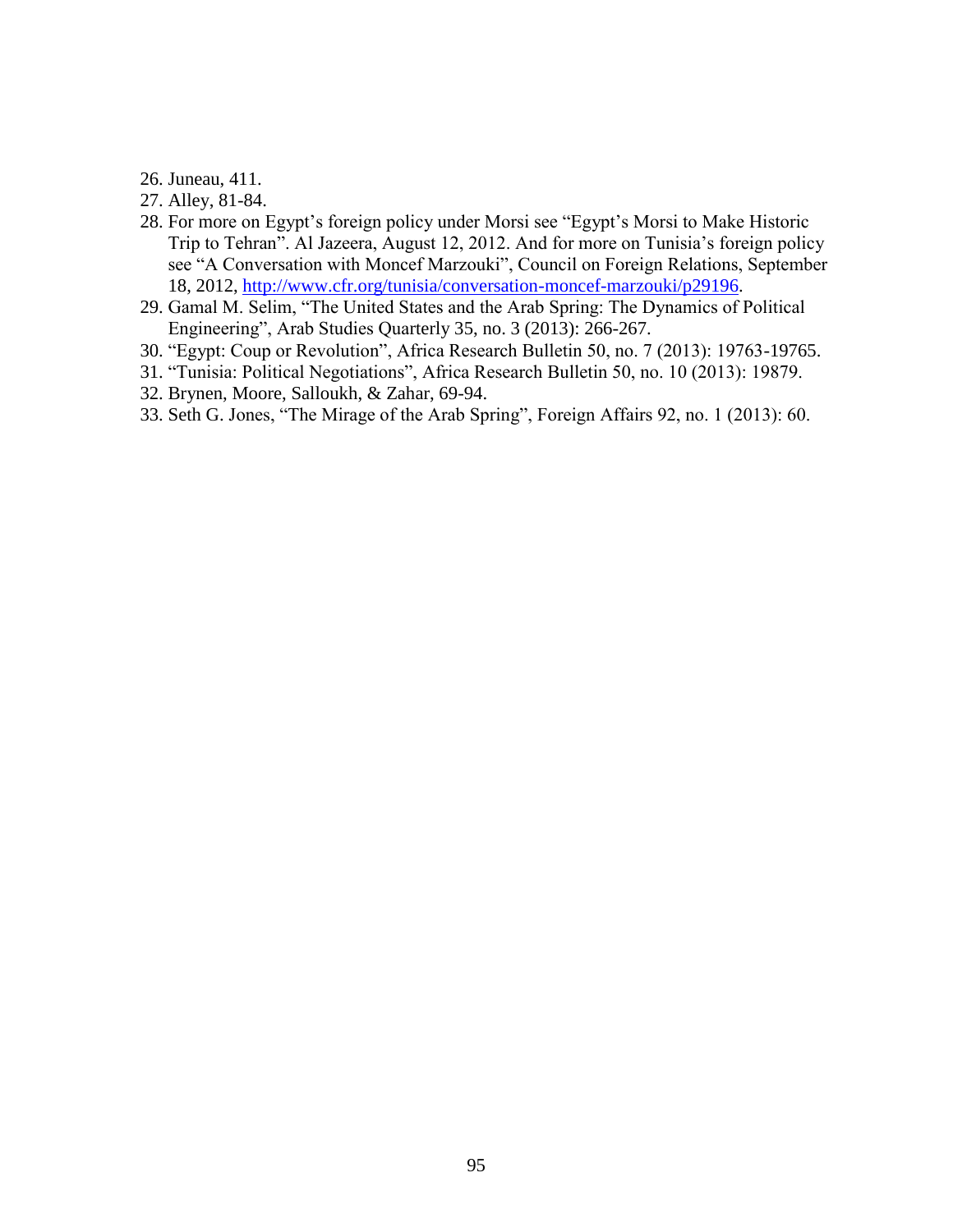26. Juneau, 411.
27. Alley, 81-84.
28. For more on Egypt's foreign policy under Morsi see "Egypt's Morsi to Make Historic Trip to Tehran". Al Jazeera, August 12, 2012. And for more on Tunisia's foreign policy see "A Conversation with Moncef Marzouki", Council on Foreign Relations, September 18, 2012, http://www.cfr.org/tunisia/conversation-moncef-marzouki/p29196.
29. Gamal M. Selim, "The United States and the Arab Spring: The Dynamics of Political Engineering", Arab Studies Quarterly 35, no. 3 (2013): 266-267.
30. "Egypt: Coup or Revolution", Africa Research Bulletin 50, no. 7 (2013): 19763-19765.
31. "Tunisia: Political Negotiations", Africa Research Bulletin 50, no. 10 (2013): 19879.
32. Brynen, Moore, Salloukh, & Zahar, 69-94.
33. Seth G. Jones, "The Mirage of the Arab Spring", Foreign Affairs 92, no. 1 (2013): 60.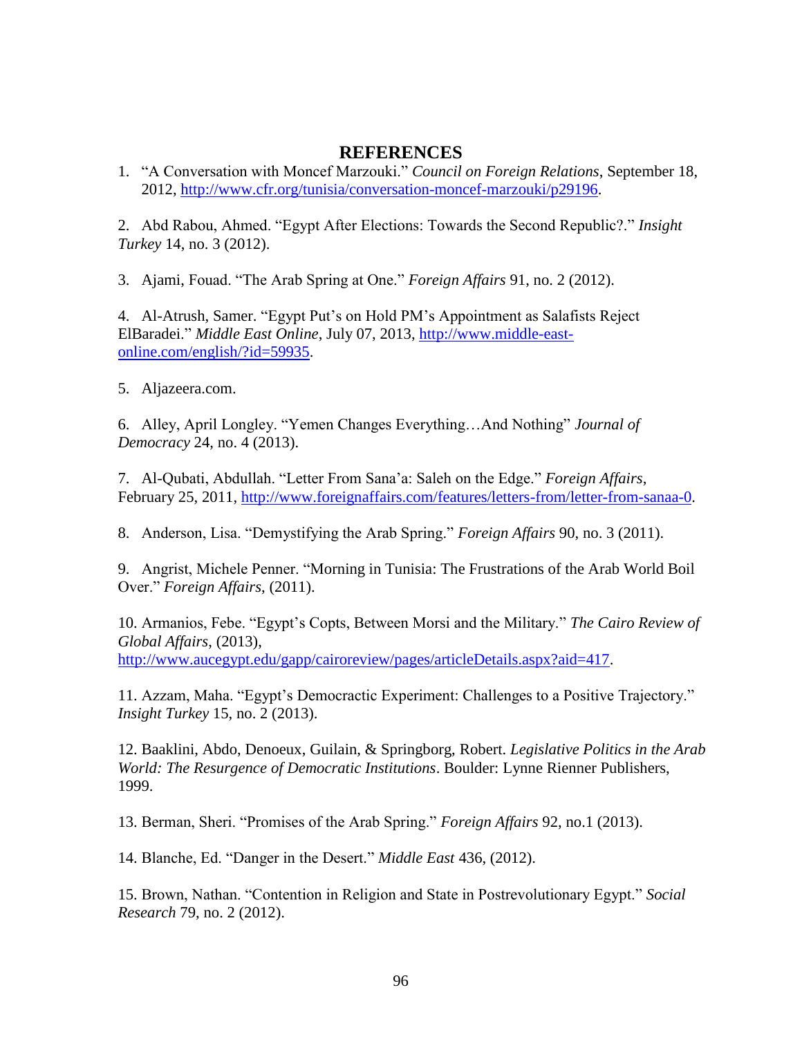# REFERENCES

1. "A Conversation with Moncef Marzouki." *Council on Foreign Relations*, September 18, 2012, http://www.cfr.org/tunisia/conversation-moncef-marzouki/p29196.

2. Abd Rabou, Ahmed. "Egypt After Elections: Towards the Second Republic?." *Insight Turkey* 14, no. 3 (2012).

3. Ajami, Fouad. "The Arab Spring at One." *Foreign Affairs* 91, no. 2 (2012).

4. Al-Atrush, Samer. "Egypt Put's on Hold PM's Appointment as Salafists Reject ElBaradei." *Middle East Online*, July 07, 2013, http://www.middle-east-online.com/english/?id=59935.

5. Aljazeera.com.

6. Alley, April Longley. "Yemen Changes Everything…And Nothing" *Journal of Democracy* 24, no. 4 (2013).

7. Al-Qubati, Abdullah. "Letter From Sana'a: Saleh on the Edge." *Foreign Affairs*, February 25, 2011, http://www.foreignaffairs.com/features/letters-from/letter-from-sanaa-0.

8. Anderson, Lisa. "Demystifying the Arab Spring." *Foreign Affairs* 90, no. 3 (2011).

9. Angrist, Michele Penner. "Morning in Tunisia: The Frustrations of the Arab World Boil Over." *Foreign Affairs*, (2011).

10. Armanios, Febe. "Egypt's Copts, Between Morsi and the Military." *The Cairo Review of Global Affairs*, (2013), http://www.aucegypt.edu/gapp/cairoreview/pages/articleDetails.aspx?aid=417.

11. Azzam, Maha. "Egypt's Democractic Experiment: Challenges to a Positive Trajectory." *Insight Turkey* 15, no. 2 (2013).

12. Baaklini, Abdo, Denoeux, Guilain, & Springborg, Robert. *Legislative Politics in the Arab World: The Resurgence of Democratic Institutions*. Boulder: Lynne Rienner Publishers, 1999.

13. Berman, Sheri. "Promises of the Arab Spring." *Foreign Affairs* 92, no.1 (2013).

14. Blanche, Ed. "Danger in the Desert." *Middle East* 436, (2012).

15. Brown, Nathan. "Contention in Religion and State in Postrevolutionary Egypt." *Social Research* 79, no. 2 (2012).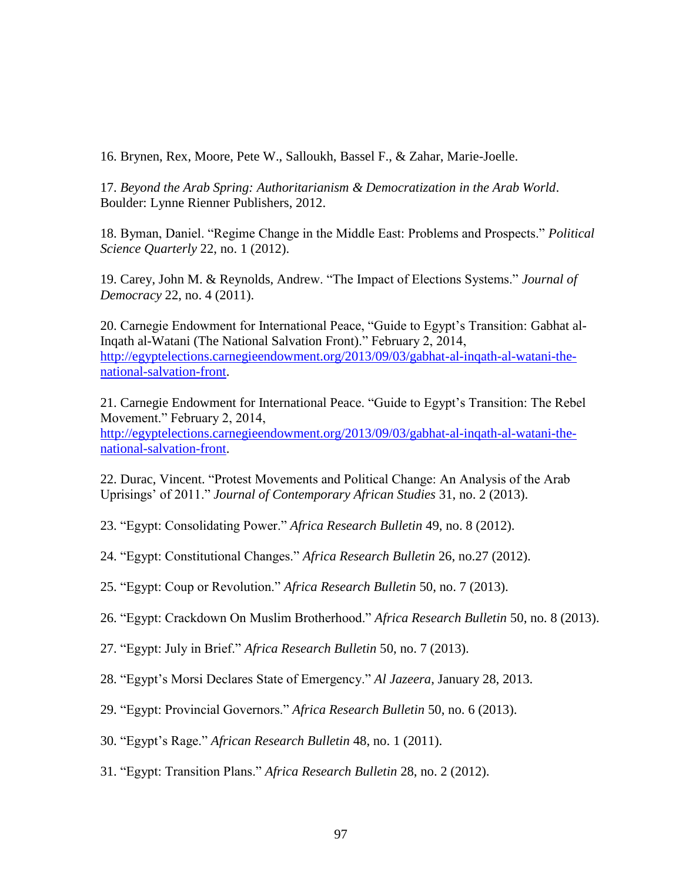16. Brynen, Rex, Moore, Pete W., Salloukh, Bassel F., & Zahar, Marie-Joelle.

17. *Beyond the Arab Spring: Authoritarianism & Democratization in the Arab World*. Boulder: Lynne Rienner Publishers, 2012.

18. Byman, Daniel. "Regime Change in the Middle East: Problems and Prospects." *Political Science Quarterly* 22, no. 1 (2012).

19. Carey, John M. & Reynolds, Andrew. "The Impact of Elections Systems." *Journal of Democracy* 22, no. 4 (2011).

20. Carnegie Endowment for International Peace, "Guide to Egypt's Transition: Gabhat al-Inqath al-Watani (The National Salvation Front)." February 2, 2014, [http://egyptelections.carnegieendowment.org/2013/09/03/gabhat-al-inqath-al-watani-the-national-salvation-front](http://egyptelections.carnegieendowment.org/2013/09/03/gabhat-al-inqath-al-watani-the-national-salvation-front).

21. Carnegie Endowment for International Peace. "Guide to Egypt's Transition: The Rebel Movement." February 2, 2014, [http://egyptelections.carnegieendowment.org/2013/09/03/gabhat-al-inqath-al-watani-the-national-salvation-front](http://egyptelections.carnegieendowment.org/2013/09/03/gabhat-al-inqath-al-watani-the-national-salvation-front).

22. Durac, Vincent. "Protest Movements and Political Change: An Analysis of the Arab Uprisings' of 2011." *Journal of Contemporary African Studies* 31, no. 2 (2013).

23. "Egypt: Consolidating Power." *Africa Research Bulletin* 49, no. 8 (2012).

24. "Egypt: Constitutional Changes." *Africa Research Bulletin* 26, no.27 (2012).

25. "Egypt: Coup or Revolution." *Africa Research Bulletin* 50, no. 7 (2013).

26. "Egypt: Crackdown On Muslim Brotherhood." *Africa Research Bulletin* 50, no. 8 (2013).

27. "Egypt: July in Brief." *Africa Research Bulletin* 50, no. 7 (2013).

28. "Egypt's Morsi Declares State of Emergency." *Al Jazeera*, January 28, 2013.

29. "Egypt: Provincial Governors." *Africa Research Bulletin* 50, no. 6 (2013).

30. "Egypt's Rage." *African Research Bulletin* 48, no. 1 (2011).

31. "Egypt: Transition Plans." *Africa Research Bulletin* 28, no. 2 (2012).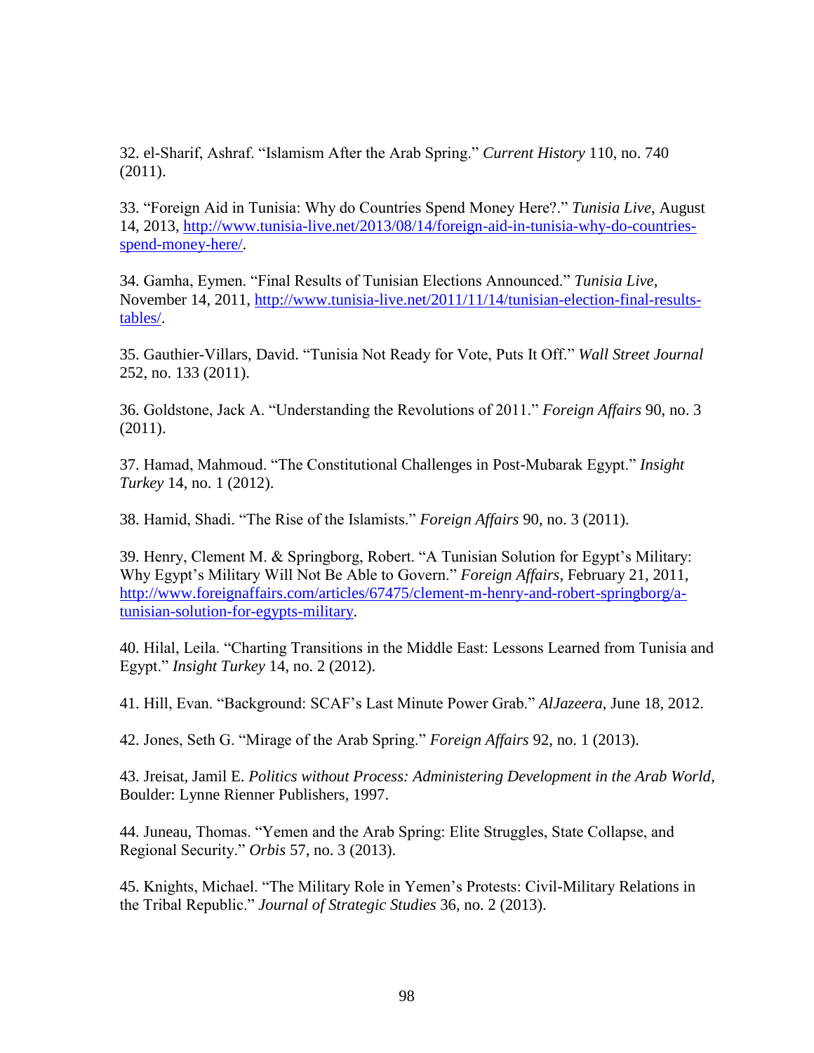32. el-Sharif, Ashraf. "Islamism After the Arab Spring." *Current History* 110, no. 740 (2011).

33. "Foreign Aid in Tunisia: Why do Countries Spend Money Here?." *Tunisia Live*, August 14, 2013, http://www.tunisia-live.net/2013/08/14/foreign-aid-in-tunisia-why-do-countries-spend-money-here/.

34. Gamha, Eymen. "Final Results of Tunisian Elections Announced." *Tunisia Live*, November 14, 2011, http://www.tunisia-live.net/2011/11/14/tunisian-election-final-results-tables/.

35. Gauthier-Villars, David. "Tunisia Not Ready for Vote, Puts It Off." *Wall Street Journal* 252, no. 133 (2011).

36. Goldstone, Jack A. "Understanding the Revolutions of 2011." *Foreign Affairs* 90, no. 3 (2011).

37. Hamad, Mahmoud. "The Constitutional Challenges in Post-Mubarak Egypt." *Insight Turkey* 14, no. 1 (2012).

38. Hamid, Shadi. "The Rise of the Islamists." *Foreign Affairs* 90, no. 3 (2011).

39. Henry, Clement M. & Springborg, Robert. "A Tunisian Solution for Egypt's Military: Why Egypt's Military Will Not Be Able to Govern." *Foreign Affairs*, February 21, 2011, http://www.foreignaffairs.com/articles/67475/clement-m-henry-and-robert-springborg/a-tunisian-solution-for-egypts-military.

40. Hilal, Leila. "Charting Transitions in the Middle East: Lessons Learned from Tunisia and Egypt." *Insight Turkey* 14, no. 2 (2012).

41. Hill, Evan. "Background: SCAF's Last Minute Power Grab." *AlJazeera*, June 18, 2012.

42. Jones, Seth G. "Mirage of the Arab Spring." *Foreign Affairs* 92, no. 1 (2013).

43. Jreisat, Jamil E. *Politics without Process: Administering Development in the Arab World*, Boulder: Lynne Rienner Publishers, 1997.

44. Juneau, Thomas. "Yemen and the Arab Spring: Elite Struggles, State Collapse, and Regional Security." *Orbis* 57, no. 3 (2013).

45. Knights, Michael. "The Military Role in Yemen's Protests: Civil-Military Relations in the Tribal Republic." *Journal of Strategic Studies* 36, no. 2 (2013).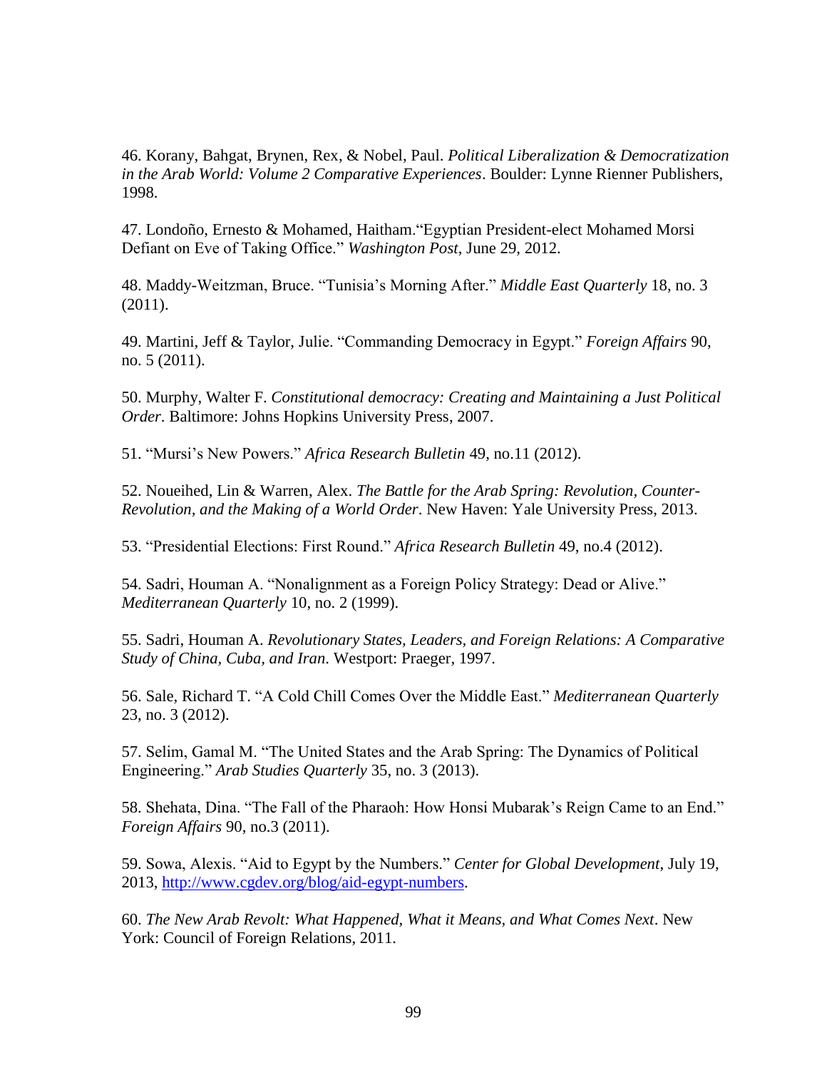46. Korany, Bahgat, Brynen, Rex, & Nobel, Paul. *Political Liberalization & Democratization in the Arab World: Volume 2 Comparative Experiences*. Boulder: Lynne Rienner Publishers, 1998.

47. Londoño, Ernesto & Mohamed, Haitham."Egyptian President-elect Mohamed Morsi Defiant on Eve of Taking Office." *Washington Post*, June 29, 2012.

48. Maddy-Weitzman, Bruce. "Tunisia's Morning After." *Middle East Quarterly* 18, no. 3 (2011).

49. Martini, Jeff & Taylor, Julie. "Commanding Democracy in Egypt." *Foreign Affairs* 90, no. 5 (2011).

50. Murphy, Walter F. *Constitutional democracy: Creating and Maintaining a Just Political Order*. Baltimore: Johns Hopkins University Press, 2007.

51. "Mursi's New Powers." *Africa Research Bulletin* 49, no.11 (2012).

52. Noueihed, Lin & Warren, Alex. *The Battle for the Arab Spring: Revolution, Counter-Revolution, and the Making of a World Order*. New Haven: Yale University Press, 2013.

53. "Presidential Elections: First Round." *Africa Research Bulletin* 49, no.4 (2012).

54. Sadri, Houman A. "Nonalignment as a Foreign Policy Strategy: Dead or Alive." *Mediterranean Quarterly* 10, no. 2 (1999).

55. Sadri, Houman A. *Revolutionary States, Leaders, and Foreign Relations: A Comparative Study of China, Cuba, and Iran*. Westport: Praeger, 1997.

56. Sale, Richard T. "A Cold Chill Comes Over the Middle East." *Mediterranean Quarterly* 23, no. 3 (2012).

57. Selim, Gamal M. "The United States and the Arab Spring: The Dynamics of Political Engineering." *Arab Studies Quarterly* 35, no. 3 (2013).

58. Shehata, Dina. "The Fall of the Pharaoh: How Honsi Mubarak's Reign Came to an End." *Foreign Affairs* 90, no.3 (2011).

59. Sowa, Alexis. "Aid to Egypt by the Numbers." *Center for Global Development*, July 19, 2013, http://www.cgdev.org/blog/aid-egypt-numbers.

60. *The New Arab Revolt: What Happened, What it Means, and What Comes Next*. New York: Council of Foreign Relations, 2011.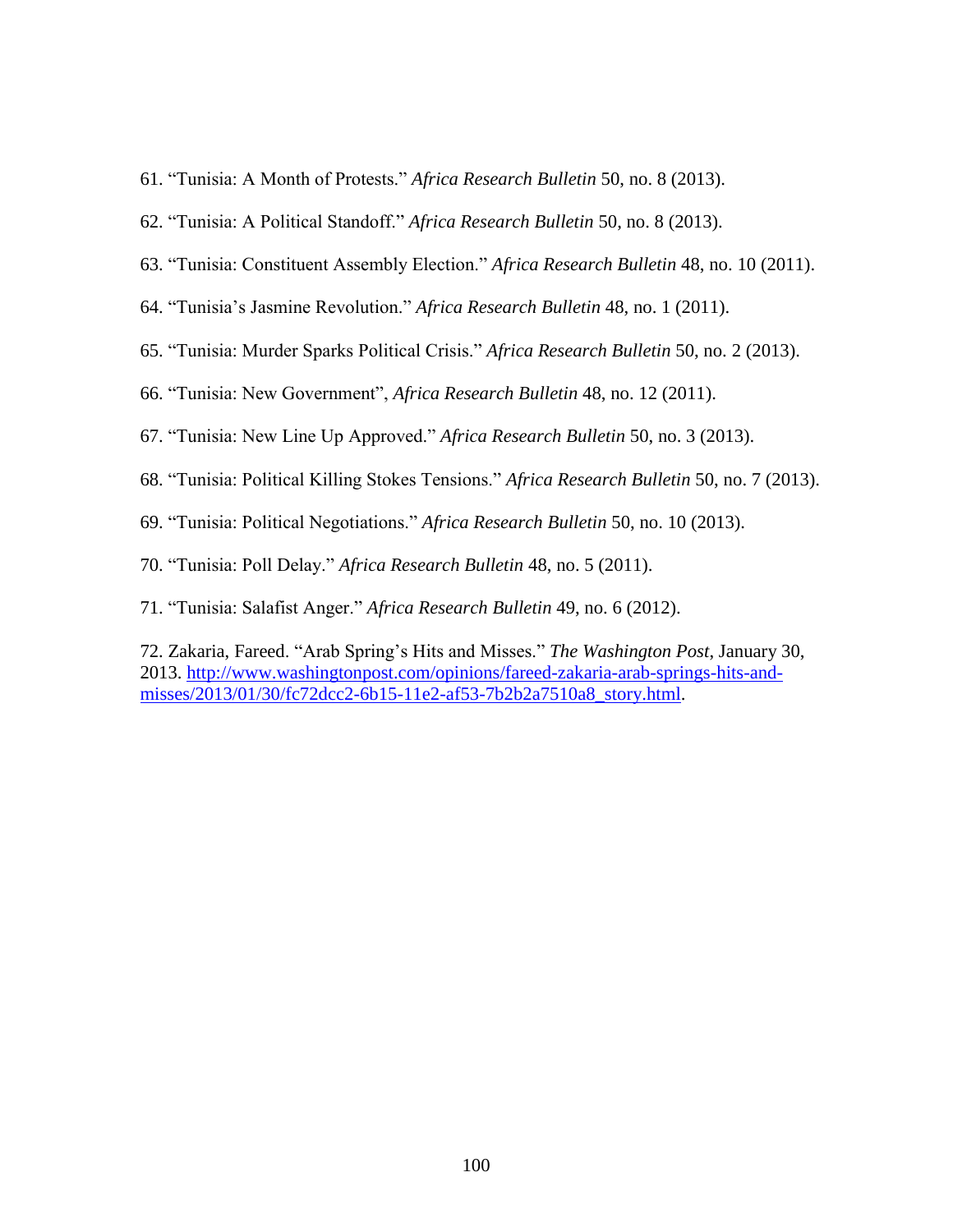61. “Tunisia: A Month of Protests.” *Africa Research Bulletin* 50, no. 8 (2013).

62. “Tunisia: A Political Standoff.” *Africa Research Bulletin* 50, no. 8 (2013).

63. “Tunisia: Constituent Assembly Election.” *Africa Research Bulletin* 48, no. 10 (2011).

64. “Tunisia’s Jasmine Revolution.” *Africa Research Bulletin* 48, no. 1 (2011).

65. “Tunisia: Murder Sparks Political Crisis.” *Africa Research Bulletin* 50, no. 2 (2013).

66. “Tunisia: New Government”, *Africa Research Bulletin* 48, no. 12 (2011).

67. “Tunisia: New Line Up Approved.” *Africa Research Bulletin* 50, no. 3 (2013).

68. “Tunisia: Political Killing Stokes Tensions.” *Africa Research Bulletin* 50, no. 7 (2013).

69. “Tunisia: Political Negotiations.” *Africa Research Bulletin* 50, no. 10 (2013).

70. “Tunisia: Poll Delay.” *Africa Research Bulletin* 48, no. 5 (2011).

71. “Tunisia: Salafist Anger.” *Africa Research Bulletin* 49, no. 6 (2012).

72. Zakaria, Fareed. “Arab Spring’s Hits and Misses.” *The Washington Post*, January 30, 2013. [http://www.washingtonpost.com/opinions/fareed-zakaria-arab-springs-hits-and-misses/2013/01/30/fc72dcc2-6b15-11e2-af53-7b2b2a7510a8_story.html](http://www.washingtonpost.com/opinions/fareed-zakaria-arab-springs-hits-and-misses/2013/01/30/fc72dcc2-6b15-11e2-af53-7b2b2a7510a8_story.html).